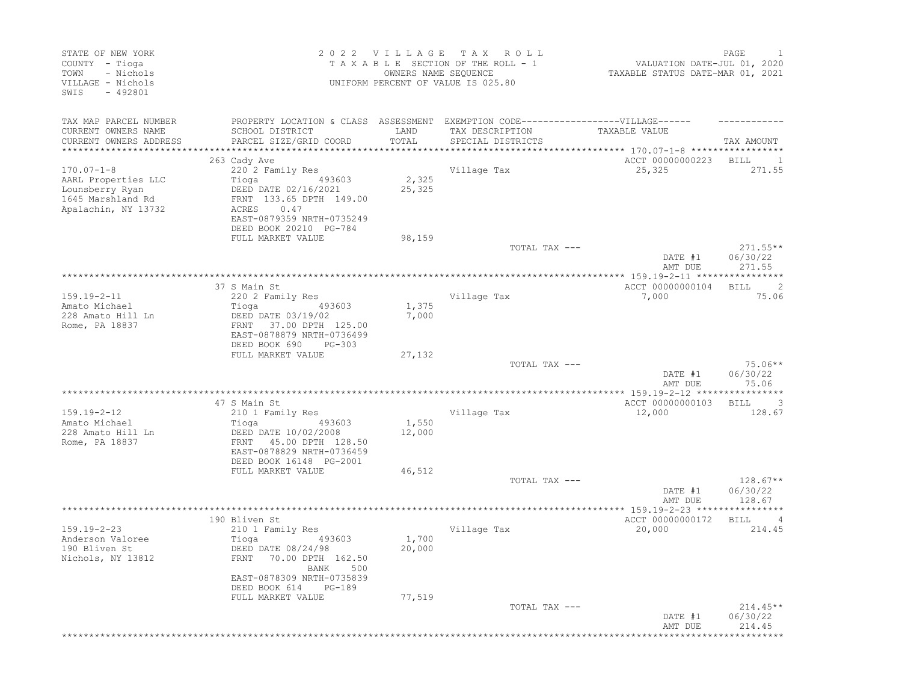STATE OF NEW YORK
COUNTY - Tioga
TOWN - Nichols
VILLAGE - Nichols
SWIS - 492801

# 2022 VILLAGE TAX ROLL

TAXABLE SECTION OF THE ROLL - 1
OWNERS NAME SEQUENCE
UNIFORM PERCENT OF VALUE IS 025.80

VALUATION DATE-JUL 01, 2020
TAXABLE STATUS DATE-MAR 01, 2021

| TAX MAP PARCEL NUMBER / CURRENT OWNERS NAME / CURRENT OWNERS ADDRESS | PROPERTY LOCATION & CLASS / SCHOOL DISTRICT / PARCEL SIZE/GRID COORD | ASSESSMENT LAND / TOTAL | EXEMPTION CODE / TAX DESCRIPTION / SPECIAL DISTRICTS | VILLAGE TAXABLE VALUE | TAX AMOUNT |
|---|---|---|---|---|---|
| 170.07-1-8 | 263 Cady Ave | | | ACCT 00000000223 | BILL 1 |
| AARL Properties LLC | 220 2 Family Res | | Village Tax | 25,325 | 271.55 |
| Lounsberry Ryan | Tioga 493603 | 2,325 | | | |
| 1645 Marshland Rd | DEED DATE 02/16/2021 | 25,325 | | | |
| Apalachin, NY 13732 | FRNT 133.65 DPTH 149.00 | | | | |
| | ACRES 0.47 | | | | |
| | EAST-0879359 NRTH-0735249 | | | | |
| | DEED BOOK 20210 PG-784 | | | | |
| | FULL MARKET VALUE | 98,159 | | | |
| | | | TOTAL TAX --- | | 271.55** |
| | | | | DATE #1 | 06/30/22 |
| | | | | AMT DUE | 271.55 |
| 159.19-2-11 | 37 S Main St | | | ACCT 00000000104 | BILL 2 |
| Amato Michael | 220 2 Family Res | | Village Tax | 7,000 | 75.06 |
| 228 Amato Hill Ln | Tioga 493603 | 1,375 | | | |
| Rome, PA 18837 | DEED DATE 03/19/02 | 7,000 | | | |
| | FRNT 37.00 DPTH 125.00 | | | | |
| | EAST-0878879 NRTH-0736499 | | | | |
| | DEED BOOK 690 PG-303 | | | | |
| | FULL MARKET VALUE | 27,132 | | | |
| | | | TOTAL TAX --- | | 75.06** |
| | | | | DATE #1 | 06/30/22 |
| | | | | AMT DUE | 75.06 |
| 159.19-2-12 | 47 S Main St | | | ACCT 00000000103 | BILL 3 |
| Amato Michael | 210 1 Family Res | | Village Tax | 12,000 | 128.67 |
| 228 Amato Hill Ln | Tioga 493603 | 1,550 | | | |
| Rome, PA 18837 | DEED DATE 10/02/2008 | 12,000 | | | |
| | FRNT 45.00 DPTH 128.50 | | | | |
| | EAST-0878829 NRTH-0736459 | | | | |
| | DEED BOOK 16148 PG-2001 | | | | |
| | FULL MARKET VALUE | 46,512 | | | |
| | | | TOTAL TAX --- | | 128.67** |
| | | | | DATE #1 | 06/30/22 |
| | | | | AMT DUE | 128.67 |
| 159.19-2-23 | 190 Bliven St | | | ACCT 00000000172 | BILL 4 |
| Anderson Valoree | 210 1 Family Res | | Village Tax | 20,000 | 214.45 |
| 190 Bliven St | Tioga 493603 | 1,700 | | | |
| Nichols, NY 13812 | DEED DATE 08/24/98 | 20,000 | | | |
| | FRNT 70.00 DPTH 162.50 | | | | |
| | BANK 500 | | | | |
| | EAST-0878309 NRTH-0735839 | | | | |
| | DEED BOOK 614 PG-189 | | | | |
| | FULL MARKET VALUE | 77,519 | | | |
| | | | TOTAL TAX --- | | 214.45** |
| | | | | DATE #1 | 06/30/22 |
| | | | | AMT DUE | 214.45 |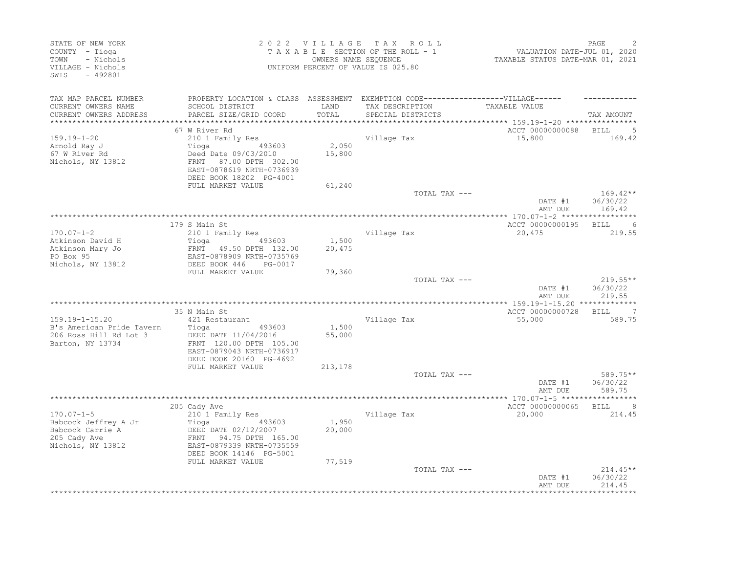STATE OF NEW YORK
COUNTY - Tioga
TOWN - Nichols
VILLAGE - Nichols
SWIS - 492801

2022 VILLAGE TAX ROLL
TAXABLE SECTION OF THE ROLL - 1
OWNERS NAME SEQUENCE
UNIFORM PERCENT OF VALUE IS 025.80

VALUATION DATE-JUL 01, 2020
TAXABLE STATUS DATE-MAR 01, 2021

| TAX MAP PARCEL NUMBER / CURRENT OWNERS NAME / CURRENT OWNERS ADDRESS | PROPERTY LOCATION & CLASS / SCHOOL DISTRICT / PARCEL SIZE/GRID COORD | ASSESSMENT LAND / TOTAL | EXEMPTION CODE / TAX DESCRIPTION / SPECIAL DISTRICTS | TAXABLE VALUE (VILLAGE) | TAX AMOUNT |
|---|---|---|---|---|---|
| **159.19-1-20** | 67 W River Rd | | | ACCT 00000000088 | BILL 5 |
| 159.19-1-20 | 210 1 Family Res | | Village Tax | 15,800 | 169.42 |
| Arnold Ray J | Tioga 493603 | 2,050 | | | |
| 67 W River Rd | Deed Date 09/03/2010 | 15,800 | | | |
| Nichols, NY 13812 | FRNT 87.00 DPTH 302.00 | | | | |
| | EAST-0878619 NRTH-0736939 | | | | |
| | DEED BOOK 18202 PG-4001 | | | | |
| | FULL MARKET VALUE | 61,240 | | | |
| | | | TOTAL TAX --- | | 169.42** |
| | | | | DATE #1 | 06/30/22 |
| | | | | AMT DUE | 169.42 |
| **170.07-1-2** | 179 S Main St | | | ACCT 00000000195 | BILL 6 |
| 170.07-1-2 | 210 1 Family Res | | Village Tax | 20,475 | 219.55 |
| Atkinson David H | Tioga 493603 | 1,500 | | | |
| Atkinson Mary Jo | FRNT 49.50 DPTH 132.00 | 20,475 | | | |
| PO Box 95 | EAST-0878909 NRTH-0735769 | | | | |
| Nichols, NY 13812 | DEED BOOK 446 PG-0017 | | | | |
| | FULL MARKET VALUE | 79,360 | | | |
| | | | TOTAL TAX --- | | 219.55** |
| | | | | DATE #1 | 06/30/22 |
| | | | | AMT DUE | 219.55 |
| **159.19-1-15.20** | 35 N Main St | | | ACCT 00000000728 | BILL 7 |
| 159.19-1-15.20 | 421 Restaurant | | Village Tax | 55,000 | 589.75 |
| B's American Pride Tavern | Tioga 493603 | 1,500 | | | |
| 206 Ross Hill Rd Lot 3 | DEED DATE 11/04/2016 | 55,000 | | | |
| Barton, NY 13734 | FRNT 120.00 DPTH 105.00 | | | | |
| | EAST-0879043 NRTH-0736917 | | | | |
| | DEED BOOK 20160 PG-4692 | | | | |
| | FULL MARKET VALUE | 213,178 | | | |
| | | | TOTAL TAX --- | | 589.75** |
| | | | | DATE #1 | 06/30/22 |
| | | | | AMT DUE | 589.75 |
| **170.07-1-5** | 205 Cady Ave | | | ACCT 00000000065 | BILL 8 |
| 170.07-1-5 | 210 1 Family Res | | Village Tax | 20,000 | 214.45 |
| Babcock Jeffrey A Jr | Tioga 493603 | 1,950 | | | |
| Babcock Carrie A | DEED DATE 02/12/2007 | 20,000 | | | |
| 205 Cady Ave | FRNT 94.75 DPTH 165.00 | | | | |
| Nichols, NY 13812 | EAST-0879339 NRTH-0735559 | | | | |
| | DEED BOOK 14146 PG-5001 | | | | |
| | FULL MARKET VALUE | 77,519 | | | |
| | | | TOTAL TAX --- | | 214.45** |
| | | | | DATE #1 | 06/30/22 |
| | | | | AMT DUE | 214.45 |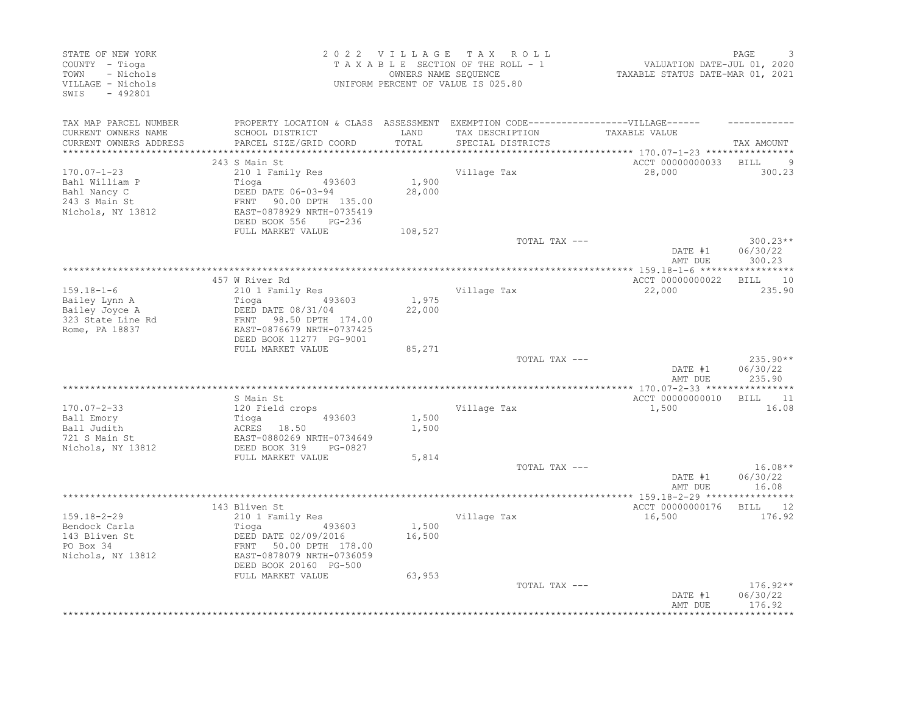STATE OF NEW YORK
COUNTY - Tioga
TOWN - Nichols
VILLAGE - Nichols
SWIS - 492801

2022 VILLAGE TAX ROLL
TAXABLE SECTION OF THE ROLL - 1
OWNERS NAME SEQUENCE
UNIFORM PERCENT OF VALUE IS 025.80

VALUATION DATE-JUL 01, 2020
TAXABLE STATUS DATE-MAR 01, 2021

| TAX MAP PARCEL NUMBER / CURRENT OWNERS NAME / CURRENT OWNERS ADDRESS | PROPERTY LOCATION & CLASS / SCHOOL DISTRICT / PARCEL SIZE/GRID COORD | ASSESSMENT LAND / TOTAL | EXEMPTION CODE / TAX DESCRIPTION / SPECIAL DISTRICTS | TAXABLE VALUE | TAX AMOUNT |
|---|---|---|---|---|---|
| **170.07-1-23** | 243 S Main St | | | ACCT 00000000033 | BILL 9 |
| 170.07-1-23 | 210 1 Family Res | | Village Tax | 28,000 | 300.23 |
| Bahl William P | Tioga 493603 | 1,900 | | | |
| Bahl Nancy C | DEED DATE 06-03-94 | 28,000 | | | |
| 243 S Main St | FRNT 90.00 DPTH 135.00 | | | | |
| Nichols, NY 13812 | EAST-0878929 NRTH-0735419 | | | | |
| | DEED BOOK 556 PG-236 | | | | |
| | FULL MARKET VALUE | 108,527 | | | |
| | | | TOTAL TAX --- | | 300.23** |
| | | | | DATE #1 | 06/30/22 |
| | | | | AMT DUE | 300.23 |
| **159.18-1-6** | 457 W River Rd | | | ACCT 00000000022 | BILL 10 |
| 159.18-1-6 | 210 1 Family Res | | Village Tax | 22,000 | 235.90 |
| Bailey Lynn A | Tioga 493603 | 1,975 | | | |
| Bailey Joyce A | DEED DATE 08/31/04 | 22,000 | | | |
| 323 State Line Rd | FRNT 98.50 DPTH 174.00 | | | | |
| Rome, PA 18837 | EAST-0876679 NRTH-0737425 | | | | |
| | DEED BOOK 11277 PG-9001 | | | | |
| | FULL MARKET VALUE | 85,271 | | | |
| | | | TOTAL TAX --- | | 235.90** |
| | | | | DATE #1 | 06/30/22 |
| | | | | AMT DUE | 235.90 |
| **170.07-2-33** | S Main St | | | ACCT 00000000010 | BILL 11 |
| 170.07-2-33 | 120 Field crops | | Village Tax | 1,500 | 16.08 |
| Ball Emory | Tioga 493603 | 1,500 | | | |
| Ball Judith | ACRES 18.50 | 1,500 | | | |
| 721 S Main St | EAST-0880269 NRTH-0734649 | | | | |
| Nichols, NY 13812 | DEED BOOK 319 PG-0827 | | | | |
| | FULL MARKET VALUE | 5,814 | | | |
| | | | TOTAL TAX --- | | 16.08** |
| | | | | DATE #1 | 06/30/22 |
| | | | | AMT DUE | 16.08 |
| **159.18-2-29** | 143 Bliven St | | | ACCT 00000000176 | BILL 12 |
| 159.18-2-29 | 210 1 Family Res | | Village Tax | 16,500 | 176.92 |
| Bendock Carla | Tioga 493603 | 1,500 | | | |
| 143 Bliven St | DEED DATE 02/09/2016 | 16,500 | | | |
| PO Box 34 | FRNT 50.00 DPTH 178.00 | | | | |
| Nichols, NY 13812 | EAST-0878079 NRTH-0736059 | | | | |
| | DEED BOOK 20160 PG-500 | | | | |
| | FULL MARKET VALUE | 63,953 | | | |
| | | | TOTAL TAX --- | | 176.92** |
| | | | | DATE #1 | 06/30/22 |
| | | | | AMT DUE | 176.92 |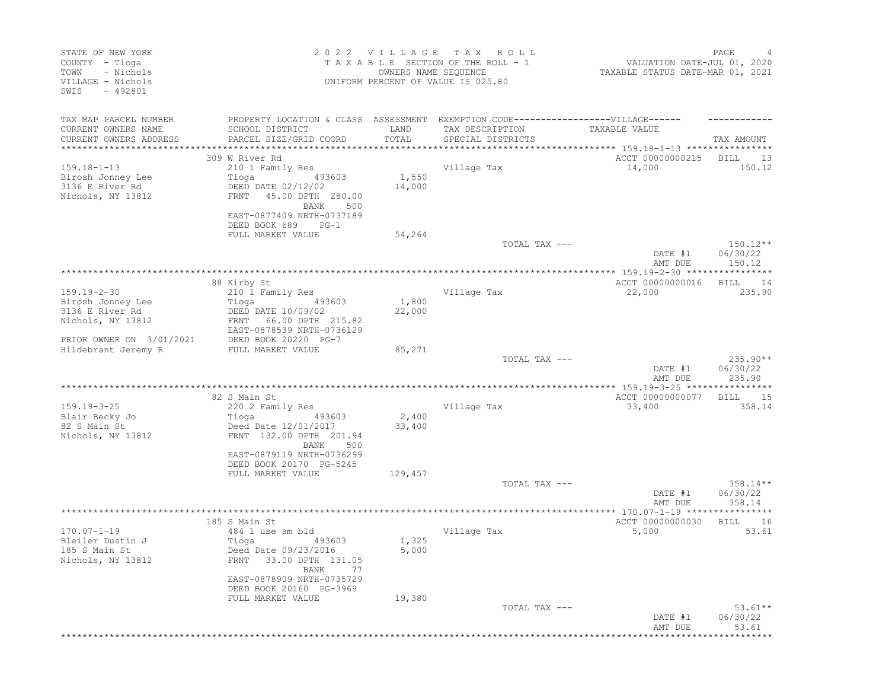STATE OF NEW YORK
COUNTY - Tioga
TOWN - Nichols
VILLAGE - Nichols
SWIS - 492801

2 0 2 2 V I L L A G E T A X R O L L
T A X A B L E SECTION OF THE ROLL - 1
OWNERS NAME SEQUENCE
UNIFORM PERCENT OF VALUE IS 025.80

VALUATION DATE-JUL 01, 2020
TAXABLE STATUS DATE-MAR 01, 2021

| TAX MAP PARCEL NUMBER / CURRENT OWNERS NAME / CURRENT OWNERS ADDRESS | PROPERTY LOCATION & CLASS / SCHOOL DISTRICT / PARCEL SIZE/GRID COORD | ASSESSMENT LAND / TOTAL | EXEMPTION CODE / TAX DESCRIPTION / SPECIAL DISTRICTS | VILLAGE TAXABLE VALUE | TAX AMOUNT |
|---|---|---|---|---|---|
| **159.18-1-13** | 309 W River Rd | | | ACCT 00000000215 | BILL 13 |
| 159.18-1-13 | 210 1 Family Res | | Village Tax | 14,000 | 150.12 |
| Birosh Jonney Lee | Tioga 493603 | 1,550 | | | |
| 3136 E River Rd | DEED DATE 02/12/02 | 14,000 | | | |
| Nichols, NY 13812 | FRNT 45.00 DPTH 280.00 | | | | |
| | BANK 500 | | | | |
| | EAST-0877409 NRTH-0737189 | | | | |
| | DEED BOOK 689 PG-1 | | | | |
| | FULL MARKET VALUE | 54,264 | | | |
| | | | TOTAL TAX --- | | 150.12** |
| | | | | DATE #1 | 06/30/22 |
| | | | | AMT DUE | 150.12 |
| **159.19-2-30** | 88 Kirby St | | | ACCT 00000000016 | BILL 14 |
| 159.19-2-30 | 210 1 Family Res | | Village Tax | 22,000 | 235.90 |
| Birosh Jonney Lee | Tioga 493603 | 1,800 | | | |
| 3136 E River Rd | DEED DATE 10/09/02 | 22,000 | | | |
| Nichols, NY 13812 | FRNT 66.00 DPTH 215.82 | | | | |
| | EAST-0878539 NRTH-0736129 | | | | |
| PRIOR OWNER ON 3/01/2021 | DEED BOOK 20220 PG-7 | | | | |
| Hildebrant Jeremy R | FULL MARKET VALUE | 85,271 | | | |
| | | | TOTAL TAX --- | | 235.90** |
| | | | | DATE #1 | 06/30/22 |
| | | | | AMT DUE | 235.90 |
| **159.19-3-25** | 82 S Main St | | | ACCT 00000000077 | BILL 15 |
| 159.19-3-25 | 220 2 Family Res | | Village Tax | 33,400 | 358.14 |
| Blair Becky Jo | Tioga 493603 | 2,400 | | | |
| 82 S Main St | Deed Date 12/01/2017 | 33,400 | | | |
| Nichols, NY 13812 | FRNT 132.00 DPTH 201.94 | | | | |
| | BANK 500 | | | | |
| | EAST-0879119 NRTH-0736299 | | | | |
| | DEED BOOK 20170 PG-5245 | | | | |
| | FULL MARKET VALUE | 129,457 | | | |
| | | | TOTAL TAX --- | | 358.14** |
| | | | | DATE #1 | 06/30/22 |
| | | | | AMT DUE | 358.14 |
| **170.07-1-19** | 185 S Main St | | | ACCT 00000000030 | BILL 16 |
| 170.07-1-19 | 484 1 use sm bld | | Village Tax | 5,000 | 53.61 |
| Bleiler Dustin J | Tioga 493603 | 1,325 | | | |
| 185 S Main St | Deed Date 09/23/2016 | 5,000 | | | |
| Nichols, NY 13812 | FRNT 33.00 DPTH 131.05 | | | | |
| | BANK 77 | | | | |
| | EAST-0878909 NRTH-0735729 | | | | |
| | DEED BOOK 20160 PG-3969 | | | | |
| | FULL MARKET VALUE | 19,380 | | | |
| | | | TOTAL TAX --- | | 53.61** |
| | | | | DATE #1 | 06/30/22 |
| | | | | AMT DUE | 53.61 |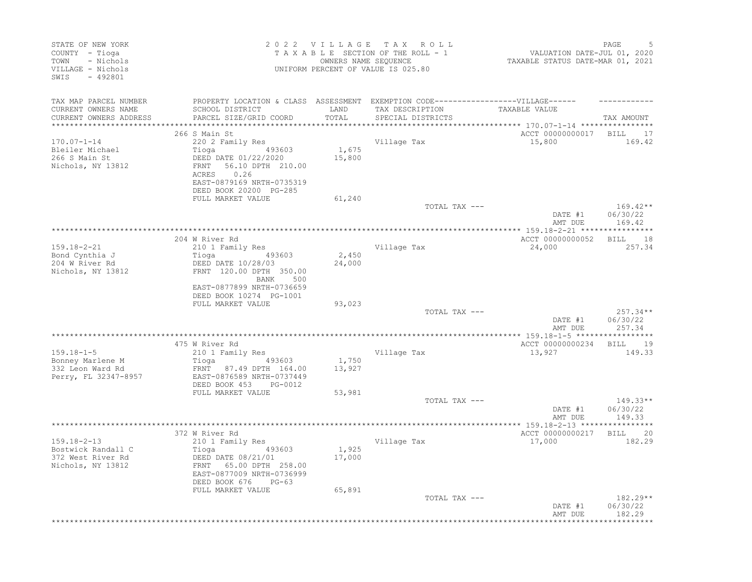STATE OF NEW YORK
COUNTY - Tioga
TOWN - Nichols
VILLAGE - Nichols
SWIS - 492801

2022 VILLAGE TAX ROLL
TAXABLE SECTION OF THE ROLL - 1
OWNERS NAME SEQUENCE
UNIFORM PERCENT OF VALUE IS 025.80

VALUATION DATE-JUL 01, 2020
TAXABLE STATUS DATE-MAR 01, 2021

| TAX MAP PARCEL NUMBER / CURRENT OWNERS NAME / CURRENT OWNERS ADDRESS | PROPERTY LOCATION & CLASS / SCHOOL DISTRICT / PARCEL SIZE/GRID COORD | ASSESSMENT LAND / TOTAL | EXEMPTION CODE / TAX DESCRIPTION / SPECIAL DISTRICTS | VILLAGE TAXABLE VALUE | TAX AMOUNT |
|---|---|---|---|---|---|
| **170.07-1-14** | 266 S Main St | | | ACCT 00000000017 | BILL 17 |
| Bleiler Michael | 220 2 Family Res | | Village Tax | 15,800 | 169.42 |
| 266 S Main St | Tioga 493603 | 1,675 | | | |
| Nichols, NY 13812 | DEED DATE 01/22/2020 | 15,800 | | | |
| | FRNT 56.10 DPTH 210.00 | | | | |
| | ACRES 0.26 | | | | |
| | EAST-0879169 NRTH-0735319 | | | | |
| | DEED BOOK 20200 PG-285 | | | | |
| | FULL MARKET VALUE | 61,240 | | | |
| | | | TOTAL TAX --- | | 169.42** |
| | | | | DATE #1 | 06/30/22 |
| | | | | AMT DUE | 169.42 |
| **159.18-2-21** | 204 W River Rd | | | ACCT 00000000052 | BILL 18 |
| Bond Cynthia J | 210 1 Family Res | | Village Tax | 24,000 | 257.34 |
| 204 W River Rd | Tioga 493603 | 2,450 | | | |
| Nichols, NY 13812 | DEED DATE 10/28/03 | 24,000 | | | |
| | FRNT 120.00 DPTH 350.00 | | | | |
| | BANK 500 | | | | |
| | EAST-0877899 NRTH-0736659 | | | | |
| | DEED BOOK 10274 PG-1001 | | | | |
| | FULL MARKET VALUE | 93,023 | | | |
| | | | TOTAL TAX --- | | 257.34** |
| | | | | DATE #1 | 06/30/22 |
| | | | | AMT DUE | 257.34 |
| **159.18-1-5** | 475 W River Rd | | | ACCT 00000000234 | BILL 19 |
| Bonney Marlene M | 210 1 Family Res | | Village Tax | 13,927 | 149.33 |
| 332 Leon Ward Rd | Tioga 493603 | 1,750 | | | |
| Perry, FL 32347-8957 | FRNT 87.49 DPTH 164.00 | 13,927 | | | |
| | EAST-0876589 NRTH-0737449 | | | | |
| | DEED BOOK 453 PG-0012 | | | | |
| | FULL MARKET VALUE | 53,981 | | | |
| | | | TOTAL TAX --- | | 149.33** |
| | | | | DATE #1 | 06/30/22 |
| | | | | AMT DUE | 149.33 |
| **159.18-2-13** | 372 W River Rd | | | ACCT 00000000217 | BILL 20 |
| Bostwick Randall C | 210 1 Family Res | | Village Tax | 17,000 | 182.29 |
| 372 West River Rd | Tioga 493603 | 1,925 | | | |
| Nichols, NY 13812 | DEED DATE 08/21/01 | 17,000 | | | |
| | FRNT 65.00 DPTH 258.00 | | | | |
| | EAST-0877009 NRTH-0736999 | | | | |
| | DEED BOOK 676 PG-63 | | | | |
| | FULL MARKET VALUE | 65,891 | | | |
| | | | TOTAL TAX --- | | 182.29** |
| | | | | DATE #1 | 06/30/22 |
| | | | | AMT DUE | 182.29 |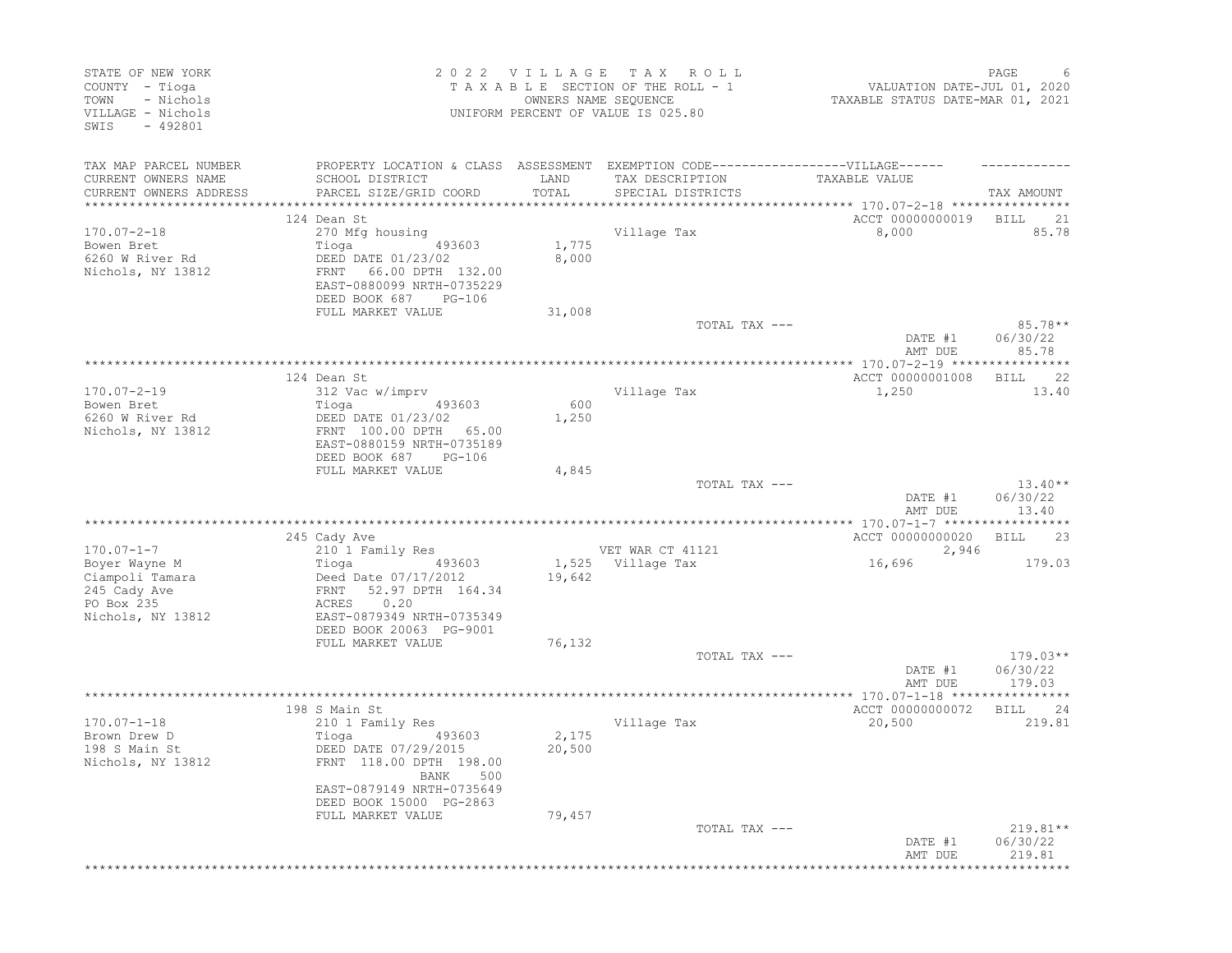STATE OF NEW YORK
COUNTY - Tioga
TOWN - Nichols
VILLAGE - Nichols
SWIS - 492801

2 0 2 2 V I L L A G E T A X R O L L
T A X A B L E SECTION OF THE ROLL - 1
OWNERS NAME SEQUENCE
UNIFORM PERCENT OF VALUE IS 025.80

VALUATION DATE-JUL 01, 2020
TAXABLE STATUS DATE-MAR 01, 2021

| TAX MAP PARCEL NUMBER / CURRENT OWNERS NAME / CURRENT OWNERS ADDRESS | PROPERTY LOCATION & CLASS / SCHOOL DISTRICT / PARCEL SIZE/GRID COORD | ASSESSMENT LAND / TOTAL | EXEMPTION CODE / TAX DESCRIPTION / SPECIAL DISTRICTS | VILLAGE TAXABLE VALUE | TAX AMOUNT |
|---|---|---|---|---|---|
| **170.07-2-18** | 124 Dean St | | | ACCT 00000000019 | BILL 21 |
| 170.07-2-18 | 270 Mfg housing | | Village Tax | 8,000 | 85.78 |
| Bowen Bret | Tioga 493603 | 1,775 | | | |
| 6260 W River Rd | DEED DATE 01/23/02 | 8,000 | | | |
| Nichols, NY 13812 | FRNT 66.00 DPTH 132.00 | | | | |
| | EAST-0880099 NRTH-0735229 | | | | |
| | DEED BOOK 687 PG-106 | | | | |
| | FULL MARKET VALUE | 31,008 | | | |
| | | | TOTAL TAX --- | | 85.78** |
| | | | | DATE #1 | 06/30/22 |
| | | | | AMT DUE | 85.78 |
| **170.07-2-19** | 124 Dean St | | | ACCT 00000001008 | BILL 22 |
| 170.07-2-19 | 312 Vac w/imprv | | Village Tax | 1,250 | 13.40 |
| Bowen Bret | Tioga 493603 | 600 | | | |
| 6260 W River Rd | DEED DATE 01/23/02 | 1,250 | | | |
| Nichols, NY 13812 | FRNT 100.00 DPTH 65.00 | | | | |
| | EAST-0880159 NRTH-0735189 | | | | |
| | DEED BOOK 687 PG-106 | | | | |
| | FULL MARKET VALUE | 4,845 | | | |
| | | | TOTAL TAX --- | | 13.40** |
| | | | | DATE #1 | 06/30/22 |
| | | | | AMT DUE | 13.40 |
| **170.07-1-7** | 245 Cady Ave | | | ACCT 00000000020 | BILL 23 |
| 170.07-1-7 | 210 1 Family Res | | VET WAR CT 41121 | 2,946 | |
| Boyer Wayne M | Tioga 493603 | 1,525 | Village Tax | 16,696 | 179.03 |
| Ciampoli Tamara | Deed Date 07/17/2012 | 19,642 | | | |
| 245 Cady Ave | FRNT 52.97 DPTH 164.34 | | | | |
| PO Box 235 | ACRES 0.20 | | | | |
| Nichols, NY 13812 | EAST-0879349 NRTH-0735349 | | | | |
| | DEED BOOK 20063 PG-9001 | | | | |
| | FULL MARKET VALUE | 76,132 | | | |
| | | | TOTAL TAX --- | | 179.03** |
| | | | | DATE #1 | 06/30/22 |
| | | | | AMT DUE | 179.03 |
| **170.07-1-18** | 198 S Main St | | | ACCT 00000000072 | BILL 24 |
| 170.07-1-18 | 210 1 Family Res | | Village Tax | 20,500 | 219.81 |
| Brown Drew D | Tioga 493603 | 2,175 | | | |
| 198 S Main St | DEED DATE 07/29/2015 | 20,500 | | | |
| Nichols, NY 13812 | FRNT 118.00 DPTH 198.00 | | | | |
| | BANK 500 | | | | |
| | EAST-0879149 NRTH-0735649 | | | | |
| | DEED BOOK 15000 PG-2863 | | | | |
| | FULL MARKET VALUE | 79,457 | | | |
| | | | TOTAL TAX --- | | 219.81** |
| | | | | DATE #1 | 06/30/22 |
| | | | | AMT DUE | 219.81 |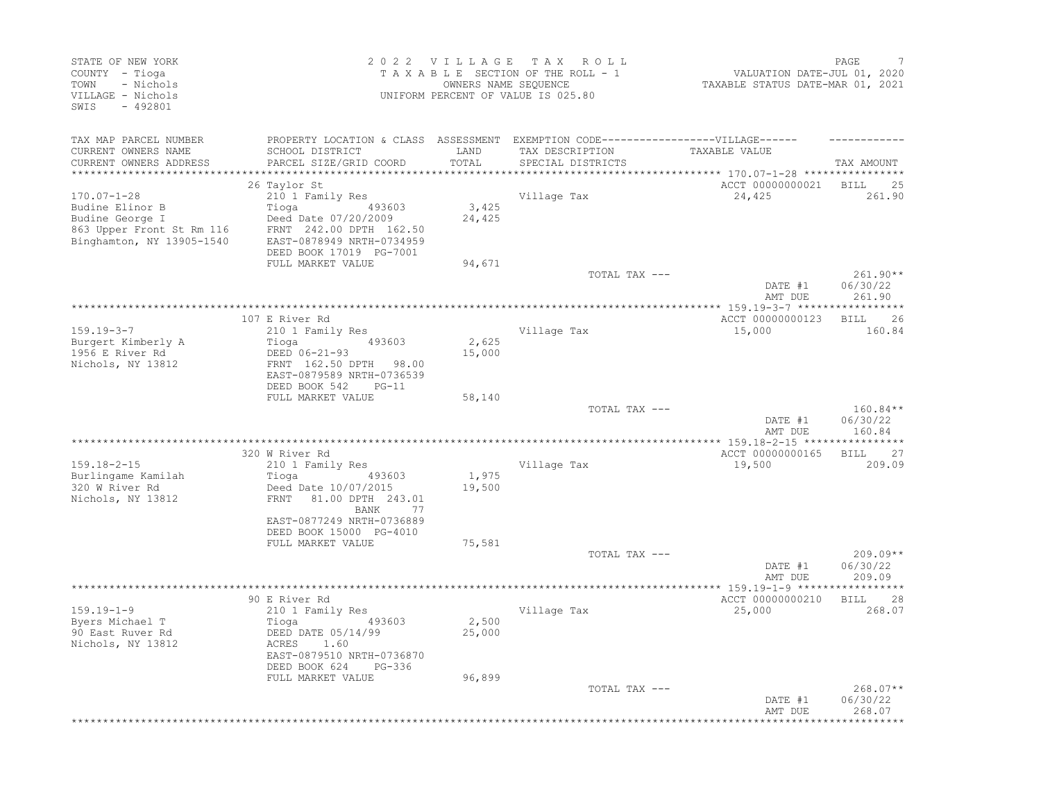STATE OF NEW YORK
COUNTY - Tioga
TOWN - Nichols
VILLAGE - Nichols
SWIS - 492801

2 0 2 2 V I L L A G E T A X R O L L
T A X A B L E SECTION OF THE ROLL - 1
OWNERS NAME SEQUENCE
UNIFORM PERCENT OF VALUE IS 025.80

VALUATION DATE-JUL 01, 2020
TAXABLE STATUS DATE-MAR 01, 2021

| TAX MAP PARCEL NUMBER / CURRENT OWNERS NAME / CURRENT OWNERS ADDRESS | PROPERTY LOCATION & CLASS / SCHOOL DISTRICT / PARCEL SIZE/GRID COORD | ASSESSMENT LAND / TOTAL | EXEMPTION CODE / TAX DESCRIPTION / SPECIAL DISTRICTS | TAXABLE VALUE | TAX AMOUNT |
|---|---|---|---|---|---|
| 170.07-1-28 | 26 Taylor St | | | ACCT 00000000021 | BILL 25 |
| Budine Elinor B | 210 1 Family Res | | Village Tax | 24,425 | 261.90 |
| Budine George I | Tioga 493603 | 3,425 | | | |
| 863 Upper Front St Rm 116 | Deed Date 07/20/2009 | 24,425 | | | |
| Binghamton, NY 13905-1540 | FRNT 242.00 DPTH 162.50 | | | | |
| | EAST-0878949 NRTH-0734959 | | | | |
| | DEED BOOK 17019 PG-7001 | | | | |
| | FULL MARKET VALUE | 94,671 | | | |
| | | | TOTAL TAX --- | | 261.90** |
| | | | | DATE #1 | 06/30/22 |
| | | | | AMT DUE | 261.90 |
| 159.19-3-7 | 107 E River Rd | | | ACCT 00000000123 | BILL 26 |
| Burgert Kimberly A | 210 1 Family Res | | Village Tax | 15,000 | 160.84 |
| 1956 E River Rd | Tioga 493603 | 2,625 | | | |
| Nichols, NY 13812 | DEED 06-21-93 | 15,000 | | | |
| | FRNT 162.50 DPTH 98.00 | | | | |
| | EAST-0879589 NRTH-0736539 | | | | |
| | DEED BOOK 542 PG-11 | | | | |
| | FULL MARKET VALUE | 58,140 | | | |
| | | | TOTAL TAX --- | | 160.84** |
| | | | | DATE #1 | 06/30/22 |
| | | | | AMT DUE | 160.84 |
| 159.18-2-15 | 320 W River Rd | | | ACCT 00000000165 | BILL 27 |
| Burlingame Kamilah | 210 1 Family Res | | Village Tax | 19,500 | 209.09 |
| 320 W River Rd | Tioga 493603 | 1,975 | | | |
| Nichols, NY 13812 | Deed Date 10/07/2015 | 19,500 | | | |
| | FRNT 81.00 DPTH 243.01 | | | | |
| | BANK 77 | | | | |
| | EAST-0877249 NRTH-0736889 | | | | |
| | DEED BOOK 15000 PG-4010 | | | | |
| | FULL MARKET VALUE | 75,581 | | | |
| | | | TOTAL TAX --- | | 209.09** |
| | | | | DATE #1 | 06/30/22 |
| | | | | AMT DUE | 209.09 |
| 159.19-1-9 | 90 E River Rd | | | ACCT 00000000210 | BILL 28 |
| Byers Michael T | 210 1 Family Res | | Village Tax | 25,000 | 268.07 |
| 90 East Ruver Rd | Tioga 493603 | 2,500 | | | |
| Nichols, NY 13812 | DEED DATE 05/14/99 | 25,000 | | | |
| | ACRES 1.60 | | | | |
| | EAST-0879510 NRTH-0736870 | | | | |
| | DEED BOOK 624 PG-336 | | | | |
| | FULL MARKET VALUE | 96,899 | | | |
| | | | TOTAL TAX --- | | 268.07** |
| | | | | DATE #1 | 06/30/22 |
| | | | | AMT DUE | 268.07 |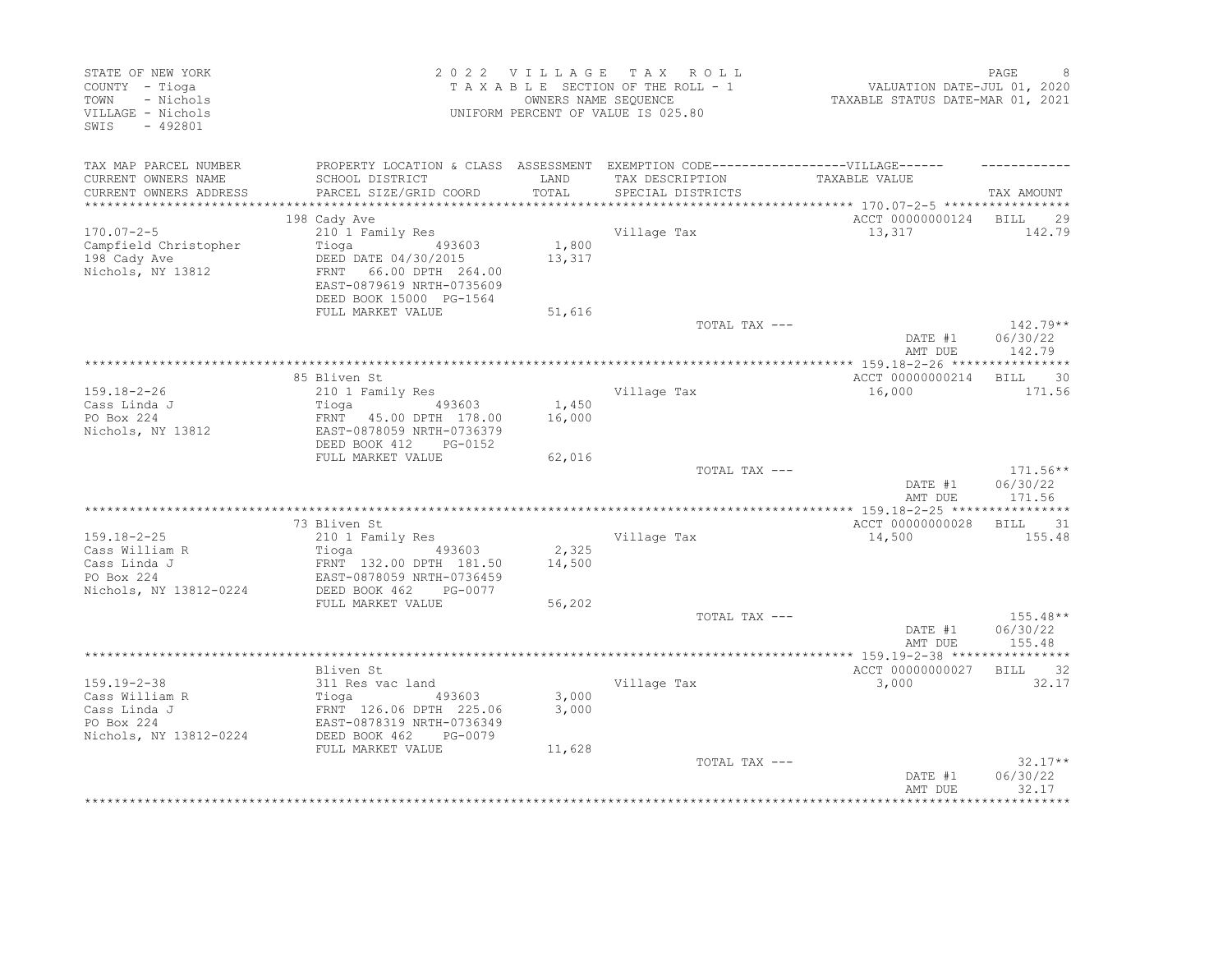STATE OF NEW YORK
COUNTY - Tioga
TOWN - Nichols
VILLAGE - Nichols
SWIS - 492801

2022 VILLAGE TAX ROLL
TAXABLE SECTION OF THE ROLL - 1
OWNERS NAME SEQUENCE
UNIFORM PERCENT OF VALUE IS 025.80

VALUATION DATE-JUL 01, 2020
TAXABLE STATUS DATE-MAR 01, 2021

| TAX MAP PARCEL NUMBER / CURRENT OWNERS NAME / CURRENT OWNERS ADDRESS | PROPERTY LOCATION & CLASS / SCHOOL DISTRICT / PARCEL SIZE/GRID COORD | ASSESSMENT LAND / TOTAL | EXEMPTION CODE / TAX DESCRIPTION / SPECIAL DISTRICTS | TAXABLE VALUE | TAX AMOUNT |
|---|---|---|---|---|---|
| 170.07-2-5 | 198 Cady Ave | | | ACCT 00000000124 | BILL 29 |
| 170.07-2-5 | 210 1 Family Res | | Village Tax | 13,317 | 142.79 |
| Campfield Christopher | Tioga 493603 | 1,800 | | | |
| 198 Cady Ave | DEED DATE 04/30/2015 | 13,317 | | | |
| Nichols, NY 13812 | FRNT 66.00 DPTH 264.00 | | | | |
| | EAST-0879619 NRTH-0735609 | | | | |
| | DEED BOOK 15000 PG-1564 | | | | |
| | FULL MARKET VALUE | 51,616 | | | |
| | | | TOTAL TAX --- | | 142.79** |
| | | | | DATE #1 | 06/30/22 |
| | | | | AMT DUE | 142.79 |
| 159.18-2-26 | 85 Bliven St | | | ACCT 00000000214 | BILL 30 |
| 159.18-2-26 | 210 1 Family Res | | Village Tax | 16,000 | 171.56 |
| Cass Linda J | Tioga 493603 | 1,450 | | | |
| PO Box 224 | FRNT 45.00 DPTH 178.00 | 16,000 | | | |
| Nichols, NY 13812 | EAST-0878059 NRTH-0736379 | | | | |
| | DEED BOOK 412 PG-0152 | | | | |
| | FULL MARKET VALUE | 62,016 | | | |
| | | | TOTAL TAX --- | | 171.56** |
| | | | | DATE #1 | 06/30/22 |
| | | | | AMT DUE | 171.56 |
| 159.18-2-25 | 73 Bliven St | | | ACCT 00000000028 | BILL 31 |
| 159.18-2-25 | 210 1 Family Res | | Village Tax | 14,500 | 155.48 |
| Cass William R | Tioga 493603 | 2,325 | | | |
| Cass Linda J | FRNT 132.00 DPTH 181.50 | 14,500 | | | |
| PO Box 224 | EAST-0878059 NRTH-0736459 | | | | |
| Nichols, NY 13812-0224 | DEED BOOK 462 PG-0077 | | | | |
| | FULL MARKET VALUE | 56,202 | | | |
| | | | TOTAL TAX --- | | 155.48** |
| | | | | DATE #1 | 06/30/22 |
| | | | | AMT DUE | 155.48 |
| 159.19-2-38 | Bliven St | | | ACCT 00000000027 | BILL 32 |
| 159.19-2-38 | 311 Res vac land | | Village Tax | 3,000 | 32.17 |
| Cass William R | Tioga 493603 | 3,000 | | | |
| Cass Linda J | FRNT 126.06 DPTH 225.06 | 3,000 | | | |
| PO Box 224 | EAST-0878319 NRTH-0736349 | | | | |
| Nichols, NY 13812-0224 | DEED BOOK 462 PG-0079 | | | | |
| | FULL MARKET VALUE | 11,628 | | | |
| | | | TOTAL TAX --- | | 32.17** |
| | | | | DATE #1 | 06/30/22 |
| | | | | AMT DUE | 32.17 |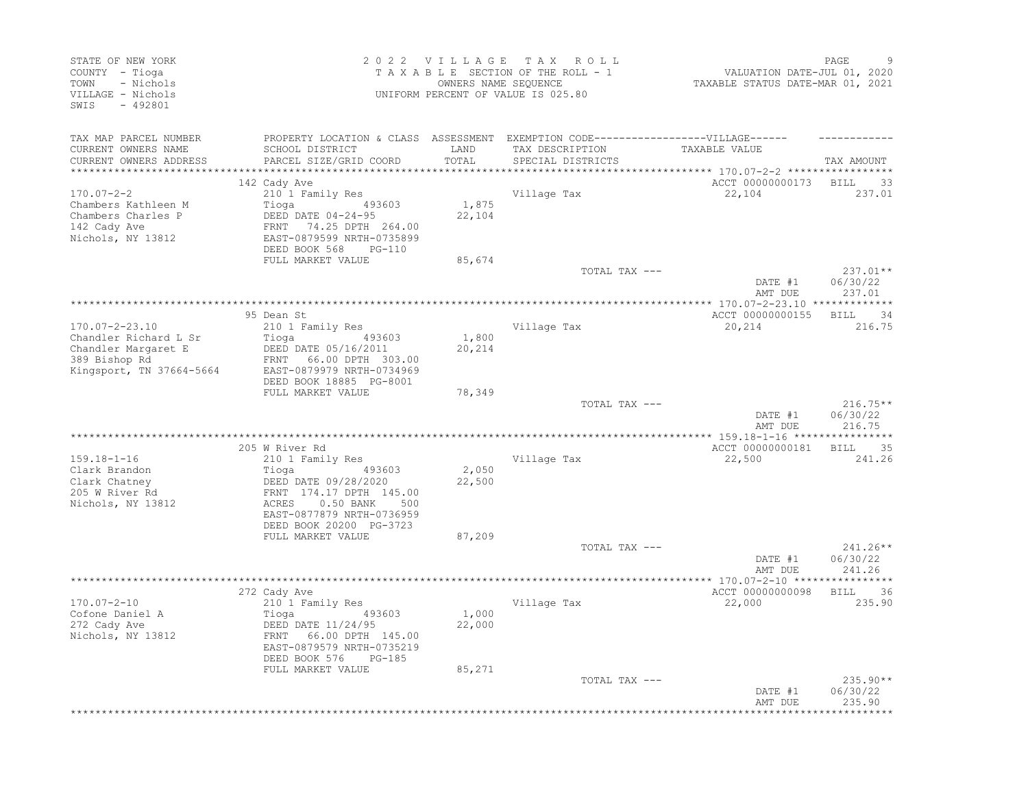STATE OF NEW YORK
COUNTY - Tioga
TOWN - Nichols
VILLAGE - Nichols
SWIS - 492801

2 0 2 2 V I L L A G E T A X R O L L
T A X A B L E SECTION OF THE ROLL - 1
OWNERS NAME SEQUENCE
UNIFORM PERCENT OF VALUE IS 025.80

VALUATION DATE-JUL 01, 2020
TAXABLE STATUS DATE-MAR 01, 2021

| TAX MAP PARCEL NUMBER / CURRENT OWNERS NAME / CURRENT OWNERS ADDRESS | PROPERTY LOCATION & CLASS / SCHOOL DISTRICT / PARCEL SIZE/GRID COORD | ASSESSMENT LAND / TOTAL | EXEMPTION CODE / TAX DESCRIPTION / SPECIAL DISTRICTS | VILLAGE TAXABLE VALUE | TAX AMOUNT |
|---|---|---|---|---|---|
| | 142 Cady Ave | | | ACCT 00000000173 | BILL 33 |
| 170.07-2-2 | 210 1 Family Res | | Village Tax | 22,104 | 237.01 |
| Chambers Kathleen M | Tioga 493603 | 1,875 | | | |
| Chambers Charles P | DEED DATE 04-24-95 | 22,104 | | | |
| 142 Cady Ave | FRNT 74.25 DPTH 264.00 | | | | |
| Nichols, NY 13812 | EAST-0879599 NRTH-0735899 | | | | |
| | DEED BOOK 568 PG-110 | | | | |
| | FULL MARKET VALUE | 85,674 | | | |
| | | | TOTAL TAX --- | | 237.01** |
| | | | | DATE #1 | 06/30/22 |
| | | | | AMT DUE | 237.01 |
| | 95 Dean St | | | ACCT 00000000155 | BILL 34 |
| 170.07-2-23.10 | 210 1 Family Res | | Village Tax | 20,214 | 216.75 |
| Chandler Richard L Sr | Tioga 493603 | 1,800 | | | |
| Chandler Margaret E | DEED DATE 05/16/2011 | 20,214 | | | |
| 389 Bishop Rd | FRNT 66.00 DPTH 303.00 | | | | |
| Kingsport, TN 37664-5664 | EAST-0879979 NRTH-0734969 | | | | |
| | DEED BOOK 18885 PG-8001 | | | | |
| | FULL MARKET VALUE | 78,349 | | | |
| | | | TOTAL TAX --- | | 216.75** |
| | | | | DATE #1 | 06/30/22 |
| | | | | AMT DUE | 216.75 |
| | 205 W River Rd | | | ACCT 00000000181 | BILL 35 |
| 159.18-1-16 | 210 1 Family Res | | Village Tax | 22,500 | 241.26 |
| Clark Brandon | Tioga 493603 | 2,050 | | | |
| Clark Chatney | DEED DATE 09/28/2020 | 22,500 | | | |
| 205 W River Rd | FRNT 174.17 DPTH 145.00 | | | | |
| Nichols, NY 13812 | ACRES 0.50 BANK 500 | | | | |
| | EAST-0877879 NRTH-0736959 | | | | |
| | DEED BOOK 20200 PG-3723 | | | | |
| | FULL MARKET VALUE | 87,209 | | | |
| | | | TOTAL TAX --- | | 241.26** |
| | | | | DATE #1 | 06/30/22 |
| | | | | AMT DUE | 241.26 |
| | 272 Cady Ave | | | ACCT 00000000098 | BILL 36 |
| 170.07-2-10 | 210 1 Family Res | | Village Tax | 22,000 | 235.90 |
| Cofone Daniel A | Tioga 493603 | 1,000 | | | |
| 272 Cady Ave | DEED DATE 11/24/95 | 22,000 | | | |
| Nichols, NY 13812 | FRNT 66.00 DPTH 145.00 | | | | |
| | EAST-0879579 NRTH-0735219 | | | | |
| | DEED BOOK 576 PG-185 | | | | |
| | FULL MARKET VALUE | 85,271 | | | |
| | | | TOTAL TAX --- | | 235.90** |
| | | | | DATE #1 | 06/30/22 |
| | | | | AMT DUE | 235.90 |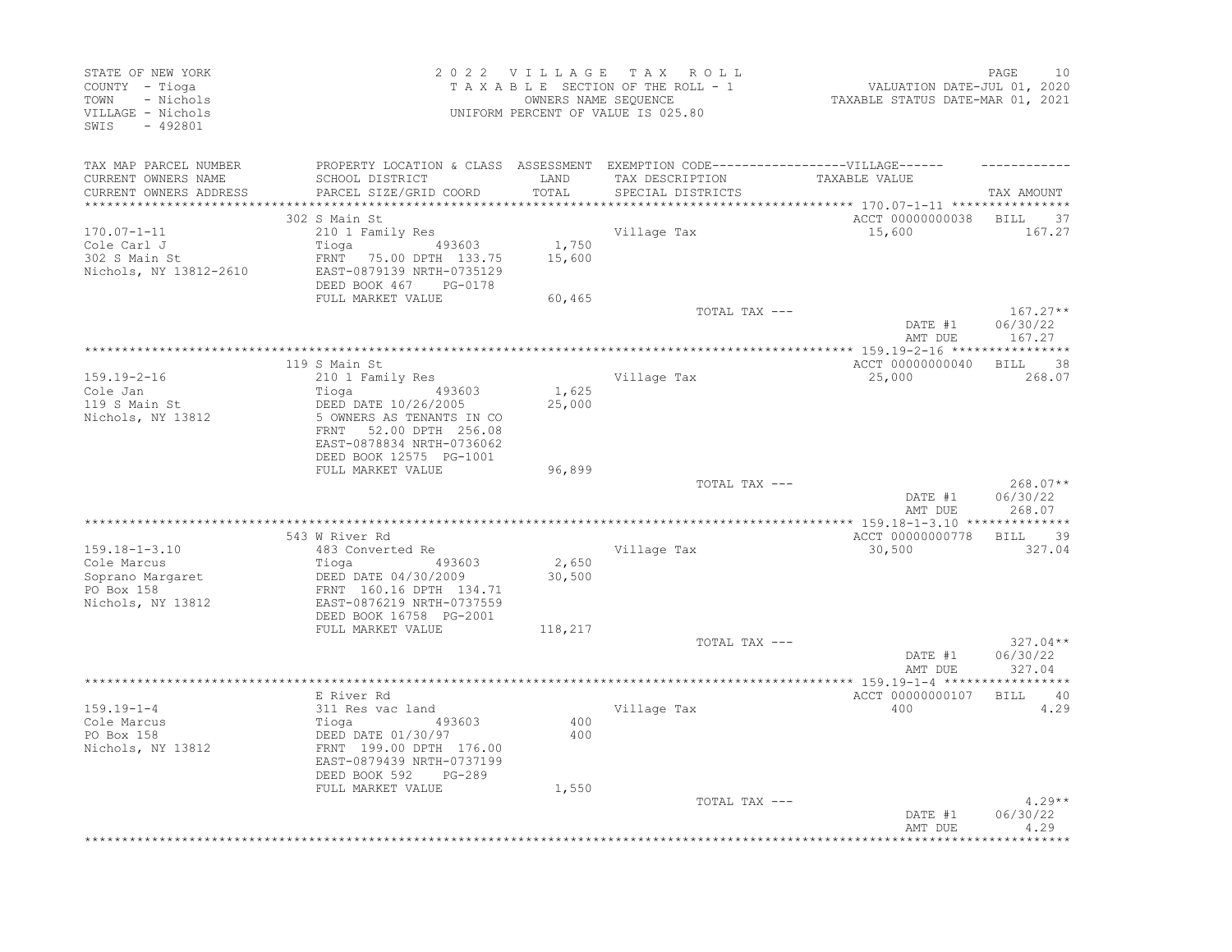STATE OF NEW YORK
COUNTY - Tioga
TOWN - Nichols
VILLAGE - Nichols
SWIS - 492801

2 0 2 2 V I L L A G E T A X R O L L
T A X A B L E SECTION OF THE ROLL - 1
OWNERS NAME SEQUENCE
UNIFORM PERCENT OF VALUE IS 025.80

VALUATION DATE-JUL 01, 2020
TAXABLE STATUS DATE-MAR 01, 2021

| TAX MAP PARCEL NUMBER / CURRENT OWNERS NAME / CURRENT OWNERS ADDRESS | PROPERTY LOCATION & CLASS / SCHOOL DISTRICT / PARCEL SIZE/GRID COORD | ASSESSMENT LAND / TOTAL | EXEMPTION CODE / TAX DESCRIPTION / SPECIAL DISTRICTS | VILLAGE TAXABLE VALUE | TAX AMOUNT |
|---|---|---|---|---|---|
| | 302 S Main St | | | ACCT 00000000038 | BILL 37 |
| 170.07-1-11 | 210 1 Family Res | | Village Tax | 15,600 | 167.27 |
| Cole Carl J | Tioga 493603 | 1,750 | | | |
| 302 S Main St | FRNT 75.00 DPTH 133.75 | 15,600 | | | |
| Nichols, NY 13812-2610 | EAST-0879139 NRTH-0735129 | | | | |
| | DEED BOOK 467 PG-0178 | | | | |
| | FULL MARKET VALUE | 60,465 | | | |
| | | | TOTAL TAX --- | | 167.27** |
| | | | | DATE #1 | 06/30/22 |
| | | | | AMT DUE | 167.27 |
| | 119 S Main St | | | ACCT 00000000040 | BILL 38 |
| 159.19-2-16 | 210 1 Family Res | | Village Tax | 25,000 | 268.07 |
| Cole Jan | Tioga 493603 | 1,625 | | | |
| 119 S Main St | DEED DATE 10/26/2005 | 25,000 | | | |
| Nichols, NY 13812 | 5 OWNERS AS TENANTS IN CO | | | | |
| | FRNT 52.00 DPTH 256.08 | | | | |
| | EAST-0878834 NRTH-0736062 | | | | |
| | DEED BOOK 12575 PG-1001 | | | | |
| | FULL MARKET VALUE | 96,899 | | | |
| | | | TOTAL TAX --- | | 268.07** |
| | | | | DATE #1 | 06/30/22 |
| | | | | AMT DUE | 268.07 |
| | 543 W River Rd | | | ACCT 00000000778 | BILL 39 |
| 159.18-1-3.10 | 483 Converted Re | | Village Tax | 30,500 | 327.04 |
| Cole Marcus | Tioga 493603 | 2,650 | | | |
| Soprano Margaret | DEED DATE 04/30/2009 | 30,500 | | | |
| PO Box 158 | FRNT 160.16 DPTH 134.71 | | | | |
| Nichols, NY 13812 | EAST-0876219 NRTH-0737559 | | | | |
| | DEED BOOK 16758 PG-2001 | | | | |
| | FULL MARKET VALUE | 118,217 | | | |
| | | | TOTAL TAX --- | | 327.04** |
| | | | | DATE #1 | 06/30/22 |
| | | | | AMT DUE | 327.04 |
| | E River Rd | | | ACCT 00000000107 | BILL 40 |
| 159.19-1-4 | 311 Res vac land | | Village Tax | 400 | 4.29 |
| Cole Marcus | Tioga 493603 | 400 | | | |
| PO Box 158 | DEED DATE 01/30/97 | 400 | | | |
| Nichols, NY 13812 | FRNT 199.00 DPTH 176.00 | | | | |
| | EAST-0879439 NRTH-0737199 | | | | |
| | DEED BOOK 592 PG-289 | | | | |
| | FULL MARKET VALUE | 1,550 | | | |
| | | | TOTAL TAX --- | | 4.29** |
| | | | | DATE #1 | 06/30/22 |
| | | | | AMT DUE | 4.29 |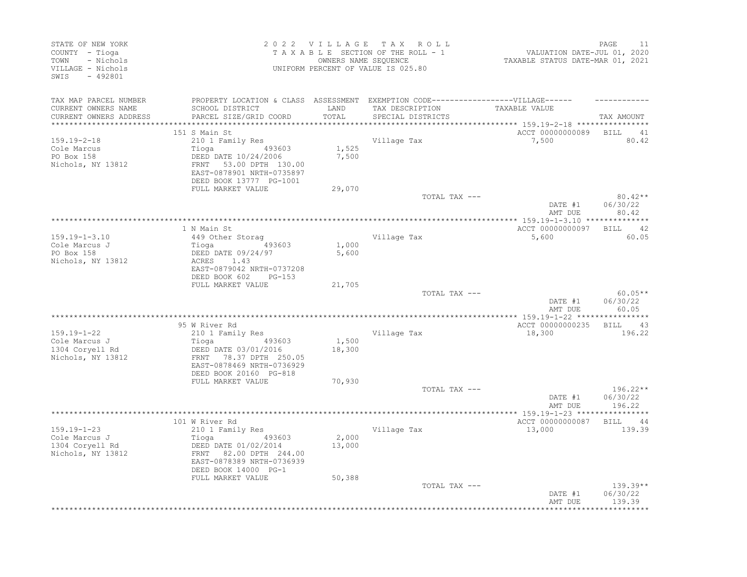STATE OF NEW YORK
COUNTY - Tioga
TOWN - Nichols
VILLAGE - Nichols
SWIS - 492801

2 0 2 2 V I L L A G E T A X R O L L
T A X A B L E SECTION OF THE ROLL - 1
OWNERS NAME SEQUENCE
UNIFORM PERCENT OF VALUE IS 025.80

VALUATION DATE-JUL 01, 2020
TAXABLE STATUS DATE-MAR 01, 2021

| TAX MAP PARCEL NUMBER / CURRENT OWNERS NAME / CURRENT OWNERS ADDRESS | PROPERTY LOCATION & CLASS / SCHOOL DISTRICT / PARCEL SIZE/GRID COORD | ASSESSMENT LAND / TOTAL | EXEMPTION CODE / TAX DESCRIPTION / SPECIAL DISTRICTS | VILLAGE TAXABLE VALUE | TAX AMOUNT |
|---|---|---|---|---|---|
| 159.19-2-18 | 151 S Main St | | | ACCT 00000000089 | BILL 41 |
| Cole Marcus | 210 1 Family Res | | Village Tax | 7,500 | 80.42 |
| PO Box 158 | Tioga 493603 | 1,525 | | | |
| Nichols, NY 13812 | DEED DATE 10/24/2006 | 7,500 | | | |
| | FRNT 53.00 DPTH 130.00 | | | | |
| | EAST-0878901 NRTH-0735897 | | | | |
| | DEED BOOK 13777 PG-1001 | | | | |
| | FULL MARKET VALUE | 29,070 | | | |
| | | | TOTAL TAX --- | | 80.42** |
| | | | | DATE #1 | 06/30/22 |
| | | | | AMT DUE | 80.42 |
| 159.19-1-3.10 | 1 N Main St | | | ACCT 00000000097 | BILL 42 |
| Cole Marcus J | 449 Other Storag | | Village Tax | 5,600 | 60.05 |
| PO Box 158 | Tioga 493603 | 1,000 | | | |
| Nichols, NY 13812 | DEED DATE 09/24/97 | 5,600 | | | |
| | ACRES 1.43 | | | | |
| | EAST-0879042 NRTH-0737208 | | | | |
| | DEED BOOK 602 PG-153 | | | | |
| | FULL MARKET VALUE | 21,705 | | | |
| | | | TOTAL TAX --- | | 60.05** |
| | | | | DATE #1 | 06/30/22 |
| | | | | AMT DUE | 60.05 |
| 159.19-1-22 | 95 W River Rd | | | ACCT 00000000235 | BILL 43 |
| Cole Marcus J | 210 1 Family Res | | Village Tax | 18,300 | 196.22 |
| 1304 Coryell Rd | Tioga 493603 | 1,500 | | | |
| Nichols, NY 13812 | DEED DATE 03/01/2016 | 18,300 | | | |
| | FRNT 78.37 DPTH 250.05 | | | | |
| | EAST-0878469 NRTH-0736929 | | | | |
| | DEED BOOK 20160 PG-818 | | | | |
| | FULL MARKET VALUE | 70,930 | | | |
| | | | TOTAL TAX --- | | 196.22** |
| | | | | DATE #1 | 06/30/22 |
| | | | | AMT DUE | 196.22 |
| 159.19-1-23 | 101 W River Rd | | | ACCT 00000000087 | BILL 44 |
| Cole Marcus J | 210 1 Family Res | | Village Tax | 13,000 | 139.39 |
| 1304 Coryell Rd | Tioga 493603 | 2,000 | | | |
| Nichols, NY 13812 | DEED DATE 01/02/2014 | 13,000 | | | |
| | FRNT 82.00 DPTH 244.00 | | | | |
| | EAST-0878389 NRTH-0736939 | | | | |
| | DEED BOOK 14000 PG-1 | | | | |
| | FULL MARKET VALUE | 50,388 | | | |
| | | | TOTAL TAX --- | | 139.39** |
| | | | | DATE #1 | 06/30/22 |
| | | | | AMT DUE | 139.39 |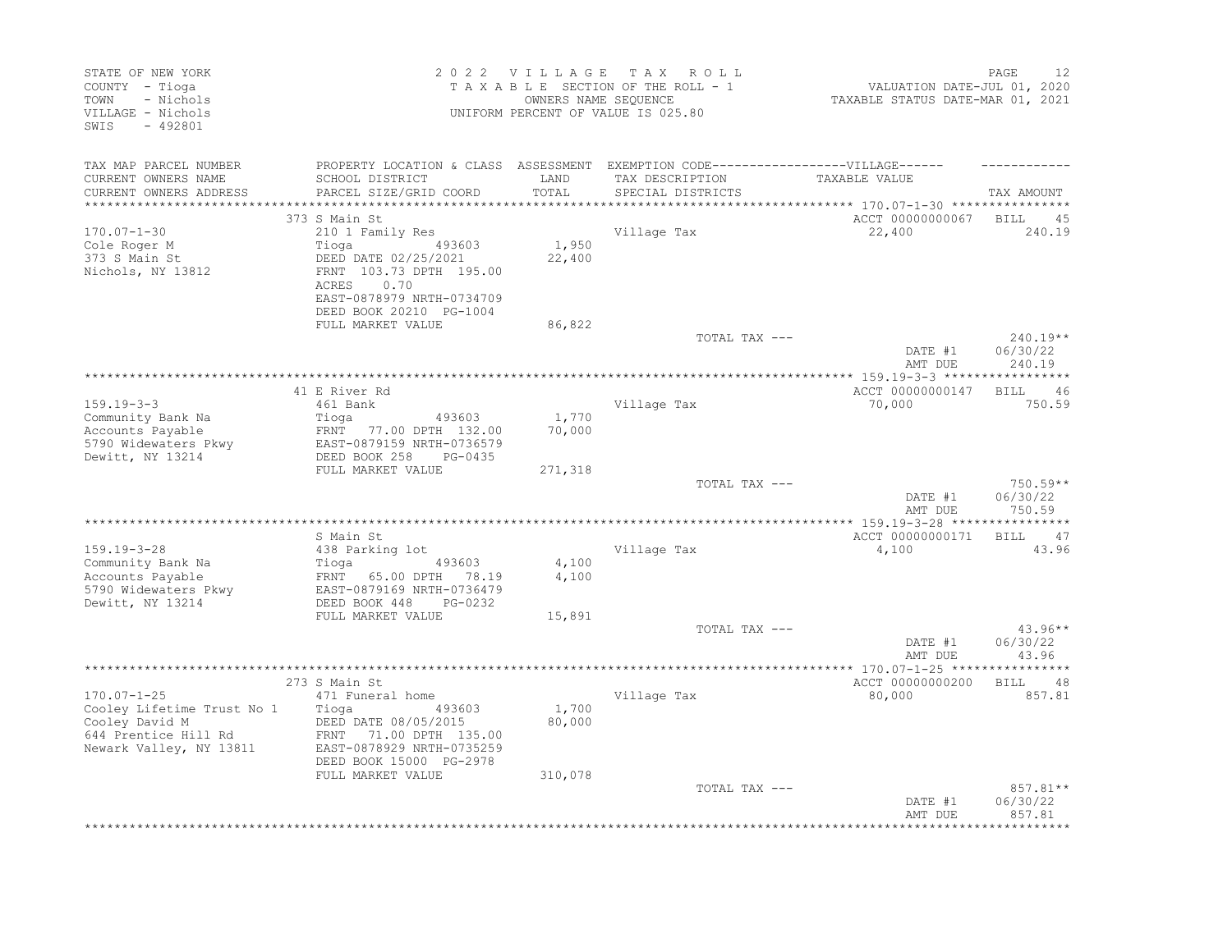STATE OF NEW YORK
COUNTY - Tioga
TOWN - Nichols
VILLAGE - Nichols
SWIS - 492801

2 0 2 2 V I L L A G E T A X R O L L
T A X A B L E SECTION OF THE ROLL - 1
OWNERS NAME SEQUENCE
UNIFORM PERCENT OF VALUE IS 025.80

VALUATION DATE-JUL 01, 2020
TAXABLE STATUS DATE-MAR 01, 2021

| TAX MAP PARCEL NUMBER / CURRENT OWNERS NAME / CURRENT OWNERS ADDRESS | PROPERTY LOCATION & CLASS / SCHOOL DISTRICT / PARCEL SIZE/GRID COORD | ASSESSMENT LAND / TOTAL | EXEMPTION CODE / TAX DESCRIPTION / SPECIAL DISTRICTS | VILLAGE TAXABLE VALUE | TAX AMOUNT |
|---|---|---|---|---|---|
| **170.07-1-30** | 373 S Main St | | | ACCT 00000000067 | BILL 45 |
| 170.07-1-30 | 210 1 Family Res | | Village Tax | 22,400 | 240.19 |
| Cole Roger M | Tioga 493603 | 1,950 | | | |
| 373 S Main St | DEED DATE 02/25/2021 | 22,400 | | | |
| Nichols, NY 13812 | FRNT 103.73 DPTH 195.00 | | | | |
| | ACRES 0.70 | | | | |
| | EAST-0878979 NRTH-0734709 | | | | |
| | DEED BOOK 20210 PG-1004 | | | | |
| | FULL MARKET VALUE | 86,822 | | | |
| | | | TOTAL TAX --- | | 240.19** |
| | | | | DATE #1 | 06/30/22 |
| | | | | AMT DUE | 240.19 |
| **159.19-3-3** | 41 E River Rd | | | ACCT 00000000147 | BILL 46 |
| 159.19-3-3 | 461 Bank | | Village Tax | 70,000 | 750.59 |
| Community Bank Na | Tioga 493603 | 1,770 | | | |
| Accounts Payable | FRNT 77.00 DPTH 132.00 | 70,000 | | | |
| 5790 Widewaters Pkwy | EAST-0879159 NRTH-0736579 | | | | |
| Dewitt, NY 13214 | DEED BOOK 258 PG-0435 | | | | |
| | FULL MARKET VALUE | 271,318 | | | |
| | | | TOTAL TAX --- | | 750.59** |
| | | | | DATE #1 | 06/30/22 |
| | | | | AMT DUE | 750.59 |
| **159.19-3-28** | S Main St | | | ACCT 00000000171 | BILL 47 |
| 159.19-3-28 | 438 Parking lot | | Village Tax | 4,100 | 43.96 |
| Community Bank Na | Tioga 493603 | 4,100 | | | |
| Accounts Payable | FRNT 65.00 DPTH 78.19 | 4,100 | | | |
| 5790 Widewaters Pkwy | EAST-0879169 NRTH-0736479 | | | | |
| Dewitt, NY 13214 | DEED BOOK 448 PG-0232 | | | | |
| | FULL MARKET VALUE | 15,891 | | | |
| | | | TOTAL TAX --- | | 43.96** |
| | | | | DATE #1 | 06/30/22 |
| | | | | AMT DUE | 43.96 |
| **170.07-1-25** | 273 S Main St | | | ACCT 00000000200 | BILL 48 |
| 170.07-1-25 | 471 Funeral home | | Village Tax | 80,000 | 857.81 |
| Cooley Lifetime Trust No 1 | Tioga 493603 | 1,700 | | | |
| Cooley David M | DEED DATE 08/05/2015 | 80,000 | | | |
| 644 Prentice Hill Rd | FRNT 71.00 DPTH 135.00 | | | | |
| Newark Valley, NY 13811 | EAST-0878929 NRTH-0735259 | | | | |
| | DEED BOOK 15000 PG-2978 | | | | |
| | FULL MARKET VALUE | 310,078 | | | |
| | | | TOTAL TAX --- | | 857.81** |
| | | | | DATE #1 | 06/30/22 |
| | | | | AMT DUE | 857.81 |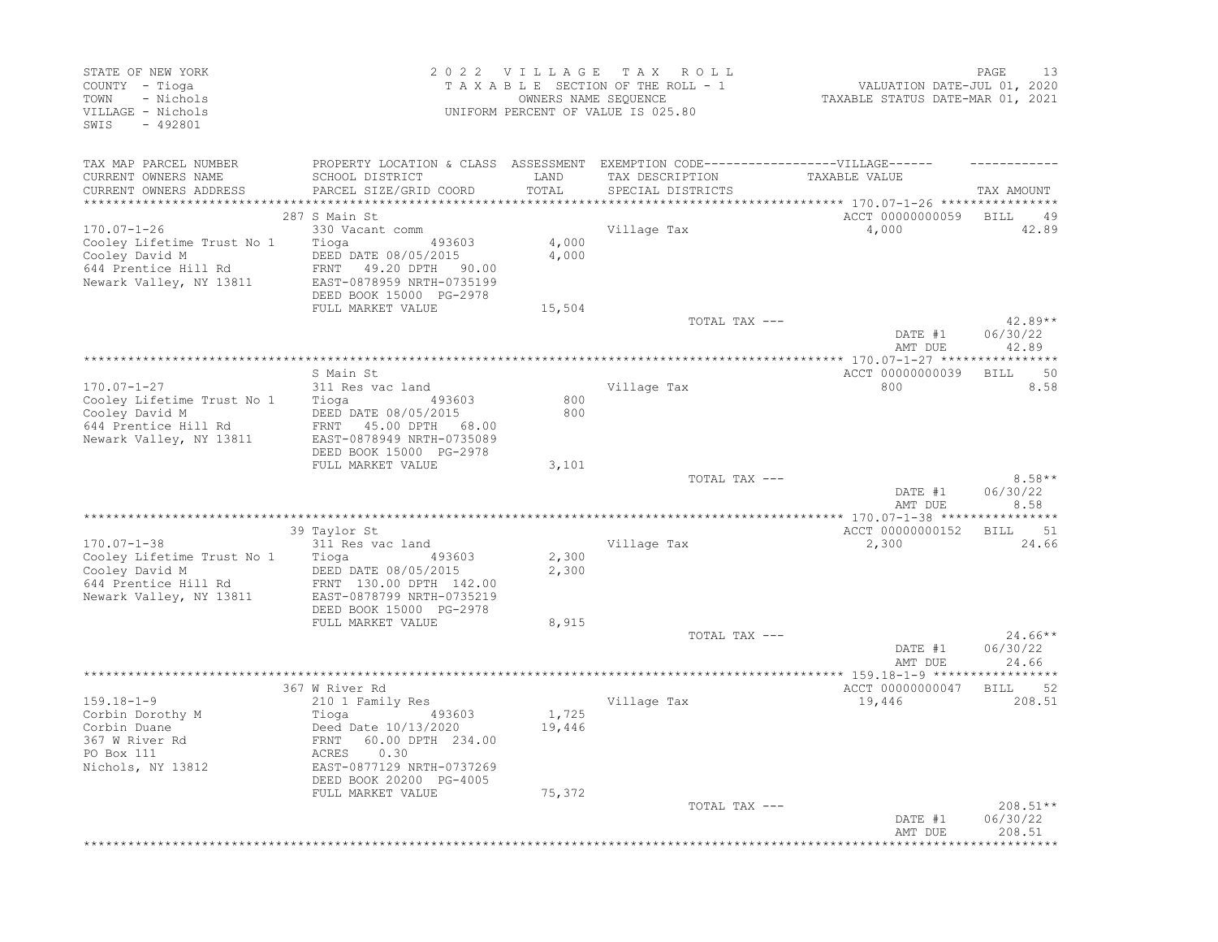STATE OF NEW YORK
COUNTY - Tioga
TOWN - Nichols
VILLAGE - Nichols
SWIS - 492801

2 0 2 2 V I L L A G E T A X R O L L
T A X A B L E SECTION OF THE ROLL - 1
OWNERS NAME SEQUENCE
UNIFORM PERCENT OF VALUE IS 025.80

VALUATION DATE-JUL 01, 2020
TAXABLE STATUS DATE-MAR 01, 2021

| TAX MAP PARCEL NUMBER / CURRENT OWNERS NAME / CURRENT OWNERS ADDRESS | PROPERTY LOCATION & CLASS / SCHOOL DISTRICT / PARCEL SIZE/GRID COORD | ASSESSMENT LAND / TOTAL | EXEMPTION CODE / TAX DESCRIPTION / SPECIAL DISTRICTS | TAXABLE VALUE | TAX AMOUNT |
|---|---|---|---|---|---|
| **170.07-1-26** | 287 S Main St | | | ACCT 00000000059 | BILL 49 |
| 170.07-1-26 | 330 Vacant comm | | Village Tax | 4,000 | 42.89 |
| Cooley Lifetime Trust No 1 | Tioga 493603 | 4,000 | | | |
| Cooley David M | DEED DATE 08/05/2015 | 4,000 | | | |
| 644 Prentice Hill Rd | FRNT 49.20 DPTH 90.00 | | | | |
| Newark Valley, NY 13811 | EAST-0878959 NRTH-0735199 | | | | |
| | DEED BOOK 15000 PG-2978 | | | | |
| | FULL MARKET VALUE | 15,504 | | | |
| | | | TOTAL TAX --- | | 42.89** |
| | | | | DATE #1 | 06/30/22 |
| | | | | AMT DUE | 42.89 |
| **170.07-1-27** | S Main St | | | ACCT 00000000039 | BILL 50 |
| 170.07-1-27 | 311 Res vac land | | Village Tax | 800 | 8.58 |
| Cooley Lifetime Trust No 1 | Tioga 493603 | 800 | | | |
| Cooley David M | DEED DATE 08/05/2015 | 800 | | | |
| 644 Prentice Hill Rd | FRNT 45.00 DPTH 68.00 | | | | |
| Newark Valley, NY 13811 | EAST-0878949 NRTH-0735089 | | | | |
| | DEED BOOK 15000 PG-2978 | | | | |
| | FULL MARKET VALUE | 3,101 | | | |
| | | | TOTAL TAX --- | | 8.58** |
| | | | | DATE #1 | 06/30/22 |
| | | | | AMT DUE | 8.58 |
| **170.07-1-38** | 39 Taylor St | | | ACCT 00000000152 | BILL 51 |
| 170.07-1-38 | 311 Res vac land | | Village Tax | 2,300 | 24.66 |
| Cooley Lifetime Trust No 1 | Tioga 493603 | 2,300 | | | |
| Cooley David M | DEED DATE 08/05/2015 | 2,300 | | | |
| 644 Prentice Hill Rd | FRNT 130.00 DPTH 142.00 | | | | |
| Newark Valley, NY 13811 | EAST-0878799 NRTH-0735219 | | | | |
| | DEED BOOK 15000 PG-2978 | | | | |
| | FULL MARKET VALUE | 8,915 | | | |
| | | | TOTAL TAX --- | | 24.66** |
| | | | | DATE #1 | 06/30/22 |
| | | | | AMT DUE | 24.66 |
| **159.18-1-9** | 367 W River Rd | | | ACCT 00000000047 | BILL 52 |
| 159.18-1-9 | 210 1 Family Res | | Village Tax | 19,446 | 208.51 |
| Corbin Dorothy M | Tioga 493603 | 1,725 | | | |
| Corbin Duane | Deed Date 10/13/2020 | 19,446 | | | |
| 367 W River Rd | FRNT 60.00 DPTH 234.00 | | | | |
| PO Box 111 | ACRES 0.30 | | | | |
| Nichols, NY 13812 | EAST-0877129 NRTH-0737269 | | | | |
| | DEED BOOK 20200 PG-4005 | | | | |
| | FULL MARKET VALUE | 75,372 | | | |
| | | | TOTAL TAX --- | | 208.51** |
| | | | | DATE #1 | 06/30/22 |
| | | | | AMT DUE | 208.51 |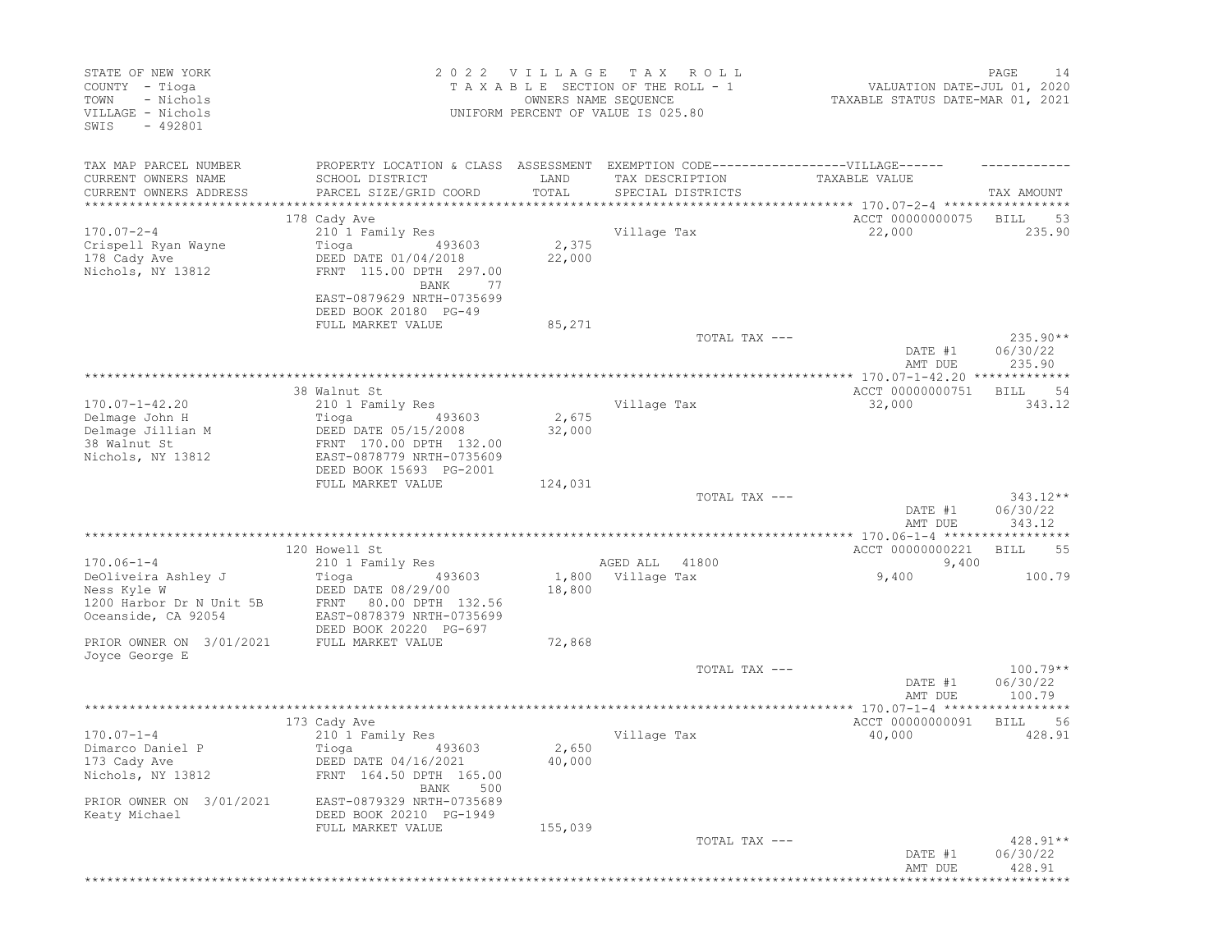STATE OF NEW YORK
COUNTY - Tioga
TOWN - Nichols
VILLAGE - Nichols
SWIS - 492801

2022 VILLAGE TAX ROLL
TAXABLE SECTION OF THE ROLL - 1
OWNERS NAME SEQUENCE
UNIFORM PERCENT OF VALUE IS 025.80

VALUATION DATE-JUL 01, 2020
TAXABLE STATUS DATE-MAR 01, 2021

| TAX MAP PARCEL NUMBER / CURRENT OWNERS NAME / CURRENT OWNERS ADDRESS | PROPERTY LOCATION & CLASS / SCHOOL DISTRICT / PARCEL SIZE/GRID COORD | ASSESSMENT LAND / TOTAL | EXEMPTION CODE / TAX DESCRIPTION / SPECIAL DISTRICTS | VILLAGE TAXABLE VALUE | TAX AMOUNT |
|---|---|---|---|---|---|
| **170.07-2-4** | 178 Cady Ave | | | ACCT 00000000075 | BILL 53 |
| | 210 1 Family Res | | Village Tax | 22,000 | 235.90 |
| Crispell Ryan Wayne | Tioga 493603 | 2,375 | | | |
| 178 Cady Ave | DEED DATE 01/04/2018 | 22,000 | | | |
| Nichols, NY 13812 | FRNT 115.00 DPTH 297.00 | | | | |
| | BANK 77 | | | | |
| | EAST-0879629 NRTH-0735699 | | | | |
| | DEED BOOK 20180 PG-49 | | | | |
| | FULL MARKET VALUE | 85,271 | | | |
| | | | TOTAL TAX --- | | 235.90** |
| | | | | DATE #1 | 06/30/22 |
| | | | | AMT DUE | 235.90 |
| **170.07-1-42.20** | 38 Walnut St | | | ACCT 00000000751 | BILL 54 |
| | 210 1 Family Res | | Village Tax | 32,000 | 343.12 |
| Delmage John H | Tioga 493603 | 2,675 | | | |
| Delmage Jillian M | DEED DATE 05/15/2008 | 32,000 | | | |
| 38 Walnut St | FRNT 170.00 DPTH 132.00 | | | | |
| Nichols, NY 13812 | EAST-0878779 NRTH-0735609 | | | | |
| | DEED BOOK 15693 PG-2001 | | | | |
| | FULL MARKET VALUE | 124,031 | | | |
| | | | TOTAL TAX --- | | 343.12** |
| | | | | DATE #1 | 06/30/22 |
| | | | | AMT DUE | 343.12 |
| **170.06-1-4** | 120 Howell St | | | ACCT 00000000221 | BILL 55 |
| | 210 1 Family Res | | AGED ALL 41800 | 9,400 | |
| DeOliveira Ashley J | Tioga 493603 | 1,800 | Village Tax | 9,400 | 100.79 |
| Ness Kyle W | DEED DATE 08/29/00 | 18,800 | | | |
| 1200 Harbor Dr N Unit 5B | FRNT 80.00 DPTH 132.56 | | | | |
| Oceanside, CA 92054 | EAST-0878379 NRTH-0735699 | | | | |
| | DEED BOOK 20220 PG-697 | | | | |
| PRIOR OWNER ON 3/01/2021 | FULL MARKET VALUE | 72,868 | | | |
| Joyce George E | | | | | |
| | | | TOTAL TAX --- | | 100.79** |
| | | | | DATE #1 | 06/30/22 |
| | | | | AMT DUE | 100.79 |
| **170.07-1-4** | 173 Cady Ave | | | ACCT 00000000091 | BILL 56 |
| | 210 1 Family Res | | Village Tax | 40,000 | 428.91 |
| Dimarco Daniel P | Tioga 493603 | 2,650 | | | |
| 173 Cady Ave | DEED DATE 04/16/2021 | 40,000 | | | |
| Nichols, NY 13812 | FRNT 164.50 DPTH 165.00 | | | | |
| | BANK 500 | | | | |
| PRIOR OWNER ON 3/01/2021 | EAST-0879329 NRTH-0735689 | | | | |
| Keaty Michael | DEED BOOK 20210 PG-1949 | | | | |
| | FULL MARKET VALUE | 155,039 | | | |
| | | | TOTAL TAX --- | | 428.91** |
| | | | | DATE #1 | 06/30/22 |
| | | | | AMT DUE | 428.91 |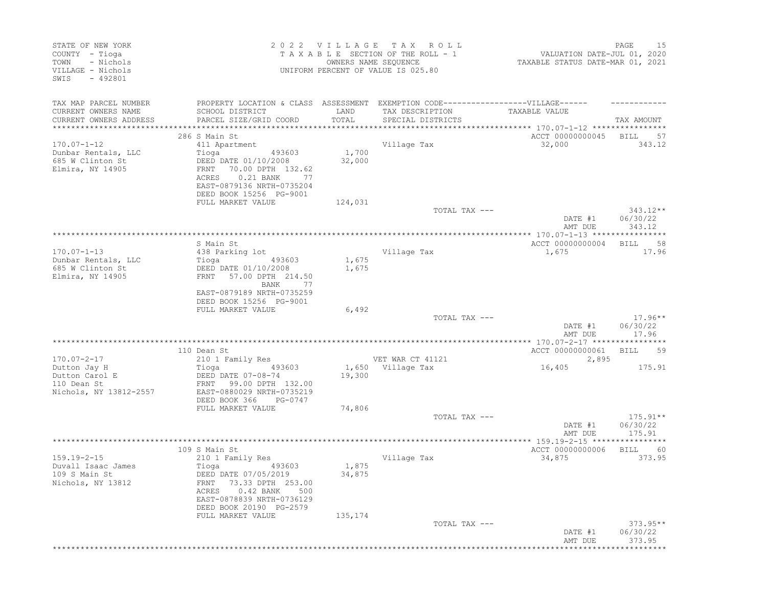STATE OF NEW YORK
COUNTY - Tioga
TOWN - Nichols
VILLAGE - Nichols
SWIS - 492801

2 0 2 2 V I L L A G E T A X R O L L
T A X A B L E SECTION OF THE ROLL - 1
OWNERS NAME SEQUENCE
UNIFORM PERCENT OF VALUE IS 025.80

VALUATION DATE-JUL 01, 2020
TAXABLE STATUS DATE-MAR 01, 2021

| TAX MAP PARCEL NUMBER / CURRENT OWNERS NAME / CURRENT OWNERS ADDRESS | PROPERTY LOCATION & CLASS / SCHOOL DISTRICT / PARCEL SIZE/GRID COORD | ASSESSMENT LAND / TOTAL | EXEMPTION CODE / TAX DESCRIPTION / SPECIAL DISTRICTS | VILLAGE TAXABLE VALUE | TAX AMOUNT |
|---|---|---|---|---|---|
| **170.07-1-12** | 286 S Main St | | | ACCT 00000000045 | BILL 57 |
| Dunbar Rentals, LLC | 411 Apartment | | Village Tax | 32,000 | 343.12 |
| 685 W Clinton St | Tioga 493603 | 1,700 | | | |
| Elmira, NY 14905 | DEED DATE 01/10/2008 | 32,000 | | | |
| | FRNT 70.00 DPTH 132.62 | | | | |
| | ACRES 0.21 BANK 77 | | | | |
| | EAST-0879136 NRTH-0735204 | | | | |
| | DEED BOOK 15256 PG-9001 | | | | |
| | FULL MARKET VALUE | 124,031 | | | |
| | | | TOTAL TAX --- | | 343.12** |
| | | | | DATE #1 | 06/30/22 |
| | | | | AMT DUE | 343.12 |
| **170.07-1-13** | S Main St | | | ACCT 00000000004 | BILL 58 |
| Dunbar Rentals, LLC | 438 Parking lot | | Village Tax | 1,675 | 17.96 |
| 685 W Clinton St | Tioga 493603 | 1,675 | | | |
| Elmira, NY 14905 | DEED DATE 01/10/2008 | 1,675 | | | |
| | FRNT 57.00 DPTH 214.50 | | | | |
| | BANK 77 | | | | |
| | EAST-0879189 NRTH-0735259 | | | | |
| | DEED BOOK 15256 PG-9001 | | | | |
| | FULL MARKET VALUE | 6,492 | | | |
| | | | TOTAL TAX --- | | 17.96** |
| | | | | DATE #1 | 06/30/22 |
| | | | | AMT DUE | 17.96 |
| **170.07-2-17** | 110 Dean St | | | ACCT 00000000061 | BILL 59 |
| Dutton Jay H | 210 1 Family Res | | VET WAR CT 41121 | 2,895 | |
| Dutton Carol E | Tioga 493603 | 1,650 | Village Tax | 16,405 | 175.91 |
| 110 Dean St | DEED DATE 07-08-74 | 19,300 | | | |
| Nichols, NY 13812-2557 | FRNT 99.00 DPTH 132.00 | | | | |
| | EAST-0880029 NRTH-0735219 | | | | |
| | DEED BOOK 366 PG-0747 | | | | |
| | FULL MARKET VALUE | 74,806 | | | |
| | | | TOTAL TAX --- | | 175.91** |
| | | | | DATE #1 | 06/30/22 |
| | | | | AMT DUE | 175.91 |
| **159.19-2-15** | 109 S Main St | | | ACCT 00000000006 | BILL 60 |
| Duvall Isaac James | 210 1 Family Res | | Village Tax | 34,875 | 373.95 |
| 109 S Main St | Tioga 493603 | 1,875 | | | |
| Nichols, NY 13812 | DEED DATE 07/05/2019 | 34,875 | | | |
| | FRNT 73.33 DPTH 253.00 | | | | |
| | ACRES 0.42 BANK 500 | | | | |
| | EAST-0878839 NRTH-0736129 | | | | |
| | DEED BOOK 20190 PG-2579 | | | | |
| | FULL MARKET VALUE | 135,174 | | | |
| | | | TOTAL TAX --- | | 373.95** |
| | | | | DATE #1 | 06/30/22 |
| | | | | AMT DUE | 373.95 |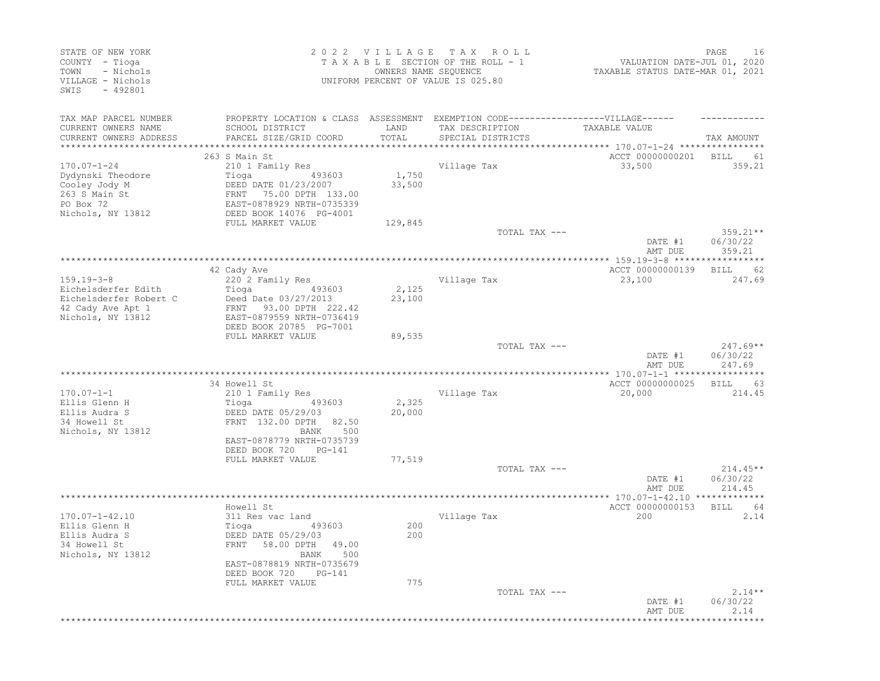STATE OF NEW YORK
COUNTY - Tioga
TOWN - Nichols
VILLAGE - Nichols
SWIS - 492801

2 0 2 2 V I L L A G E T A X R O L L
T A X A B L E SECTION OF THE ROLL - 1
OWNERS NAME SEQUENCE
UNIFORM PERCENT OF VALUE IS 025.80

VALUATION DATE-JUL 01, 2020
TAXABLE STATUS DATE-MAR 01, 2021

| TAX MAP PARCEL NUMBER / CURRENT OWNERS NAME / CURRENT OWNERS ADDRESS | PROPERTY LOCATION & CLASS / SCHOOL DISTRICT / PARCEL SIZE/GRID COORD | ASSESSMENT LAND / TOTAL | EXEMPTION CODE / TAX DESCRIPTION / SPECIAL DISTRICTS | TAXABLE VALUE | TAX AMOUNT |
|---|---|---|---|---|---|
| **170.07-1-24** | 263 S Main St | | | ACCT 00000000201 | BILL 61 |
| 170.07-1-24 | 210 1 Family Res | | Village Tax | 33,500 | 359.21 |
| Dydynski Theodore | Tioga 493603 | 1,750 | | | |
| Cooley Jody M | DEED DATE 01/23/2007 | 33,500 | | | |
| 263 S Main St | FRNT 75.00 DPTH 133.00 | | | | |
| PO Box 72 | EAST-0878929 NRTH-0735339 | | | | |
| Nichols, NY 13812 | DEED BOOK 14076 PG-4001 | | | | |
| | FULL MARKET VALUE | 129,845 | | | |
| | | | TOTAL TAX --- | | 359.21** |
| | | | | DATE #1 | 06/30/22 |
| | | | | AMT DUE | 359.21 |
| **159.19-3-8** | 42 Cady Ave | | | ACCT 00000000139 | BILL 62 |
| 159.19-3-8 | 220 2 Family Res | | Village Tax | 23,100 | 247.69 |
| Eichelsderfer Edith | Tioga 493603 | 2,125 | | | |
| Eichelsderfer Robert C | Deed Date 03/27/2013 | 23,100 | | | |
| 42 Cady Ave Apt 1 | FRNT 93.00 DPTH 222.42 | | | | |
| Nichols, NY 13812 | EAST-0879559 NRTH-0736419 | | | | |
| | DEED BOOK 20785 PG-7001 | | | | |
| | FULL MARKET VALUE | 89,535 | | | |
| | | | TOTAL TAX --- | | 247.69** |
| | | | | DATE #1 | 06/30/22 |
| | | | | AMT DUE | 247.69 |
| **170.07-1-1** | 34 Howell St | | | ACCT 00000000025 | BILL 63 |
| 170.07-1-1 | 210 1 Family Res | | Village Tax | 20,000 | 214.45 |
| Ellis Glenn H | Tioga 493603 | 2,325 | | | |
| Ellis Audra S | DEED DATE 05/29/03 | 20,000 | | | |
| 34 Howell St | FRNT 132.00 DPTH 82.50 | | | | |
| Nichols, NY 13812 | BANK 500 | | | | |
| | EAST-0878779 NRTH-0735739 | | | | |
| | DEED BOOK 720 PG-141 | | | | |
| | FULL MARKET VALUE | 77,519 | | | |
| | | | TOTAL TAX --- | | 214.45** |
| | | | | DATE #1 | 06/30/22 |
| | | | | AMT DUE | 214.45 |
| **170.07-1-42.10** | Howell St | | | ACCT 00000000153 | BILL 64 |
| 170.07-1-42.10 | 311 Res vac land | | Village Tax | 200 | 2.14 |
| Ellis Glenn H | Tioga 493603 | 200 | | | |
| Ellis Audra S | DEED DATE 05/29/03 | 200 | | | |
| 34 Howell St | FRNT 58.00 DPTH 49.00 | | | | |
| Nichols, NY 13812 | BANK 500 | | | | |
| | EAST-0878819 NRTH-0735679 | | | | |
| | DEED BOOK 720 PG-141 | | | | |
| | FULL MARKET VALUE | 775 | | | |
| | | | TOTAL TAX --- | | 2.14** |
| | | | | DATE #1 | 06/30/22 |
| | | | | AMT DUE | 2.14 |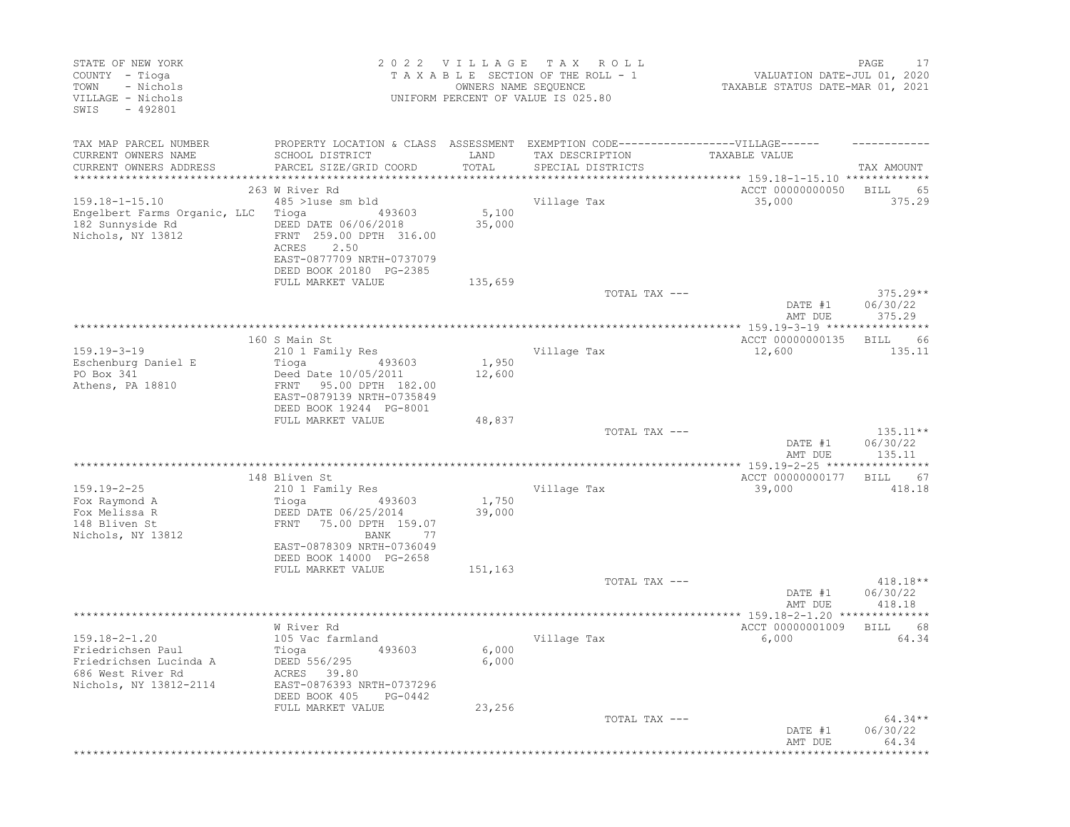STATE OF NEW YORK
COUNTY - Tioga
TOWN - Nichols
VILLAGE - Nichols
SWIS - 492801

2022 VILLAGE TAX ROLL
TAXABLE SECTION OF THE ROLL - 1
OWNERS NAME SEQUENCE
UNIFORM PERCENT OF VALUE IS 025.80

VALUATION DATE-JUL 01, 2020
TAXABLE STATUS DATE-MAR 01, 2021

| TAX MAP PARCEL NUMBER / CURRENT OWNERS NAME / CURRENT OWNERS ADDRESS | PROPERTY LOCATION & CLASS / SCHOOL DISTRICT / PARCEL SIZE/GRID COORD | ASSESSMENT LAND / TOTAL | EXEMPTION CODE / TAX DESCRIPTION / SPECIAL DISTRICTS | VILLAGE TAXABLE VALUE | TAX AMOUNT |
|---|---|---|---|---|---|
| 159.18-1-15.10 | 263 W River Rd | | | ACCT 00000000050 | BILL 65 |
| Engelbert Farms Organic, LLC | 485 >1use sm bld | | Village Tax | 35,000 | 375.29 |
| 182 Sunnyside Rd | Tioga 493603 | 5,100 | | | |
| Nichols, NY 13812 | DEED DATE 06/06/2018 | 35,000 | | | |
| | FRNT 259.00 DPTH 316.00 | | | | |
| | ACRES 2.50 | | | | |
| | EAST-0877709 NRTH-0737079 | | | | |
| | DEED BOOK 20180 PG-2385 | | | | |
| | FULL MARKET VALUE | 135,659 | | | |
| | | | TOTAL TAX --- | | 375.29** |
| | | | | DATE #1 | 06/30/22 |
| | | | | AMT DUE | 375.29 |
| 159.19-3-19 | 160 S Main St | | | ACCT 00000000135 | BILL 66 |
| Eschenburg Daniel E | 210 1 Family Res | | Village Tax | 12,600 | 135.11 |
| PO Box 341 | Tioga 493603 | 1,950 | | | |
| Athens, PA 18810 | Deed Date 10/05/2011 | 12,600 | | | |
| | FRNT 95.00 DPTH 182.00 | | | | |
| | EAST-0879139 NRTH-0735849 | | | | |
| | DEED BOOK 19244 PG-8001 | | | | |
| | FULL MARKET VALUE | 48,837 | | | |
| | | | TOTAL TAX --- | | 135.11** |
| | | | | DATE #1 | 06/30/22 |
| | | | | AMT DUE | 135.11 |
| 159.19-2-25 | 148 Bliven St | | | ACCT 00000000177 | BILL 67 |
| Fox Raymond A | 210 1 Family Res | | Village Tax | 39,000 | 418.18 |
| Fox Melissa R | Tioga 493603 | 1,750 | | | |
| 148 Bliven St | DEED DATE 06/25/2014 | 39,000 | | | |
| Nichols, NY 13812 | FRNT 75.00 DPTH 159.07 | | | | |
| | BANK 77 | | | | |
| | EAST-0878309 NRTH-0736049 | | | | |
| | DEED BOOK 14000 PG-2658 | | | | |
| | FULL MARKET VALUE | 151,163 | | | |
| | | | TOTAL TAX --- | | 418.18** |
| | | | | DATE #1 | 06/30/22 |
| | | | | AMT DUE | 418.18 |
| 159.18-2-1.20 | W River Rd | | | ACCT 00000001009 | BILL 68 |
| Friedrichsen Paul | 105 Vac farmland | | Village Tax | 6,000 | 64.34 |
| Friedrichsen Lucinda A | Tioga 493603 | 6,000 | | | |
| 686 West River Rd | DEED 556/295 | 6,000 | | | |
| Nichols, NY 13812-2114 | ACRES 39.80 | | | | |
| | EAST-0876393 NRTH-0737296 | | | | |
| | DEED BOOK 405 PG-0442 | | | | |
| | FULL MARKET VALUE | 23,256 | | | |
| | | | TOTAL TAX --- | | 64.34** |
| | | | | DATE #1 | 06/30/22 |
| | | | | AMT DUE | 64.34 |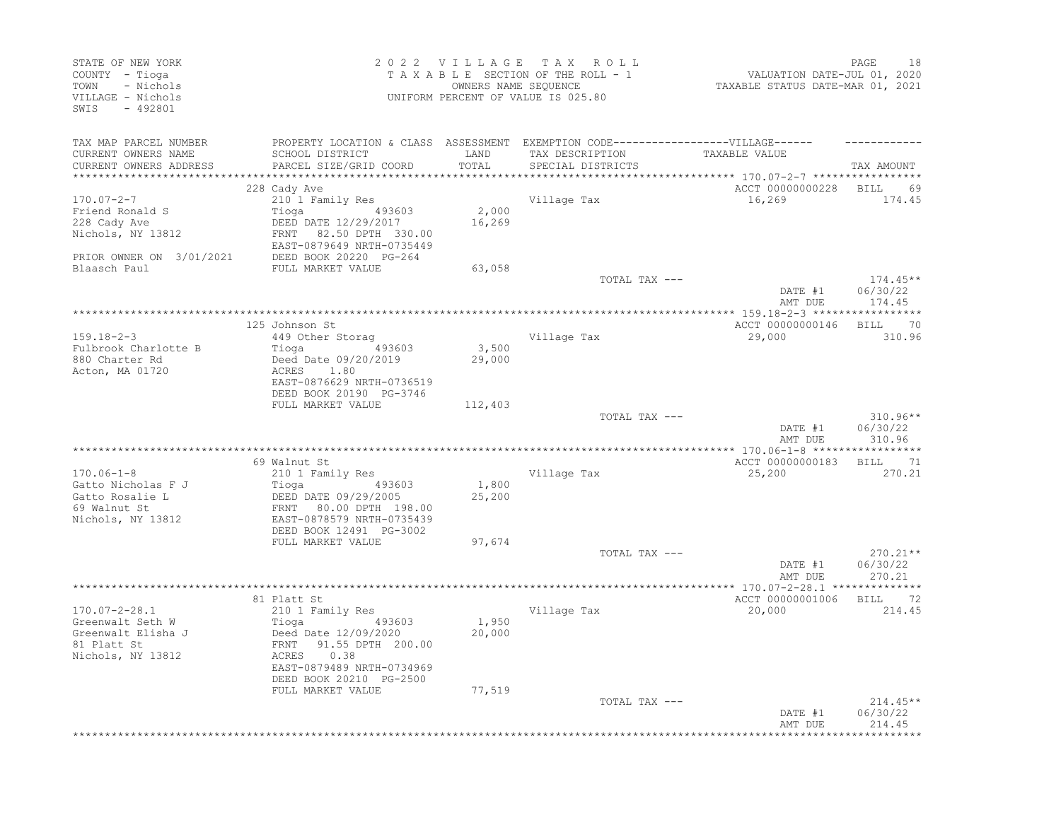STATE OF NEW YORK
COUNTY - Tioga
TOWN - Nichols
VILLAGE - Nichols
SWIS - 492801

2 0 2 2 V I L L A G E T A X R O L L
T A X A B L E SECTION OF THE ROLL - 1
OWNERS NAME SEQUENCE
UNIFORM PERCENT OF VALUE IS 025.80

VALUATION DATE-JUL 01, 2020
TAXABLE STATUS DATE-MAR 01, 2021

| TAX MAP PARCEL NUMBER / CURRENT OWNERS NAME / CURRENT OWNERS ADDRESS | PROPERTY LOCATION & CLASS / SCHOOL DISTRICT / PARCEL SIZE/GRID COORD | ASSESSMENT LAND / TOTAL | EXEMPTION CODE / TAX DESCRIPTION / SPECIAL DISTRICTS | VILLAGE TAXABLE VALUE | TAX AMOUNT |
|---|---|---|---|---|---|
| **170.07-2-7** | 228 Cady Ave | | | ACCT 00000000228 | BILL 69 |
| 170.07-2-7 | 210 1 Family Res | | Village Tax | 16,269 | 174.45 |
| Friend Ronald S | Tioga 493603 | 2,000 | | | |
| 228 Cady Ave | DEED DATE 12/29/2017 | 16,269 | | | |
| Nichols, NY 13812 | FRNT 82.50 DPTH 330.00 | | | | |
| | EAST-0879649 NRTH-0735449 | | | | |
| PRIOR OWNER ON 3/01/2021 | DEED BOOK 20220 PG-264 | | | | |
| Blaasch Paul | FULL MARKET VALUE | 63,058 | | | |
| | | | TOTAL TAX --- | | 174.45** |
| | | | | DATE #1 | 06/30/22 |
| | | | | AMT DUE | 174.45 |
| **159.18-2-3** | 125 Johnson St | | | ACCT 00000000146 | BILL 70 |
| 159.18-2-3 | 449 Other Storag | | Village Tax | 29,000 | 310.96 |
| Fulbrook Charlotte B | Tioga 493603 | 3,500 | | | |
| 880 Charter Rd | Deed Date 09/20/2019 | 29,000 | | | |
| Acton, MA 01720 | ACRES 1.80 | | | | |
| | EAST-0876629 NRTH-0736519 | | | | |
| | DEED BOOK 20190 PG-3746 | | | | |
| | FULL MARKET VALUE | 112,403 | | | |
| | | | TOTAL TAX --- | | 310.96** |
| | | | | DATE #1 | 06/30/22 |
| | | | | AMT DUE | 310.96 |
| **170.06-1-8** | 69 Walnut St | | | ACCT 00000000183 | BILL 71 |
| 170.06-1-8 | 210 1 Family Res | | Village Tax | 25,200 | 270.21 |
| Gatto Nicholas F J | Tioga 493603 | 1,800 | | | |
| Gatto Rosalie L | DEED DATE 09/29/2005 | 25,200 | | | |
| 69 Walnut St | FRNT 80.00 DPTH 198.00 | | | | |
| Nichols, NY 13812 | EAST-0878579 NRTH-0735439 | | | | |
| | DEED BOOK 12491 PG-3002 | | | | |
| | FULL MARKET VALUE | 97,674 | | | |
| | | | TOTAL TAX --- | | 270.21** |
| | | | | DATE #1 | 06/30/22 |
| | | | | AMT DUE | 270.21 |
| **170.07-2-28.1** | 81 Platt St | | | ACCT 00000001006 | BILL 72 |
| 170.07-2-28.1 | 210 1 Family Res | | Village Tax | 20,000 | 214.45 |
| Greenwalt Seth W | Tioga 493603 | 1,950 | | | |
| Greenwalt Elisha J | Deed Date 12/09/2020 | 20,000 | | | |
| 81 Platt St | FRNT 91.55 DPTH 200.00 | | | | |
| Nichols, NY 13812 | ACRES 0.38 | | | | |
| | EAST-0879489 NRTH-0734969 | | | | |
| | DEED BOOK 20210 PG-2500 | | | | |
| | FULL MARKET VALUE | 77,519 | | | |
| | | | TOTAL TAX --- | | 214.45** |
| | | | | DATE #1 | 06/30/22 |
| | | | | AMT DUE | 214.45 |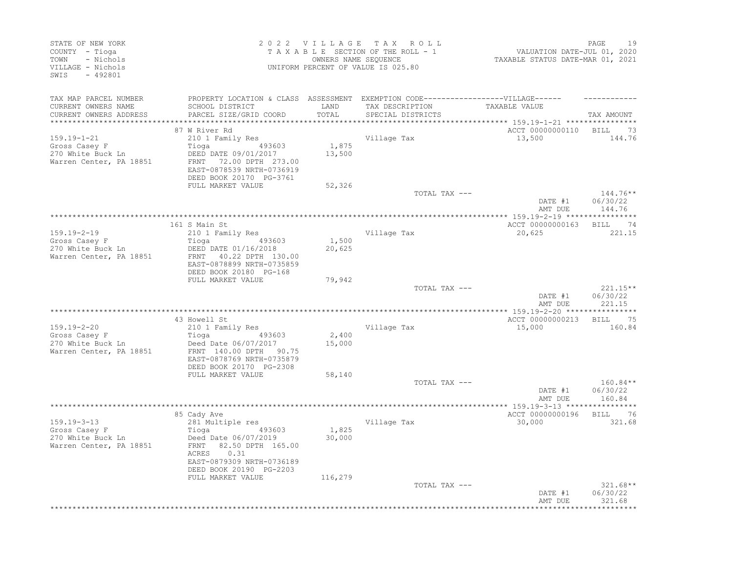STATE OF NEW YORK
COUNTY - Tioga
TOWN - Nichols
VILLAGE - Nichols
SWIS - 492801

2 0 2 2 V I L L A G E T A X R O L L
T A X A B L E SECTION OF THE ROLL - 1
OWNERS NAME SEQUENCE
UNIFORM PERCENT OF VALUE IS 025.80

VALUATION DATE-JUL 01, 2020
TAXABLE STATUS DATE-MAR 01, 2021

| TAX MAP PARCEL NUMBER / CURRENT OWNERS NAME / CURRENT OWNERS ADDRESS | PROPERTY LOCATION & CLASS / SCHOOL DISTRICT / PARCEL SIZE/GRID COORD | ASSESSMENT LAND / TOTAL | EXEMPTION CODE / TAX DESCRIPTION / SPECIAL DISTRICTS | VILLAGE TAXABLE VALUE | TAX AMOUNT |
|---|---|---|---|---|---|
| **159.19-1-21** | 87 W River Rd | | | ACCT 00000000110 | BILL 73 |
| Gross Casey F | 210 1 Family Res | | Village Tax | 13,500 | 144.76 |
| 270 White Buck Ln | Tioga 493603 | 1,875 | | | |
| Warren Center, PA 18851 | DEED DATE 09/01/2017 | 13,500 | | | |
| | FRNT 72.00 DPTH 273.00 | | | | |
| | EAST-0878539 NRTH-0736919 | | | | |
| | DEED BOOK 20170 PG-3761 | | | | |
| | FULL MARKET VALUE | 52,326 | | | |
| | | | TOTAL TAX --- | | 144.76** |
| | | | | DATE #1 | 06/30/22 |
| | | | | AMT DUE | 144.76 |
| **159.19-2-19** | 161 S Main St | | | ACCT 00000000163 | BILL 74 |
| Gross Casey F | 210 1 Family Res | | Village Tax | 20,625 | 221.15 |
| 270 White Buck Ln | Tioga 493603 | 1,500 | | | |
| Warren Center, PA 18851 | DEED DATE 01/16/2018 | 20,625 | | | |
| | FRNT 40.22 DPTH 130.00 | | | | |
| | EAST-0878899 NRTH-0735859 | | | | |
| | DEED BOOK 20180 PG-168 | | | | |
| | FULL MARKET VALUE | 79,942 | | | |
| | | | TOTAL TAX --- | | 221.15** |
| | | | | DATE #1 | 06/30/22 |
| | | | | AMT DUE | 221.15 |
| **159.19-2-20** | 43 Howell St | | | ACCT 00000000213 | BILL 75 |
| Gross Casey F | 210 1 Family Res | | Village Tax | 15,000 | 160.84 |
| 270 White Buck Ln | Tioga 493603 | 2,400 | | | |
| Warren Center, PA 18851 | Deed Date 06/07/2017 | 15,000 | | | |
| | FRNT 140.00 DPTH 90.75 | | | | |
| | EAST-0878769 NRTH-0735879 | | | | |
| | DEED BOOK 20170 PG-2308 | | | | |
| | FULL MARKET VALUE | 58,140 | | | |
| | | | TOTAL TAX --- | | 160.84** |
| | | | | DATE #1 | 06/30/22 |
| | | | | AMT DUE | 160.84 |
| **159.19-3-13** | 85 Cady Ave | | | ACCT 00000000196 | BILL 76 |
| Gross Casey F | 281 Multiple res | | Village Tax | 30,000 | 321.68 |
| 270 White Buck Ln | Tioga 493603 | 1,825 | | | |
| Warren Center, PA 18851 | Deed Date 06/07/2019 | 30,000 | | | |
| | FRNT 82.50 DPTH 165.00 | | | | |
| | ACRES 0.31 | | | | |
| | EAST-0879309 NRTH-0736189 | | | | |
| | DEED BOOK 20190 PG-2203 | | | | |
| | FULL MARKET VALUE | 116,279 | | | |
| | | | TOTAL TAX --- | | 321.68** |
| | | | | DATE #1 | 06/30/22 |
| | | | | AMT DUE | 321.68 |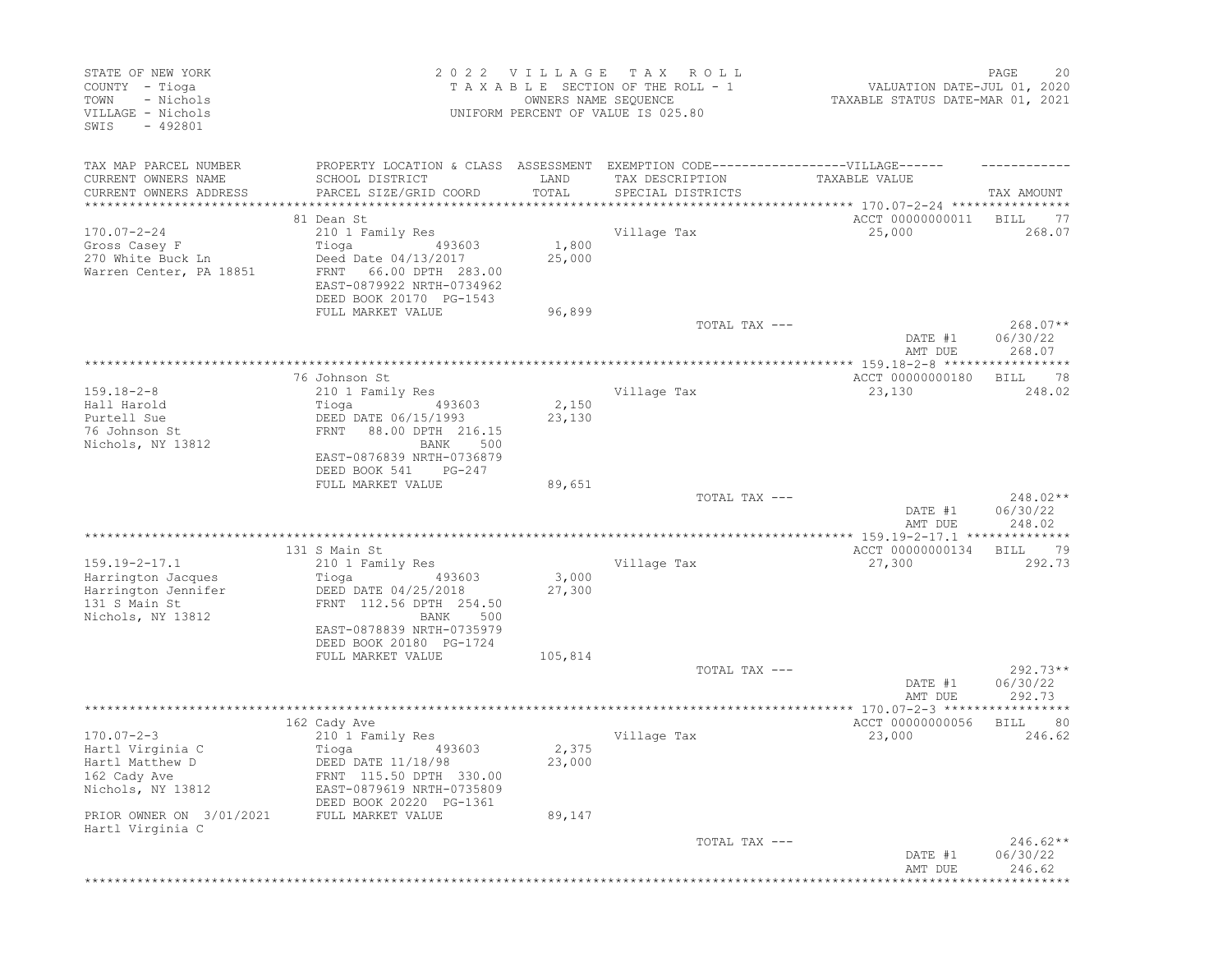STATE OF NEW YORK
COUNTY - Tioga
TOWN - Nichols
VILLAGE - Nichols
SWIS - 492801

2022 VILLAGE TAX ROLL
TAXABLE SECTION OF THE ROLL - 1
OWNERS NAME SEQUENCE
UNIFORM PERCENT OF VALUE IS 025.80

VALUATION DATE-JUL 01, 2020
TAXABLE STATUS DATE-MAR 01, 2021

| TAX MAP PARCEL NUMBER / CURRENT OWNERS NAME / CURRENT OWNERS ADDRESS | PROPERTY LOCATION & CLASS / SCHOOL DISTRICT / PARCEL SIZE/GRID COORD | ASSESSMENT LAND / TOTAL | EXEMPTION CODE / TAX DESCRIPTION / SPECIAL DISTRICTS | VILLAGE TAXABLE VALUE | TAX AMOUNT |
|---|---|---|---|---|---|
| **170.07-2-24** | 81 Dean St | | | ACCT 00000000011 | BILL 77 |
| 170.07-2-24 | 210 1 Family Res | | Village Tax | 25,000 | 268.07 |
| Gross Casey F | Tioga 493603 | 1,800 | | | |
| 270 White Buck Ln | Deed Date 04/13/2017 | 25,000 | | | |
| Warren Center, PA 18851 | FRNT 66.00 DPTH 283.00 | | | | |
| | EAST-0879922 NRTH-0734962 | | | | |
| | DEED BOOK 20170 PG-1543 | | | | |
| | FULL MARKET VALUE | 96,899 | | | |
| | | | TOTAL TAX --- | | 268.07** |
| | | | | DATE #1 | 06/30/22 |
| | | | | AMT DUE | 268.07 |
| **159.18-2-8** | 76 Johnson St | | | ACCT 00000000180 | BILL 78 |
| 159.18-2-8 | 210 1 Family Res | | Village Tax | 23,130 | 248.02 |
| Hall Harold | Tioga 493603 | 2,150 | | | |
| Purtell Sue | DEED DATE 06/15/1993 | 23,130 | | | |
| 76 Johnson St | FRNT 88.00 DPTH 216.15 | | | | |
| Nichols, NY 13812 | BANK 500 | | | | |
| | EAST-0876839 NRTH-0736879 | | | | |
| | DEED BOOK 541 PG-247 | | | | |
| | FULL MARKET VALUE | 89,651 | | | |
| | | | TOTAL TAX --- | | 248.02** |
| | | | | DATE #1 | 06/30/22 |
| | | | | AMT DUE | 248.02 |
| **159.19-2-17.1** | 131 S Main St | | | ACCT 00000000134 | BILL 79 |
| 159.19-2-17.1 | 210 1 Family Res | | Village Tax | 27,300 | 292.73 |
| Harrington Jacques | Tioga 493603 | 3,000 | | | |
| Harrington Jennifer | DEED DATE 04/25/2018 | 27,300 | | | |
| 131 S Main St | FRNT 112.56 DPTH 254.50 | | | | |
| Nichols, NY 13812 | BANK 500 | | | | |
| | EAST-0878839 NRTH-0735979 | | | | |
| | DEED BOOK 20180 PG-1724 | | | | |
| | FULL MARKET VALUE | 105,814 | | | |
| | | | TOTAL TAX --- | | 292.73** |
| | | | | DATE #1 | 06/30/22 |
| | | | | AMT DUE | 292.73 |
| **170.07-2-3** | 162 Cady Ave | | | ACCT 00000000056 | BILL 80 |
| 170.07-2-3 | 210 1 Family Res | | Village Tax | 23,000 | 246.62 |
| Hartl Virginia C | Tioga 493603 | 2,375 | | | |
| Hartl Matthew D | DEED DATE 11/18/98 | 23,000 | | | |
| 162 Cady Ave | FRNT 115.50 DPTH 330.00 | | | | |
| Nichols, NY 13812 | EAST-0879619 NRTH-0735809 | | | | |
| | DEED BOOK 20220 PG-1361 | | | | |
| PRIOR OWNER ON 3/01/2021 | FULL MARKET VALUE | 89,147 | | | |
| Hartl Virginia C | | | | | |
| | | | TOTAL TAX --- | | 246.62** |
| | | | | DATE #1 | 06/30/22 |
| | | | | AMT DUE | 246.62 |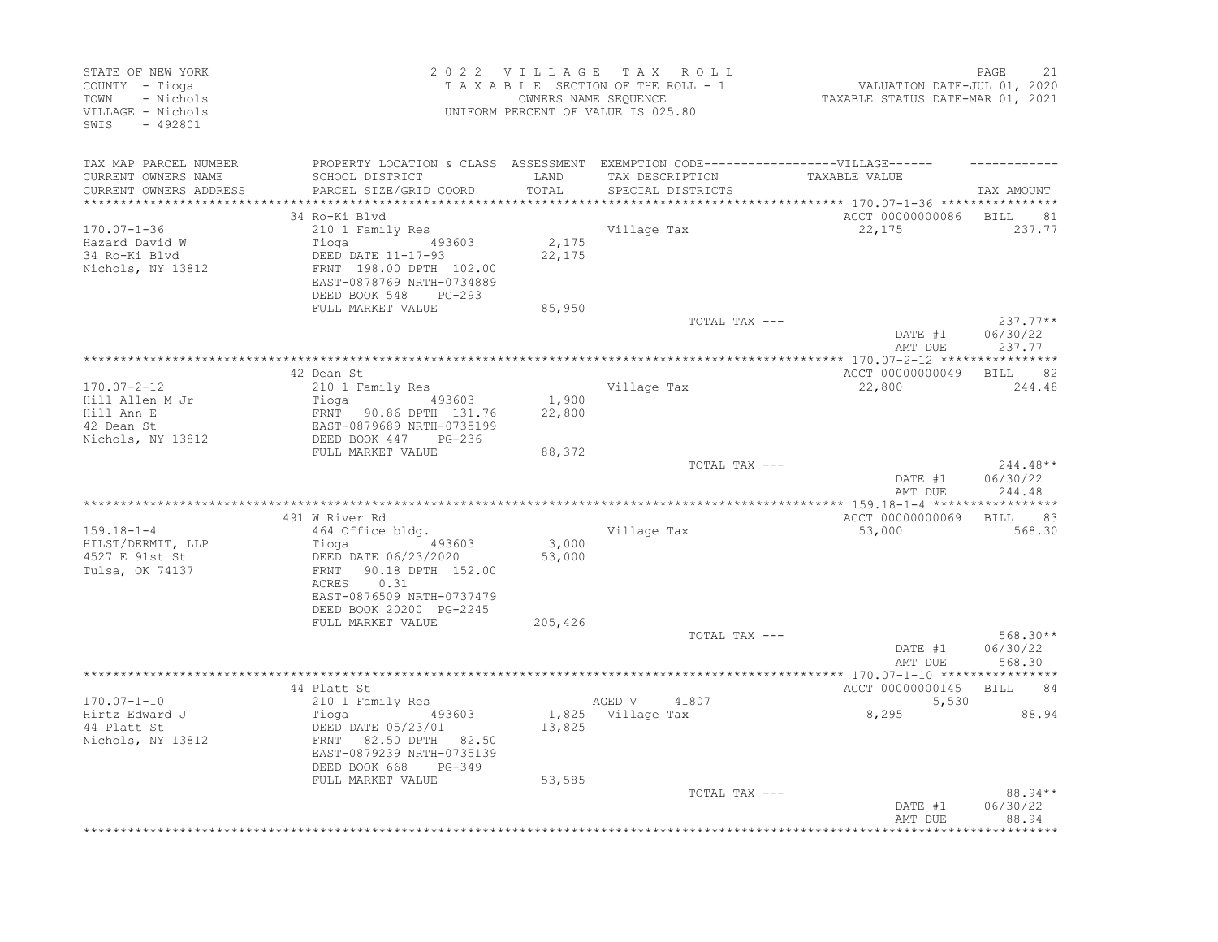STATE OF NEW YORK
COUNTY - Tioga
TOWN - Nichols
VILLAGE - Nichols
SWIS - 492801

2022 VILLAGE TAX ROLL
TAXABLE SECTION OF THE ROLL - 1
OWNERS NAME SEQUENCE
UNIFORM PERCENT OF VALUE IS 025.80

VALUATION DATE-JUL 01, 2020
TAXABLE STATUS DATE-MAR 01, 2021

| TAX MAP PARCEL NUMBER / CURRENT OWNERS NAME / CURRENT OWNERS ADDRESS | PROPERTY LOCATION & CLASS / SCHOOL DISTRICT / PARCEL SIZE/GRID COORD | ASSESSMENT LAND / TOTAL | EXEMPTION CODE / TAX DESCRIPTION / SPECIAL DISTRICTS | TAXABLE VALUE | TAX AMOUNT |
|---|---|---|---|---|---|
| **170.07-1-36** | 34 Ro-Ki Blvd | | | ACCT 00000000086 | BILL 81 |
| 170.07-1-36 | 210 1 Family Res | | Village Tax | 22,175 | 237.77 |
| Hazard David W | Tioga 493603 | 2,175 | | | |
| 34 Ro-Ki Blvd | DEED DATE 11-17-93 | 22,175 | | | |
| Nichols, NY 13812 | FRNT 198.00 DPTH 102.00 | | | | |
| | EAST-0878769 NRTH-0734889 | | | | |
| | DEED BOOK 548 PG-293 | | | | |
| | FULL MARKET VALUE | 85,950 | | | |
| | | | TOTAL TAX --- | | 237.77** |
| | | | | DATE #1 | 06/30/22 |
| | | | | AMT DUE | 237.77 |
| **170.07-2-12** | 42 Dean St | | | ACCT 00000000049 | BILL 82 |
| 170.07-2-12 | 210 1 Family Res | | Village Tax | 22,800 | 244.48 |
| Hill Allen M Jr | Tioga 493603 | 1,900 | | | |
| Hill Ann E | FRNT 90.86 DPTH 131.76 | 22,800 | | | |
| 42 Dean St | EAST-0879689 NRTH-0735199 | | | | |
| Nichols, NY 13812 | DEED BOOK 447 PG-236 | | | | |
| | FULL MARKET VALUE | 88,372 | | | |
| | | | TOTAL TAX --- | | 244.48** |
| | | | | DATE #1 | 06/30/22 |
| | | | | AMT DUE | 244.48 |
| **159.18-1-4** | 491 W River Rd | | | ACCT 00000000069 | BILL 83 |
| 159.18-1-4 | 464 Office bldg. | | Village Tax | 53,000 | 568.30 |
| HILST/DERMIT, LLP | Tioga 493603 | 3,000 | | | |
| 4527 E 91st St | DEED DATE 06/23/2020 | 53,000 | | | |
| Tulsa, OK 74137 | FRNT 90.18 DPTH 152.00 | | | | |
| | ACRES 0.31 | | | | |
| | EAST-0876509 NRTH-0737479 | | | | |
| | DEED BOOK 20200 PG-2245 | | | | |
| | FULL MARKET VALUE | 205,426 | | | |
| | | | TOTAL TAX --- | | 568.30** |
| | | | | DATE #1 | 06/30/22 |
| | | | | AMT DUE | 568.30 |
| **170.07-1-10** | 44 Platt St | | | ACCT 00000000145 | BILL 84 |
| 170.07-1-10 | 210 1 Family Res | | AGED V 41807 | 5,530 | |
| Hirtz Edward J | Tioga 493603 | 1,825 | Village Tax | 8,295 | 88.94 |
| 44 Platt St | DEED DATE 05/23/01 | 13,825 | | | |
| Nichols, NY 13812 | FRNT 82.50 DPTH 82.50 | | | | |
| | EAST-0879239 NRTH-0735139 | | | | |
| | DEED BOOK 668 PG-349 | | | | |
| | FULL MARKET VALUE | 53,585 | | | |
| | | | TOTAL TAX --- | | 88.94** |
| | | | | DATE #1 | 06/30/22 |
| | | | | AMT DUE | 88.94 |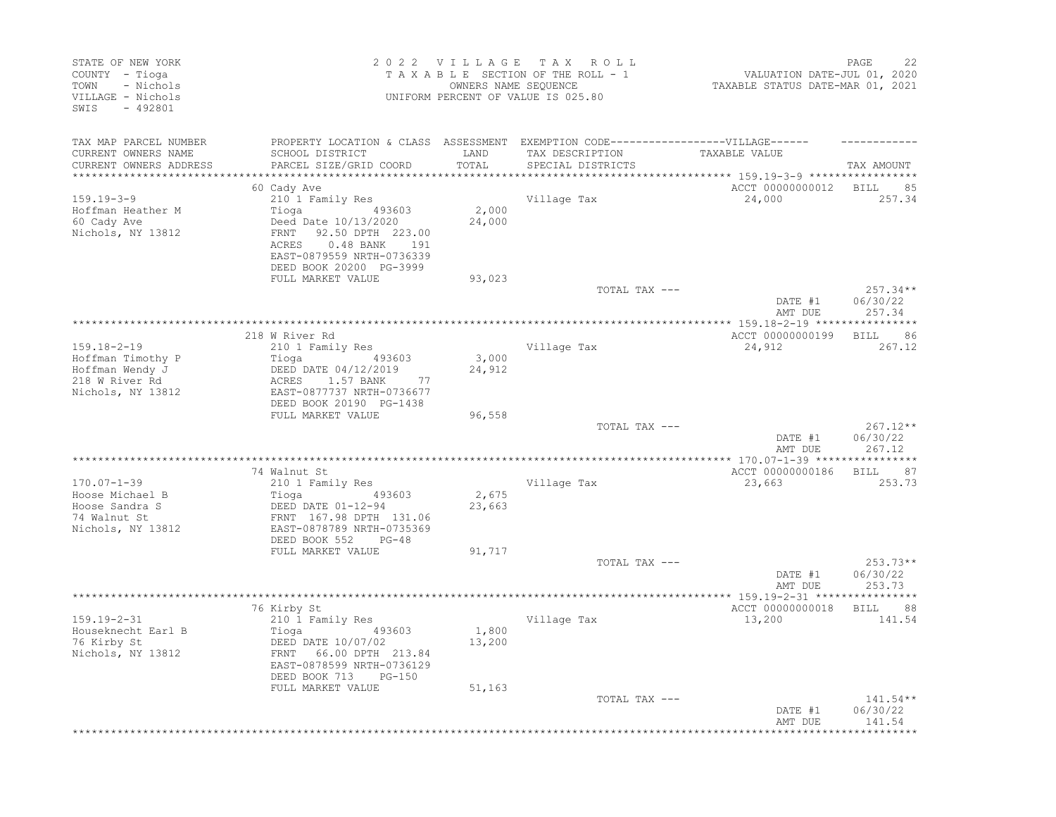STATE OF NEW YORK
COUNTY - Tioga
TOWN - Nichols
VILLAGE - Nichols
SWIS - 492801

2 0 2 2 V I L L A G E T A X R O L L
T A X A B L E SECTION OF THE ROLL - 1
OWNERS NAME SEQUENCE
UNIFORM PERCENT OF VALUE IS 025.80

VALUATION DATE-JUL 01, 2020
TAXABLE STATUS DATE-MAR 01, 2021

| TAX MAP PARCEL NUMBER / CURRENT OWNERS NAME / CURRENT OWNERS ADDRESS | PROPERTY LOCATION & CLASS / SCHOOL DISTRICT / PARCEL SIZE/GRID COORD | ASSESSMENT LAND / TOTAL | EXEMPTION CODE / TAX DESCRIPTION / SPECIAL DISTRICTS | VILLAGE TAXABLE VALUE | TAX AMOUNT |
|---|---|---|---|---|---|
| 159.19-3-9 | 60 Cady Ave | | | ACCT 00000000012 | BILL 85 |
| Hoffman Heather M | 210 1 Family Res | | Village Tax | 24,000 | 257.34 |
| 60 Cady Ave | Tioga 493603 | 2,000 | | | |
| Nichols, NY 13812 | Deed Date 10/13/2020 | 24,000 | | | |
| | FRNT 92.50 DPTH 223.00 | | | | |
| | ACRES 0.48 BANK 191 | | | | |
| | EAST-0879559 NRTH-0736339 | | | | |
| | DEED BOOK 20200 PG-3999 | | | | |
| | FULL MARKET VALUE | 93,023 | | | |
| | | | TOTAL TAX --- | | 257.34** |
| | | | | DATE #1 | 06/30/22 |
| | | | | AMT DUE | 257.34 |
| 159.18-2-19 | 218 W River Rd | | | ACCT 00000000199 | BILL 86 |
| Hoffman Timothy P | 210 1 Family Res | | Village Tax | 24,912 | 267.12 |
| Hoffman Wendy J | Tioga 493603 | 3,000 | | | |
| 218 W River Rd | DEED DATE 04/12/2019 | 24,912 | | | |
| Nichols, NY 13812 | ACRES 1.57 BANK 77 | | | | |
| | EAST-0877737 NRTH-0736677 | | | | |
| | DEED BOOK 20190 PG-1438 | | | | |
| | FULL MARKET VALUE | 96,558 | | | |
| | | | TOTAL TAX --- | | 267.12** |
| | | | | DATE #1 | 06/30/22 |
| | | | | AMT DUE | 267.12 |
| 170.07-1-39 | 74 Walnut St | | | ACCT 00000000186 | BILL 87 |
| Hoose Michael B | 210 1 Family Res | | Village Tax | 23,663 | 253.73 |
| Hoose Sandra S | Tioga 493603 | 2,675 | | | |
| 74 Walnut St | DEED DATE 01-12-94 | 23,663 | | | |
| Nichols, NY 13812 | FRNT 167.98 DPTH 131.06 | | | | |
| | EAST-0878789 NRTH-0735369 | | | | |
| | DEED BOOK 552 PG-48 | | | | |
| | FULL MARKET VALUE | 91,717 | | | |
| | | | TOTAL TAX --- | | 253.73** |
| | | | | DATE #1 | 06/30/22 |
| | | | | AMT DUE | 253.73 |
| 159.19-2-31 | 76 Kirby St | | | ACCT 00000000018 | BILL 88 |
| Houseknecht Earl B | 210 1 Family Res | | Village Tax | 13,200 | 141.54 |
| 76 Kirby St | Tioga 493603 | 1,800 | | | |
| Nichols, NY 13812 | DEED DATE 10/07/02 | 13,200 | | | |
| | FRNT 66.00 DPTH 213.84 | | | | |
| | EAST-0878599 NRTH-0736129 | | | | |
| | DEED BOOK 713 PG-150 | | | | |
| | FULL MARKET VALUE | 51,163 | | | |
| | | | TOTAL TAX --- | | 141.54** |
| | | | | DATE #1 | 06/30/22 |
| | | | | AMT DUE | 141.54 |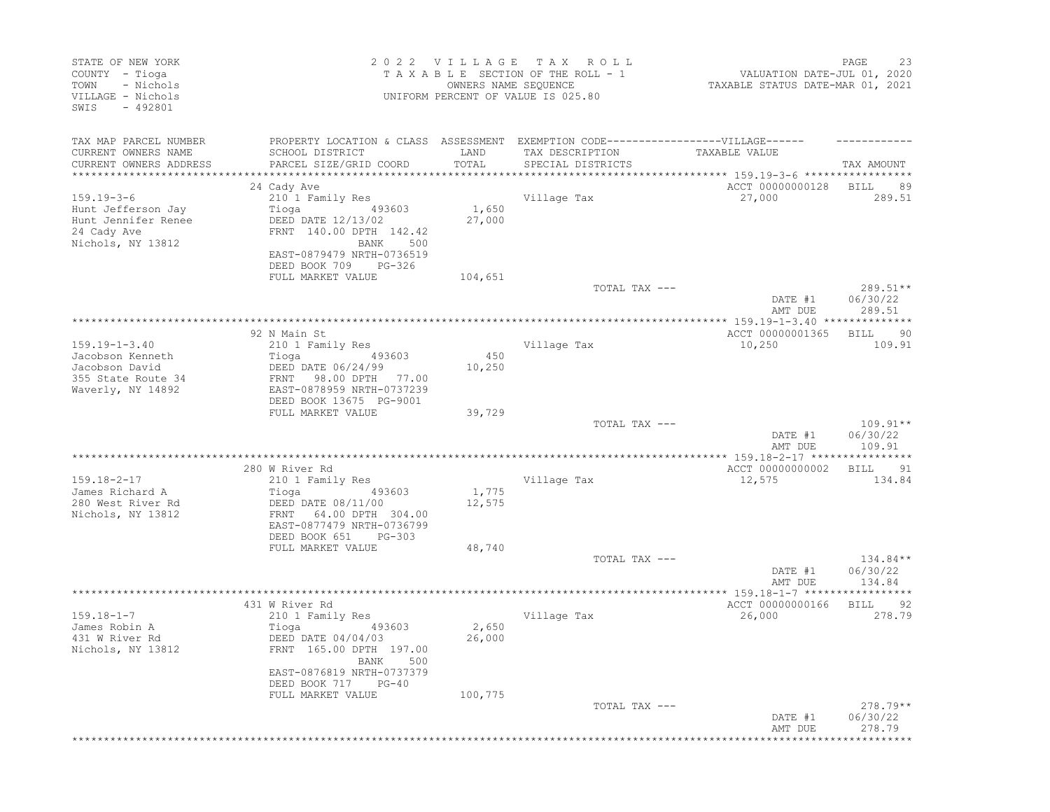STATE OF NEW YORK
COUNTY - Tioga
TOWN - Nichols
VILLAGE - Nichols
SWIS - 492801

2 0 2 2 V I L L A G E T A X R O L L
T A X A B L E SECTION OF THE ROLL - 1
OWNERS NAME SEQUENCE
UNIFORM PERCENT OF VALUE IS 025.80

VALUATION DATE-JUL 01, 2020
TAXABLE STATUS DATE-MAR 01, 2021

| TAX MAP PARCEL NUMBER / CURRENT OWNERS NAME / CURRENT OWNERS ADDRESS | PROPERTY LOCATION & CLASS / SCHOOL DISTRICT / PARCEL SIZE/GRID COORD | ASSESSMENT LAND / TOTAL | EXEMPTION CODE / TAX DESCRIPTION / SPECIAL DISTRICTS | VILLAGE TAXABLE VALUE | TAX AMOUNT |
|---|---|---|---|---|---|
| 159.19-3-6 | 24 Cady Ave | | | ACCT 00000000128 | BILL 89 |
| Hunt Jefferson Jay | 210 1 Family Res | | Village Tax | 27,000 | 289.51 |
| Hunt Jennifer Renee | Tioga 493603 | 1,650 | | | |
| 24 Cady Ave | DEED DATE 12/13/02 | 27,000 | | | |
| Nichols, NY 13812 | FRNT 140.00 DPTH 142.42 | | | | |
| | BANK 500 | | | | |
| | EAST-0879479 NRTH-0736519 | | | | |
| | DEED BOOK 709 PG-326 | | | | |
| | FULL MARKET VALUE | 104,651 | | | |
| | | | TOTAL TAX --- | | 289.51** |
| | | | | DATE #1 | 06/30/22 |
| | | | | AMT DUE | 289.51 |
| 159.19-1-3.40 | 92 N Main St | | | ACCT 00000001365 | BILL 90 |
| Jacobson Kenneth | 210 1 Family Res | | Village Tax | 10,250 | 109.91 |
| Jacobson David | Tioga 493603 | 450 | | | |
| 355 State Route 34 | DEED DATE 06/24/99 | 10,250 | | | |
| Waverly, NY 14892 | FRNT 98.00 DPTH 77.00 | | | | |
| | EAST-0878959 NRTH-0737239 | | | | |
| | DEED BOOK 13675 PG-9001 | | | | |
| | FULL MARKET VALUE | 39,729 | | | |
| | | | TOTAL TAX --- | | 109.91** |
| | | | | DATE #1 | 06/30/22 |
| | | | | AMT DUE | 109.91 |
| 159.18-2-17 | 280 W River Rd | | | ACCT 00000000002 | BILL 91 |
| James Richard A | 210 1 Family Res | | Village Tax | 12,575 | 134.84 |
| 280 West River Rd | Tioga 493603 | 1,775 | | | |
| Nichols, NY 13812 | DEED DATE 08/11/00 | 12,575 | | | |
| | FRNT 64.00 DPTH 304.00 | | | | |
| | EAST-0877479 NRTH-0736799 | | | | |
| | DEED BOOK 651 PG-303 | | | | |
| | FULL MARKET VALUE | 48,740 | | | |
| | | | TOTAL TAX --- | | 134.84** |
| | | | | DATE #1 | 06/30/22 |
| | | | | AMT DUE | 134.84 |
| 159.18-1-7 | 431 W River Rd | | | ACCT 00000000166 | BILL 92 |
| James Robin A | 210 1 Family Res | | Village Tax | 26,000 | 278.79 |
| 431 W River Rd | Tioga 493603 | 2,650 | | | |
| Nichols, NY 13812 | DEED DATE 04/04/03 | 26,000 | | | |
| | FRNT 165.00 DPTH 197.00 | | | | |
| | BANK 500 | | | | |
| | EAST-0876819 NRTH-0737379 | | | | |
| | DEED BOOK 717 PG-40 | | | | |
| | FULL MARKET VALUE | 100,775 | | | |
| | | | TOTAL TAX --- | | 278.79** |
| | | | | DATE #1 | 06/30/22 |
| | | | | AMT DUE | 278.79 |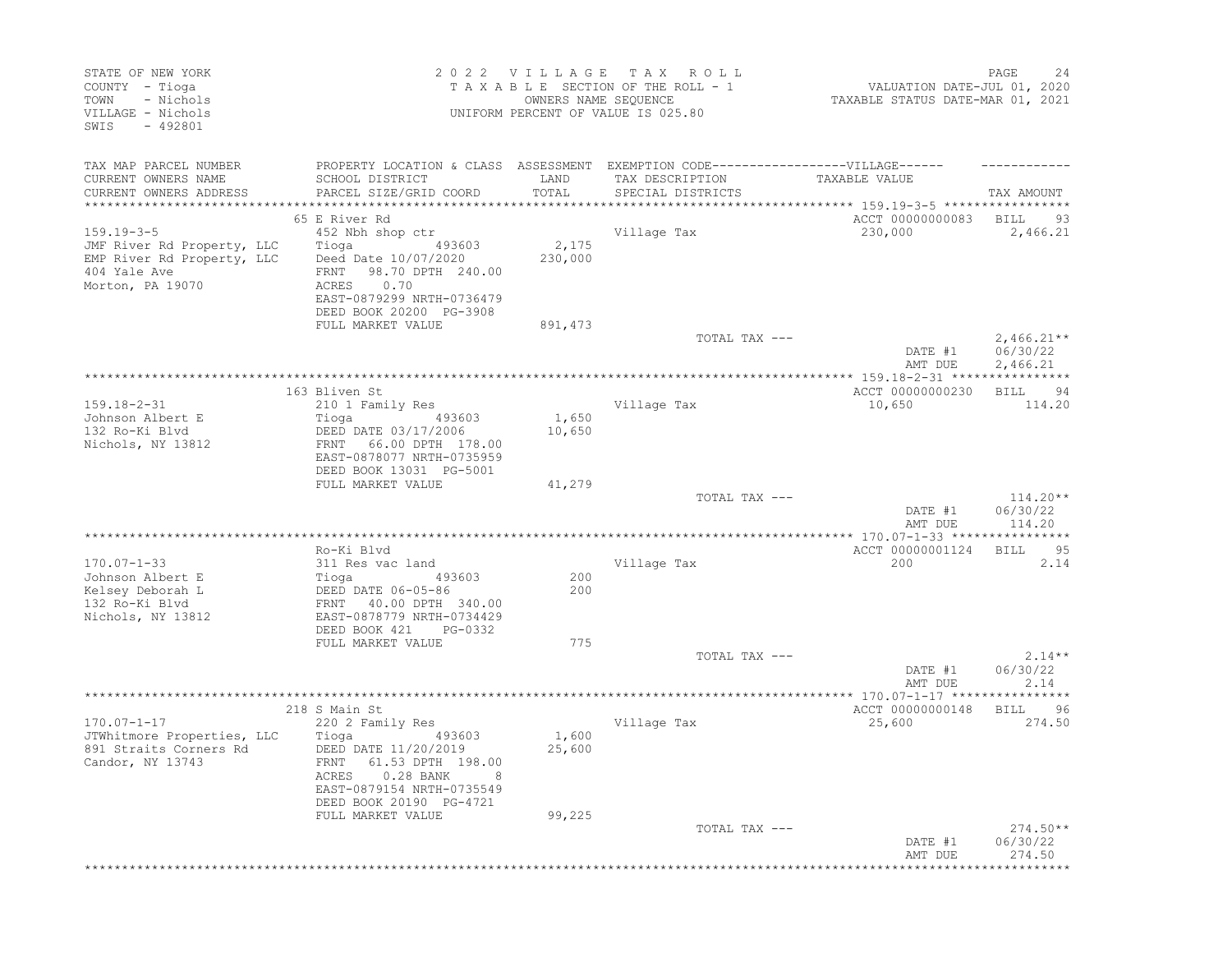STATE OF NEW YORK
COUNTY - Tioga
TOWN - Nichols
VILLAGE - Nichols
SWIS - 492801

2 0 2 2 V I L L A G E T A X R O L L
T A X A B L E SECTION OF THE ROLL - 1
OWNERS NAME SEQUENCE
UNIFORM PERCENT OF VALUE IS 025.80

VALUATION DATE-JUL 01, 2020
TAXABLE STATUS DATE-MAR 01, 2021

| TAX MAP PARCEL NUMBER / CURRENT OWNERS NAME / CURRENT OWNERS ADDRESS | PROPERTY LOCATION & CLASS / SCHOOL DISTRICT / PARCEL SIZE/GRID COORD | ASSESSMENT LAND / TOTAL | EXEMPTION CODE / TAX DESCRIPTION / SPECIAL DISTRICTS | VILLAGE TAXABLE VALUE | TAX AMOUNT |
|---|---|---|---|---|---|
| **159.19-3-5** | 65 E River Rd | | | ACCT 00000000083 | BILL 93 |
| 159.19-3-5 | 452 Nbh shop ctr | | Village Tax | 230,000 | 2,466.21 |
| JMF River Rd Property, LLC | Tioga 493603 | 2,175 | | | |
| EMP River Rd Property, LLC | Deed Date 10/07/2020 | 230,000 | | | |
| 404 Yale Ave | FRNT 98.70 DPTH 240.00 | | | | |
| Morton, PA 19070 | ACRES 0.70 | | | | |
| | EAST-0879299 NRTH-0736479 | | | | |
| | DEED BOOK 20200 PG-3908 | | | | |
| | FULL MARKET VALUE | 891,473 | | | |
| | | | TOTAL TAX --- | | 2,466.21** |
| | | | | DATE #1 | 06/30/22 |
| | | | | AMT DUE | 2,466.21 |
| **159.18-2-31** | 163 Bliven St | | | ACCT 00000000230 | BILL 94 |
| 159.18-2-31 | 210 1 Family Res | | Village Tax | 10,650 | 114.20 |
| Johnson Albert E | Tioga 493603 | 1,650 | | | |
| 132 Ro-Ki Blvd | DEED DATE 03/17/2006 | 10,650 | | | |
| Nichols, NY 13812 | FRNT 66.00 DPTH 178.00 | | | | |
| | EAST-0878077 NRTH-0735959 | | | | |
| | DEED BOOK 13031 PG-5001 | | | | |
| | FULL MARKET VALUE | 41,279 | | | |
| | | | TOTAL TAX --- | | 114.20** |
| | | | | DATE #1 | 06/30/22 |
| | | | | AMT DUE | 114.20 |
| **170.07-1-33** | Ro-Ki Blvd | | | ACCT 00000001124 | BILL 95 |
| 170.07-1-33 | 311 Res vac land | | Village Tax | 200 | 2.14 |
| Johnson Albert E | Tioga 493603 | 200 | | | |
| Kelsey Deborah L | DEED DATE 06-05-86 | 200 | | | |
| 132 Ro-Ki Blvd | FRNT 40.00 DPTH 340.00 | | | | |
| Nichols, NY 13812 | EAST-0878779 NRTH-0734429 | | | | |
| | DEED BOOK 421 PG-0332 | | | | |
| | FULL MARKET VALUE | 775 | | | |
| | | | TOTAL TAX --- | | 2.14** |
| | | | | DATE #1 | 06/30/22 |
| | | | | AMT DUE | 2.14 |
| **170.07-1-17** | 218 S Main St | | | ACCT 00000000148 | BILL 96 |
| 170.07-1-17 | 220 2 Family Res | | Village Tax | 25,600 | 274.50 |
| JTWhitmore Properties, LLC | Tioga 493603 | 1,600 | | | |
| 891 Straits Corners Rd | DEED DATE 11/20/2019 | 25,600 | | | |
| Candor, NY 13743 | FRNT 61.53 DPTH 198.00 | | | | |
| | ACRES 0.28 BANK 8 | | | | |
| | EAST-0879154 NRTH-0735549 | | | | |
| | DEED BOOK 20190 PG-4721 | | | | |
| | FULL MARKET VALUE | 99,225 | | | |
| | | | TOTAL TAX --- | | 274.50** |
| | | | | DATE #1 | 06/30/22 |
| | | | | AMT DUE | 274.50 |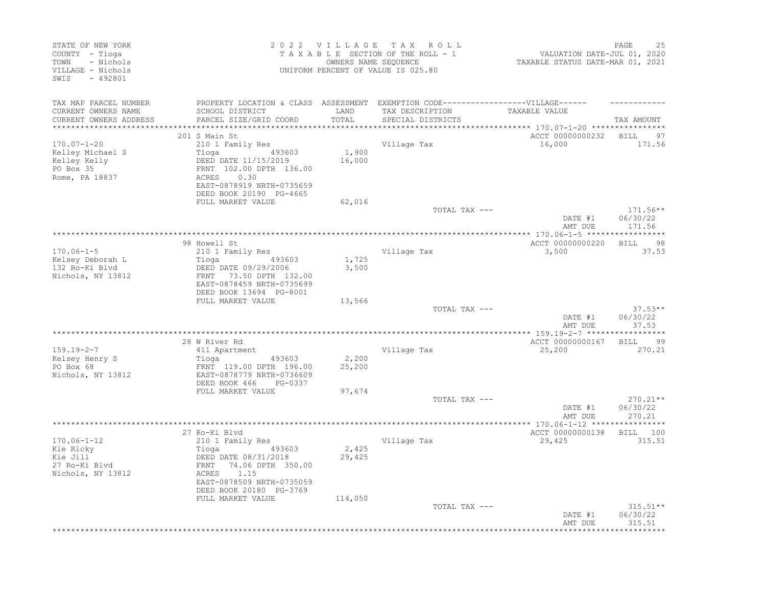STATE OF NEW YORK
COUNTY - Tioga
TOWN - Nichols
VILLAGE - Nichols
SWIS - 492801

2022 VILLAGE TAX ROLL
TAXABLE SECTION OF THE ROLL - 1
OWNERS NAME SEQUENCE
UNIFORM PERCENT OF VALUE IS 025.80

VALUATION DATE-JUL 01, 2020
TAXABLE STATUS DATE-MAR 01, 2021

| TAX MAP PARCEL NUMBER / CURRENT OWNERS NAME / CURRENT OWNERS ADDRESS | PROPERTY LOCATION & CLASS / SCHOOL DISTRICT / PARCEL SIZE/GRID COORD | ASSESSMENT LAND / TOTAL | EXEMPTION CODE / TAX DESCRIPTION / SPECIAL DISTRICTS | TAXABLE VALUE | TAX AMOUNT |
|---|---|---|---|---|---|
| 170.07-1-20 | 201 S Main St | | | ACCT 00000000232 | BILL 97 |
| Kelley Michael S | 210 1 Family Res | | Village Tax | 16,000 | 171.56 |
| Kelley Kelly | Tioga 493603 | 1,900 | | | |
| PO Box 35 | DEED DATE 11/15/2019 | 16,000 | | | |
| Rome, PA 18837 | FRNT 102.00 DPTH 136.00 | | | | |
| | ACRES 0.30 | | | | |
| | EAST-0878919 NRTH-0735659 | | | | |
| | DEED BOOK 20190 PG-4665 | | | | |
| | FULL MARKET VALUE | 62,016 | | | |
| | | | TOTAL TAX --- | | 171.56** |
| | | | | DATE #1 | 06/30/22 |
| | | | | AMT DUE | 171.56 |
| 170.06-1-5 | 98 Howell St | | | ACCT 00000000220 | BILL 98 |
| Kelsey Deborah L | 210 1 Family Res | | Village Tax | 3,500 | 37.53 |
| 132 Ro-Ki Blvd | Tioga 493603 | 1,725 | | | |
| Nichols, NY 13812 | DEED DATE 09/29/2006 | 3,500 | | | |
| | FRNT 73.50 DPTH 132.00 | | | | |
| | EAST-0878459 NRTH-0735699 | | | | |
| | DEED BOOK 13694 PG-8001 | | | | |
| | FULL MARKET VALUE | 13,566 | | | |
| | | | TOTAL TAX --- | | 37.53** |
| | | | | DATE #1 | 06/30/22 |
| | | | | AMT DUE | 37.53 |
| 159.19-2-7 | 28 W River Rd | | | ACCT 00000000167 | BILL 99 |
| Kelsey Henry S | 411 Apartment | | Village Tax | 25,200 | 270.21 |
| PO Box 68 | Tioga 493603 | 2,200 | | | |
| Nichols, NY 13812 | FRNT 119.00 DPTH 196.00 | 25,200 | | | |
| | EAST-0878779 NRTH-0736609 | | | | |
| | DEED BOOK 466 PG-0337 | | | | |
| | FULL MARKET VALUE | 97,674 | | | |
| | | | TOTAL TAX --- | | 270.21** |
| | | | | DATE #1 | 06/30/22 |
| | | | | AMT DUE | 270.21 |
| 170.06-1-12 | 27 Ro-Ki Blvd | | | ACCT 00000000138 | BILL 100 |
| Kie Ricky | 210 1 Family Res | | Village Tax | 29,425 | 315.51 |
| Kie Jill | Tioga 493603 | 2,425 | | | |
| 27 Ro-Ki Blvd | DEED DATE 08/31/2018 | 29,425 | | | |
| Nichols, NY 13812 | FRNT 74.06 DPTH 350.00 | | | | |
| | ACRES 1.15 | | | | |
| | EAST-0878509 NRTH-0735059 | | | | |
| | DEED BOOK 20180 PG-3769 | | | | |
| | FULL MARKET VALUE | 114,050 | | | |
| | | | TOTAL TAX --- | | 315.51** |
| | | | | DATE #1 | 06/30/22 |
| | | | | AMT DUE | 315.51 |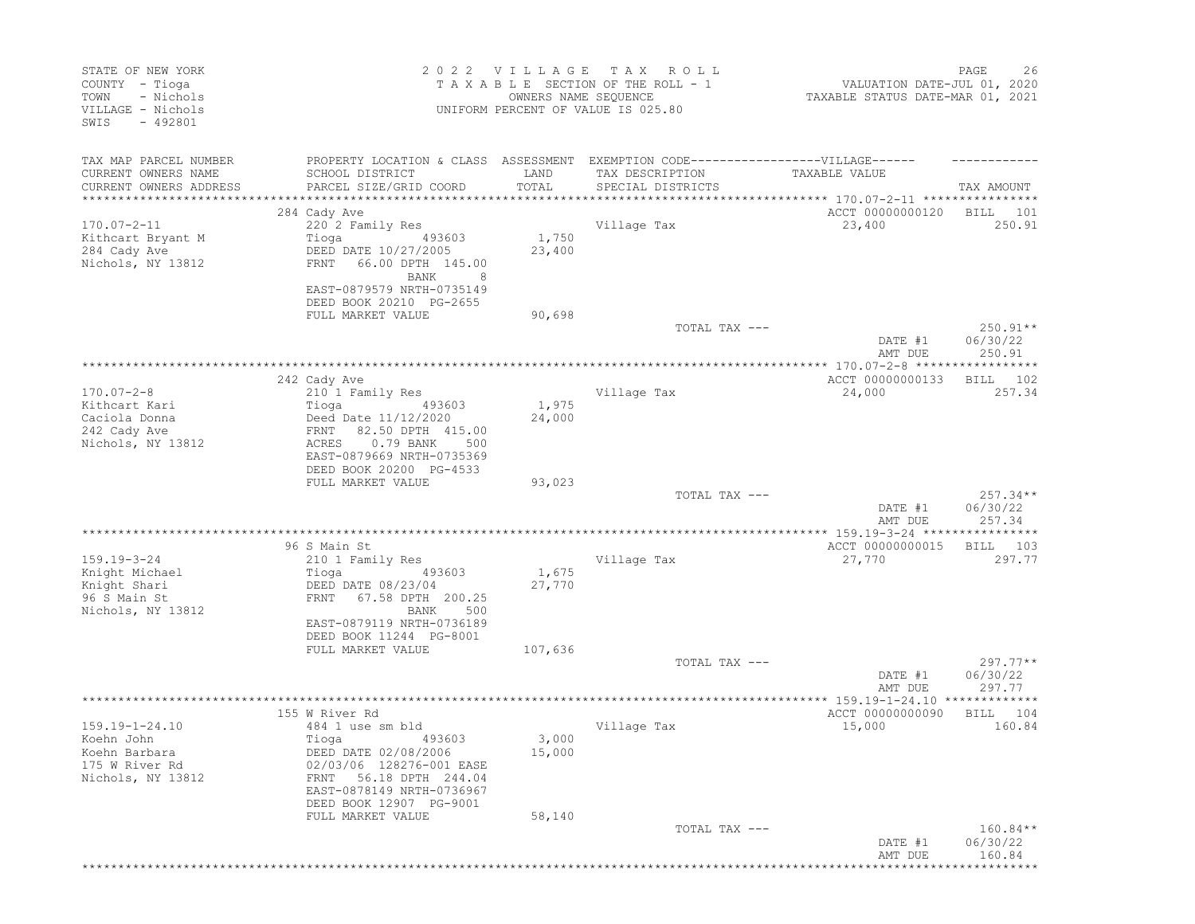STATE OF NEW YORK
COUNTY - Tioga
TOWN - Nichols
VILLAGE - Nichols
SWIS - 492801

2 0 2 2 V I L L A G E T A X R O L L
T A X A B L E SECTION OF THE ROLL - 1
OWNERS NAME SEQUENCE
UNIFORM PERCENT OF VALUE IS 025.80

PAGE 26
VALUATION DATE-JUL 01, 2020
TAXABLE STATUS DATE-MAR 01, 2021

| TAX MAP PARCEL NUMBER / CURRENT OWNERS NAME / CURRENT OWNERS ADDRESS | PROPERTY LOCATION & CLASS / SCHOOL DISTRICT / PARCEL SIZE/GRID COORD | ASSESSMENT LAND / TOTAL | EXEMPTION CODE / TAX DESCRIPTION / SPECIAL DISTRICTS | TAXABLE VALUE | TAX AMOUNT |
|---|---|---|---|---|---|
| **170.07-2-11** | 284 Cady Ave | | | ACCT 00000000120 | BILL 101 |
| 170.07-2-11 | 220 2 Family Res | | Village Tax | 23,400 | 250.91 |
| Kithcart Bryant M | Tioga 493603 | 1,750 | | | |
| 284 Cady Ave | DEED DATE 10/27/2005 | 23,400 | | | |
| Nichols, NY 13812 | FRNT 66.00 DPTH 145.00 | | | | |
| | BANK 8 | | | | |
| | EAST-0879579 NRTH-0735149 | | | | |
| | DEED BOOK 20210 PG-2655 | | | | |
| | FULL MARKET VALUE | 90,698 | | | |
| | | | TOTAL TAX --- | | 250.91** |
| | | | | DATE #1 | 06/30/22 |
| | | | | AMT DUE | 250.91 |
| **170.07-2-8** | 242 Cady Ave | | | ACCT 00000000133 | BILL 102 |
| 170.07-2-8 | 210 1 Family Res | | Village Tax | 24,000 | 257.34 |
| Kithcart Kari | Tioga 493603 | 1,975 | | | |
| Caciola Donna | Deed Date 11/12/2020 | 24,000 | | | |
| 242 Cady Ave | FRNT 82.50 DPTH 415.00 | | | | |
| Nichols, NY 13812 | ACRES 0.79 BANK 500 | | | | |
| | EAST-0879669 NRTH-0735369 | | | | |
| | DEED BOOK 20200 PG-4533 | | | | |
| | FULL MARKET VALUE | 93,023 | | | |
| | | | TOTAL TAX --- | | 257.34** |
| | | | | DATE #1 | 06/30/22 |
| | | | | AMT DUE | 257.34 |
| **159.19-3-24** | 96 S Main St | | | ACCT 00000000015 | BILL 103 |
| 159.19-3-24 | 210 1 Family Res | | Village Tax | 27,770 | 297.77 |
| Knight Michael | Tioga 493603 | 1,675 | | | |
| Knight Shari | DEED DATE 08/23/04 | 27,770 | | | |
| 96 S Main St | FRNT 67.58 DPTH 200.25 | | | | |
| Nichols, NY 13812 | BANK 500 | | | | |
| | EAST-0879119 NRTH-0736189 | | | | |
| | DEED BOOK 11244 PG-8001 | | | | |
| | FULL MARKET VALUE | 107,636 | | | |
| | | | TOTAL TAX --- | | 297.77** |
| | | | | DATE #1 | 06/30/22 |
| | | | | AMT DUE | 297.77 |
| **159.19-1-24.10** | 155 W River Rd | | | ACCT 00000000090 | BILL 104 |
| 159.19-1-24.10 | 484 1 use sm bld | | Village Tax | 15,000 | 160.84 |
| Koehn John | Tioga 493603 | 3,000 | | | |
| Koehn Barbara | DEED DATE 02/08/2006 | 15,000 | | | |
| 175 W River Rd | 02/03/06 128276-001 EASE | | | | |
| Nichols, NY 13812 | FRNT 56.18 DPTH 244.04 | | | | |
| | EAST-0878149 NRTH-0736967 | | | | |
| | DEED BOOK 12907 PG-9001 | | | | |
| | FULL MARKET VALUE | 58,140 | | | |
| | | | TOTAL TAX --- | | 160.84** |
| | | | | DATE #1 | 06/30/22 |
| | | | | AMT DUE | 160.84 |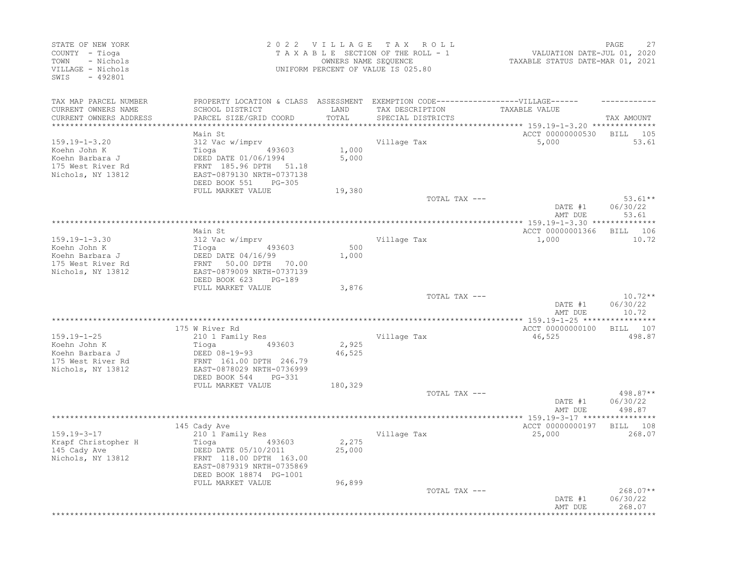STATE OF NEW YORK
COUNTY - Tioga
TOWN - Nichols
VILLAGE - Nichols
SWIS - 492801

2 0 2 2 V I L L A G E T A X R O L L
T A X A B L E SECTION OF THE ROLL - 1
OWNERS NAME SEQUENCE
UNIFORM PERCENT OF VALUE IS 025.80

VALUATION DATE-JUL 01, 2020
TAXABLE STATUS DATE-MAR 01, 2021

| TAX MAP PARCEL NUMBER / CURRENT OWNERS NAME / CURRENT OWNERS ADDRESS | PROPERTY LOCATION & CLASS / SCHOOL DISTRICT / PARCEL SIZE/GRID COORD | ASSESSMENT LAND / TOTAL | EXEMPTION CODE / TAX DESCRIPTION / SPECIAL DISTRICTS | VILLAGE TAXABLE VALUE | TAX AMOUNT |
|---|---|---|---|---|---|
| **159.19-1-3.20** | Main St | | | ACCT 00000000530 | BILL 105 |
| Koehn John K | 312 Vac w/imprv | | Village Tax | 5,000 | 53.61 |
| Koehn Barbara J | Tioga 493603 | 1,000 | | | |
| 175 West River Rd | DEED DATE 01/06/1994 | 5,000 | | | |
| Nichols, NY 13812 | FRNT 185.96 DPTH 51.18 | | | | |
| | EAST-0879130 NRTH-0737138 | | | | |
| | DEED BOOK 551 PG-305 | | | | |
| | FULL MARKET VALUE | 19,380 | | | |
| | | | TOTAL TAX --- | | 53.61** |
| | | | | DATE #1 | 06/30/22 |
| | | | | AMT DUE | 53.61 |
| **159.19-1-3.30** | Main St | | | ACCT 00000001366 | BILL 106 |
| Koehn John K | 312 Vac w/imprv | | Village Tax | 1,000 | 10.72 |
| Koehn Barbara J | Tioga 493603 | 500 | | | |
| 175 West River Rd | DEED DATE 04/16/99 | 1,000 | | | |
| Nichols, NY 13812 | FRNT 50.00 DPTH 70.00 | | | | |
| | EAST-0879009 NRTH-0737139 | | | | |
| | DEED BOOK 623 PG-189 | | | | |
| | FULL MARKET VALUE | 3,876 | | | |
| | | | TOTAL TAX --- | | 10.72** |
| | | | | DATE #1 | 06/30/22 |
| | | | | AMT DUE | 10.72 |
| **159.19-1-25** | 175 W River Rd | | | ACCT 00000000100 | BILL 107 |
| Koehn John K | 210 1 Family Res | | Village Tax | 46,525 | 498.87 |
| Koehn Barbara J | Tioga 493603 | 2,925 | | | |
| 175 West River Rd | DEED 08-19-93 | 46,525 | | | |
| Nichols, NY 13812 | FRNT 161.00 DPTH 246.79 | | | | |
| | EAST-0878029 NRTH-0736999 | | | | |
| | DEED BOOK 544 PG-331 | | | | |
| | FULL MARKET VALUE | 180,329 | | | |
| | | | TOTAL TAX --- | | 498.87** |
| | | | | DATE #1 | 06/30/22 |
| | | | | AMT DUE | 498.87 |
| **159.19-3-17** | 145 Cady Ave | | | ACCT 00000000197 | BILL 108 |
| Krapf Christopher H | 210 1 Family Res | | Village Tax | 25,000 | 268.07 |
| 145 Cady Ave | Tioga 493603 | 2,275 | | | |
| Nichols, NY 13812 | DEED DATE 05/10/2011 | 25,000 | | | |
| | FRNT 118.00 DPTH 163.00 | | | | |
| | EAST-0879319 NRTH-0735869 | | | | |
| | DEED BOOK 18874 PG-1001 | | | | |
| | FULL MARKET VALUE | 96,899 | | | |
| | | | TOTAL TAX --- | | 268.07** |
| | | | | DATE #1 | 06/30/22 |
| | | | | AMT DUE | 268.07 |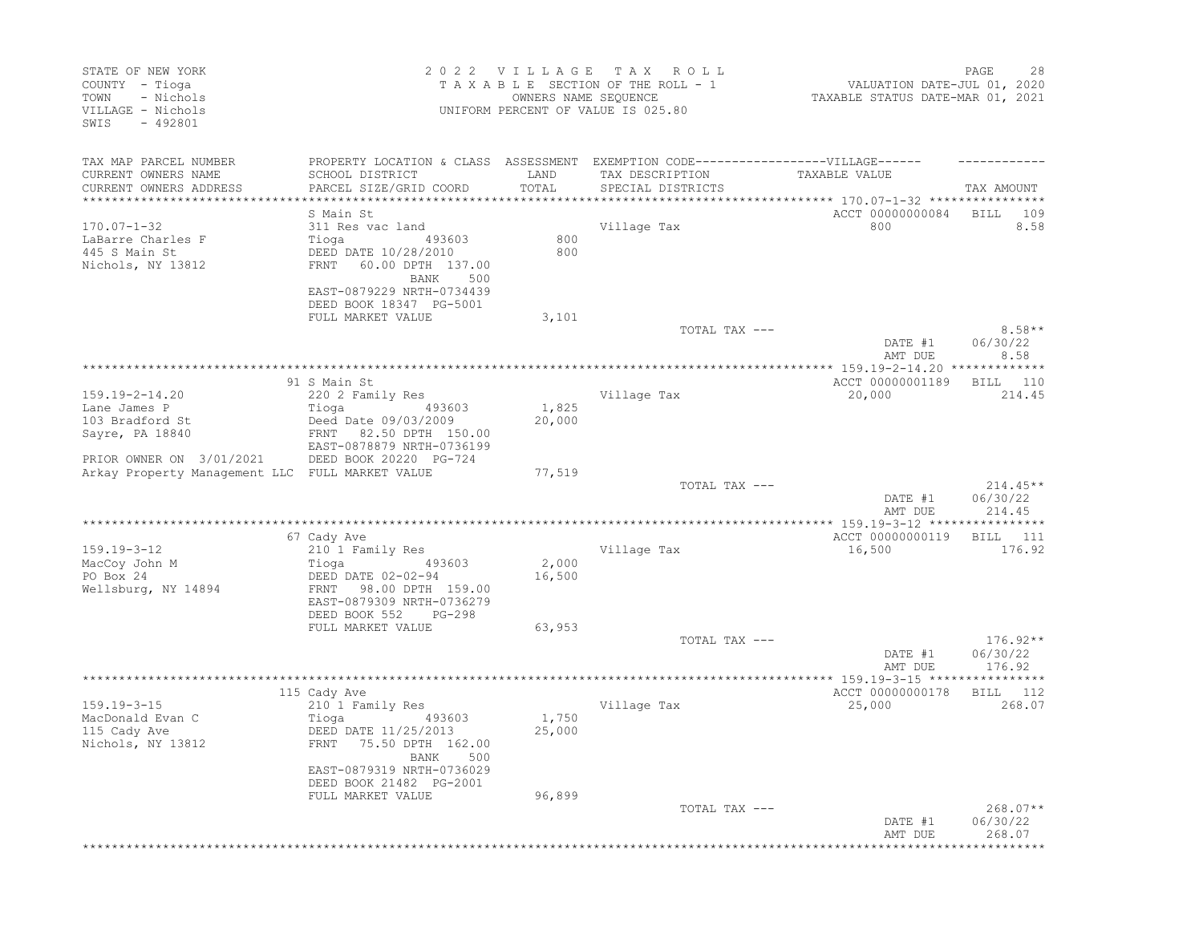STATE OF NEW YORK
COUNTY - Tioga
TOWN - Nichols
VILLAGE - Nichols
SWIS - 492801

2022 VILLAGE TAX ROLL
TAXABLE SECTION OF THE ROLL - 1
OWNERS NAME SEQUENCE
UNIFORM PERCENT OF VALUE IS 025.80

VALUATION DATE-JUL 01, 2020
TAXABLE STATUS DATE-MAR 01, 2021

| TAX MAP PARCEL NUMBER / CURRENT OWNERS NAME / CURRENT OWNERS ADDRESS | PROPERTY LOCATION & CLASS / SCHOOL DISTRICT / PARCEL SIZE/GRID COORD | ASSESSMENT LAND / TOTAL | EXEMPTION CODE / TAX DESCRIPTION / SPECIAL DISTRICTS | TAXABLE VALUE | TAX AMOUNT |
|---|---|---|---|---|---|
| **170.07-1-32** | S Main St | | | ACCT 00000000084 | BILL 109 |
| 170.07-1-32 | 311 Res vac land | | Village Tax | 800 | 8.58 |
| LaBarre Charles F | Tioga 493603 | 800 | | | |
| 445 S Main St | DEED DATE 10/28/2010 | 800 | | | |
| Nichols, NY 13812 | FRNT 60.00 DPTH 137.00 | | | | |
| | BANK 500 | | | | |
| | EAST-0879229 NRTH-0734439 | | | | |
| | DEED BOOK 18347 PG-5001 | | | | |
| | FULL MARKET VALUE | 3,101 | | | |
| | | | TOTAL TAX --- | | 8.58** |
| | | | | DATE #1 | 06/30/22 |
| | | | | AMT DUE | 8.58 |
| **159.19-2-14.20** | 91 S Main St | | | ACCT 00000001189 | BILL 110 |
| 159.19-2-14.20 | 220 2 Family Res | | Village Tax | 20,000 | 214.45 |
| Lane James P | Tioga 493603 | 1,825 | | | |
| 103 Bradford St | Deed Date 09/03/2009 | 20,000 | | | |
| Sayre, PA 18840 | FRNT 82.50 DPTH 150.00 | | | | |
| | EAST-0878879 NRTH-0736199 | | | | |
| PRIOR OWNER ON 3/01/2021 | DEED BOOK 20220 PG-724 | | | | |
| Arkay Property Management LLC | FULL MARKET VALUE | 77,519 | | | |
| | | | TOTAL TAX --- | | 214.45** |
| | | | | DATE #1 | 06/30/22 |
| | | | | AMT DUE | 214.45 |
| **159.19-3-12** | 67 Cady Ave | | | ACCT 00000000119 | BILL 111 |
| 159.19-3-12 | 210 1 Family Res | | Village Tax | 16,500 | 176.92 |
| MacCoy John M | Tioga 493603 | 2,000 | | | |
| PO Box 24 | DEED DATE 02-02-94 | 16,500 | | | |
| Wellsburg, NY 14894 | FRNT 98.00 DPTH 159.00 | | | | |
| | EAST-0879309 NRTH-0736279 | | | | |
| | DEED BOOK 552 PG-298 | | | | |
| | FULL MARKET VALUE | 63,953 | | | |
| | | | TOTAL TAX --- | | 176.92** |
| | | | | DATE #1 | 06/30/22 |
| | | | | AMT DUE | 176.92 |
| **159.19-3-15** | 115 Cady Ave | | | ACCT 00000000178 | BILL 112 |
| 159.19-3-15 | 210 1 Family Res | | Village Tax | 25,000 | 268.07 |
| MacDonald Evan C | Tioga 493603 | 1,750 | | | |
| 115 Cady Ave | DEED DATE 11/25/2013 | 25,000 | | | |
| Nichols, NY 13812 | FRNT 75.50 DPTH 162.00 | | | | |
| | BANK 500 | | | | |
| | EAST-0879319 NRTH-0736029 | | | | |
| | DEED BOOK 21482 PG-2001 | | | | |
| | FULL MARKET VALUE | 96,899 | | | |
| | | | TOTAL TAX --- | | 268.07** |
| | | | | DATE #1 | 06/30/22 |
| | | | | AMT DUE | 268.07 |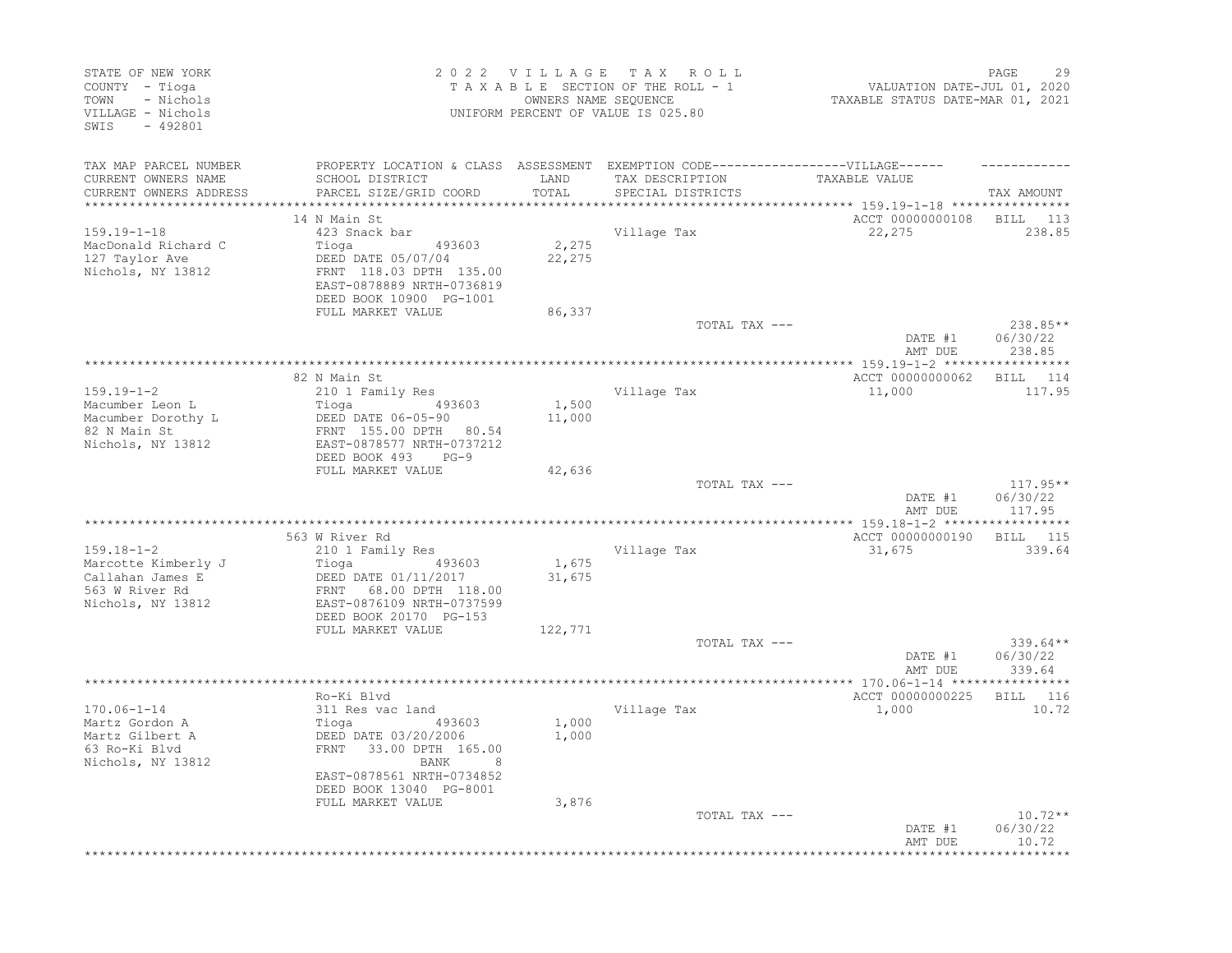STATE OF NEW YORK
COUNTY - Tioga
TOWN - Nichols
VILLAGE - Nichols
SWIS - 492801

2022 VILLAGE TAX ROLL
TAXABLE SECTION OF THE ROLL - 1
OWNERS NAME SEQUENCE
UNIFORM PERCENT OF VALUE IS 025.80

VALUATION DATE-JUL 01, 2020
TAXABLE STATUS DATE-MAR 01, 2021

| TAX MAP PARCEL NUMBER / CURRENT OWNERS NAME / CURRENT OWNERS ADDRESS | PROPERTY LOCATION & CLASS / SCHOOL DISTRICT / PARCEL SIZE/GRID COORD | ASSESSMENT LAND / TOTAL | EXEMPTION CODE / TAX DESCRIPTION / SPECIAL DISTRICTS | TAXABLE VALUE | TAX AMOUNT |
|---|---|---|---|---|---|
| 159.19-1-18 | 14 N Main St | | | ACCT 00000000108 | BILL 113 |
| | 423 Snack bar | | Village Tax | 22,275 | 238.85 |
| MacDonald Richard C | Tioga 493603 | 2,275 | | | |
| 127 Taylor Ave | DEED DATE 05/07/04 | 22,275 | | | |
| Nichols, NY 13812 | FRNT 118.03 DPTH 135.00 | | | | |
| | EAST-0878889 NRTH-0736819 | | | | |
| | DEED BOOK 10900 PG-1001 | | | | |
| | FULL MARKET VALUE | 86,337 | | | |
| | | | TOTAL TAX --- | | 238.85** |
| | | | | DATE #1 | 06/30/22 |
| | | | | AMT DUE | 238.85 |
| 159.19-1-2 | 82 N Main St | | | ACCT 00000000062 | BILL 114 |
| | 210 1 Family Res | | Village Tax | 11,000 | 117.95 |
| Macumber Leon L | Tioga 493603 | 1,500 | | | |
| Macumber Dorothy L | DEED DATE 06-05-90 | 11,000 | | | |
| 82 N Main St | FRNT 155.00 DPTH 80.54 | | | | |
| Nichols, NY 13812 | EAST-0878577 NRTH-0737212 | | | | |
| | DEED BOOK 493 PG-9 | | | | |
| | FULL MARKET VALUE | 42,636 | | | |
| | | | TOTAL TAX --- | | 117.95** |
| | | | | DATE #1 | 06/30/22 |
| | | | | AMT DUE | 117.95 |
| 159.18-1-2 | 563 W River Rd | | | ACCT 00000000190 | BILL 115 |
| | 210 1 Family Res | | Village Tax | 31,675 | 339.64 |
| Marcotte Kimberly J | Tioga 493603 | 1,675 | | | |
| Callahan James E | DEED DATE 01/11/2017 | 31,675 | | | |
| 563 W River Rd | FRNT 68.00 DPTH 118.00 | | | | |
| Nichols, NY 13812 | EAST-0876109 NRTH-0737599 | | | | |
| | DEED BOOK 20170 PG-153 | | | | |
| | FULL MARKET VALUE | 122,771 | | | |
| | | | TOTAL TAX --- | | 339.64** |
| | | | | DATE #1 | 06/30/22 |
| | | | | AMT DUE | 339.64 |
| 170.06-1-14 | Ro-Ki Blvd | | | ACCT 00000000225 | BILL 116 |
| | 311 Res vac land | | Village Tax | 1,000 | 10.72 |
| Martz Gordon A | Tioga 493603 | 1,000 | | | |
| Martz Gilbert A | DEED DATE 03/20/2006 | 1,000 | | | |
| 63 Ro-Ki Blvd | FRNT 33.00 DPTH 165.00 | | | | |
| Nichols, NY 13812 | BANK 8 | | | | |
| | EAST-0878561 NRTH-0734852 | | | | |
| | DEED BOOK 13040 PG-8001 | | | | |
| | FULL MARKET VALUE | 3,876 | | | |
| | | | TOTAL TAX --- | | 10.72** |
| | | | | DATE #1 | 06/30/22 |
| | | | | AMT DUE | 10.72 |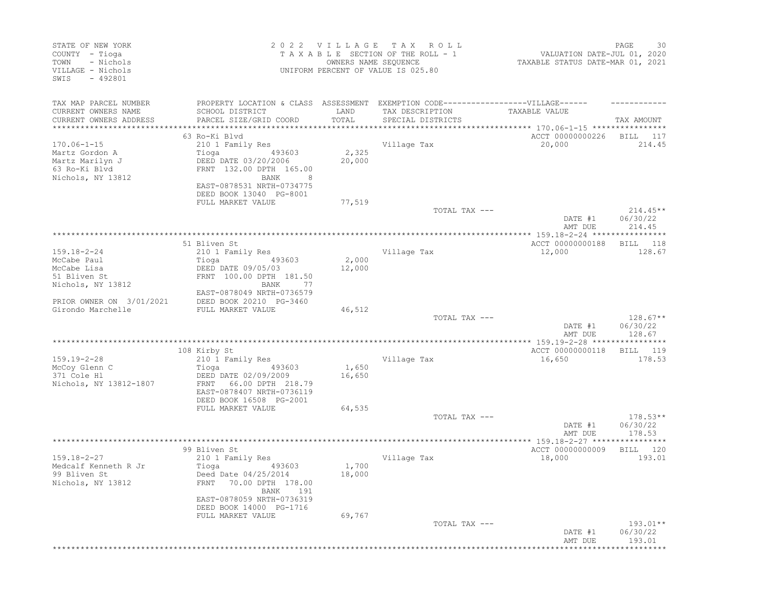STATE OF NEW YORK
COUNTY - Tioga
TOWN - Nichols
VILLAGE - Nichols
SWIS - 492801

2 0 2 2 V I L L A G E T A X R O L L
T A X A B L E SECTION OF THE ROLL - 1
OWNERS NAME SEQUENCE
UNIFORM PERCENT OF VALUE IS 025.80

VALUATION DATE-JUL 01, 2020
TAXABLE STATUS DATE-MAR 01, 2021

| TAX MAP PARCEL NUMBER / CURRENT OWNERS NAME / CURRENT OWNERS ADDRESS | PROPERTY LOCATION & CLASS / SCHOOL DISTRICT / PARCEL SIZE/GRID COORD | ASSESSMENT LAND / TOTAL | EXEMPTION CODE / TAX DESCRIPTION / SPECIAL DISTRICTS | VILLAGE TAXABLE VALUE | TAX AMOUNT |
|---|---|---|---|---|---|
| **170.06-1-15** | 63 Ro-Ki Blvd | | | ACCT 00000000226 | BILL 117 |
| 170.06-1-15 | 210 1 Family Res | | Village Tax | 20,000 | 214.45 |
| Martz Gordon A | Tioga 493603 | 2,325 | | | |
| Martz Marilyn J | DEED DATE 03/20/2006 | 20,000 | | | |
| 63 Ro-Ki Blvd | FRNT 132.00 DPTH 165.00 | | | | |
| Nichols, NY 13812 | BANK 8 | | | | |
| | EAST-0878531 NRTH-0734775 | | | | |
| | DEED BOOK 13040 PG-8001 | | | | |
| | FULL MARKET VALUE | 77,519 | | | |
| | | | TOTAL TAX --- | | 214.45** |
| | | | | DATE #1 | 06/30/22 |
| | | | | AMT DUE | 214.45 |
| **159.18-2-24** | 51 Bliven St | | | ACCT 00000000188 | BILL 118 |
| 159.18-2-24 | 210 1 Family Res | | Village Tax | 12,000 | 128.67 |
| McCabe Paul | Tioga 493603 | 2,000 | | | |
| McCabe Lisa | DEED DATE 09/05/03 | 12,000 | | | |
| 51 Bliven St | FRNT 100.00 DPTH 181.50 | | | | |
| Nichols, NY 13812 | BANK 77 | | | | |
| | EAST-0878049 NRTH-0736579 | | | | |
| PRIOR OWNER ON 3/01/2021 | DEED BOOK 20210 PG-3460 | | | | |
| Girondo Marchelle | FULL MARKET VALUE | 46,512 | | | |
| | | | TOTAL TAX --- | | 128.67** |
| | | | | DATE #1 | 06/30/22 |
| | | | | AMT DUE | 128.67 |
| **159.19-2-28** | 108 Kirby St | | | ACCT 00000000118 | BILL 119 |
| 159.19-2-28 | 210 1 Family Res | | Village Tax | 16,650 | 178.53 |
| McCoy Glenn C | Tioga 493603 | 1,650 | | | |
| 371 Cole Hl | DEED DATE 02/09/2009 | 16,650 | | | |
| Nichols, NY 13812-1807 | FRNT 66.00 DPTH 218.79 | | | | |
| | EAST-0878407 NRTH-0736119 | | | | |
| | DEED BOOK 16508 PG-2001 | | | | |
| | FULL MARKET VALUE | 64,535 | | | |
| | | | TOTAL TAX --- | | 178.53** |
| | | | | DATE #1 | 06/30/22 |
| | | | | AMT DUE | 178.53 |
| **159.18-2-27** | 99 Bliven St | | | ACCT 00000000009 | BILL 120 |
| 159.18-2-27 | 210 1 Family Res | | Village Tax | 18,000 | 193.01 |
| Medcalf Kenneth R Jr | Tioga 493603 | 1,700 | | | |
| 99 Bliven St | Deed Date 04/25/2014 | 18,000 | | | |
| Nichols, NY 13812 | FRNT 70.00 DPTH 178.00 | | | | |
| | BANK 191 | | | | |
| | EAST-0878059 NRTH-0736319 | | | | |
| | DEED BOOK 14000 PG-1716 | | | | |
| | FULL MARKET VALUE | 69,767 | | | |
| | | | TOTAL TAX --- | | 193.01** |
| | | | | DATE #1 | 06/30/22 |
| | | | | AMT DUE | 193.01 |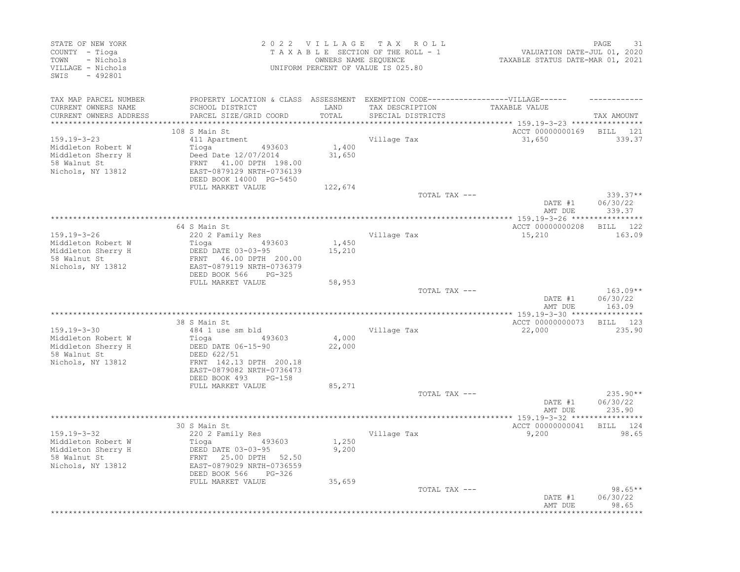STATE OF NEW YORK
COUNTY - Tioga
TOWN - Nichols
VILLAGE - Nichols
SWIS - 492801

2 0 2 2 V I L L A G E T A X R O L L
T A X A B L E SECTION OF THE ROLL - 1
OWNERS NAME SEQUENCE
UNIFORM PERCENT OF VALUE IS 025.80

VALUATION DATE-JUL 01, 2020
TAXABLE STATUS DATE-MAR 01, 2021

| TAX MAP PARCEL NUMBER / CURRENT OWNERS NAME / CURRENT OWNERS ADDRESS | PROPERTY LOCATION & CLASS / SCHOOL DISTRICT / PARCEL SIZE/GRID COORD | ASSESSMENT LAND / TOTAL | EXEMPTION CODE / TAX DESCRIPTION / SPECIAL DISTRICTS | TAXABLE VALUE | TAX AMOUNT |
|---|---|---|---|---|---|
| **159.19-3-23** | 108 S Main St | | | ACCT 00000000169 | BILL 121 |
| 159.19-3-23 | 411 Apartment | | Village Tax | 31,650 | 339.37 |
| Middleton Robert W | Tioga 493603 | 1,400 | | | |
| Middleton Sherry H | Deed Date 12/07/2014 | 31,650 | | | |
| 58 Walnut St | FRNT 41.00 DPTH 198.00 | | | | |
| Nichols, NY 13812 | EAST-0879129 NRTH-0736139 | | | | |
| | DEED BOOK 14000 PG-5450 | | | | |
| | FULL MARKET VALUE | 122,674 | | | |
| | | | TOTAL TAX --- | | 339.37** |
| | | | | DATE #1 | 06/30/22 |
| | | | | AMT DUE | 339.37 |
| **159.19-3-26** | 64 S Main St | | | ACCT 00000000208 | BILL 122 |
| 159.19-3-26 | 220 2 Family Res | | Village Tax | 15,210 | 163.09 |
| Middleton Robert W | Tioga 493603 | 1,450 | | | |
| Middleton Sherry H | DEED DATE 03-03-95 | 15,210 | | | |
| 58 Walnut St | FRNT 46.00 DPTH 200.00 | | | | |
| Nichols, NY 13812 | EAST-0879119 NRTH-0736379 | | | | |
| | DEED BOOK 566 PG-325 | | | | |
| | FULL MARKET VALUE | 58,953 | | | |
| | | | TOTAL TAX --- | | 163.09** |
| | | | | DATE #1 | 06/30/22 |
| | | | | AMT DUE | 163.09 |
| **159.19-3-30** | 38 S Main St | | | ACCT 00000000073 | BILL 123 |
| 159.19-3-30 | 484 1 use sm bld | | Village Tax | 22,000 | 235.90 |
| Middleton Robert W | Tioga 493603 | 4,000 | | | |
| Middleton Sherry H | DEED DATE 06-15-90 | 22,000 | | | |
| 58 Walnut St | DEED 622/51 | | | | |
| Nichols, NY 13812 | FRNT 142.13 DPTH 200.18 | | | | |
| | EAST-0879082 NRTH-0736473 | | | | |
| | DEED BOOK 493 PG-158 | | | | |
| | FULL MARKET VALUE | 85,271 | | | |
| | | | TOTAL TAX --- | | 235.90** |
| | | | | DATE #1 | 06/30/22 |
| | | | | AMT DUE | 235.90 |
| **159.19-3-32** | 30 S Main St | | | ACCT 00000000041 | BILL 124 |
| 159.19-3-32 | 220 2 Family Res | | Village Tax | 9,200 | 98.65 |
| Middleton Robert W | Tioga 493603 | 1,250 | | | |
| Middleton Sherry H | DEED DATE 03-03-95 | 9,200 | | | |
| 58 Walnut St | FRNT 25.00 DPTH 52.50 | | | | |
| Nichols, NY 13812 | EAST-0879029 NRTH-0736559 | | | | |
| | DEED BOOK 566 PG-326 | | | | |
| | FULL MARKET VALUE | 35,659 | | | |
| | | | TOTAL TAX --- | | 98.65** |
| | | | | DATE #1 | 06/30/22 |
| | | | | AMT DUE | 98.65 |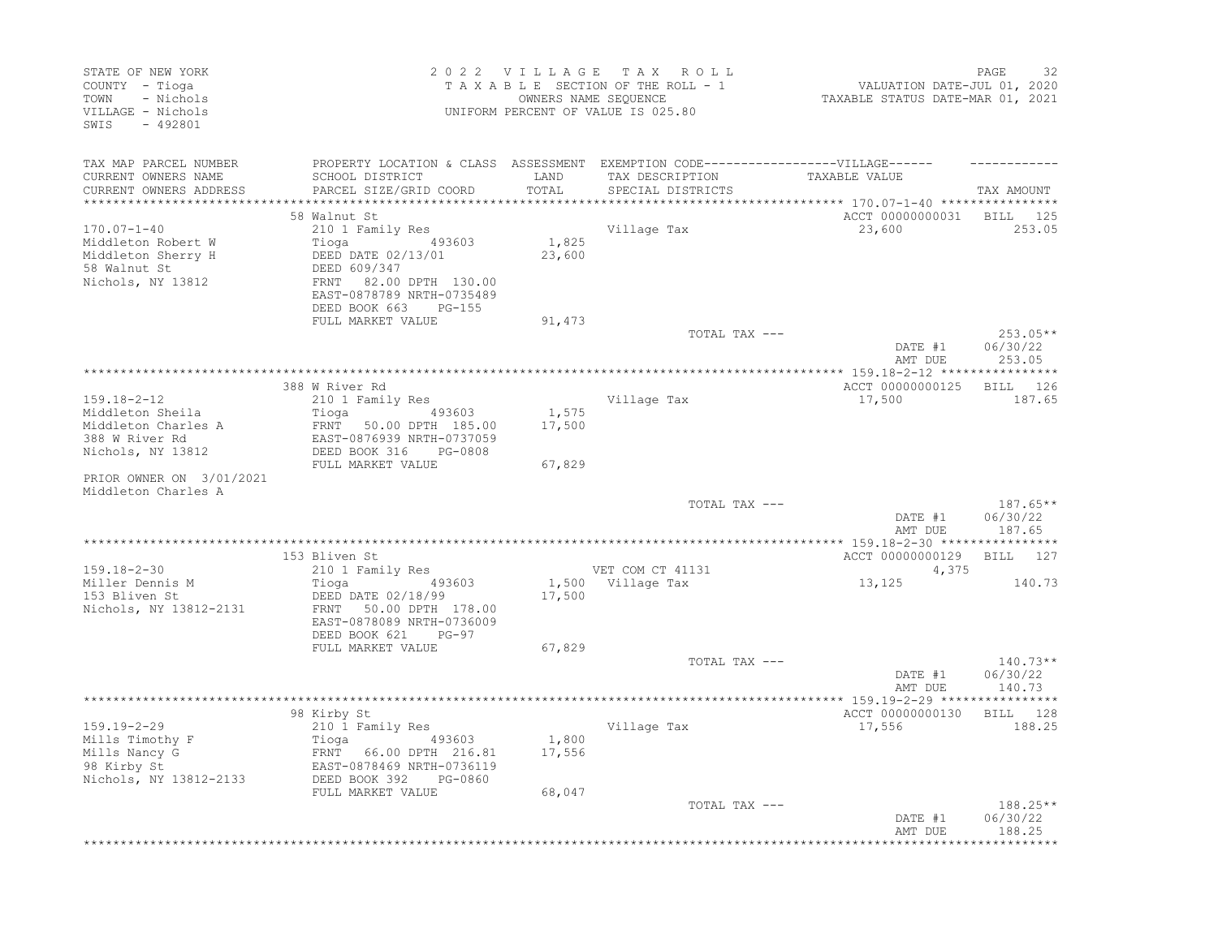STATE OF NEW YORK
COUNTY - Tioga
TOWN - Nichols
VILLAGE - Nichols
SWIS - 492801

2022 VILLAGE TAX ROLL
TAXABLE SECTION OF THE ROLL - 1
OWNERS NAME SEQUENCE
UNIFORM PERCENT OF VALUE IS 025.80

VALUATION DATE-JUL 01, 2020
TAXABLE STATUS DATE-MAR 01, 2021

| TAX MAP PARCEL NUMBER / CURRENT OWNERS NAME / CURRENT OWNERS ADDRESS | PROPERTY LOCATION & CLASS / SCHOOL DISTRICT / PARCEL SIZE/GRID COORD | ASSESSMENT LAND / TOTAL | EXEMPTION CODE / TAX DESCRIPTION / SPECIAL DISTRICTS | VILLAGE TAXABLE VALUE | TAX AMOUNT |
|---|---|---|---|---|---|
| **170.07-1-40** | 58 Walnut St | | | ACCT 00000000031 | BILL 125 |
| Middleton Robert W | 210 1 Family Res | | Village Tax | 23,600 | 253.05 |
| Middleton Sherry H | Tioga 493603 | 1,825 | | | |
| 58 Walnut St | DEED DATE 02/13/01 | 23,600 | | | |
| Nichols, NY 13812 | DEED 609/347 | | | | |
| | FRNT 82.00 DPTH 130.00 | | | | |
| | EAST-0878789 NRTH-0735489 | | | | |
| | DEED BOOK 663 PG-155 | | | | |
| | FULL MARKET VALUE | 91,473 | | | |
| | | | TOTAL TAX --- | | 253.05** |
| | | | | DATE #1 | 06/30/22 |
| | | | | AMT DUE | 253.05 |
| **159.18-2-12** | 388 W River Rd | | | ACCT 00000000125 | BILL 126 |
| Middleton Sheila | 210 1 Family Res | | Village Tax | 17,500 | 187.65 |
| Middleton Charles A | Tioga 493603 | 1,575 | | | |
| 388 W River Rd | FRNT 50.00 DPTH 185.00 | 17,500 | | | |
| Nichols, NY 13812 | EAST-0876939 NRTH-0737059 | | | | |
| | DEED BOOK 316 PG-0808 | | | | |
| | FULL MARKET VALUE | 67,829 | | | |
| PRIOR OWNER ON 3/01/2021 | | | | | |
| Middleton Charles A | | | | | |
| | | | TOTAL TAX --- | | 187.65** |
| | | | | DATE #1 | 06/30/22 |
| | | | | AMT DUE | 187.65 |
| **159.18-2-30** | 153 Bliven St | | | ACCT 00000000129 | BILL 127 |
| Miller Dennis M | 210 1 Family Res | | VET COM CT 41131 | 4,375 | |
| 153 Bliven St | Tioga 493603 | 1,500 | Village Tax | 13,125 | 140.73 |
| Nichols, NY 13812-2131 | DEED DATE 02/18/99 | 17,500 | | | |
| | FRNT 50.00 DPTH 178.00 | | | | |
| | EAST-0878089 NRTH-0736009 | | | | |
| | DEED BOOK 621 PG-97 | | | | |
| | FULL MARKET VALUE | 67,829 | | | |
| | | | TOTAL TAX --- | | 140.73** |
| | | | | DATE #1 | 06/30/22 |
| | | | | AMT DUE | 140.73 |
| **159.19-2-29** | 98 Kirby St | | | ACCT 00000000130 | BILL 128 |
| Mills Timothy F | 210 1 Family Res | | Village Tax | 17,556 | 188.25 |
| Mills Nancy G | Tioga 493603 | 1,800 | | | |
| 98 Kirby St | FRNT 66.00 DPTH 216.81 | 17,556 | | | |
| Nichols, NY 13812-2133 | EAST-0878469 NRTH-0736119 | | | | |
| | DEED BOOK 392 PG-0860 | | | | |
| | FULL MARKET VALUE | 68,047 | | | |
| | | | TOTAL TAX --- | | 188.25** |
| | | | | DATE #1 | 06/30/22 |
| | | | | AMT DUE | 188.25 |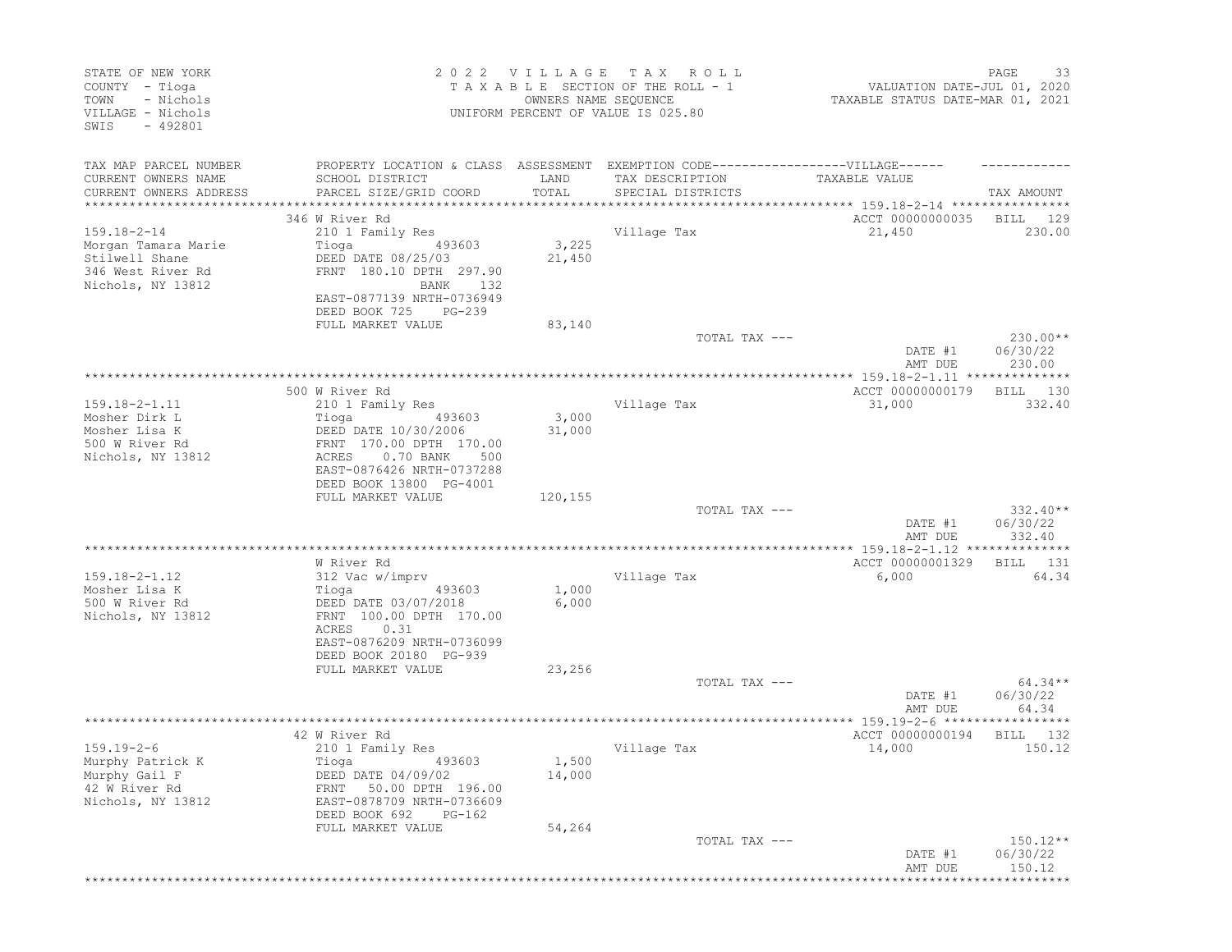STATE OF NEW YORK
COUNTY - Tioga
TOWN - Nichols
VILLAGE - Nichols
SWIS - 492801

2022 VILLAGE TAX ROLL
TAXABLE SECTION OF THE ROLL - 1
OWNERS NAME SEQUENCE
UNIFORM PERCENT OF VALUE IS 025.80

VALUATION DATE-JUL 01, 2020
TAXABLE STATUS DATE-MAR 01, 2021

| TAX MAP PARCEL NUMBER / CURRENT OWNERS NAME / CURRENT OWNERS ADDRESS | PROPERTY LOCATION & CLASS / SCHOOL DISTRICT / PARCEL SIZE/GRID COORD | ASSESSMENT LAND / TOTAL | EXEMPTION CODE / TAX DESCRIPTION / SPECIAL DISTRICTS | VILLAGE TAXABLE VALUE | TAX AMOUNT |
|---|---|---|---|---|---|
| 159.18-2-14 | 346 W River Rd | | | ACCT 00000000035 | BILL 129 |
| | 210 1 Family Res | | Village Tax | 21,450 | 230.00 |
| Morgan Tamara Marie | Tioga 493603 | 3,225 | | | |
| Stilwell Shane | DEED DATE 08/25/03 | 21,450 | | | |
| 346 West River Rd | FRNT 180.10 DPTH 297.90 | | | | |
| Nichols, NY 13812 | BANK 132 | | | | |
| | EAST-0877139 NRTH-0736949 | | | | |
| | DEED BOOK 725 PG-239 | | | | |
| | FULL MARKET VALUE | 83,140 | | | |
| | | | TOTAL TAX --- | | 230.00** |
| | | | | DATE #1 | 06/30/22 |
| | | | | AMT DUE | 230.00 |
| 159.18-2-1.11 | 500 W River Rd | | | ACCT 00000000179 | BILL 130 |
| | 210 1 Family Res | | Village Tax | 31,000 | 332.40 |
| Mosher Dirk L | Tioga 493603 | 3,000 | | | |
| Mosher Lisa K | DEED DATE 10/30/2006 | 31,000 | | | |
| 500 W River Rd | FRNT 170.00 DPTH 170.00 | | | | |
| Nichols, NY 13812 | ACRES 0.70 BANK 500 | | | | |
| | EAST-0876426 NRTH-0737288 | | | | |
| | DEED BOOK 13800 PG-4001 | | | | |
| | FULL MARKET VALUE | 120,155 | | | |
| | | | TOTAL TAX --- | | 332.40** |
| | | | | DATE #1 | 06/30/22 |
| | | | | AMT DUE | 332.40 |
| 159.18-2-1.12 | W River Rd | | | ACCT 00000001329 | BILL 131 |
| | 312 Vac w/imprv | | Village Tax | 6,000 | 64.34 |
| Mosher Lisa K | Tioga 493603 | 1,000 | | | |
| 500 W River Rd | DEED DATE 03/07/2018 | 6,000 | | | |
| Nichols, NY 13812 | FRNT 100.00 DPTH 170.00 | | | | |
| | ACRES 0.31 | | | | |
| | EAST-0876209 NRTH-0736099 | | | | |
| | DEED BOOK 20180 PG-939 | | | | |
| | FULL MARKET VALUE | 23,256 | | | |
| | | | TOTAL TAX --- | | 64.34** |
| | | | | DATE #1 | 06/30/22 |
| | | | | AMT DUE | 64.34 |
| 159.19-2-6 | 42 W River Rd | | | ACCT 00000000194 | BILL 132 |
| | 210 1 Family Res | | Village Tax | 14,000 | 150.12 |
| Murphy Patrick K | Tioga 493603 | 1,500 | | | |
| Murphy Gail F | DEED DATE 04/09/02 | 14,000 | | | |
| 42 W River Rd | FRNT 50.00 DPTH 196.00 | | | | |
| Nichols, NY 13812 | EAST-0878709 NRTH-0736609 | | | | |
| | DEED BOOK 692 PG-162 | | | | |
| | FULL MARKET VALUE | 54,264 | | | |
| | | | TOTAL TAX --- | | 150.12** |
| | | | | DATE #1 | 06/30/22 |
| | | | | AMT DUE | 150.12 |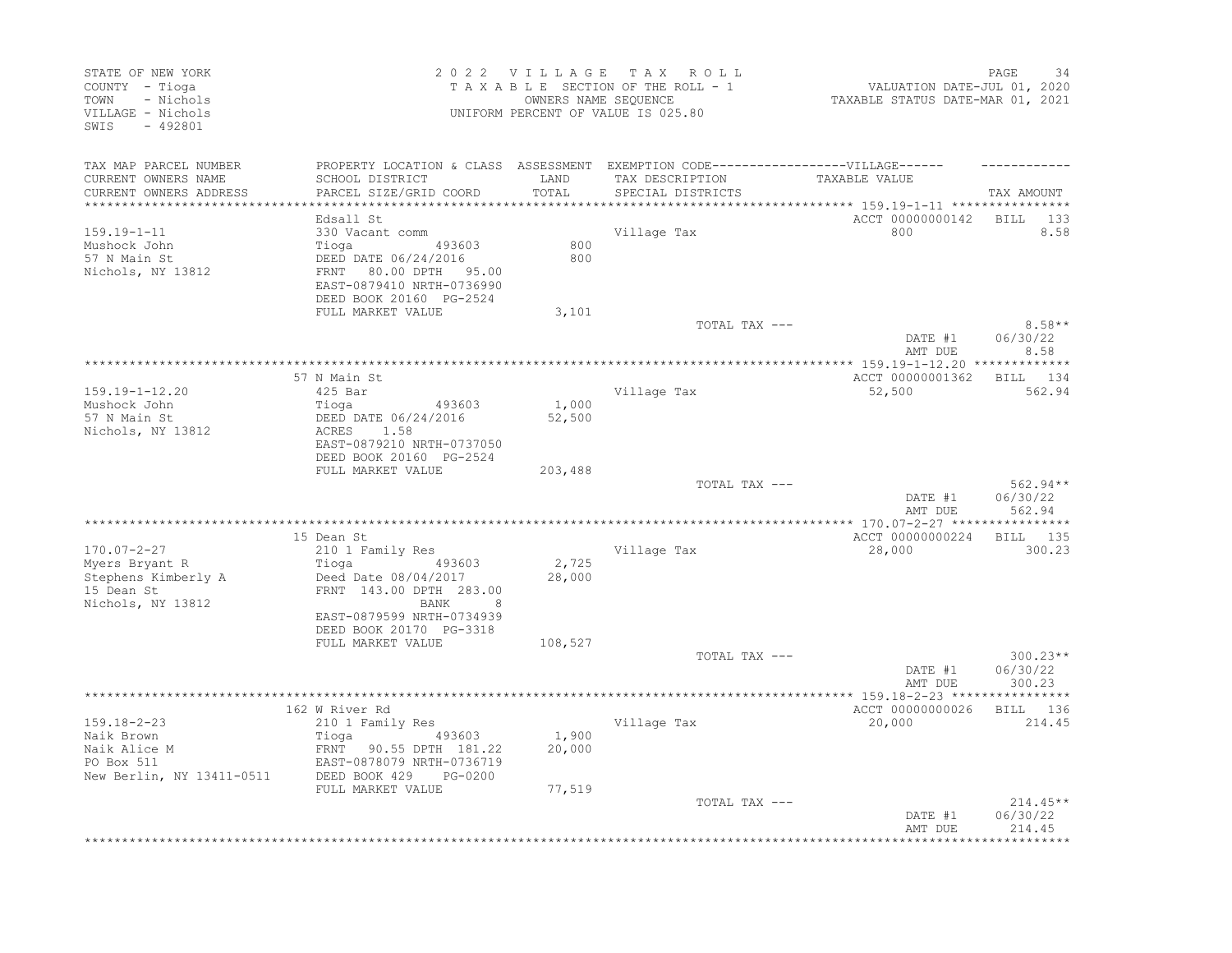STATE OF NEW YORK
COUNTY - Tioga
TOWN - Nichols
VILLAGE - Nichols
SWIS - 492801

2022 VILLAGE TAX ROLL
TAXABLE SECTION OF THE ROLL - 1
OWNERS NAME SEQUENCE
UNIFORM PERCENT OF VALUE IS 025.80

VALUATION DATE-JUL 01, 2020
TAXABLE STATUS DATE-MAR 01, 2021

| TAX MAP PARCEL NUMBER / CURRENT OWNERS NAME / CURRENT OWNERS ADDRESS | PROPERTY LOCATION & CLASS / SCHOOL DISTRICT / PARCEL SIZE/GRID COORD | ASSESSMENT LAND / TOTAL | EXEMPTION CODE / TAX DESCRIPTION / SPECIAL DISTRICTS | TAXABLE VALUE | TAX AMOUNT |
|---|---|---|---|---|---|
| 159.19-1-11 | Edsall St | | | ACCT 00000000142 | BILL 133 |
| Mushock John | 330 Vacant comm | | Village Tax | 800 | 8.58 |
| 57 N Main St | Tioga 493603 | 800 | | | |
| Nichols, NY 13812 | DEED DATE 06/24/2016 | 800 | | | |
| | FRNT 80.00 DPTH 95.00 | | | | |
| | EAST-0879410 NRTH-0736990 | | | | |
| | DEED BOOK 20160 PG-2524 | | | | |
| | FULL MARKET VALUE | 3,101 | | | |
| | | | TOTAL TAX --- | | 8.58** |
| | | | | DATE #1 | 06/30/22 |
| | | | | AMT DUE | 8.58 |
| 159.19-1-12.20 | 57 N Main St | | | ACCT 00000001362 | BILL 134 |
| Mushock John | 425 Bar | | Village Tax | 52,500 | 562.94 |
| 57 N Main St | Tioga 493603 | 1,000 | | | |
| Nichols, NY 13812 | DEED DATE 06/24/2016 | 52,500 | | | |
| | ACRES 1.58 | | | | |
| | EAST-0879210 NRTH-0737050 | | | | |
| | DEED BOOK 20160 PG-2524 | | | | |
| | FULL MARKET VALUE | 203,488 | | | |
| | | | TOTAL TAX --- | | 562.94** |
| | | | | DATE #1 | 06/30/22 |
| | | | | AMT DUE | 562.94 |
| 170.07-2-27 | 15 Dean St | | | ACCT 00000000224 | BILL 135 |
| Myers Bryant R | 210 1 Family Res | | Village Tax | 28,000 | 300.23 |
| Stephens Kimberly A | Tioga 493603 | 2,725 | | | |
| 15 Dean St | Deed Date 08/04/2017 | 28,000 | | | |
| Nichols, NY 13812 | FRNT 143.00 DPTH 283.00 | | | | |
| | BANK 8 | | | | |
| | EAST-0879599 NRTH-0734939 | | | | |
| | DEED BOOK 20170 PG-3318 | | | | |
| | FULL MARKET VALUE | 108,527 | | | |
| | | | TOTAL TAX --- | | 300.23** |
| | | | | DATE #1 | 06/30/22 |
| | | | | AMT DUE | 300.23 |
| 159.18-2-23 | 162 W River Rd | | | ACCT 00000000026 | BILL 136 |
| Naik Brown | 210 1 Family Res | | Village Tax | 20,000 | 214.45 |
| Naik Alice M | Tioga 493603 | 1,900 | | | |
| PO Box 511 | FRNT 90.55 DPTH 181.22 | 20,000 | | | |
| New Berlin, NY 13411-0511 | EAST-0878079 NRTH-0736719 | | | | |
| | DEED BOOK 429 PG-0200 | | | | |
| | FULL MARKET VALUE | 77,519 | | | |
| | | | TOTAL TAX --- | | 214.45** |
| | | | | DATE #1 | 06/30/22 |
| | | | | AMT DUE | 214.45 |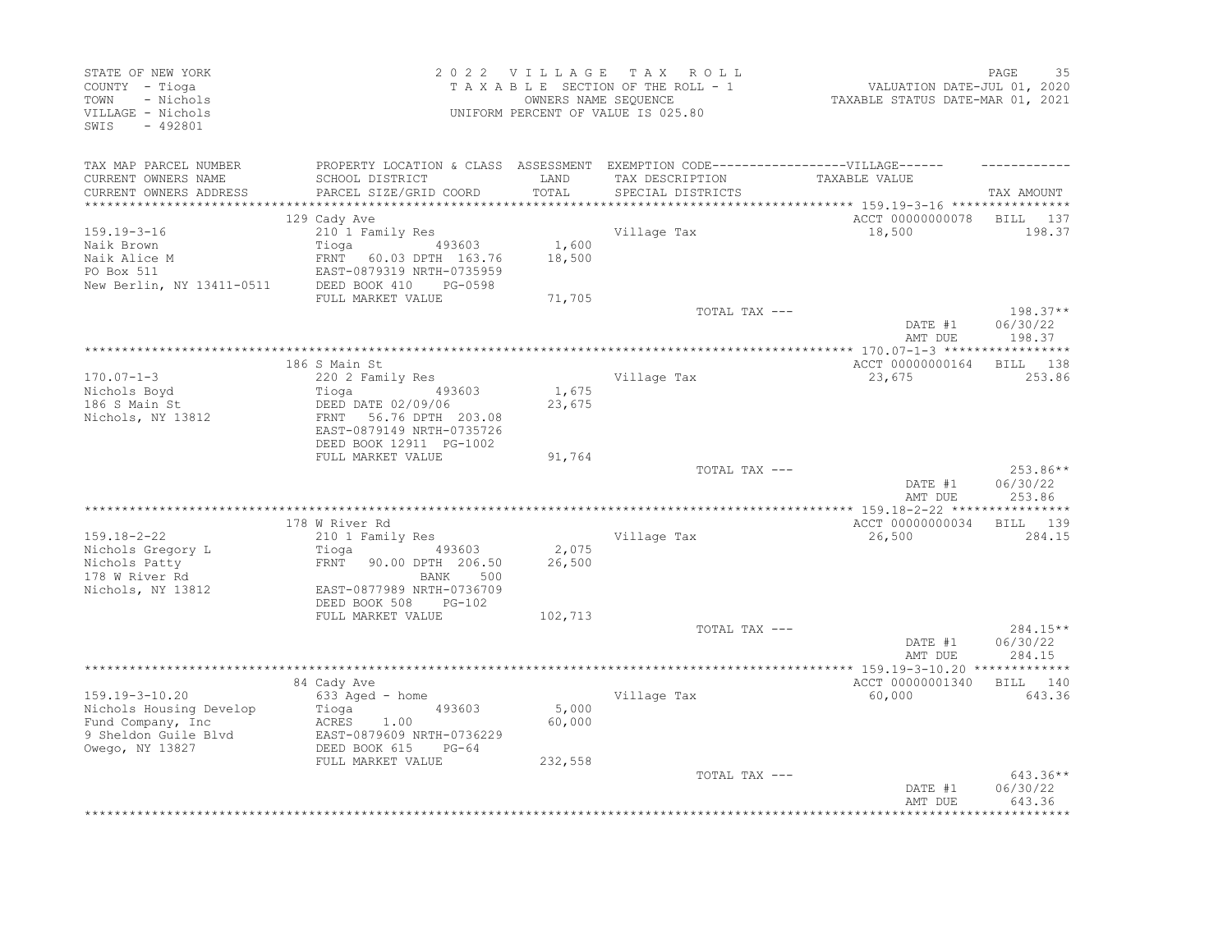STATE OF NEW YORK
COUNTY - Tioga
TOWN - Nichols
VILLAGE - Nichols
SWIS - 492801

2022 VILLAGE TAX ROLL
TAXABLE SECTION OF THE ROLL - 1
OWNERS NAME SEQUENCE
UNIFORM PERCENT OF VALUE IS 025.80

VALUATION DATE-JUL 01, 2020
TAXABLE STATUS DATE-MAR 01, 2021

| TAX MAP PARCEL NUMBER / CURRENT OWNERS NAME / CURRENT OWNERS ADDRESS | PROPERTY LOCATION & CLASS / SCHOOL DISTRICT / PARCEL SIZE/GRID COORD | ASSESSMENT LAND / TOTAL | EXEMPTION CODE / TAX DESCRIPTION / SPECIAL DISTRICTS | VILLAGE TAXABLE VALUE | TAX AMOUNT |
|---|---|---|---|---|---|
| **159.19-3-16** | 129 Cady Ave | | | ACCT 00000000078 | BILL 137 |
| Naik Brown | 210 1 Family Res | | Village Tax | 18,500 | 198.37 |
| Naik Alice M | Tioga 493603 | 1,600 | | | |
| PO Box 511 | FRNT 60.03 DPTH 163.76 | 18,500 | | | |
| New Berlin, NY 13411-0511 | EAST-0879319 NRTH-0735959 | | | | |
| | DEED BOOK 410 PG-0598 | | | | |
| | FULL MARKET VALUE | 71,705 | | | |
| | | | TOTAL TAX --- | | 198.37** |
| | | | | DATE #1 | 06/30/22 |
| | | | | AMT DUE | 198.37 |
| **170.07-1-3** | 186 S Main St | | | ACCT 00000000164 | BILL 138 |
| Nichols Boyd | 220 2 Family Res | | Village Tax | 23,675 | 253.86 |
| 186 S Main St | Tioga 493603 | 1,675 | | | |
| Nichols, NY 13812 | DEED DATE 02/09/06 | 23,675 | | | |
| | FRNT 56.76 DPTH 203.08 | | | | |
| | EAST-0879149 NRTH-0735726 | | | | |
| | DEED BOOK 12911 PG-1002 | | | | |
| | FULL MARKET VALUE | 91,764 | | | |
| | | | TOTAL TAX --- | | 253.86** |
| | | | | DATE #1 | 06/30/22 |
| | | | | AMT DUE | 253.86 |
| **159.18-2-22** | 178 W River Rd | | | ACCT 00000000034 | BILL 139 |
| Nichols Gregory L | 210 1 Family Res | | Village Tax | 26,500 | 284.15 |
| Nichols Patty | Tioga 493603 | 2,075 | | | |
| 178 W River Rd | FRNT 90.00 DPTH 206.50 | 26,500 | | | |
| Nichols, NY 13812 | BANK 500 | | | | |
| | EAST-0877989 NRTH-0736709 | | | | |
| | DEED BOOK 508 PG-102 | | | | |
| | FULL MARKET VALUE | 102,713 | | | |
| | | | TOTAL TAX --- | | 284.15** |
| | | | | DATE #1 | 06/30/22 |
| | | | | AMT DUE | 284.15 |
| **159.19-3-10.20** | 84 Cady Ave | | | ACCT 00000001340 | BILL 140 |
| Nichols Housing Develop | 633 Aged - home | | Village Tax | 60,000 | 643.36 |
| Fund Company, Inc | Tioga 493603 | 5,000 | | | |
| 9 Sheldon Guile Blvd | ACRES 1.00 | 60,000 | | | |
| Owego, NY 13827 | EAST-0879609 NRTH-0736229 | | | | |
| | DEED BOOK 615 PG-64 | | | | |
| | FULL MARKET VALUE | 232,558 | | | |
| | | | TOTAL TAX --- | | 643.36** |
| | | | | DATE #1 | 06/30/22 |
| | | | | AMT DUE | 643.36 |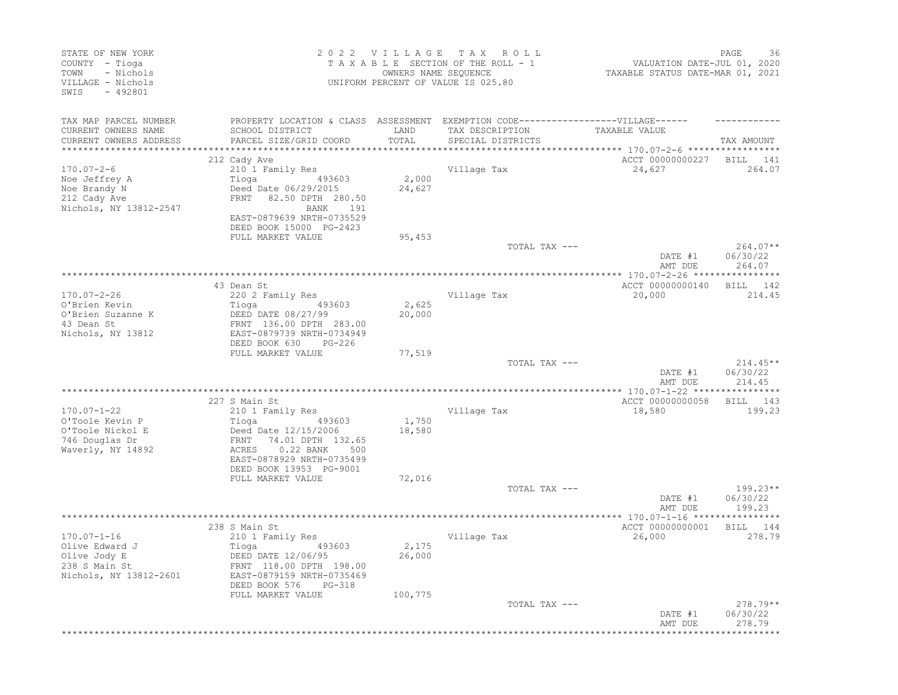STATE OF NEW YORK
COUNTY - Tioga
TOWN - Nichols
VILLAGE - Nichols
SWIS - 492801

2 0 2 2 V I L L A G E T A X R O L L
T A X A B L E SECTION OF THE ROLL - 1
OWNERS NAME SEQUENCE
UNIFORM PERCENT OF VALUE IS 025.80

VALUATION DATE-JUL 01, 2020
TAXABLE STATUS DATE-MAR 01, 2021

| TAX MAP PARCEL NUMBER<br>CURRENT OWNERS NAME<br>CURRENT OWNERS ADDRESS | PROPERTY LOCATION & CLASS<br>SCHOOL DISTRICT<br>PARCEL SIZE/GRID COORD | ASSESSMENT<br>LAND<br>TOTAL | EXEMPTION CODE-----VILLAGE------<br>TAX DESCRIPTION<br>SPECIAL DISTRICTS | TAXABLE VALUE | TAX AMOUNT |
|---|---|---|---|---|---|
| **170.07-2-6** | 212 Cady Ave | | | ACCT 00000000227 | BILL 141 |
| 170.07-2-6 | 210 1 Family Res | | Village Tax | 24,627 | 264.07 |
| Noe Jeffrey A | Tioga 493603 | 2,000 | | | |
| Noe Brandy N | Deed Date 06/29/2015 | 24,627 | | | |
| 212 Cady Ave | FRNT 82.50 DPTH 280.50 | | | | |
| Nichols, NY 13812-2547 | BANK 191 | | | | |
| | EAST-0879639 NRTH-0735529 | | | | |
| | DEED BOOK 15000 PG-2423 | | | | |
| | FULL MARKET VALUE | 95,453 | | | |
| | | | TOTAL TAX --- | | 264.07** |
| | | | | DATE #1 | 06/30/22 |
| | | | | AMT DUE | 264.07 |
| **170.07-2-26** | 43 Dean St | | | ACCT 00000000140 | BILL 142 |
| 170.07-2-26 | 220 2 Family Res | | Village Tax | 20,000 | 214.45 |
| O'Brien Kevin | Tioga 493603 | 2,625 | | | |
| O'Brien Suzanne K | DEED DATE 08/27/99 | 20,000 | | | |
| 43 Dean St | FRNT 136.00 DPTH 283.00 | | | | |
| Nichols, NY 13812 | EAST-0879739 NRTH-0734949 | | | | |
| | DEED BOOK 630 PG-226 | | | | |
| | FULL MARKET VALUE | 77,519 | | | |
| | | | TOTAL TAX --- | | 214.45** |
| | | | | DATE #1 | 06/30/22 |
| | | | | AMT DUE | 214.45 |
| **170.07-1-22** | 227 S Main St | | | ACCT 00000000058 | BILL 143 |
| 170.07-1-22 | 210 1 Family Res | | Village Tax | 18,580 | 199.23 |
| O'Toole Kevin P | Tioga 493603 | 1,750 | | | |
| O'Toole Nickol E | Deed Date 12/15/2006 | 18,580 | | | |
| 746 Douglas Dr | FRNT 74.01 DPTH 132.65 | | | | |
| Waverly, NY 14892 | ACRES 0.22 BANK 500 | | | | |
| | EAST-0878929 NRTH-0735499 | | | | |
| | DEED BOOK 13953 PG-9001 | | | | |
| | FULL MARKET VALUE | 72,016 | | | |
| | | | TOTAL TAX --- | | 199.23** |
| | | | | DATE #1 | 06/30/22 |
| | | | | AMT DUE | 199.23 |
| **170.07-1-16** | 238 S Main St | | | ACCT 00000000001 | BILL 144 |
| 170.07-1-16 | 210 1 Family Res | | Village Tax | 26,000 | 278.79 |
| Olive Edward J | Tioga 493603 | 2,175 | | | |
| Olive Jody E | DEED DATE 12/06/95 | 26,000 | | | |
| 238 S Main St | FRNT 118.00 DPTH 198.00 | | | | |
| Nichols, NY 13812-2601 | EAST-0879159 NRTH-0735469 | | | | |
| | DEED BOOK 576 PG-318 | | | | |
| | FULL MARKET VALUE | 100,775 | | | |
| | | | TOTAL TAX --- | | 278.79** |
| | | | | DATE #1 | 06/30/22 |
| | | | | AMT DUE | 278.79 |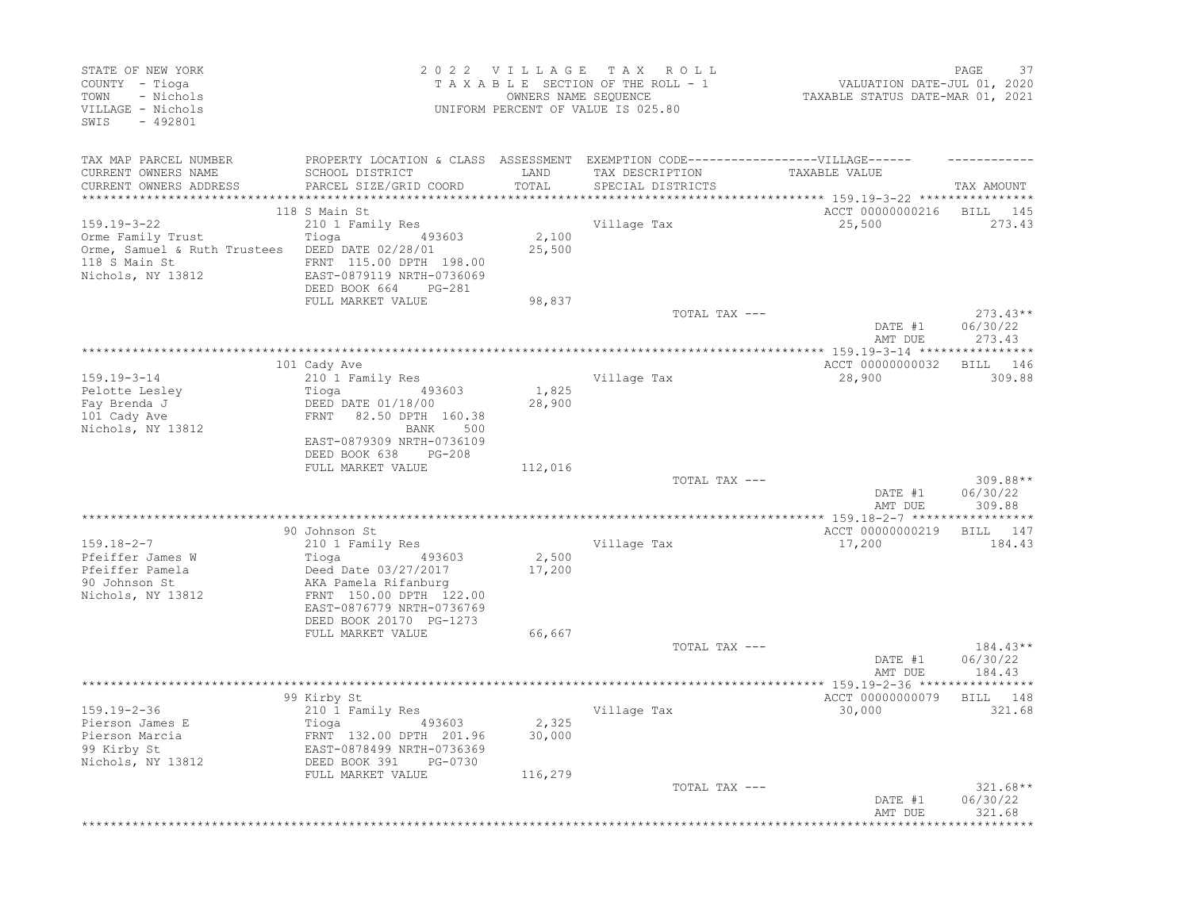STATE OF NEW YORK
COUNTY - Tioga
TOWN - Nichols
VILLAGE - Nichols
SWIS - 492801

2 0 2 2 V I L L A G E T A X R O L L
T A X A B L E SECTION OF THE ROLL - 1
OWNERS NAME SEQUENCE
UNIFORM PERCENT OF VALUE IS 025.80

VALUATION DATE-JUL 01, 2020
TAXABLE STATUS DATE-MAR 01, 2021

| TAX MAP PARCEL NUMBER<br>CURRENT OWNERS NAME<br>CURRENT OWNERS ADDRESS | PROPERTY LOCATION & CLASS<br>SCHOOL DISTRICT<br>PARCEL SIZE/GRID COORD | ASSESSMENT<br>LAND<br>TOTAL | EXEMPTION CODE------VILLAGE------<br>TAX DESCRIPTION<br>SPECIAL DISTRICTS | TAXABLE VALUE | TAX AMOUNT |
|---|---|---|---|---|---|
| | 118 S Main St | | | ACCT 00000000216 | BILL 145 |
| 159.19-3-22 | 210 1 Family Res | | Village Tax | 25,500 | 273.43 |
| Orme Family Trust | Tioga 493603 | 2,100 | | | |
| Orme, Samuel & Ruth Trustees | DEED DATE 02/28/01 | 25,500 | | | |
| 118 S Main St | FRNT 115.00 DPTH 198.00 | | | | |
| Nichols, NY 13812 | EAST-0879119 NRTH-0736069 | | | | |
| | DEED BOOK 664 PG-281 | | | | |
| | FULL MARKET VALUE | 98,837 | | | |
| | | | TOTAL TAX --- | | 273.43** |
| | | | | DATE #1 | 06/30/22 |
| | | | | AMT DUE | 273.43 |
| | 101 Cady Ave | | | ACCT 00000000032 | BILL 146 |
| 159.19-3-14 | 210 1 Family Res | | Village Tax | 28,900 | 309.88 |
| Pelotte Lesley | Tioga 493603 | 1,825 | | | |
| Fay Brenda J | DEED DATE 01/18/00 | 28,900 | | | |
| 101 Cady Ave | FRNT 82.50 DPTH 160.38 | | | | |
| Nichols, NY 13812 | BANK 500 | | | | |
| | EAST-0879309 NRTH-0736109 | | | | |
| | DEED BOOK 638 PG-208 | | | | |
| | FULL MARKET VALUE | 112,016 | | | |
| | | | TOTAL TAX --- | | 309.88** |
| | | | | DATE #1 | 06/30/22 |
| | | | | AMT DUE | 309.88 |
| | 90 Johnson St | | | ACCT 00000000219 | BILL 147 |
| 159.18-2-7 | 210 1 Family Res | | Village Tax | 17,200 | 184.43 |
| Pfeiffer James W | Tioga 493603 | 2,500 | | | |
| Pfeiffer Pamela | Deed Date 03/27/2017 | 17,200 | | | |
| 90 Johnson St | AKA Pamela Rifanburg | | | | |
| Nichols, NY 13812 | FRNT 150.00 DPTH 122.00 | | | | |
| | EAST-0876779 NRTH-0736769 | | | | |
| | DEED BOOK 20170 PG-1273 | | | | |
| | FULL MARKET VALUE | 66,667 | | | |
| | | | TOTAL TAX --- | | 184.43** |
| | | | | DATE #1 | 06/30/22 |
| | | | | AMT DUE | 184.43 |
| | 99 Kirby St | | | ACCT 00000000079 | BILL 148 |
| 159.19-2-36 | 210 1 Family Res | | Village Tax | 30,000 | 321.68 |
| Pierson James E | Tioga 493603 | 2,325 | | | |
| Pierson Marcia | FRNT 132.00 DPTH 201.96 | 30,000 | | | |
| 99 Kirby St | EAST-0878499 NRTH-0736369 | | | | |
| Nichols, NY 13812 | DEED BOOK 391 PG-0730 | | | | |
| | FULL MARKET VALUE | 116,279 | | | |
| | | | TOTAL TAX --- | | 321.68** |
| | | | | DATE #1 | 06/30/22 |
| | | | | AMT DUE | 321.68 |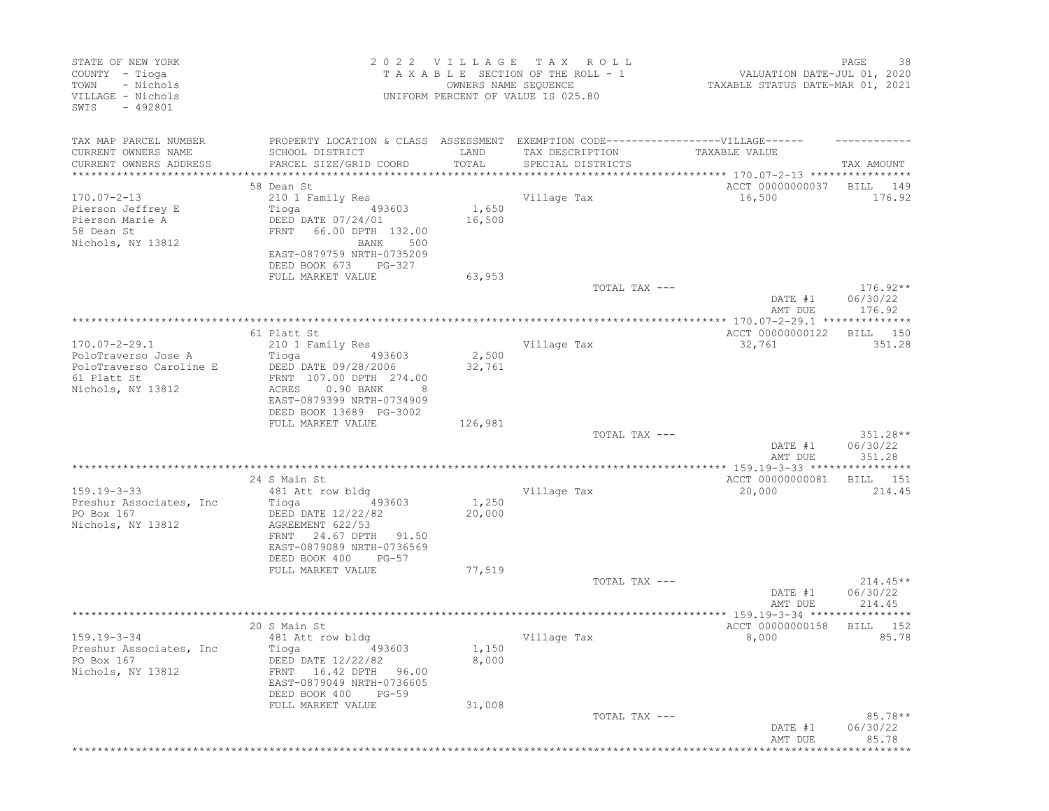STATE OF NEW YORK
COUNTY - Tioga
TOWN - Nichols
VILLAGE - Nichols
SWIS - 492801

2022 VILLAGE TAX ROLL
TAXABLE SECTION OF THE ROLL - 1
OWNERS NAME SEQUENCE
UNIFORM PERCENT OF VALUE IS 025.80

VALUATION DATE-JUL 01, 2020
TAXABLE STATUS DATE-MAR 01, 2021

| TAX MAP PARCEL NUMBER / CURRENT OWNERS NAME / CURRENT OWNERS ADDRESS | PROPERTY LOCATION & CLASS / SCHOOL DISTRICT / PARCEL SIZE/GRID COORD | ASSESSMENT LAND / TOTAL | EXEMPTION CODE / TAX DESCRIPTION / SPECIAL DISTRICTS | TAXABLE VALUE | TAX AMOUNT |
|---|---|---|---|---|---|
| 170.07-2-13 | 58 Dean St | | | ACCT 00000000037 | BILL 149 |
| | 210 1 Family Res | | Village Tax | 16,500 | 176.92 |
| Pierson Jeffrey E | Tioga 493603 | 1,650 | | | |
| Pierson Marie A | DEED DATE 07/24/01 | 16,500 | | | |
| 58 Dean St | FRNT 66.00 DPTH 132.00 | | | | |
| Nichols, NY 13812 | BANK 500 | | | | |
| | EAST-0879759 NRTH-0735209 | | | | |
| | DEED BOOK 673 PG-327 | | | | |
| | FULL MARKET VALUE | 63,953 | | | |
| | | | TOTAL TAX --- | | 176.92** |
| | | | | DATE #1 | 06/30/22 |
| | | | | AMT DUE | 176.92 |
| 170.07-2-29.1 | 61 Platt St | | | ACCT 00000000122 | BILL 150 |
| | 210 1 Family Res | | Village Tax | 32,761 | 351.28 |
| PoloTraverso Jose A | Tioga 493603 | 2,500 | | | |
| PoloTraverso Caroline E | DEED DATE 09/28/2006 | 32,761 | | | |
| 61 Platt St | FRNT 107.00 DPTH 274.00 | | | | |
| Nichols, NY 13812 | ACRES 0.90 BANK 8 | | | | |
| | EAST-0879399 NRTH-0734909 | | | | |
| | DEED BOOK 13689 PG-3002 | | | | |
| | FULL MARKET VALUE | 126,981 | | | |
| | | | TOTAL TAX --- | | 351.28** |
| | | | | DATE #1 | 06/30/22 |
| | | | | AMT DUE | 351.28 |
| 159.19-3-33 | 24 S Main St | | | ACCT 00000000081 | BILL 151 |
| | 481 Att row bldg | | Village Tax | 20,000 | 214.45 |
| Preshur Associates, Inc | Tioga 493603 | 1,250 | | | |
| PO Box 167 | DEED DATE 12/22/82 | 20,000 | | | |
| Nichols, NY 13812 | AGREEMENT 622/53 | | | | |
| | FRNT 24.67 DPTH 91.50 | | | | |
| | EAST-0879089 NRTH-0736569 | | | | |
| | DEED BOOK 400 PG-57 | | | | |
| | FULL MARKET VALUE | 77,519 | | | |
| | | | TOTAL TAX --- | | 214.45** |
| | | | | DATE #1 | 06/30/22 |
| | | | | AMT DUE | 214.45 |
| 159.19-3-34 | 20 S Main St | | | ACCT 00000000158 | BILL 152 |
| | 481 Att row bldg | | Village Tax | 8,000 | 85.78 |
| Preshur Associates, Inc | Tioga 493603 | 1,150 | | | |
| PO Box 167 | DEED DATE 12/22/82 | 8,000 | | | |
| Nichols, NY 13812 | FRNT 16.42 DPTH 96.00 | | | | |
| | EAST-0879049 NRTH-0736605 | | | | |
| | DEED BOOK 400 PG-59 | | | | |
| | FULL MARKET VALUE | 31,008 | | | |
| | | | TOTAL TAX --- | | 85.78** |
| | | | | DATE #1 | 06/30/22 |
| | | | | AMT DUE | 85.78 |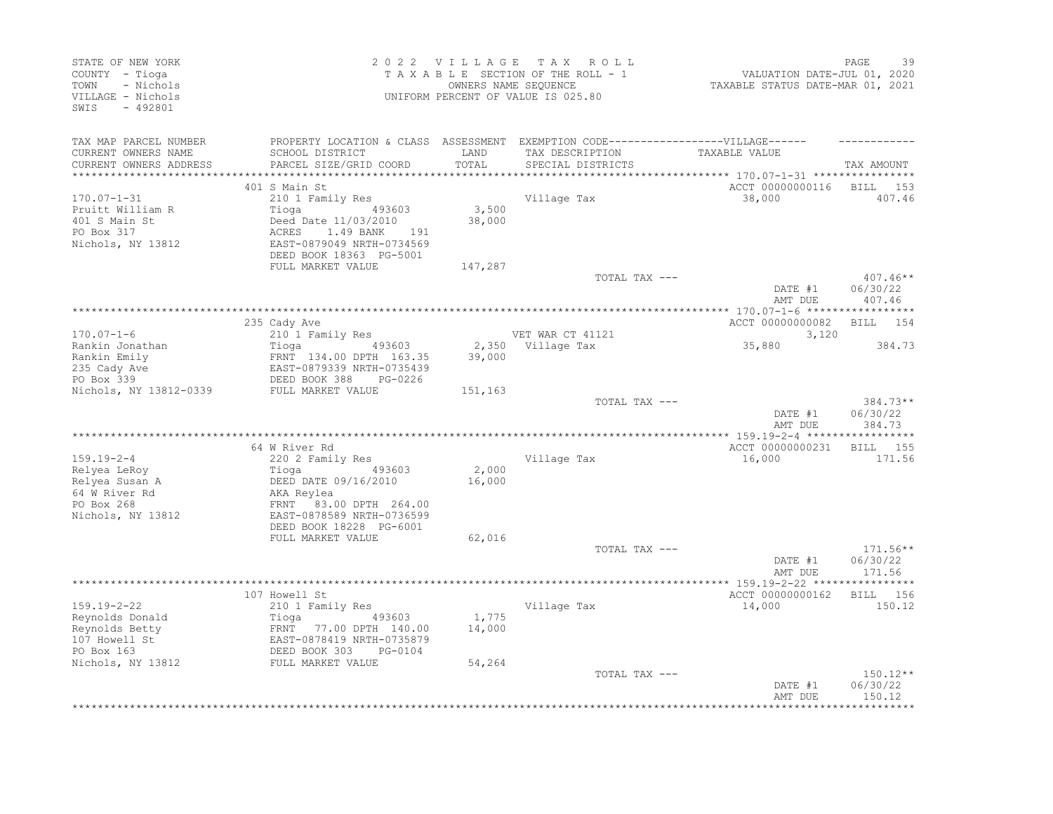STATE OF NEW YORK
COUNTY - Tioga
TOWN - Nichols
VILLAGE - Nichols
SWIS - 492801

2022 VILLAGE TAX ROLL
TAXABLE SECTION OF THE ROLL - 1
OWNERS NAME SEQUENCE
UNIFORM PERCENT OF VALUE IS 025.80

VALUATION DATE-JUL 01, 2020
TAXABLE STATUS DATE-MAR 01, 2021

| TAX MAP PARCEL NUMBER / CURRENT OWNERS NAME / CURRENT OWNERS ADDRESS | PROPERTY LOCATION & CLASS / SCHOOL DISTRICT / PARCEL SIZE/GRID COORD | ASSESSMENT LAND / TOTAL | EXEMPTION CODE / TAX DESCRIPTION / SPECIAL DISTRICTS | TAXABLE VALUE | TAX AMOUNT |
|---|---|---|---|---|---|
| | 401 S Main St | | | ACCT 00000000116 | BILL 153 |
| 170.07-1-31 | 210 1 Family Res | | Village Tax | 38,000 | 407.46 |
| Pruitt William R | Tioga 493603 | 3,500 | | | |
| 401 S Main St | Deed Date 11/03/2010 | 38,000 | | | |
| PO Box 317 | ACRES 1.49 BANK 191 | | | | |
| Nichols, NY 13812 | EAST-0879049 NRTH-0734569 | | | | |
| | DEED BOOK 18363 PG-5001 | | | | |
| | FULL MARKET VALUE | 147,287 | | | |
| | | | TOTAL TAX --- | | 407.46** |
| | | | | DATE #1 | 06/30/22 |
| | | | | AMT DUE | 407.46 |
| | 235 Cady Ave | | | ACCT 00000000082 | BILL 154 |
| 170.07-1-6 | 210 1 Family Res | | VET WAR CT 41121 | 3,120 | |
| Rankin Jonathan | Tioga 493603 | 2,350 | Village Tax | 35,880 | 384.73 |
| Rankin Emily | FRNT 134.00 DPTH 163.35 | 39,000 | | | |
| 235 Cady Ave | EAST-0879339 NRTH-0735439 | | | | |
| PO Box 339 | DEED BOOK 388 PG-0226 | | | | |
| Nichols, NY 13812-0339 | FULL MARKET VALUE | 151,163 | | | |
| | | | TOTAL TAX --- | | 384.73** |
| | | | | DATE #1 | 06/30/22 |
| | | | | AMT DUE | 384.73 |
| | 64 W River Rd | | | ACCT 00000000231 | BILL 155 |
| 159.19-2-4 | 220 2 Family Res | | Village Tax | 16,000 | 171.56 |
| Relyea LeRoy | Tioga 493603 | 2,000 | | | |
| Relyea Susan A | DEED DATE 09/16/2010 | 16,000 | | | |
| 64 W River Rd | AKA Reylea | | | | |
| PO Box 268 | FRNT 83.00 DPTH 264.00 | | | | |
| Nichols, NY 13812 | EAST-0878589 NRTH-0736599 | | | | |
| | DEED BOOK 18228 PG-6001 | | | | |
| | FULL MARKET VALUE | 62,016 | | | |
| | | | TOTAL TAX --- | | 171.56** |
| | | | | DATE #1 | 06/30/22 |
| | | | | AMT DUE | 171.56 |
| | 107 Howell St | | | ACCT 00000000162 | BILL 156 |
| 159.19-2-22 | 210 1 Family Res | | Village Tax | 14,000 | 150.12 |
| Reynolds Donald | Tioga 493603 | 1,775 | | | |
| Reynolds Betty | FRNT 77.00 DPTH 140.00 | 14,000 | | | |
| 107 Howell St | EAST-0878419 NRTH-0735879 | | | | |
| PO Box 163 | DEED BOOK 303 PG-0104 | | | | |
| Nichols, NY 13812 | FULL MARKET VALUE | 54,264 | | | |
| | | | TOTAL TAX --- | | 150.12** |
| | | | | DATE #1 | 06/30/22 |
| | | | | AMT DUE | 150.12 |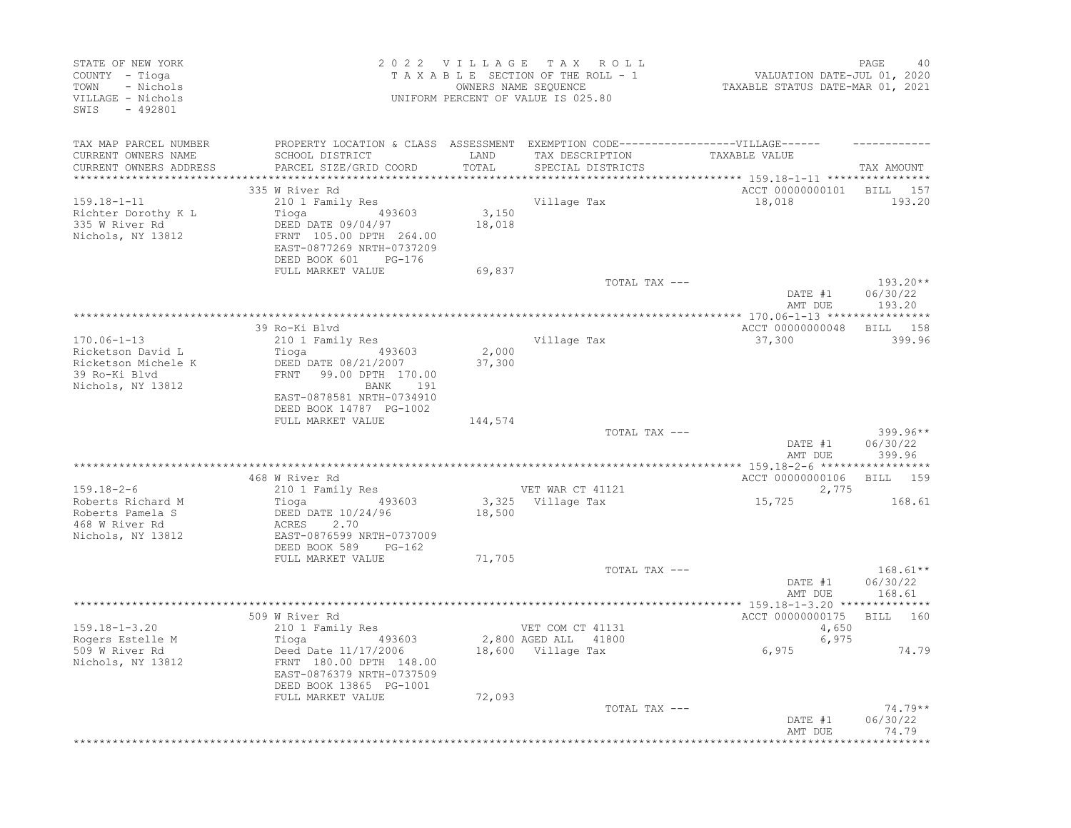STATE OF NEW YORK
COUNTY - Tioga
TOWN - Nichols
VILLAGE - Nichols
SWIS - 492801

2022 VILLAGE TAX ROLL
TAXABLE SECTION OF THE ROLL - 1
OWNERS NAME SEQUENCE
UNIFORM PERCENT OF VALUE IS 025.80

VALUATION DATE-JUL 01, 2020
TAXABLE STATUS DATE-MAR 01, 2021

| TAX MAP PARCEL NUMBER / CURRENT OWNERS NAME / CURRENT OWNERS ADDRESS | PROPERTY LOCATION & CLASS / SCHOOL DISTRICT / PARCEL SIZE/GRID COORD | ASSESSMENT LAND / TOTAL | EXEMPTION CODE / TAX DESCRIPTION / SPECIAL DISTRICTS | VILLAGE TAXABLE VALUE | TAX AMOUNT |
|---|---|---|---|---|---|
| | 335 W River Rd | | | ACCT 00000000101 | BILL 157 |
| 159.18-1-11 | 210 1 Family Res | | Village Tax | 18,018 | 193.20 |
| Richter Dorothy K L | Tioga 493603 | 3,150 | | | |
| 335 W River Rd | DEED DATE 09/04/97 | 18,018 | | | |
| Nichols, NY 13812 | FRNT 105.00 DPTH 264.00 | | | | |
| | EAST-0877269 NRTH-0737209 | | | | |
| | DEED BOOK 601 PG-176 | | | | |
| | FULL MARKET VALUE | 69,837 | | | |
| | | | TOTAL TAX --- | | 193.20** |
| | | | | DATE #1 | 06/30/22 |
| | | | | AMT DUE | 193.20 |
| | 39 Ro-Ki Blvd | | | ACCT 00000000048 | BILL 158 |
| 170.06-1-13 | 210 1 Family Res | | Village Tax | 37,300 | 399.96 |
| Ricketson David L | Tioga 493603 | 2,000 | | | |
| Ricketson Michele K | DEED DATE 08/21/2007 | 37,300 | | | |
| 39 Ro-Ki Blvd | FRNT 99.00 DPTH 170.00 | | | | |
| Nichols, NY 13812 | BANK 191 | | | | |
| | EAST-0878581 NRTH-0734910 | | | | |
| | DEED BOOK 14787 PG-1002 | | | | |
| | FULL MARKET VALUE | 144,574 | | | |
| | | | TOTAL TAX --- | | 399.96** |
| | | | | DATE #1 | 06/30/22 |
| | | | | AMT DUE | 399.96 |
| | 468 W River Rd | | | ACCT 00000000106 | BILL 159 |
| 159.18-2-6 | 210 1 Family Res | | VET WAR CT 41121 | 2,775 | |
| Roberts Richard M | Tioga 493603 | 3,325 | Village Tax | 15,725 | 168.61 |
| Roberts Pamela S | DEED DATE 10/24/96 | 18,500 | | | |
| 468 W River Rd | ACRES 2.70 | | | | |
| Nichols, NY 13812 | EAST-0876599 NRTH-0737009 | | | | |
| | DEED BOOK 589 PG-162 | | | | |
| | FULL MARKET VALUE | 71,705 | | | |
| | | | TOTAL TAX --- | | 168.61** |
| | | | | DATE #1 | 06/30/22 |
| | | | | AMT DUE | 168.61 |
| | 509 W River Rd | | | ACCT 00000000175 | BILL 160 |
| 159.18-1-3.20 | 210 1 Family Res | | VET COM CT 41131 | 4,650 | |
| Rogers Estelle M | Tioga 493603 | 2,800 | AGED ALL 41800 | 6,975 | |
| 509 W River Rd | Deed Date 11/17/2006 | 18,600 | Village Tax | 6,975 | 74.79 |
| Nichols, NY 13812 | FRNT 180.00 DPTH 148.00 | | | | |
| | EAST-0876379 NRTH-0737509 | | | | |
| | DEED BOOK 13865 PG-1001 | | | | |
| | FULL MARKET VALUE | 72,093 | | | |
| | | | TOTAL TAX --- | | 74.79** |
| | | | | DATE #1 | 06/30/22 |
| | | | | AMT DUE | 74.79 |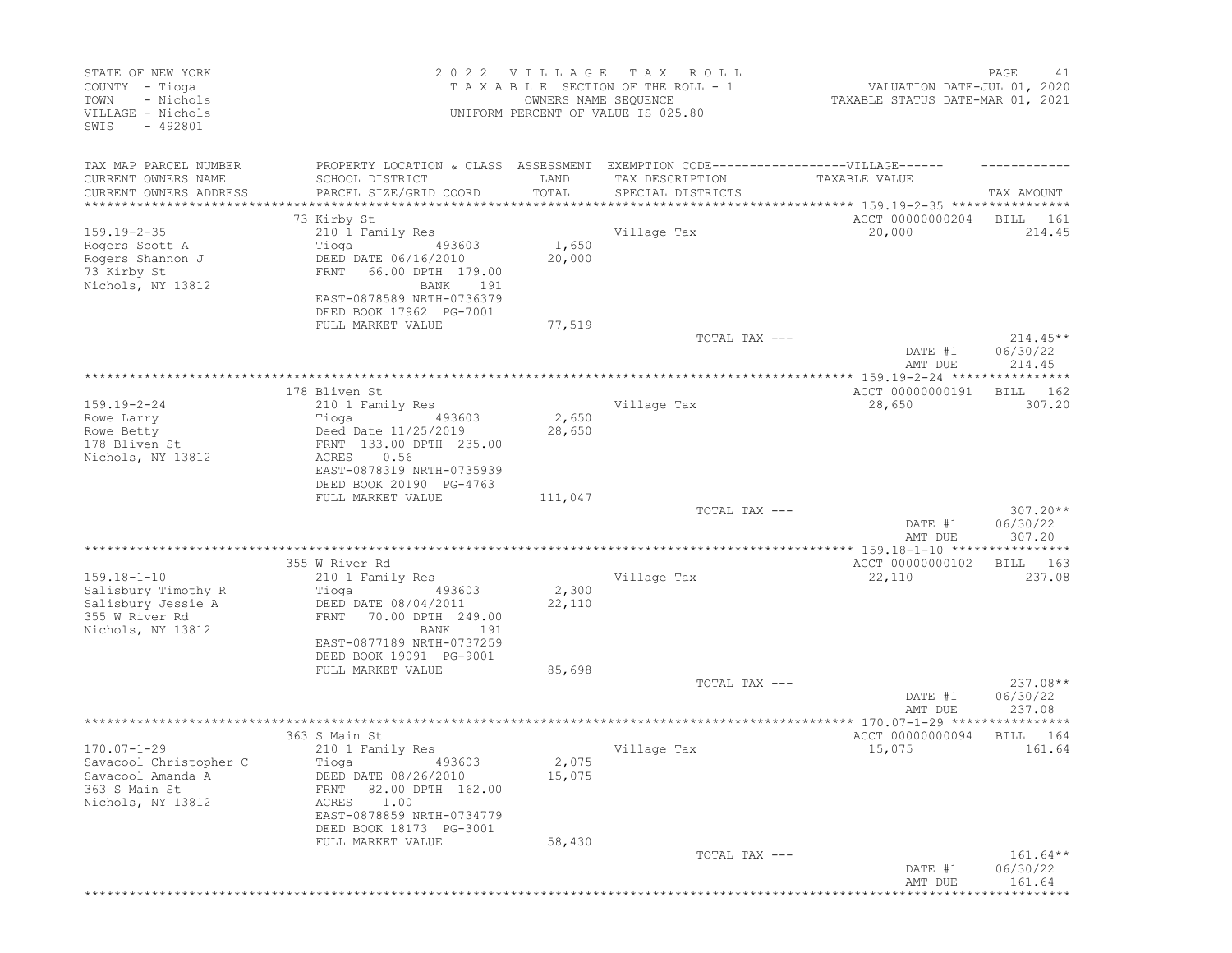STATE OF NEW YORK
COUNTY - Tioga
TOWN - Nichols
VILLAGE - Nichols
SWIS - 492801

2022 VILLAGE TAX ROLL
TAXABLE SECTION OF THE ROLL - 1
OWNERS NAME SEQUENCE
UNIFORM PERCENT OF VALUE IS 025.80

VALUATION DATE-JUL 01, 2020
TAXABLE STATUS DATE-MAR 01, 2021

| TAX MAP PARCEL NUMBER / CURRENT OWNERS NAME / CURRENT OWNERS ADDRESS | PROPERTY LOCATION & CLASS / SCHOOL DISTRICT / PARCEL SIZE/GRID COORD | ASSESSMENT LAND / TOTAL | EXEMPTION CODE / TAX DESCRIPTION / SPECIAL DISTRICTS | VILLAGE TAXABLE VALUE | TAX AMOUNT |
|---|---|---|---|---|---|
| **159.19-2-35** | 73 Kirby St | | | ACCT 00000000204 | BILL 161 |
| | 210 1 Family Res | | Village Tax | 20,000 | 214.45 |
| Rogers Scott A | Tioga 493603 | 1,650 | | | |
| Rogers Shannon J | DEED DATE 06/16/2010 | 20,000 | | | |
| 73 Kirby St | FRNT 66.00 DPTH 179.00 | | | | |
| Nichols, NY 13812 | BANK 191 | | | | |
| | EAST-0878589 NRTH-0736379 | | | | |
| | DEED BOOK 17962 PG-7001 | | | | |
| | FULL MARKET VALUE | 77,519 | | | |
| | | | TOTAL TAX --- | | 214.45** |
| | | | | DATE #1 | 06/30/22 |
| | | | | AMT DUE | 214.45 |
| **159.19-2-24** | 178 Bliven St | | | ACCT 00000000191 | BILL 162 |
| | 210 1 Family Res | | Village Tax | 28,650 | 307.20 |
| Rowe Larry | Tioga 493603 | 2,650 | | | |
| Rowe Betty | Deed Date 11/25/2019 | 28,650 | | | |
| 178 Bliven St | FRNT 133.00 DPTH 235.00 | | | | |
| Nichols, NY 13812 | ACRES 0.56 | | | | |
| | EAST-0878319 NRTH-0735939 | | | | |
| | DEED BOOK 20190 PG-4763 | | | | |
| | FULL MARKET VALUE | 111,047 | | | |
| | | | TOTAL TAX --- | | 307.20** |
| | | | | DATE #1 | 06/30/22 |
| | | | | AMT DUE | 307.20 |
| **159.18-1-10** | 355 W River Rd | | | ACCT 00000000102 | BILL 163 |
| | 210 1 Family Res | | Village Tax | 22,110 | 237.08 |
| Salisbury Timothy R | Tioga 493603 | 2,300 | | | |
| Salisbury Jessie A | DEED DATE 08/04/2011 | 22,110 | | | |
| 355 W River Rd | FRNT 70.00 DPTH 249.00 | | | | |
| Nichols, NY 13812 | BANK 191 | | | | |
| | EAST-0877189 NRTH-0737259 | | | | |
| | DEED BOOK 19091 PG-9001 | | | | |
| | FULL MARKET VALUE | 85,698 | | | |
| | | | TOTAL TAX --- | | 237.08** |
| | | | | DATE #1 | 06/30/22 |
| | | | | AMT DUE | 237.08 |
| **170.07-1-29** | 363 S Main St | | | ACCT 00000000094 | BILL 164 |
| | 210 1 Family Res | | Village Tax | 15,075 | 161.64 |
| Savacool Christopher C | Tioga 493603 | 2,075 | | | |
| Savacool Amanda A | DEED DATE 08/26/2010 | 15,075 | | | |
| 363 S Main St | FRNT 82.00 DPTH 162.00 | | | | |
| Nichols, NY 13812 | ACRES 1.00 | | | | |
| | EAST-0878859 NRTH-0734779 | | | | |
| | DEED BOOK 18173 PG-3001 | | | | |
| | FULL MARKET VALUE | 58,430 | | | |
| | | | TOTAL TAX --- | | 161.64** |
| | | | | DATE #1 | 06/30/22 |
| | | | | AMT DUE | 161.64 |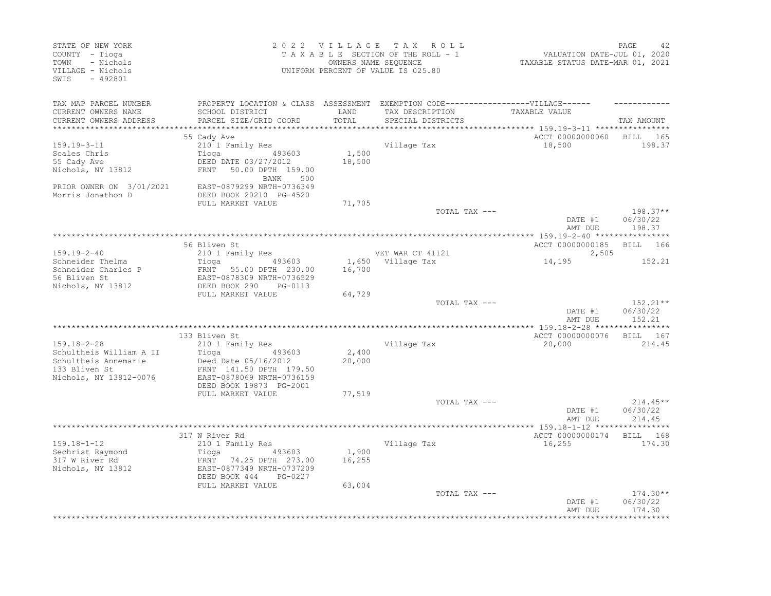STATE OF NEW YORK
COUNTY - Tioga
TOWN - Nichols
VILLAGE - Nichols
SWIS - 492801

2022 VILLAGE TAX ROLL
TAXABLE SECTION OF THE ROLL - 1
OWNERS NAME SEQUENCE
UNIFORM PERCENT OF VALUE IS 025.80

VALUATION DATE-JUL 01, 2020
TAXABLE STATUS DATE-MAR 01, 2021

| TAX MAP PARCEL NUMBER / CURRENT OWNERS NAME / CURRENT OWNERS ADDRESS | PROPERTY LOCATION & CLASS / SCHOOL DISTRICT / PARCEL SIZE/GRID COORD | ASSESSMENT LAND / TOTAL | EXEMPTION CODE / TAX DESCRIPTION / SPECIAL DISTRICTS | VILLAGE TAXABLE VALUE | TAX AMOUNT |
|---|---|---|---|---|---|
| | 55 Cady Ave | | | ACCT 00000000060 | BILL 165 |
| 159.19-3-11 | 210 1 Family Res | | Village Tax | 18,500 | 198.37 |
| Scales Chris | Tioga 493603 | 1,500 | | | |
| 55 Cady Ave | DEED DATE 03/27/2012 | 18,500 | | | |
| Nichols, NY 13812 | FRNT 50.00 DPTH 159.00 | | | | |
| | BANK 500 | | | | |
| PRIOR OWNER ON 3/01/2021 | EAST-0879299 NRTH-0736349 | | | | |
| Morris Jonathon D | DEED BOOK 20210 PG-4520 | | | | |
| | FULL MARKET VALUE | 71,705 | | | |
| | | | TOTAL TAX --- | | 198.37** |
| | | | | DATE #1 | 06/30/22 |
| | | | | AMT DUE | 198.37 |
| | 56 Bliven St | | | ACCT 00000000185 | BILL 166 |
| 159.19-2-40 | 210 1 Family Res | | VET WAR CT 41121 | 2,505 | |
| Schneider Thelma | Tioga 493603 | 1,650 | Village Tax | 14,195 | 152.21 |
| Schneider Charles P | FRNT 55.00 DPTH 230.00 | 16,700 | | | |
| 56 Bliven St | EAST-0878309 NRTH-0736529 | | | | |
| Nichols, NY 13812 | DEED BOOK 290 PG-0113 | | | | |
| | FULL MARKET VALUE | 64,729 | | | |
| | | | TOTAL TAX --- | | 152.21** |
| | | | | DATE #1 | 06/30/22 |
| | | | | AMT DUE | 152.21 |
| | 133 Bliven St | | | ACCT 00000000076 | BILL 167 |
| 159.18-2-28 | 210 1 Family Res | | Village Tax | 20,000 | 214.45 |
| Schultheis William A II | Tioga 493603 | 2,400 | | | |
| Schultheis Annemarie | Deed Date 05/16/2012 | 20,000 | | | |
| 133 Bliven St | FRNT 141.50 DPTH 179.50 | | | | |
| Nichols, NY 13812-0076 | EAST-0878069 NRTH-0736159 | | | | |
| | DEED BOOK 19873 PG-2001 | | | | |
| | FULL MARKET VALUE | 77,519 | | | |
| | | | TOTAL TAX --- | | 214.45** |
| | | | | DATE #1 | 06/30/22 |
| | | | | AMT DUE | 214.45 |
| | 317 W River Rd | | | ACCT 00000000174 | BILL 168 |
| 159.18-1-12 | 210 1 Family Res | | Village Tax | 16,255 | 174.30 |
| Sechrist Raymond | Tioga 493603 | 1,900 | | | |
| 317 W River Rd | FRNT 74.25 DPTH 273.00 | 16,255 | | | |
| Nichols, NY 13812 | EAST-0877349 NRTH-0737209 | | | | |
| | DEED BOOK 444 PG-0227 | | | | |
| | FULL MARKET VALUE | 63,004 | | | |
| | | | TOTAL TAX --- | | 174.30** |
| | | | | DATE #1 | 06/30/22 |
| | | | | AMT DUE | 174.30 |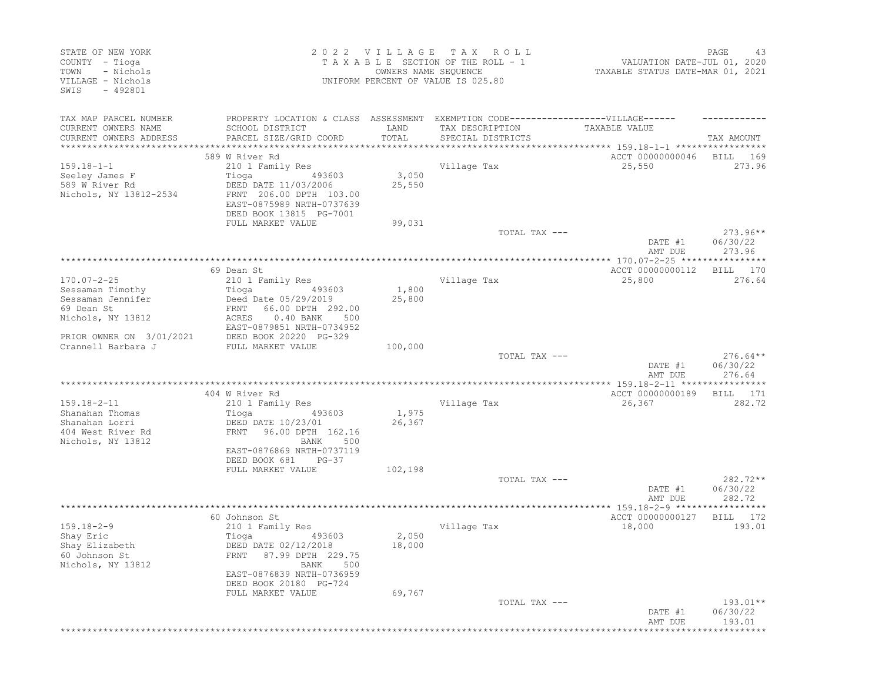STATE OF NEW YORK
COUNTY - Tioga
TOWN - Nichols
VILLAGE - Nichols
SWIS - 492801

2 0 2 2 V I L L A G E T A X R O L L
T A X A B L E SECTION OF THE ROLL - 1
OWNERS NAME SEQUENCE
UNIFORM PERCENT OF VALUE IS 025.80

VALUATION DATE-JUL 01, 2020
TAXABLE STATUS DATE-MAR 01, 2021

| TAX MAP PARCEL NUMBER / CURRENT OWNERS NAME / CURRENT OWNERS ADDRESS | PROPERTY LOCATION & CLASS / SCHOOL DISTRICT / PARCEL SIZE/GRID COORD | ASSESSMENT LAND / TOTAL | EXEMPTION CODE / TAX DESCRIPTION / SPECIAL DISTRICTS | TAXABLE VALUE | TAX AMOUNT |
|---|---|---|---|---|---|
| **159.18-1-1** | 589 W River Rd | | | ACCT 00000000046 | BILL 169 |
| Seeley James F | 210 1 Family Res | | Village Tax | 25,550 | 273.96 |
| 589 W River Rd | Tioga 493603 | 3,050 | | | |
| Nichols, NY 13812-2534 | DEED DATE 11/03/2006 | 25,550 | | | |
| | FRNT 206.00 DPTH 103.00 | | | | |
| | EAST-0875989 NRTH-0737639 | | | | |
| | DEED BOOK 13815 PG-7001 | | | | |
| | FULL MARKET VALUE | 99,031 | | | |
| | | | TOTAL TAX --- | | 273.96** |
| | | | | DATE #1 | 06/30/22 |
| | | | | AMT DUE | 273.96 |
| **170.07-2-25** | 69 Dean St | | | ACCT 00000000112 | BILL 170 |
| Sessaman Timothy | 210 1 Family Res | | Village Tax | 25,800 | 276.64 |
| Sessaman Jennifer | Tioga 493603 | 1,800 | | | |
| 69 Dean St | Deed Date 05/29/2019 | 25,800 | | | |
| Nichols, NY 13812 | FRNT 66.00 DPTH 292.00 | | | | |
| | ACRES 0.40 BANK 500 | | | | |
| | EAST-0879851 NRTH-0734952 | | | | |
| PRIOR OWNER ON 3/01/2021 | DEED BOOK 20220 PG-329 | | | | |
| Crannell Barbara J | FULL MARKET VALUE | 100,000 | | | |
| | | | TOTAL TAX --- | | 276.64** |
| | | | | DATE #1 | 06/30/22 |
| | | | | AMT DUE | 276.64 |
| **159.18-2-11** | 404 W River Rd | | | ACCT 00000000189 | BILL 171 |
| Shanahan Thomas | 210 1 Family Res | | Village Tax | 26,367 | 282.72 |
| Shanahan Lorri | Tioga 493603 | 1,975 | | | |
| 404 West River Rd | DEED DATE 10/23/01 | 26,367 | | | |
| Nichols, NY 13812 | FRNT 96.00 DPTH 162.16 | | | | |
| | BANK 500 | | | | |
| | EAST-0876869 NRTH-0737119 | | | | |
| | DEED BOOK 681 PG-37 | | | | |
| | FULL MARKET VALUE | 102,198 | | | |
| | | | TOTAL TAX --- | | 282.72** |
| | | | | DATE #1 | 06/30/22 |
| | | | | AMT DUE | 282.72 |
| **159.18-2-9** | 60 Johnson St | | | ACCT 00000000127 | BILL 172 |
| Shay Eric | 210 1 Family Res | | Village Tax | 18,000 | 193.01 |
| Shay Elizabeth | Tioga 493603 | 2,050 | | | |
| 60 Johnson St | DEED DATE 02/12/2018 | 18,000 | | | |
| Nichols, NY 13812 | FRNT 87.99 DPTH 229.75 | | | | |
| | BANK 500 | | | | |
| | EAST-0876839 NRTH-0736959 | | | | |
| | DEED BOOK 20180 PG-724 | | | | |
| | FULL MARKET VALUE | 69,767 | | | |
| | | | TOTAL TAX --- | | 193.01** |
| | | | | DATE #1 | 06/30/22 |
| | | | | AMT DUE | 193.01 |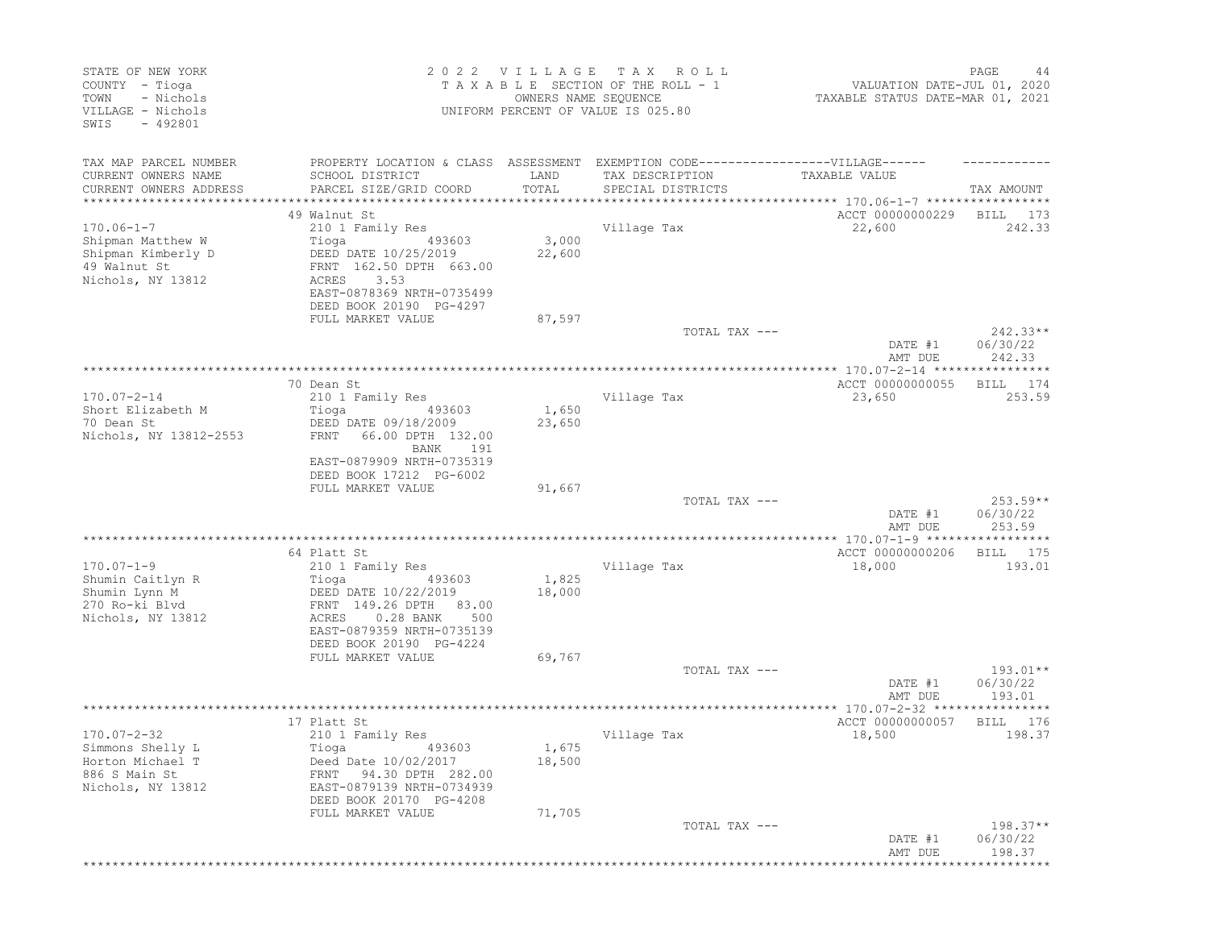STATE OF NEW YORK
COUNTY - Tioga
TOWN - Nichols
VILLAGE - Nichols
SWIS - 492801

2022 VILLAGE TAX ROLL
TAXABLE SECTION OF THE ROLL - 1
OWNERS NAME SEQUENCE
UNIFORM PERCENT OF VALUE IS 025.80

VALUATION DATE-JUL 01, 2020
TAXABLE STATUS DATE-MAR 01, 2021

| TAX MAP PARCEL NUMBER / CURRENT OWNERS NAME / CURRENT OWNERS ADDRESS | PROPERTY LOCATION & CLASS / SCHOOL DISTRICT / PARCEL SIZE/GRID COORD | ASSESSMENT LAND / TOTAL | EXEMPTION CODE-----VILLAGE----- TAX DESCRIPTION / SPECIAL DISTRICTS | TAXABLE VALUE | TAX AMOUNT |
|---|---|---|---|---|---|
| 170.06-1-7 | 49 Walnut St | | | ACCT 00000000229 | BILL 173 |
| Shipman Matthew W | 210 1 Family Res | | Village Tax | 22,600 | 242.33 |
| Shipman Kimberly D | Tioga 493603 | 3,000 | | | |
| 49 Walnut St | DEED DATE 10/25/2019 | 22,600 | | | |
| Nichols, NY 13812 | FRNT 162.50 DPTH 663.00 | | | | |
| | ACRES 3.53 | | | | |
| | EAST-0878369 NRTH-0735499 | | | | |
| | DEED BOOK 20190 PG-4297 | | | | |
| | FULL MARKET VALUE | 87,597 | | | |
| | | | TOTAL TAX --- | | 242.33** |
| | | | | DATE #1 | 06/30/22 |
| | | | | AMT DUE | 242.33 |
| 170.07-2-14 | 70 Dean St | | | ACCT 00000000055 | BILL 174 |
| Short Elizabeth M | 210 1 Family Res | | Village Tax | 23,650 | 253.59 |
| 70 Dean St | Tioga 493603 | 1,650 | | | |
| Nichols, NY 13812-2553 | DEED DATE 09/18/2009 | 23,650 | | | |
| | FRNT 66.00 DPTH 132.00 | | | | |
| | BANK 191 | | | | |
| | EAST-0879909 NRTH-0735319 | | | | |
| | DEED BOOK 17212 PG-6002 | | | | |
| | FULL MARKET VALUE | 91,667 | | | |
| | | | TOTAL TAX --- | | 253.59** |
| | | | | DATE #1 | 06/30/22 |
| | | | | AMT DUE | 253.59 |
| 170.07-1-9 | 64 Platt St | | | ACCT 00000000206 | BILL 175 |
| Shumin Caitlyn R | 210 1 Family Res | | Village Tax | 18,000 | 193.01 |
| Shumin Lynn M | Tioga 493603 | 1,825 | | | |
| 270 Ro-ki Blvd | DEED DATE 10/22/2019 | 18,000 | | | |
| Nichols, NY 13812 | FRNT 149.26 DPTH 83.00 | | | | |
| | ACRES 0.28 BANK 500 | | | | |
| | EAST-0879359 NRTH-0735139 | | | | |
| | DEED BOOK 20190 PG-4224 | | | | |
| | FULL MARKET VALUE | 69,767 | | | |
| | | | TOTAL TAX --- | | 193.01** |
| | | | | DATE #1 | 06/30/22 |
| | | | | AMT DUE | 193.01 |
| 170.07-2-32 | 17 Platt St | | | ACCT 00000000057 | BILL 176 |
| Simmons Shelly L | 210 1 Family Res | | Village Tax | 18,500 | 198.37 |
| Horton Michael T | Tioga 493603 | 1,675 | | | |
| 886 S Main St | Deed Date 10/02/2017 | 18,500 | | | |
| Nichols, NY 13812 | FRNT 94.30 DPTH 282.00 | | | | |
| | EAST-0879139 NRTH-0734939 | | | | |
| | DEED BOOK 20170 PG-4208 | | | | |
| | FULL MARKET VALUE | 71,705 | | | |
| | | | TOTAL TAX --- | | 198.37** |
| | | | | DATE #1 | 06/30/22 |
| | | | | AMT DUE | 198.37 |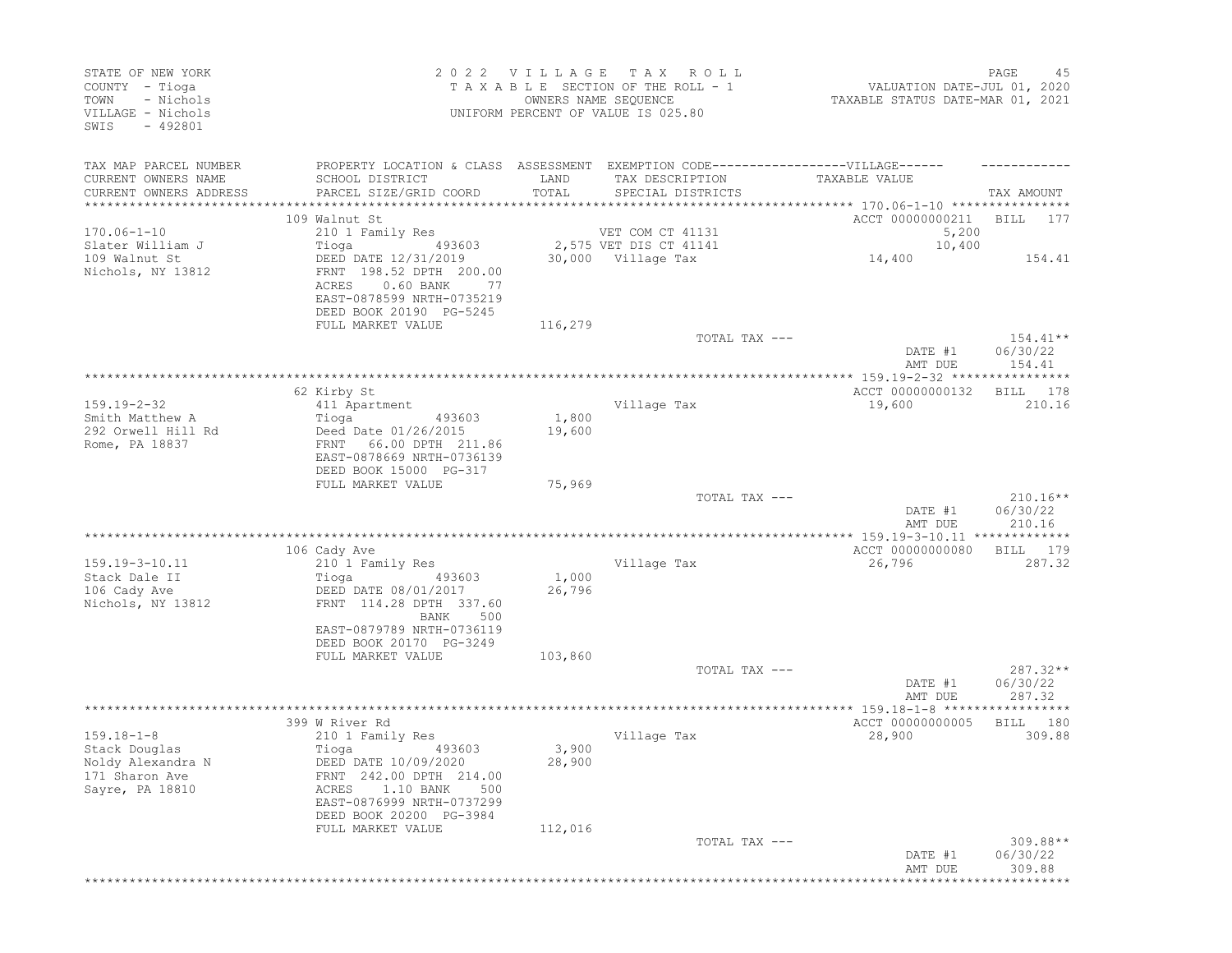STATE OF NEW YORK
COUNTY - Tioga
TOWN - Nichols
VILLAGE - Nichols
SWIS - 492801

2022 VILLAGE TAX ROLL
TAXABLE SECTION OF THE ROLL - 1
OWNERS NAME SEQUENCE
UNIFORM PERCENT OF VALUE IS 025.80

VALUATION DATE-JUL 01, 2020
TAXABLE STATUS DATE-MAR 01, 2021

| TAX MAP PARCEL NUMBER / CURRENT OWNERS NAME / CURRENT OWNERS ADDRESS | PROPERTY LOCATION & CLASS / SCHOOL DISTRICT / PARCEL SIZE/GRID COORD | ASSESSMENT LAND / TOTAL | EXEMPTION CODE / TAX DESCRIPTION / SPECIAL DISTRICTS | TAXABLE VALUE | TAX AMOUNT |
|---|---|---|---|---|---|
| | 109 Walnut St | | | ACCT 00000000211 | BILL 177 |
| 170.06-1-10 | 210 1 Family Res | | VET COM CT 41131 | 5,200 | |
| Slater William J | Tioga 493603 | 2,575 | VET DIS CT 41141 | 10,400 | |
| 109 Walnut St | DEED DATE 12/31/2019 | 30,000 | Village Tax | 14,400 | 154.41 |
| Nichols, NY 13812 | FRNT 198.52 DPTH 200.00 | | | | |
| | ACRES 0.60 BANK 77 | | | | |
| | EAST-0878599 NRTH-0735219 | | | | |
| | DEED BOOK 20190 PG-5245 | | | | |
| | FULL MARKET VALUE | 116,279 | | | |
| | | | TOTAL TAX --- | | 154.41** |
| | | | | DATE #1 | 06/30/22 |
| | | | | AMT DUE | 154.41 |
| | 62 Kirby St | | | ACCT 00000000132 | BILL 178 |
| 159.19-2-32 | 411 Apartment | | Village Tax | 19,600 | 210.16 |
| Smith Matthew A | Tioga 493603 | 1,800 | | | |
| 292 Orwell Hill Rd | Deed Date 01/26/2015 | 19,600 | | | |
| Rome, PA 18837 | FRNT 66.00 DPTH 211.86 | | | | |
| | EAST-0878669 NRTH-0736139 | | | | |
| | DEED BOOK 15000 PG-317 | | | | |
| | FULL MARKET VALUE | 75,969 | | | |
| | | | TOTAL TAX --- | | 210.16** |
| | | | | DATE #1 | 06/30/22 |
| | | | | AMT DUE | 210.16 |
| | 106 Cady Ave | | | ACCT 00000000080 | BILL 179 |
| 159.19-3-10.11 | 210 1 Family Res | | Village Tax | 26,796 | 287.32 |
| Stack Dale II | Tioga 493603 | 1,000 | | | |
| 106 Cady Ave | DEED DATE 08/01/2017 | 26,796 | | | |
| Nichols, NY 13812 | FRNT 114.28 DPTH 337.60 | | | | |
| | BANK 500 | | | | |
| | EAST-0879789 NRTH-0736119 | | | | |
| | DEED BOOK 20170 PG-3249 | | | | |
| | FULL MARKET VALUE | 103,860 | | | |
| | | | TOTAL TAX --- | | 287.32** |
| | | | | DATE #1 | 06/30/22 |
| | | | | AMT DUE | 287.32 |
| | 399 W River Rd | | | ACCT 00000000005 | BILL 180 |
| 159.18-1-8 | 210 1 Family Res | | Village Tax | 28,900 | 309.88 |
| Stack Douglas | Tioga 493603 | 3,900 | | | |
| Noldy Alexandra N | DEED DATE 10/09/2020 | 28,900 | | | |
| 171 Sharon Ave | FRNT 242.00 DPTH 214.00 | | | | |
| Sayre, PA 18810 | ACRES 1.10 BANK 500 | | | | |
| | EAST-0876999 NRTH-0737299 | | | | |
| | DEED BOOK 20200 PG-3984 | | | | |
| | FULL MARKET VALUE | 112,016 | | | |
| | | | TOTAL TAX --- | | 309.88** |
| | | | | DATE #1 | 06/30/22 |
| | | | | AMT DUE | 309.88 |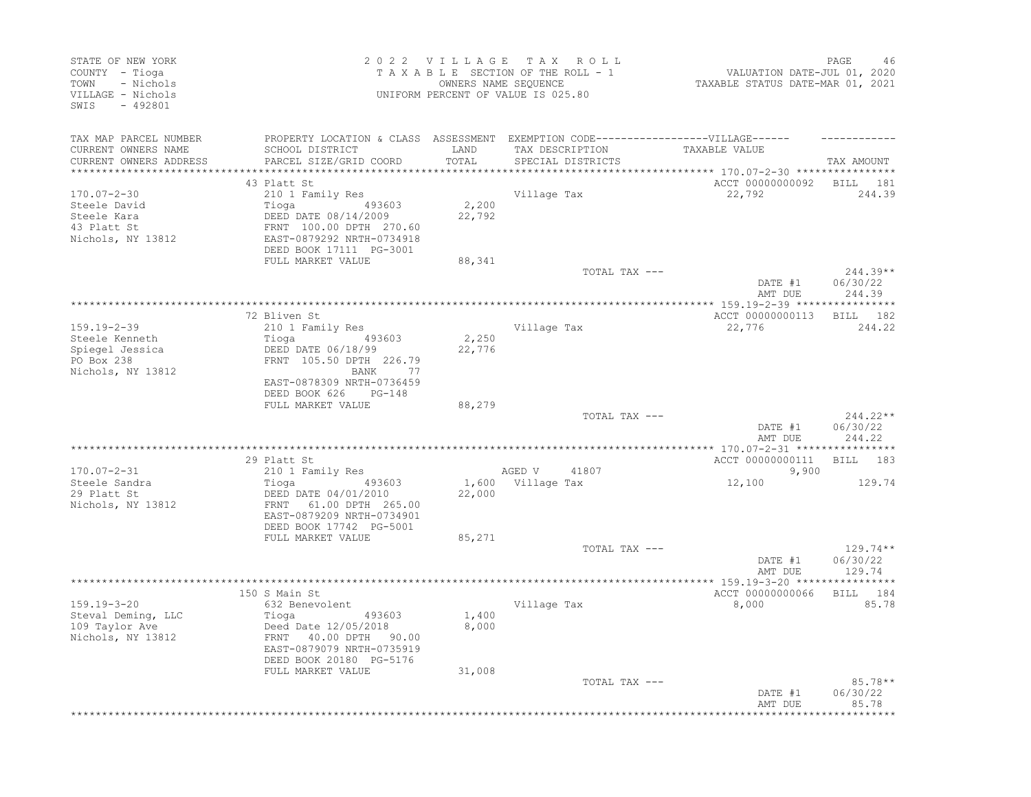STATE OF NEW YORK
COUNTY - Tioga
TOWN - Nichols
VILLAGE - Nichols
SWIS - 492801

2022 VILLAGE TAX ROLL
TAXABLE SECTION OF THE ROLL - 1
OWNERS NAME SEQUENCE
UNIFORM PERCENT OF VALUE IS 025.80

VALUATION DATE-JUL 01, 2020
TAXABLE STATUS DATE-MAR 01, 2021

| TAX MAP PARCEL NUMBER / CURRENT OWNERS NAME / CURRENT OWNERS ADDRESS | PROPERTY LOCATION & CLASS / SCHOOL DISTRICT / PARCEL SIZE/GRID COORD | ASSESSMENT LAND / TOTAL | EXEMPTION CODE / TAX DESCRIPTION / SPECIAL DISTRICTS | VILLAGE TAXABLE VALUE | TAX AMOUNT |
|---|---|---|---|---|---|
| 170.07-2-30 | 43 Platt St | | | ACCT 00000000092 | BILL 181 |
| Steele David | 210 1 Family Res | | Village Tax | 22,792 | 244.39 |
| Steele Kara | Tioga 493603 | 2,200 | | | |
| 43 Platt St | DEED DATE 08/14/2009 | 22,792 | | | |
| Nichols, NY 13812 | FRNT 100.00 DPTH 270.60 | | | | |
| | EAST-0879292 NRTH-0734918 | | | | |
| | DEED BOOK 17111 PG-3001 | | | | |
| | FULL MARKET VALUE | 88,341 | | | |
| | | | TOTAL TAX --- | | 244.39** |
| | | | | DATE #1 | 06/30/22 |
| | | | | AMT DUE | 244.39 |
| 159.19-2-39 | 72 Bliven St | | | ACCT 00000000113 | BILL 182 |
| Steele Kenneth | 210 1 Family Res | | Village Tax | 22,776 | 244.22 |
| Spiegel Jessica | Tioga 493603 | 2,250 | | | |
| PO Box 238 | DEED DATE 06/18/99 | 22,776 | | | |
| Nichols, NY 13812 | FRNT 105.50 DPTH 226.79 | | | | |
| | BANK 77 | | | | |
| | EAST-0878309 NRTH-0736459 | | | | |
| | DEED BOOK 626 PG-148 | | | | |
| | FULL MARKET VALUE | 88,279 | | | |
| | | | TOTAL TAX --- | | 244.22** |
| | | | | DATE #1 | 06/30/22 |
| | | | | AMT DUE | 244.22 |
| 170.07-2-31 | 29 Platt St | | | ACCT 00000000111 | BILL 183 |
| Steele Sandra | 210 1 Family Res | | AGED V 41807 | 9,900 | |
| 29 Platt St | Tioga 493603 | 1,600 | Village Tax | 12,100 | 129.74 |
| Nichols, NY 13812 | DEED DATE 04/01/2010 | 22,000 | | | |
| | FRNT 61.00 DPTH 265.00 | | | | |
| | EAST-0879209 NRTH-0734901 | | | | |
| | DEED BOOK 17742 PG-5001 | | | | |
| | FULL MARKET VALUE | 85,271 | | | |
| | | | TOTAL TAX --- | | 129.74** |
| | | | | DATE #1 | 06/30/22 |
| | | | | AMT DUE | 129.74 |
| 159.19-3-20 | 150 S Main St | | | ACCT 00000000066 | BILL 184 |
| Steval Deming, LLC | 632 Benevolent | | Village Tax | 8,000 | 85.78 |
| 109 Taylor Ave | Tioga 493603 | 1,400 | | | |
| Nichols, NY 13812 | Deed Date 12/05/2018 | 8,000 | | | |
| | FRNT 40.00 DPTH 90.00 | | | | |
| | EAST-0879079 NRTH-0735919 | | | | |
| | DEED BOOK 20180 PG-5176 | | | | |
| | FULL MARKET VALUE | 31,008 | | | |
| | | | TOTAL TAX --- | | 85.78** |
| | | | | DATE #1 | 06/30/22 |
| | | | | AMT DUE | 85.78 |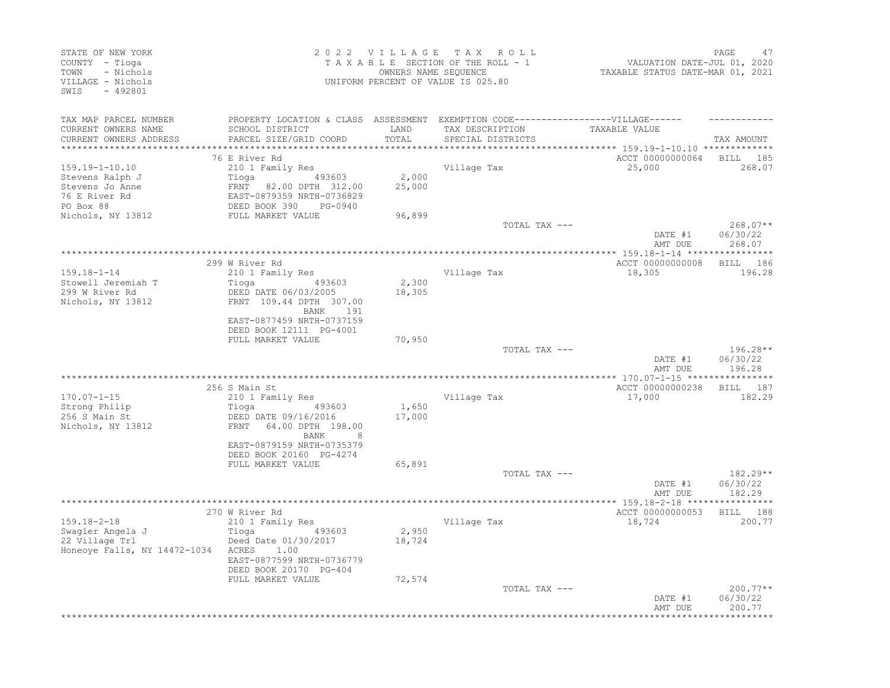STATE OF NEW YORK
COUNTY - Tioga
TOWN - Nichols
VILLAGE - Nichols
SWIS - 492801

2022 VILLAGE TAX ROLL
TAXABLE SECTION OF THE ROLL - 1
OWNERS NAME SEQUENCE
UNIFORM PERCENT OF VALUE IS 025.80

VALUATION DATE-JUL 01, 2020
TAXABLE STATUS DATE-MAR 01, 2021

| TAX MAP PARCEL NUMBER / CURRENT OWNERS NAME / CURRENT OWNERS ADDRESS | PROPERTY LOCATION & CLASS / SCHOOL DISTRICT / PARCEL SIZE/GRID COORD | ASSESSMENT LAND / TOTAL | EXEMPTION CODE / TAX DESCRIPTION / SPECIAL DISTRICTS | VILLAGE TAXABLE VALUE | TAX AMOUNT |
|---|---|---|---|---|---|
| 159.19-1-10.10 | 76 E River Rd | | | ACCT 00000000064 | BILL 185 |
| | 210 1 Family Res | | Village Tax | 25,000 | 268.07 |
| Stevens Ralph J | Tioga 493603 | 2,000 | | | |
| Stevens Jo Anne | FRNT 82.00 DPTH 312.00 | 25,000 | | | |
| 76 E River Rd | EAST-0879359 NRTH-0736829 | | | | |
| PO Box 88 | DEED BOOK 390 PG-0940 | | | | |
| Nichols, NY 13812 | FULL MARKET VALUE | 96,899 | | | |
| | | | TOTAL TAX --- | | 268.07** |
| | | | | DATE #1 | 06/30/22 |
| | | | | AMT DUE | 268.07 |
| 159.18-1-14 | 299 W River Rd | | | ACCT 00000000008 | BILL 186 |
| | 210 1 Family Res | | Village Tax | 18,305 | 196.28 |
| Stowell Jeremiah T | Tioga 493603 | 2,300 | | | |
| 299 W River Rd | DEED DATE 06/03/2005 | 18,305 | | | |
| Nichols, NY 13812 | FRNT 109.44 DPTH 307.00 | | | | |
| | BANK 191 | | | | |
| | EAST-0877459 NRTH-0737159 | | | | |
| | DEED BOOK 12111 PG-4001 | | | | |
| | FULL MARKET VALUE | 70,950 | | | |
| | | | TOTAL TAX --- | | 196.28** |
| | | | | DATE #1 | 06/30/22 |
| | | | | AMT DUE | 196.28 |
| 170.07-1-15 | 256 S Main St | | | ACCT 00000000238 | BILL 187 |
| | 210 1 Family Res | | Village Tax | 17,000 | 182.29 |
| Strong Philip | Tioga 493603 | 1,650 | | | |
| 256 S Main St | DEED DATE 09/16/2016 | 17,000 | | | |
| Nichols, NY 13812 | FRNT 64.00 DPTH 198.00 | | | | |
| | BANK 8 | | | | |
| | EAST-0879159 NRTH-0735379 | | | | |
| | DEED BOOK 20160 PG-4274 | | | | |
| | FULL MARKET VALUE | 65,891 | | | |
| | | | TOTAL TAX --- | | 182.29** |
| | | | | DATE #1 | 06/30/22 |
| | | | | AMT DUE | 182.29 |
| 159.18-2-18 | 270 W River Rd | | | ACCT 00000000053 | BILL 188 |
| | 210 1 Family Res | | Village Tax | 18,724 | 200.77 |
| Swagler Angela J | Tioga 493603 | 2,950 | | | |
| 22 Village Trl | Deed Date 01/30/2017 | 18,724 | | | |
| Honeoye Falls, NY 14472-1034 | ACRES 1.00 | | | | |
| | EAST-0877599 NRTH-0736779 | | | | |
| | DEED BOOK 20170 PG-404 | | | | |
| | FULL MARKET VALUE | 72,574 | | | |
| | | | TOTAL TAX --- | | 200.77** |
| | | | | DATE #1 | 06/30/22 |
| | | | | AMT DUE | 200.77 |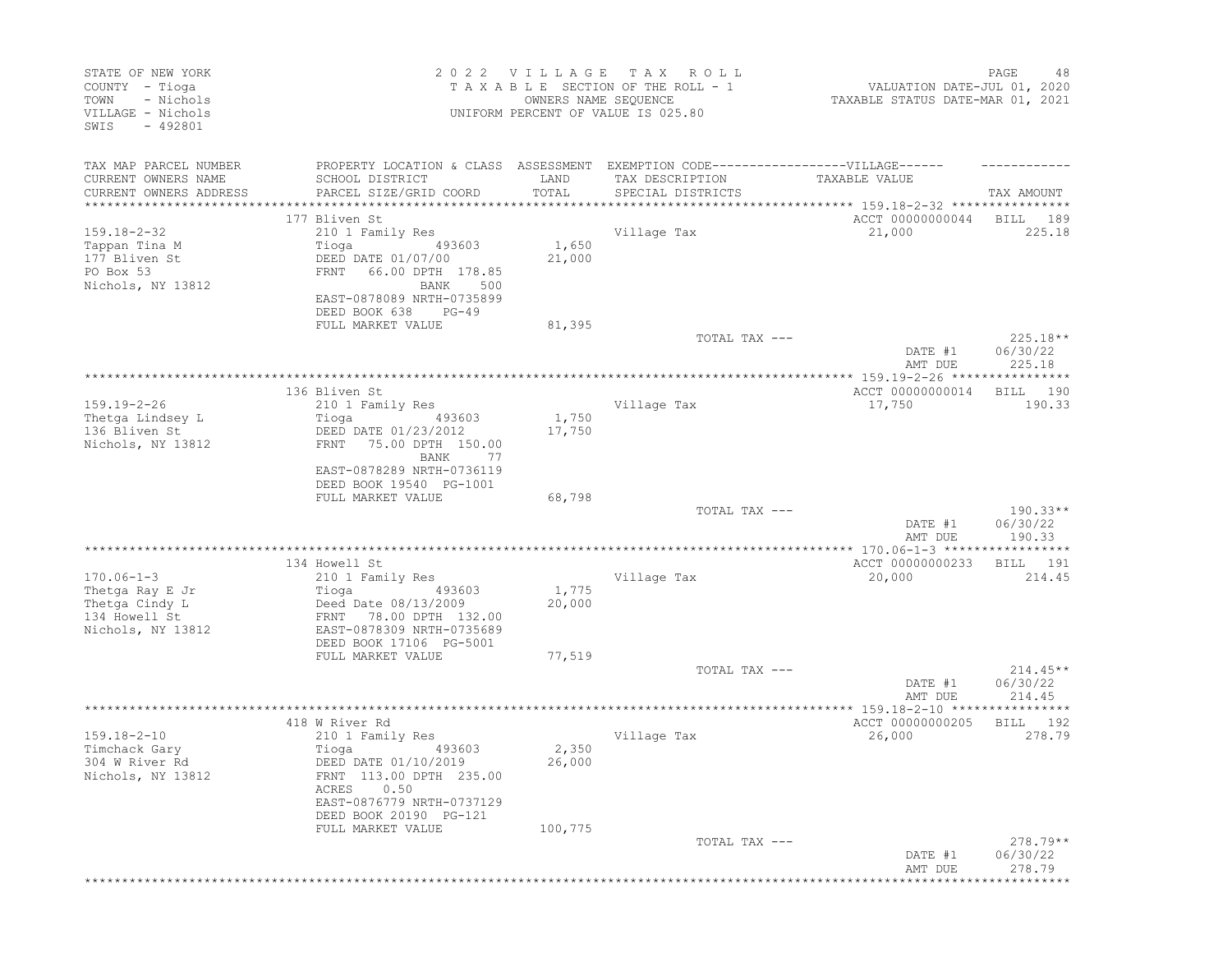STATE OF NEW YORK
COUNTY - Tioga
TOWN - Nichols
VILLAGE - Nichols
SWIS - 492801

2022 VILLAGE TAX ROLL
TAXABLE SECTION OF THE ROLL - 1
OWNERS NAME SEQUENCE
UNIFORM PERCENT OF VALUE IS 025.80

VALUATION DATE-JUL 01, 2020
TAXABLE STATUS DATE-MAR 01, 2021

| TAX MAP PARCEL NUMBER / CURRENT OWNERS NAME / CURRENT OWNERS ADDRESS | PROPERTY LOCATION & CLASS / SCHOOL DISTRICT / PARCEL SIZE/GRID COORD | ASSESSMENT LAND / TOTAL | EXEMPTION CODE / TAX DESCRIPTION / SPECIAL DISTRICTS | VILLAGE TAXABLE VALUE | TAX AMOUNT |
|---|---|---|---|---|---|
| **159.18-2-32** | 177 Bliven St | | | ACCT 00000000044 | BILL 189 |
| Tappan Tina M | 210 1 Family Res | | Village Tax | 21,000 | 225.18 |
| 177 Bliven St | Tioga 493603 | 1,650 | | | |
| PO Box 53 | DEED DATE 01/07/00 | 21,000 | | | |
| Nichols, NY 13812 | FRNT 66.00 DPTH 178.85 | | | | |
| | BANK 500 | | | | |
| | EAST-0878089 NRTH-0735899 | | | | |
| | DEED BOOK 638 PG-49 | | | | |
| | FULL MARKET VALUE | 81,395 | | | |
| | | | TOTAL TAX --- | | 225.18** |
| | | | | DATE #1 | 06/30/22 |
| | | | | AMT DUE | 225.18 |
| **159.19-2-26** | 136 Bliven St | | | ACCT 00000000014 | BILL 190 |
| Thetga Lindsey L | 210 1 Family Res | | Village Tax | 17,750 | 190.33 |
| 136 Bliven St | Tioga 493603 | 1,750 | | | |
| Nichols, NY 13812 | DEED DATE 01/23/2012 | 17,750 | | | |
| | FRNT 75.00 DPTH 150.00 | | | | |
| | BANK 77 | | | | |
| | EAST-0878289 NRTH-0736119 | | | | |
| | DEED BOOK 19540 PG-1001 | | | | |
| | FULL MARKET VALUE | 68,798 | | | |
| | | | TOTAL TAX --- | | 190.33** |
| | | | | DATE #1 | 06/30/22 |
| | | | | AMT DUE | 190.33 |
| **170.06-1-3** | 134 Howell St | | | ACCT 00000000233 | BILL 191 |
| Thetga Ray E Jr | 210 1 Family Res | | Village Tax | 20,000 | 214.45 |
| Thetga Cindy L | Tioga 493603 | 1,775 | | | |
| 134 Howell St | Deed Date 08/13/2009 | 20,000 | | | |
| Nichols, NY 13812 | FRNT 78.00 DPTH 132.00 | | | | |
| | EAST-0878309 NRTH-0735689 | | | | |
| | DEED BOOK 17106 PG-5001 | | | | |
| | FULL MARKET VALUE | 77,519 | | | |
| | | | TOTAL TAX --- | | 214.45** |
| | | | | DATE #1 | 06/30/22 |
| | | | | AMT DUE | 214.45 |
| **159.18-2-10** | 418 W River Rd | | | ACCT 00000000205 | BILL 192 |
| Timchack Gary | 210 1 Family Res | | Village Tax | 26,000 | 278.79 |
| 304 W River Rd | Tioga 493603 | 2,350 | | | |
| Nichols, NY 13812 | DEED DATE 01/10/2019 | 26,000 | | | |
| | FRNT 113.00 DPTH 235.00 | | | | |
| | ACRES 0.50 | | | | |
| | EAST-0876779 NRTH-0737129 | | | | |
| | DEED BOOK 20190 PG-121 | | | | |
| | FULL MARKET VALUE | 100,775 | | | |
| | | | TOTAL TAX --- | | 278.79** |
| | | | | DATE #1 | 06/30/22 |
| | | | | AMT DUE | 278.79 |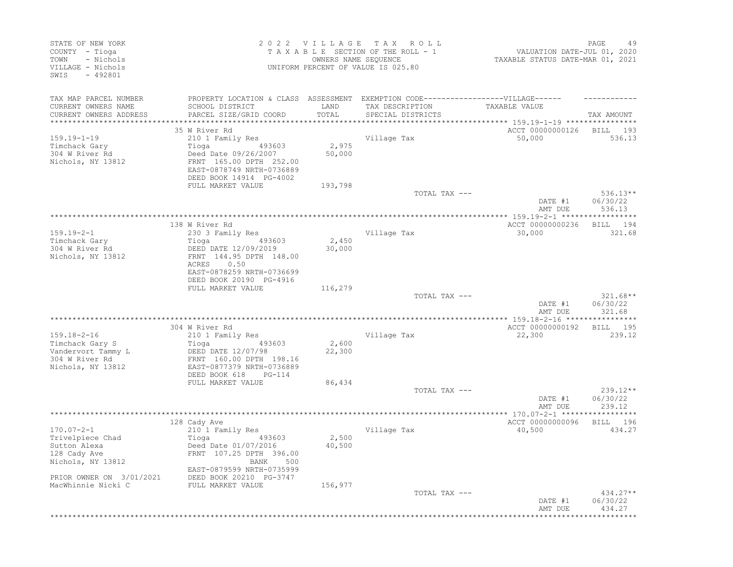STATE OF NEW YORK
COUNTY - Tioga
TOWN - Nichols
VILLAGE - Nichols
SWIS - 492801

2022 VILLAGE TAX ROLL
TAXABLE SECTION OF THE ROLL - 1
OWNERS NAME SEQUENCE
UNIFORM PERCENT OF VALUE IS 025.80

VALUATION DATE-JUL 01, 2020
TAXABLE STATUS DATE-MAR 01, 2021

| TAX MAP PARCEL NUMBER / CURRENT OWNERS NAME / CURRENT OWNERS ADDRESS | PROPERTY LOCATION & CLASS / SCHOOL DISTRICT / PARCEL SIZE/GRID COORD | ASSESSMENT LAND / TOTAL | EXEMPTION CODE / TAX DESCRIPTION / SPECIAL DISTRICTS | VILLAGE TAXABLE VALUE | TAX AMOUNT |
|---|---|---|---|---|---|
| **159.19-1-19** | 35 W River Rd | | | ACCT 00000000126 | BILL 193 |
| 159.19-1-19 | 210 1 Family Res | | Village Tax | 50,000 | 536.13 |
| Timchack Gary | Tioga 493603 | 2,975 | | | |
| 304 W River Rd | Deed Date 09/26/2007 | 50,000 | | | |
| Nichols, NY 13812 | FRNT 165.00 DPTH 252.00 | | | | |
| | EAST-0878749 NRTH-0736889 | | | | |
| | DEED BOOK 14914 PG-4002 | | | | |
| | FULL MARKET VALUE | 193,798 | | | |
| | | | TOTAL TAX --- | | 536.13** |
| | | | | DATE #1 | 06/30/22 |
| | | | | AMT DUE | 536.13 |
| **159.19-2-1** | 138 W River Rd | | | ACCT 00000000236 | BILL 194 |
| 159.19-2-1 | 230 3 Family Res | | Village Tax | 30,000 | 321.68 |
| Timchack Gary | Tioga 493603 | 2,450 | | | |
| 304 W River Rd | DEED DATE 12/09/2019 | 30,000 | | | |
| Nichols, NY 13812 | FRNT 144.95 DPTH 148.00 | | | | |
| | ACRES 0.50 | | | | |
| | EAST-0878259 NRTH-0736699 | | | | |
| | DEED BOOK 20190 PG-4916 | | | | |
| | FULL MARKET VALUE | 116,279 | | | |
| | | | TOTAL TAX --- | | 321.68** |
| | | | | DATE #1 | 06/30/22 |
| | | | | AMT DUE | 321.68 |
| **159.18-2-16** | 304 W River Rd | | | ACCT 00000000192 | BILL 195 |
| 159.18-2-16 | 210 1 Family Res | | Village Tax | 22,300 | 239.12 |
| Timchack Gary S | Tioga 493603 | 2,600 | | | |
| Vandervort Tammy L | DEED DATE 12/07/98 | 22,300 | | | |
| 304 W River Rd | FRNT 160.00 DPTH 198.16 | | | | |
| Nichols, NY 13812 | EAST-0877379 NRTH-0736889 | | | | |
| | DEED BOOK 618 PG-114 | | | | |
| | FULL MARKET VALUE | 86,434 | | | |
| | | | TOTAL TAX --- | | 239.12** |
| | | | | DATE #1 | 06/30/22 |
| | | | | AMT DUE | 239.12 |
| **170.07-2-1** | 128 Cady Ave | | | ACCT 00000000096 | BILL 196 |
| 170.07-2-1 | 210 1 Family Res | | Village Tax | 40,500 | 434.27 |
| Trivelpiece Chad | Tioga 493603 | 2,500 | | | |
| Sutton Alexa | Deed Date 01/07/2016 | 40,500 | | | |
| 128 Cady Ave | FRNT 107.25 DPTH 396.00 | | | | |
| Nichols, NY 13812 | BANK 500 | | | | |
| | EAST-0879599 NRTH-0735999 | | | | |
| PRIOR OWNER ON 3/01/2021 | DEED BOOK 20210 PG-3747 | | | | |
| MacWhinnie Nicki C | FULL MARKET VALUE | 156,977 | | | |
| | | | TOTAL TAX --- | | 434.27** |
| | | | | DATE #1 | 06/30/22 |
| | | | | AMT DUE | 434.27 |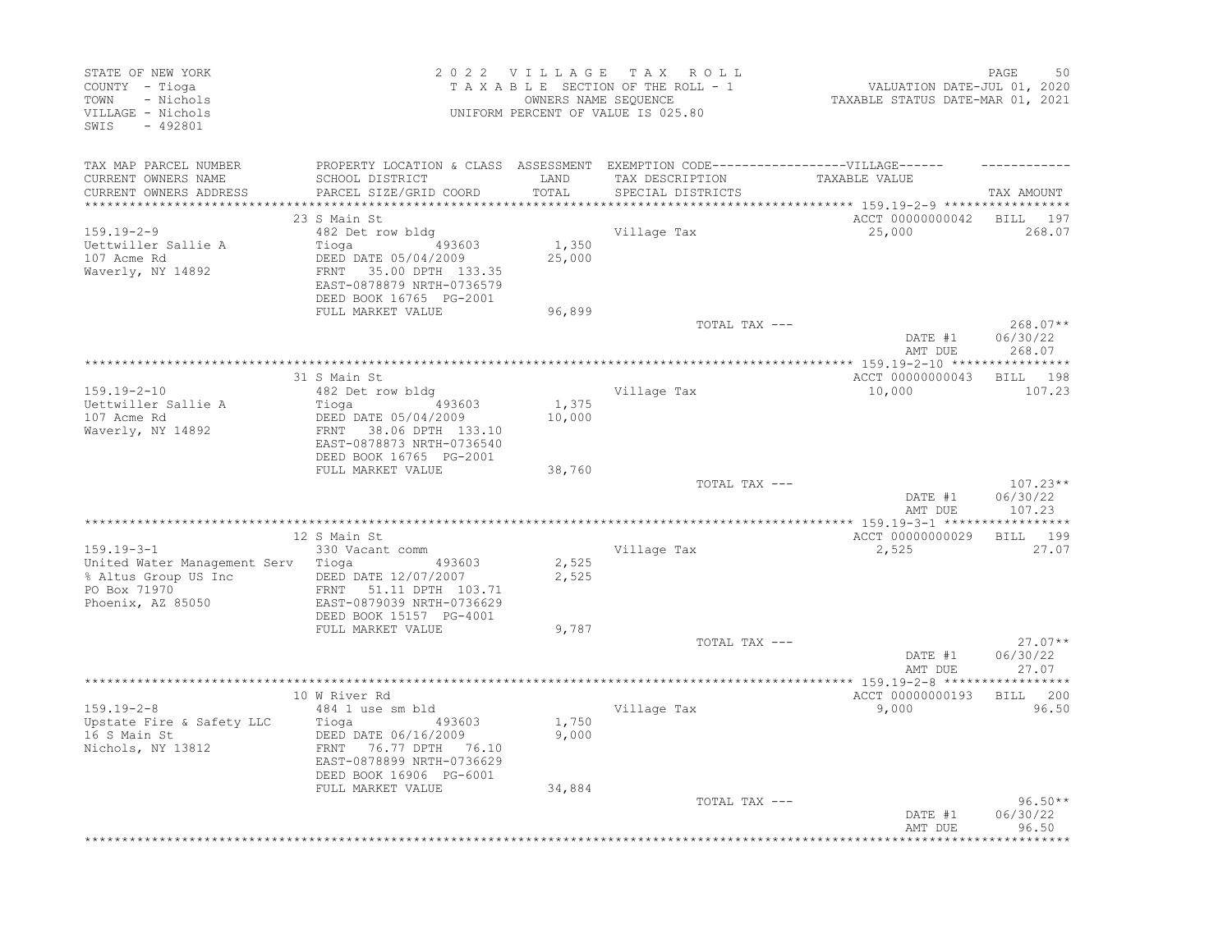STATE OF NEW YORK
COUNTY - Tioga
TOWN - Nichols
VILLAGE - Nichols
SWIS - 492801

2022 VILLAGE TAX ROLL
TAXABLE SECTION OF THE ROLL - 1
OWNERS NAME SEQUENCE
UNIFORM PERCENT OF VALUE IS 025.80

VALUATION DATE-JUL 01, 2020
TAXABLE STATUS DATE-MAR 01, 2021

| TAX MAP PARCEL NUMBER / CURRENT OWNERS NAME / CURRENT OWNERS ADDRESS | PROPERTY LOCATION & CLASS / SCHOOL DISTRICT / PARCEL SIZE/GRID COORD | ASSESSMENT LAND / TOTAL | EXEMPTION CODE / TAX DESCRIPTION / SPECIAL DISTRICTS | TAXABLE VALUE | TAX AMOUNT |
|---|---|---|---|---|---|
| 159.19-2-9 | 23 S Main St | | | ACCT 00000000042 | BILL 197 |
| | 482 Det row bldg | | Village Tax | 25,000 | 268.07 |
| Uettwiller Sallie A | Tioga 493603 | 1,350 | | | |
| 107 Acme Rd | DEED DATE 05/04/2009 | 25,000 | | | |
| Waverly, NY 14892 | FRNT 35.00 DPTH 133.35 | | | | |
| | EAST-0878879 NRTH-0736579 | | | | |
| | DEED BOOK 16765 PG-2001 | | | | |
| | FULL MARKET VALUE | 96,899 | | | |
| | | | TOTAL TAX --- | | 268.07** |
| | | | | DATE #1 | 06/30/22 |
| | | | | AMT DUE | 268.07 |
| 159.19-2-10 | 31 S Main St | | | ACCT 00000000043 | BILL 198 |
| | 482 Det row bldg | | Village Tax | 10,000 | 107.23 |
| Uettwiller Sallie A | Tioga 493603 | 1,375 | | | |
| 107 Acme Rd | DEED DATE 05/04/2009 | 10,000 | | | |
| Waverly, NY 14892 | FRNT 38.06 DPTH 133.10 | | | | |
| | EAST-0878873 NRTH-0736540 | | | | |
| | DEED BOOK 16765 PG-2001 | | | | |
| | FULL MARKET VALUE | 38,760 | | | |
| | | | TOTAL TAX --- | | 107.23** |
| | | | | DATE #1 | 06/30/22 |
| | | | | AMT DUE | 107.23 |
| 159.19-3-1 | 12 S Main St | | | ACCT 00000000029 | BILL 199 |
| | 330 Vacant comm | | Village Tax | 2,525 | 27.07 |
| United Water Management Serv | Tioga 493603 | 2,525 | | | |
| % Altus Group US Inc | DEED DATE 12/07/2007 | 2,525 | | | |
| PO Box 71970 | FRNT 51.11 DPTH 103.71 | | | | |
| Phoenix, AZ 85050 | EAST-0879039 NRTH-0736629 | | | | |
| | DEED BOOK 15157 PG-4001 | | | | |
| | FULL MARKET VALUE | 9,787 | | | |
| | | | TOTAL TAX --- | | 27.07** |
| | | | | DATE #1 | 06/30/22 |
| | | | | AMT DUE | 27.07 |
| 159.19-2-8 | 10 W River Rd | | | ACCT 00000000193 | BILL 200 |
| | 484 1 use sm bld | | Village Tax | 9,000 | 96.50 |
| Upstate Fire & Safety LLC | Tioga 493603 | 1,750 | | | |
| 16 S Main St | DEED DATE 06/16/2009 | 9,000 | | | |
| Nichols, NY 13812 | FRNT 76.77 DPTH 76.10 | | | | |
| | EAST-0878899 NRTH-0736629 | | | | |
| | DEED BOOK 16906 PG-6001 | | | | |
| | FULL MARKET VALUE | 34,884 | | | |
| | | | TOTAL TAX --- | | 96.50** |
| | | | | DATE #1 | 06/30/22 |
| | | | | AMT DUE | 96.50 |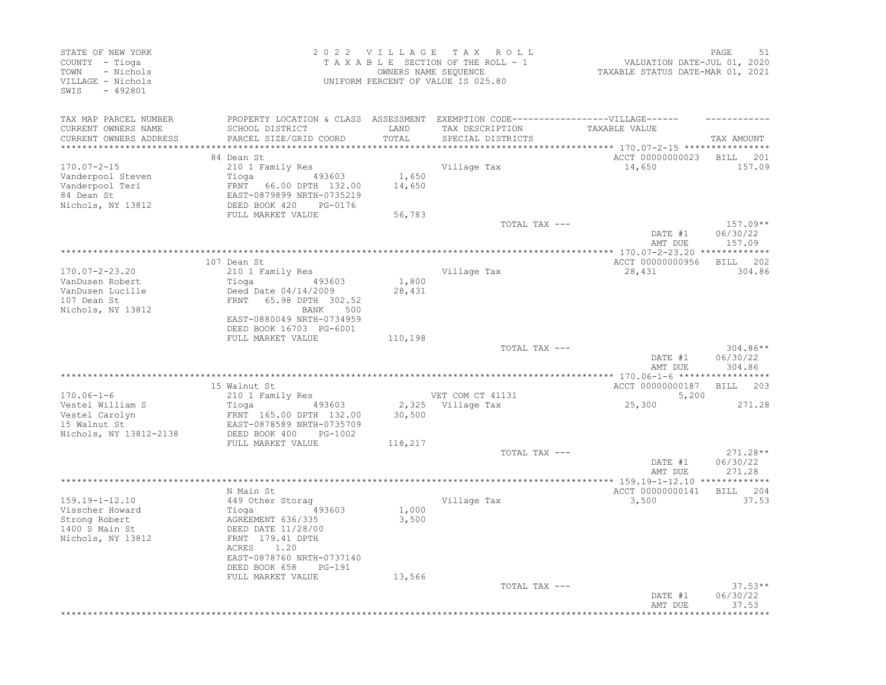STATE OF NEW YORK
COUNTY - Tioga
TOWN - Nichols
VILLAGE - Nichols
SWIS - 492801

2022 VILLAGE TAX ROLL
TAXABLE SECTION OF THE ROLL - 1
OWNERS NAME SEQUENCE
UNIFORM PERCENT OF VALUE IS 025.80

VALUATION DATE-JUL 01, 2020
TAXABLE STATUS DATE-MAR 01, 2021

| TAX MAP PARCEL NUMBER / CURRENT OWNERS NAME / CURRENT OWNERS ADDRESS | PROPERTY LOCATION & CLASS / SCHOOL DISTRICT / PARCEL SIZE/GRID COORD | ASSESSMENT LAND / TOTAL | EXEMPTION CODE / TAX DESCRIPTION / SPECIAL DISTRICTS | TAXABLE VALUE | TAX AMOUNT |
|---|---|---|---|---|---|
| **170.07-2-15** | 84 Dean St | | | ACCT 00000000023 | BILL 201 |
| 170.07-2-15 | 210 1 Family Res | | Village Tax | 14,650 | 157.09 |
| Vanderpool Steven | Tioga 493603 | 1,650 | | | |
| Vanderpool Teri | FRNT 66.00 DPTH 132.00 | 14,650 | | | |
| 84 Dean St | EAST-0879899 NRTH-0735219 | | | | |
| Nichols, NY 13812 | DEED BOOK 420 PG-0176 | | | | |
| | FULL MARKET VALUE | 56,783 | | | |
| | | | TOTAL TAX --- | | 157.09** |
| | | | | DATE #1 | 06/30/22 |
| | | | | AMT DUE | 157.09 |
| **170.07-2-23.20** | 107 Dean St | | | ACCT 00000000956 | BILL 202 |
| 170.07-2-23.20 | 210 1 Family Res | | Village Tax | 28,431 | 304.86 |
| VanDusen Robert | Tioga 493603 | 1,800 | | | |
| VanDusen Lucille | Deed Date 04/14/2009 | 28,431 | | | |
| 107 Dean St | FRNT 65.98 DPTH 302.52 | | | | |
| Nichols, NY 13812 | BANK 500 | | | | |
| | EAST-0880049 NRTH-0734959 | | | | |
| | DEED BOOK 16703 PG-6001 | | | | |
| | FULL MARKET VALUE | 110,198 | | | |
| | | | TOTAL TAX --- | | 304.86** |
| | | | | DATE #1 | 06/30/22 |
| | | | | AMT DUE | 304.86 |
| **170.06-1-6** | 15 Walnut St | | | ACCT 00000000187 | BILL 203 |
| 170.06-1-6 | 210 1 Family Res | | VET COM CT 41131 | 5,200 | |
| Vestel William S | Tioga 493603 | 2,325 | Village Tax | 25,300 | 271.28 |
| Vestel Carolyn | FRNT 165.00 DPTH 132.00 | 30,500 | | | |
| 15 Walnut St | EAST-0878589 NRTH-0735709 | | | | |
| Nichols, NY 13812-2138 | DEED BOOK 400 PG-1002 | | | | |
| | FULL MARKET VALUE | 118,217 | | | |
| | | | TOTAL TAX --- | | 271.28** |
| | | | | DATE #1 | 06/30/22 |
| | | | | AMT DUE | 271.28 |
| **159.19-1-12.10** | N Main St | | | ACCT 00000000141 | BILL 204 |
| 159.19-1-12.10 | 449 Other Storag | | Village Tax | 3,500 | 37.53 |
| Visscher Howard | Tioga 493603 | 1,000 | | | |
| Strong Robert | AGREEMENT 636/335 | 3,500 | | | |
| 1400 S Main St | DEED DATE 11/28/00 | | | | |
| Nichols, NY 13812 | FRNT 179.41 DPTH | | | | |
| | ACRES 1.20 | | | | |
| | EAST-0878760 NRTH-0737140 | | | | |
| | DEED BOOK 658 PG-191 | | | | |
| | FULL MARKET VALUE | 13,566 | | | |
| | | | TOTAL TAX --- | | 37.53** |
| | | | | DATE #1 | 06/30/22 |
| | | | | AMT DUE | 37.53 |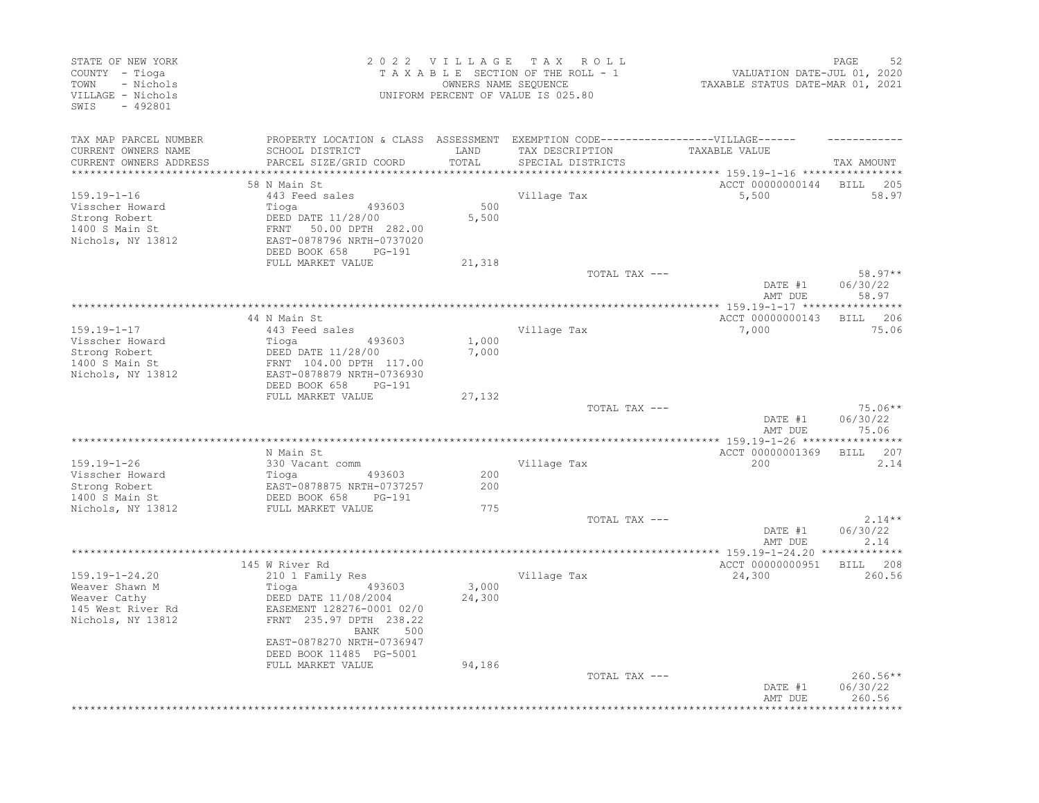STATE OF NEW YORK
COUNTY - Tioga
TOWN - Nichols
VILLAGE - Nichols
SWIS - 492801

2022 VILLAGE TAX ROLL
TAXABLE SECTION OF THE ROLL - 1
OWNERS NAME SEQUENCE
UNIFORM PERCENT OF VALUE IS 025.80

VALUATION DATE-JUL 01, 2020
TAXABLE STATUS DATE-MAR 01, 2021

| TAX MAP PARCEL NUMBER / CURRENT OWNERS NAME / CURRENT OWNERS ADDRESS | PROPERTY LOCATION & CLASS / SCHOOL DISTRICT / PARCEL SIZE/GRID COORD | ASSESSMENT LAND / TOTAL | EXEMPTION CODE / TAX DESCRIPTION / SPECIAL DISTRICTS | TAXABLE VALUE | TAX AMOUNT |
|---|---|---|---|---|---|
| 159.19-1-16 | 58 N Main St | | | ACCT 00000000144 | BILL 205 |
| | 443 Feed sales | | Village Tax | 5,500 | 58.97 |
| Visscher Howard | Tioga 493603 | 500 | | | |
| Strong Robert | DEED DATE 11/28/00 | 5,500 | | | |
| 1400 S Main St | FRNT 50.00 DPTH 282.00 | | | | |
| Nichols, NY 13812 | EAST-0878796 NRTH-0737020 | | | | |
| | DEED BOOK 658 PG-191 | | | | |
| | FULL MARKET VALUE | 21,318 | | | |
| | | | TOTAL TAX --- | | 58.97** |
| | | | | DATE #1 | 06/30/22 |
| | | | | AMT DUE | 58.97 |
| 159.19-1-17 | 44 N Main St | | | ACCT 00000000143 | BILL 206 |
| | 443 Feed sales | | Village Tax | 7,000 | 75.06 |
| Visscher Howard | Tioga 493603 | 1,000 | | | |
| Strong Robert | DEED DATE 11/28/00 | 7,000 | | | |
| 1400 S Main St | FRNT 104.00 DPTH 117.00 | | | | |
| Nichols, NY 13812 | EAST-0878879 NRTH-0736930 | | | | |
| | DEED BOOK 658 PG-191 | | | | |
| | FULL MARKET VALUE | 27,132 | | | |
| | | | TOTAL TAX --- | | 75.06** |
| | | | | DATE #1 | 06/30/22 |
| | | | | AMT DUE | 75.06 |
| 159.19-1-26 | N Main St | | | ACCT 00000001369 | BILL 207 |
| | 330 Vacant comm | | Village Tax | 200 | 2.14 |
| Visscher Howard | Tioga 493603 | 200 | | | |
| Strong Robert | EAST-0878875 NRTH-0737257 | 200 | | | |
| 1400 S Main St | DEED BOOK 658 PG-191 | | | | |
| Nichols, NY 13812 | FULL MARKET VALUE | 775 | | | |
| | | | TOTAL TAX --- | | 2.14** |
| | | | | DATE #1 | 06/30/22 |
| | | | | AMT DUE | 2.14 |
| 159.19-1-24.20 | 145 W River Rd | | | ACCT 00000000951 | BILL 208 |
| | 210 1 Family Res | | Village Tax | 24,300 | 260.56 |
| Weaver Shawn M | Tioga 493603 | 3,000 | | | |
| Weaver Cathy | DEED DATE 11/08/2004 | 24,300 | | | |
| 145 West River Rd | EASEMENT 128276-0001 02/0 | | | | |
| Nichols, NY 13812 | FRNT 235.97 DPTH 238.22 | | | | |
| | BANK 500 | | | | |
| | EAST-0878270 NRTH-0736947 | | | | |
| | DEED BOOK 11485 PG-5001 | | | | |
| | FULL MARKET VALUE | 94,186 | | | |
| | | | TOTAL TAX --- | | 260.56** |
| | | | | DATE #1 | 06/30/22 |
| | | | | AMT DUE | 260.56 |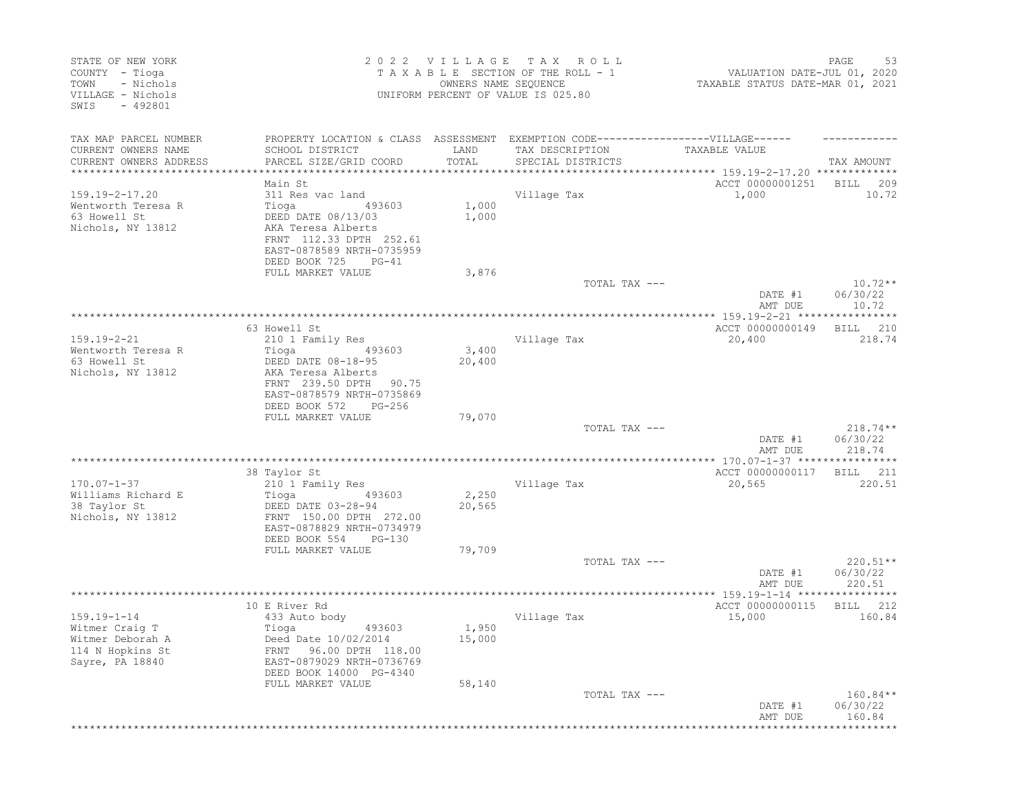STATE OF NEW YORK
COUNTY - Tioga
TOWN - Nichols
VILLAGE - Nichols
SWIS - 492801

2022 VILLAGE TAX ROLL
TAXABLE SECTION OF THE ROLL - 1
OWNERS NAME SEQUENCE
UNIFORM PERCENT OF VALUE IS 025.80

VALUATION DATE-JUL 01, 2020
TAXABLE STATUS DATE-MAR 01, 2021

| TAX MAP PARCEL NUMBER / CURRENT OWNERS NAME / CURRENT OWNERS ADDRESS | PROPERTY LOCATION & CLASS / SCHOOL DISTRICT / PARCEL SIZE/GRID COORD | ASSESSMENT LAND / TOTAL | EXEMPTION CODE / TAX DESCRIPTION / SPECIAL DISTRICTS | TAXABLE VALUE | TAX AMOUNT |
|---|---|---|---|---|---|
| 159.19-2-17.20 | Main St | | | ACCT 00000001251 | BILL 209 |
| 159.19-2-17.20 | 311 Res vac land | | Village Tax | 1,000 | 10.72 |
| Wentworth Teresa R | Tioga 493603 | 1,000 | | | |
| 63 Howell St | DEED DATE 08/13/03 | 1,000 | | | |
| Nichols, NY 13812 | AKA Teresa Alberts | | | | |
| | FRNT 112.33 DPTH 252.61 | | | | |
| | EAST-0878589 NRTH-0735959 | | | | |
| | DEED BOOK 725 PG-41 | | | | |
| | FULL MARKET VALUE | 3,876 | | | |
| | | | TOTAL TAX --- | | 10.72** |
| | | | | DATE #1 | 06/30/22 |
| | | | | AMT DUE | 10.72 |
| 159.19-2-21 | 63 Howell St | | | ACCT 00000000149 | BILL 210 |
| 159.19-2-21 | 210 1 Family Res | | Village Tax | 20,400 | 218.74 |
| Wentworth Teresa R | Tioga 493603 | 3,400 | | | |
| 63 Howell St | DEED DATE 08-18-95 | 20,400 | | | |
| Nichols, NY 13812 | AKA Teresa Alberts | | | | |
| | FRNT 239.50 DPTH 90.75 | | | | |
| | EAST-0878579 NRTH-0735869 | | | | |
| | DEED BOOK 572 PG-256 | | | | |
| | FULL MARKET VALUE | 79,070 | | | |
| | | | TOTAL TAX --- | | 218.74** |
| | | | | DATE #1 | 06/30/22 |
| | | | | AMT DUE | 218.74 |
| 170.07-1-37 | 38 Taylor St | | | ACCT 00000000117 | BILL 211 |
| 170.07-1-37 | 210 1 Family Res | | Village Tax | 20,565 | 220.51 |
| Williams Richard E | Tioga 493603 | 2,250 | | | |
| 38 Taylor St | DEED DATE 03-28-94 | 20,565 | | | |
| Nichols, NY 13812 | FRNT 150.00 DPTH 272.00 | | | | |
| | EAST-0878829 NRTH-0734979 | | | | |
| | DEED BOOK 554 PG-130 | | | | |
| | FULL MARKET VALUE | 79,709 | | | |
| | | | TOTAL TAX --- | | 220.51** |
| | | | | DATE #1 | 06/30/22 |
| | | | | AMT DUE | 220.51 |
| 159.19-1-14 | 10 E River Rd | | | ACCT 00000000115 | BILL 212 |
| 159.19-1-14 | 433 Auto body | | Village Tax | 15,000 | 160.84 |
| Witmer Craig T | Tioga 493603 | 1,950 | | | |
| Witmer Deborah A | Deed Date 10/02/2014 | 15,000 | | | |
| 114 N Hopkins St | FRNT 96.00 DPTH 118.00 | | | | |
| Sayre, PA 18840 | EAST-0879029 NRTH-0736769 | | | | |
| | DEED BOOK 14000 PG-4340 | | | | |
| | FULL MARKET VALUE | 58,140 | | | |
| | | | TOTAL TAX --- | | 160.84** |
| | | | | DATE #1 | 06/30/22 |
| | | | | AMT DUE | 160.84 |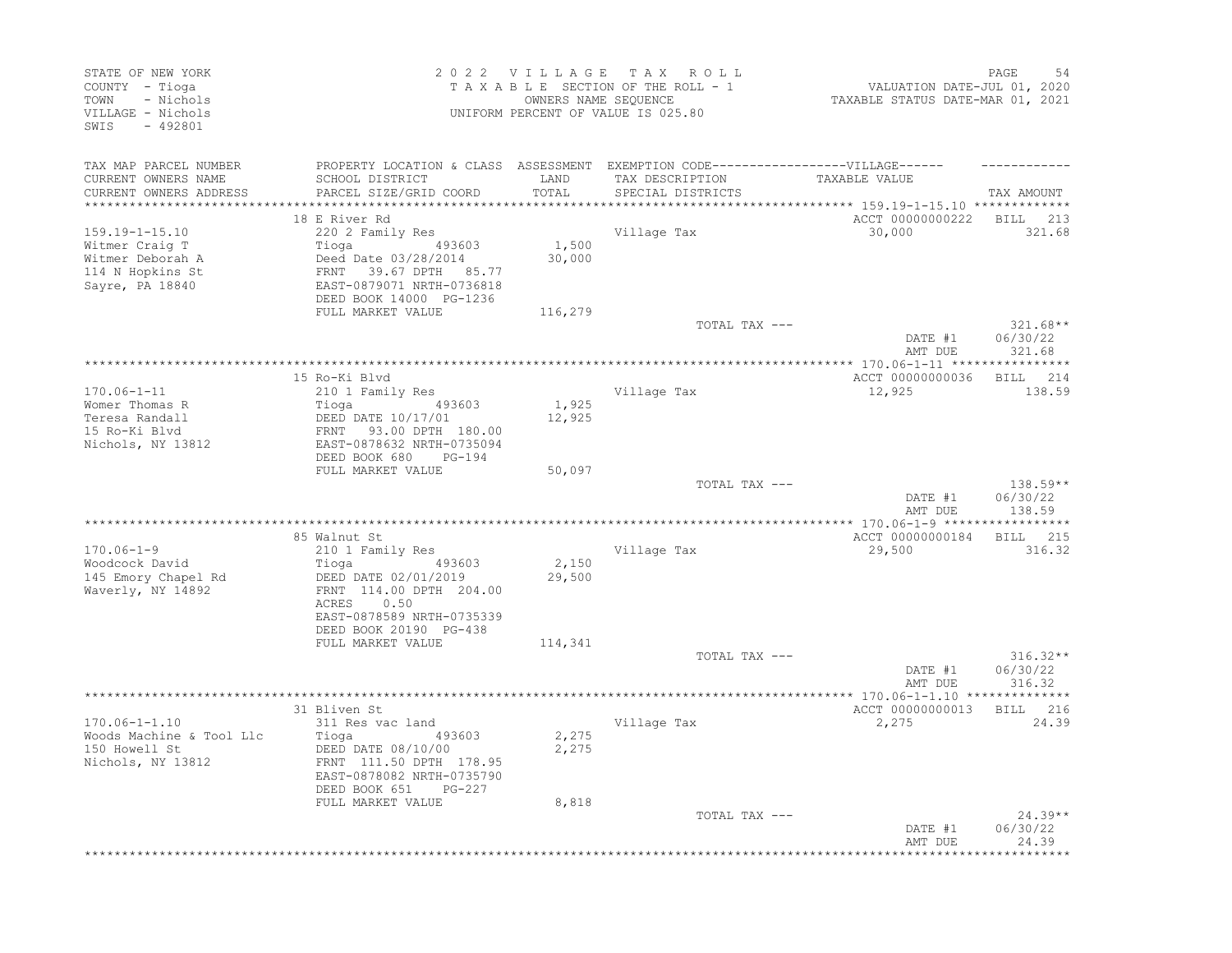STATE OF NEW YORK
COUNTY - Tioga
TOWN - Nichols
VILLAGE - Nichols
SWIS - 492801

2022 VILLAGE TAX ROLL
TAXABLE SECTION OF THE ROLL - 1
OWNERS NAME SEQUENCE
UNIFORM PERCENT OF VALUE IS 025.80

VALUATION DATE-JUL 01, 2020
TAXABLE STATUS DATE-MAR 01, 2021

| TAX MAP PARCEL NUMBER / CURRENT OWNERS NAME / CURRENT OWNERS ADDRESS | PROPERTY LOCATION & CLASS / SCHOOL DISTRICT / PARCEL SIZE/GRID COORD | ASSESSMENT LAND / TOTAL | EXEMPTION CODE / TAX DESCRIPTION / SPECIAL DISTRICTS | TAXABLE VALUE (VILLAGE) | TAX AMOUNT |
|---|---|---|---|---|---|
| 159.19-1-15.10 | 18 E River Rd | | | ACCT 00000000222 | BILL 213 |
| Witmer Craig T | 220 2 Family Res | | Village Tax | 30,000 | 321.68 |
| Witmer Deborah A | Tioga 493603 | 1,500 | | | |
| 114 N Hopkins St | Deed Date 03/28/2014 | 30,000 | | | |
| Sayre, PA 18840 | FRNT 39.67 DPTH 85.77 | | | | |
| | EAST-0879071 NRTH-0736818 | | | | |
| | DEED BOOK 14000 PG-1236 | | | | |
| | FULL MARKET VALUE | 116,279 | | | |
| | | | TOTAL TAX --- | | 321.68** |
| | | | | DATE #1 | 06/30/22 |
| | | | | AMT DUE | 321.68 |
| 170.06-1-11 | 15 Ro-Ki Blvd | | | ACCT 00000000036 | BILL 214 |
| Womer Thomas R | 210 1 Family Res | | Village Tax | 12,925 | 138.59 |
| Teresa Randall | Tioga 493603 | 1,925 | | | |
| 15 Ro-Ki Blvd | DEED DATE 10/17/01 | 12,925 | | | |
| Nichols, NY 13812 | FRNT 93.00 DPTH 180.00 | | | | |
| | EAST-0878632 NRTH-0735094 | | | | |
| | DEED BOOK 680 PG-194 | | | | |
| | FULL MARKET VALUE | 50,097 | | | |
| | | | TOTAL TAX --- | | 138.59** |
| | | | | DATE #1 | 06/30/22 |
| | | | | AMT DUE | 138.59 |
| 170.06-1-9 | 85 Walnut St | | | ACCT 00000000184 | BILL 215 |
| Woodcock David | 210 1 Family Res | | Village Tax | 29,500 | 316.32 |
| 145 Emory Chapel Rd | Tioga 493603 | 2,150 | | | |
| Waverly, NY 14892 | DEED DATE 02/01/2019 | 29,500 | | | |
| | FRNT 114.00 DPTH 204.00 | | | | |
| | ACRES 0.50 | | | | |
| | EAST-0878589 NRTH-0735339 | | | | |
| | DEED BOOK 20190 PG-438 | | | | |
| | FULL MARKET VALUE | 114,341 | | | |
| | | | TOTAL TAX --- | | 316.32** |
| | | | | DATE #1 | 06/30/22 |
| | | | | AMT DUE | 316.32 |
| 170.06-1-1.10 | 31 Bliven St | | | ACCT 00000000013 | BILL 216 |
| Woods Machine & Tool Llc | 311 Res vac land | | Village Tax | 2,275 | 24.39 |
| 150 Howell St | Tioga 493603 | 2,275 | | | |
| Nichols, NY 13812 | DEED DATE 08/10/00 | 2,275 | | | |
| | FRNT 111.50 DPTH 178.95 | | | | |
| | EAST-0878082 NRTH-0735790 | | | | |
| | DEED BOOK 651 PG-227 | | | | |
| | FULL MARKET VALUE | 8,818 | | | |
| | | | TOTAL TAX --- | | 24.39** |
| | | | | DATE #1 | 06/30/22 |
| | | | | AMT DUE | 24.39 |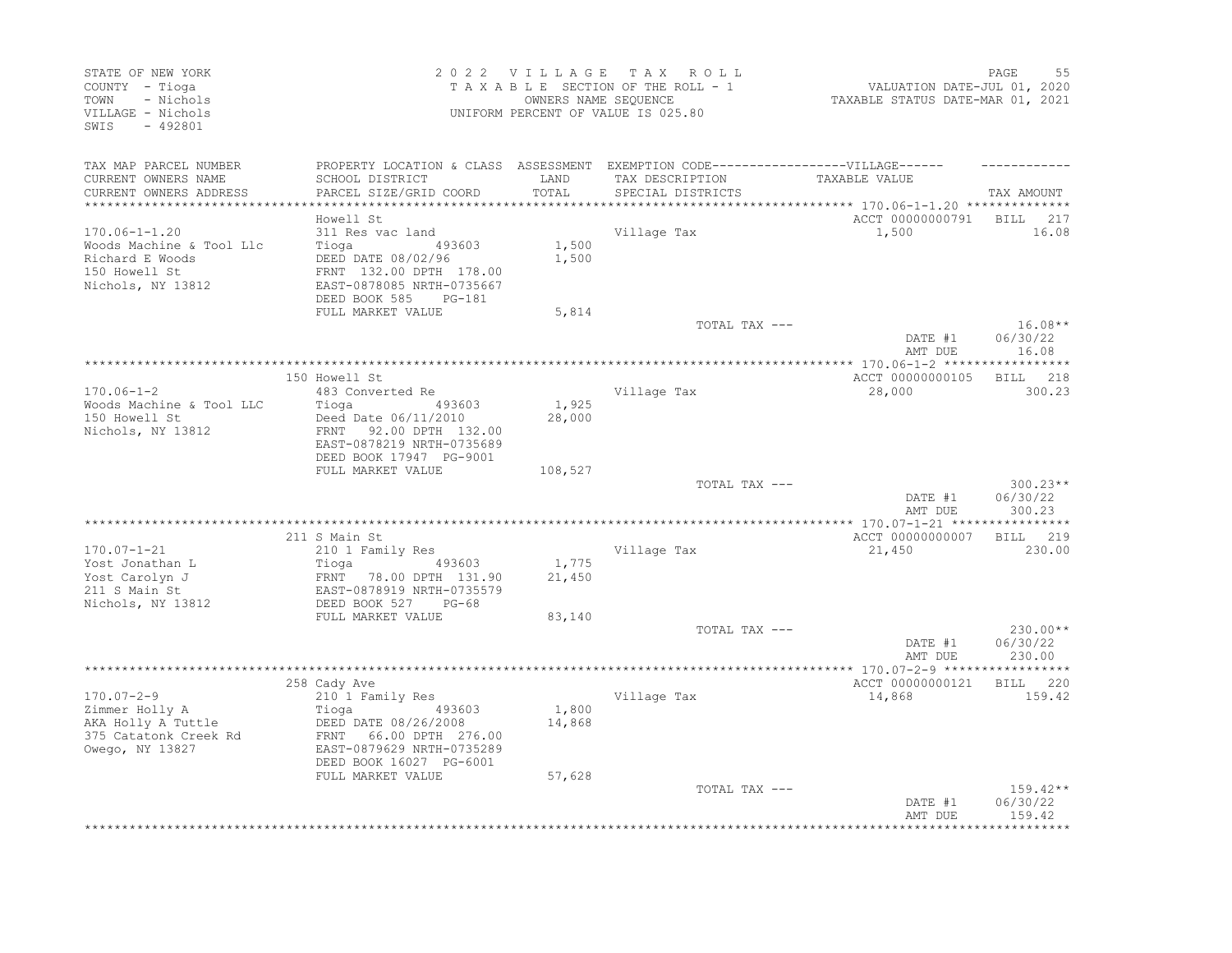STATE OF NEW YORK
COUNTY - Tioga
TOWN - Nichols
VILLAGE - Nichols
SWIS - 492801

2 0 2 2 V I L L A G E T A X R O L L
T A X A B L E SECTION OF THE ROLL - 1
OWNERS NAME SEQUENCE
UNIFORM PERCENT OF VALUE IS 025.80

VALUATION DATE-JUL 01, 2020
TAXABLE STATUS DATE-MAR 01, 2021

| TAX MAP PARCEL NUMBER / CURRENT OWNERS NAME / CURRENT OWNERS ADDRESS | PROPERTY LOCATION & CLASS / SCHOOL DISTRICT / PARCEL SIZE/GRID COORD | ASSESSMENT LAND / TOTAL | EXEMPTION CODE / TAX DESCRIPTION / SPECIAL DISTRICTS | VILLAGE TAXABLE VALUE | TAX AMOUNT |
|---|---|---|---|---|---|
| 170.06-1-1.20 | Howell St | | | ACCT 00000000791 | BILL 217 |
| Woods Machine & Tool Llc | 311 Res vac land | | Village Tax | 1,500 | 16.08 |
| Richard E Woods | Tioga 493603 | 1,500 | | | |
| 150 Howell St | DEED DATE 08/02/96 | 1,500 | | | |
| Nichols, NY 13812 | FRNT 132.00 DPTH 178.00 | | | | |
| | EAST-0878085 NRTH-0735667 | | | | |
| | DEED BOOK 585 PG-181 | | | | |
| | FULL MARKET VALUE | 5,814 | | | |
| | | | TOTAL TAX --- | | 16.08** |
| | | | | DATE #1 | 06/30/22 |
| | | | | AMT DUE | 16.08 |
| 170.06-1-2 | 150 Howell St | | | ACCT 00000000105 | BILL 218 |
| Woods Machine & Tool LLC | 483 Converted Re | | Village Tax | 28,000 | 300.23 |
| 150 Howell St | Tioga 493603 | 1,925 | | | |
| Nichols, NY 13812 | Deed Date 06/11/2010 | 28,000 | | | |
| | FRNT 92.00 DPTH 132.00 | | | | |
| | EAST-0878219 NRTH-0735689 | | | | |
| | DEED BOOK 17947 PG-9001 | | | | |
| | FULL MARKET VALUE | 108,527 | | | |
| | | | TOTAL TAX --- | | 300.23** |
| | | | | DATE #1 | 06/30/22 |
| | | | | AMT DUE | 300.23 |
| 170.07-1-21 | 211 S Main St | | | ACCT 00000000007 | BILL 219 |
| Yost Jonathan L | 210 1 Family Res | | Village Tax | 21,450 | 230.00 |
| Yost Carolyn J | Tioga 493603 | 1,775 | | | |
| 211 S Main St | FRNT 78.00 DPTH 131.90 | 21,450 | | | |
| Nichols, NY 13812 | EAST-0878919 NRTH-0735579 | | | | |
| | DEED BOOK 527 PG-68 | | | | |
| | FULL MARKET VALUE | 83,140 | | | |
| | | | TOTAL TAX --- | | 230.00** |
| | | | | DATE #1 | 06/30/22 |
| | | | | AMT DUE | 230.00 |
| 170.07-2-9 | 258 Cady Ave | | | ACCT 00000000121 | BILL 220 |
| Zimmer Holly A | 210 1 Family Res | | Village Tax | 14,868 | 159.42 |
| AKA Holly A Tuttle | Tioga 493603 | 1,800 | | | |
| 375 Catatonk Creek Rd | DEED DATE 08/26/2008 | 14,868 | | | |
| Owego, NY 13827 | FRNT 66.00 DPTH 276.00 | | | | |
| | EAST-0879629 NRTH-0735289 | | | | |
| | DEED BOOK 16027 PG-6001 | | | | |
| | FULL MARKET VALUE | 57,628 | | | |
| | | | TOTAL TAX --- | | 159.42** |
| | | | | DATE #1 | 06/30/22 |
| | | | | AMT DUE | 159.42 |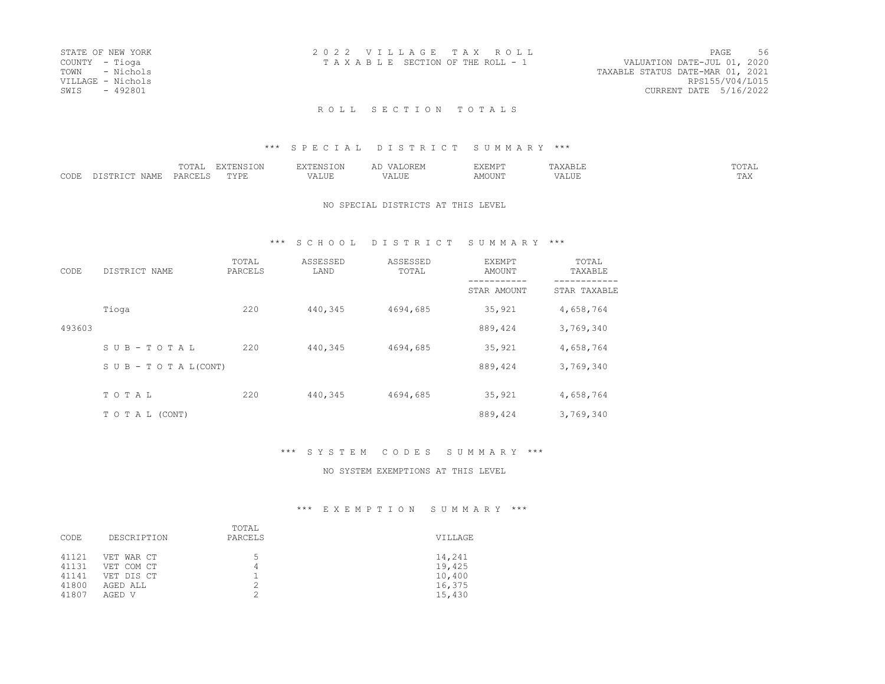STATE OF NEW YORK
COUNTY - Tioga
TOWN - Nichols
VILLAGE - Nichols
SWIS - 492801

2 0 2 2 V I L L A G E T A X R O L L
T A X A B L E SECTION OF THE ROLL - 1

VALUATION DATE-JUL 01, 2020
TAXABLE STATUS DATE-MAR 01, 2021
RPS155/V04/L015
CURRENT DATE 5/16/2022

## R O L L S E C T I O N T O T A L S

### \*\*\* S P E C I A L D I S T R I C T S U M M A R Y \*\*\*

| CODE | DISTRICT NAME | TOTAL PARCELS | EXTENSION TYPE | EXTENSION VALUE | AD VALOREM VALUE | EXEMPT AMOUNT | TAXABLE VALUE | TOTAL TAX |
|---|---|---|---|---|---|---|---|---|

NO SPECIAL DISTRICTS AT THIS LEVEL

### \*\*\* S C H O O L D I S T R I C T S U M M A R Y \*\*\*

| CODE | DISTRICT NAME | TOTAL PARCELS | ASSESSED LAND | ASSESSED TOTAL | EXEMPT AMOUNT / STAR AMOUNT | TOTAL TAXABLE / STAR TAXABLE |
|---|---|---|---|---|---|---|
| | Tioga | 220 | 440,345 | 4694,685 | 35,921 | 4,658,764 |
| 493603 | | | | | 889,424 | 3,769,340 |
| | S U B - T O T A L | 220 | 440,345 | 4694,685 | 35,921 | 4,658,764 |
| | S U B - T O T A L(CONT) | | | | 889,424 | 3,769,340 |
| | T O T A L | 220 | 440,345 | 4694,685 | 35,921 | 4,658,764 |
| | T O T A L (CONT) | | | | 889,424 | 3,769,340 |

### \*\*\* S Y S T E M C O D E S S U M M A R Y \*\*\*

NO SYSTEM EXEMPTIONS AT THIS LEVEL

### \*\*\* E X E M P T I O N S U M M A R Y \*\*\*

| CODE | DESCRIPTION | TOTAL PARCELS | VILLAGE |
|---|---|---|---|
| 41121 | VET WAR CT | 5 | 14,241 |
| 41131 | VET COM CT | 4 | 19,425 |
| 41141 | VET DIS CT | 1 | 10,400 |
| 41800 | AGED ALL | 2 | 16,375 |
| 41807 | AGED V | 2 | 15,430 |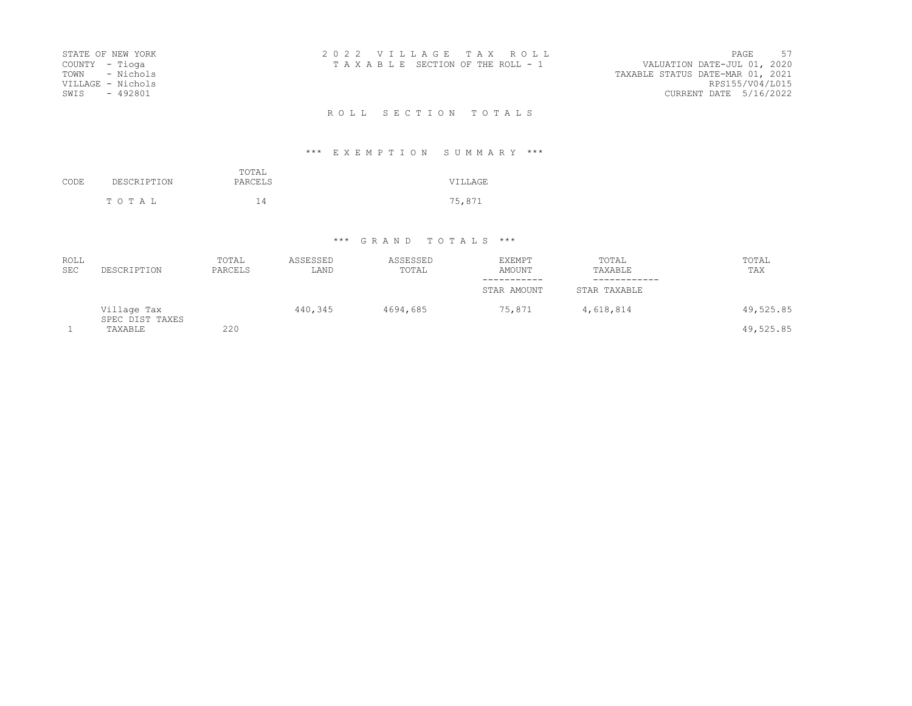STATE OF NEW YORK
COUNTY - Tioga
TOWN - Nichols
VILLAGE - Nichols
SWIS - 492801

2 0 2 2 V I L L A G E T A X R O L L
T A X A B L E SECTION OF THE ROLL - 1

VALUATION DATE-JUL 01, 2020
TAXABLE STATUS DATE-MAR 01, 2021
RPS155/V04/L015
CURRENT DATE 5/16/2022

## R O L L S E C T I O N T O T A L S

### \*\*\* E X E M P T I O N S U M M A R Y \*\*\*

| CODE | DESCRIPTION | TOTAL PARCELS | VILLAGE |
|---|---|---|---|
| | T O T A L | 14 | 75,871 |

### \*\*\* G R A N D T O T A L S \*\*\*

| ROLL SEC | DESCRIPTION | TOTAL PARCELS | ASSESSED LAND | ASSESSED TOTAL | EXEMPT AMOUNT / STAR AMOUNT | TOTAL TAXABLE / STAR TAXABLE | TOTAL TAX |
|---|---|---|---|---|---|---|---|
| | Village Tax | | 440,345 | 4694,685 | 75,871 | 4,618,814 | 49,525.85 |
| | SPEC DIST TAXES | | | | | | |
| 1 | TAXABLE | 220 | | | | | 49,525.85 |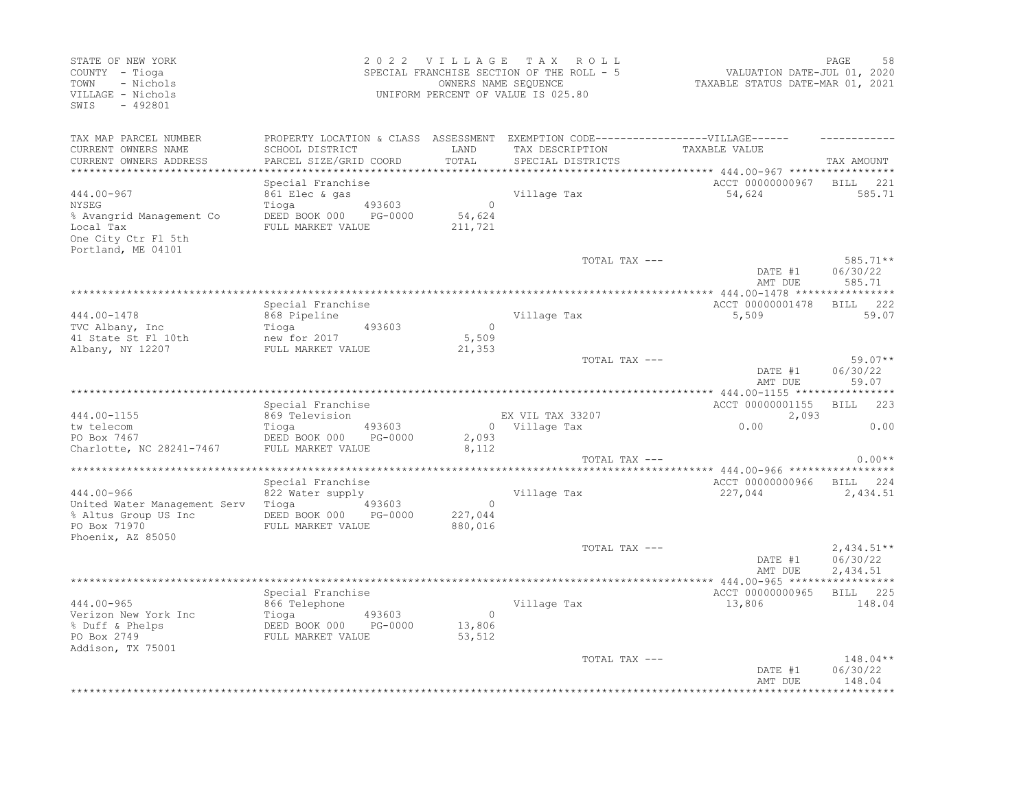STATE OF NEW YORK
COUNTY - Tioga
TOWN - Nichols
VILLAGE - Nichols
SWIS - 492801

2022 VILLAGE TAX ROLL
SPECIAL FRANCHISE SECTION OF THE ROLL - 5
OWNERS NAME SEQUENCE
UNIFORM PERCENT OF VALUE IS 025.80

VALUATION DATE-JUL 01, 2020
TAXABLE STATUS DATE-MAR 01, 2021

| TAX MAP PARCEL NUMBER / CURRENT OWNERS NAME / CURRENT OWNERS ADDRESS | PROPERTY LOCATION & CLASS / SCHOOL DISTRICT / PARCEL SIZE/GRID COORD | ASSESSMENT LAND / TOTAL | EXEMPTION CODE / TAX DESCRIPTION / SPECIAL DISTRICTS | TAXABLE VALUE | TAX AMOUNT |
|---|---|---|---|---|---|
| 444.00-967 | Special Franchise | | | ACCT 00000000967 | BILL 221 |
| NYSEG | 861 Elec & gas | | Village Tax | 54,624 | 585.71 |
| % Avangrid Management Co | Tioga 493603 | 0 | | | |
| Local Tax | DEED BOOK 000 PG-0000 | 54,624 | | | |
| One City Ctr Fl 5th | FULL MARKET VALUE | 211,721 | | | |
| Portland, ME 04101 | | | | | |
| | | | TOTAL TAX --- | | 585.71** |
| | | | | DATE #1 | 06/30/22 |
| | | | | AMT DUE | 585.71 |
| 444.00-1478 | Special Franchise | | | ACCT 00000001478 | BILL 222 |
| TVC Albany, Inc | 868 Pipeline | | Village Tax | 5,509 | 59.07 |
| 41 State St Fl 10th | Tioga 493603 | 0 | | | |
| Albany, NY 12207 | new for 2017 | 5,509 | | | |
| | FULL MARKET VALUE | 21,353 | | | |
| | | | TOTAL TAX --- | | 59.07** |
| | | | | DATE #1 | 06/30/22 |
| | | | | AMT DUE | 59.07 |
| 444.00-1155 | Special Franchise | | | ACCT 00000001155 | BILL 223 |
| tw telecom | 869 Television | | EX VIL TAX 33207 | 2,093 | |
| PO Box 7467 | Tioga 493603 | 0 | Village Tax | 0.00 | 0.00 |
| Charlotte, NC 28241-7467 | DEED BOOK 000 PG-0000 | 2,093 | | | |
| | FULL MARKET VALUE | 8,112 | | | |
| | | | TOTAL TAX --- | | 0.00** |
| 444.00-966 | Special Franchise | | | ACCT 00000000966 | BILL 224 |
| United Water Management Serv | 822 Water supply | | Village Tax | 227,044 | 2,434.51 |
| % Altus Group US Inc | Tioga 493603 | 0 | | | |
| PO Box 71970 | DEED BOOK 000 PG-0000 | 227,044 | | | |
| Phoenix, AZ 85050 | FULL MARKET VALUE | 880,016 | | | |
| | | | TOTAL TAX --- | | 2,434.51** |
| | | | | DATE #1 | 06/30/22 |
| | | | | AMT DUE | 2,434.51 |
| 444.00-965 | Special Franchise | | | ACCT 00000000965 | BILL 225 |
| Verizon New York Inc | 866 Telephone | | Village Tax | 13,806 | 148.04 |
| % Duff & Phelps | Tioga 493603 | 0 | | | |
| PO Box 2749 | DEED BOOK 000 PG-0000 | 13,806 | | | |
| Addison, TX 75001 | FULL MARKET VALUE | 53,512 | | | |
| | | | TOTAL TAX --- | | 148.04** |
| | | | | DATE #1 | 06/30/22 |
| | | | | AMT DUE | 148.04 |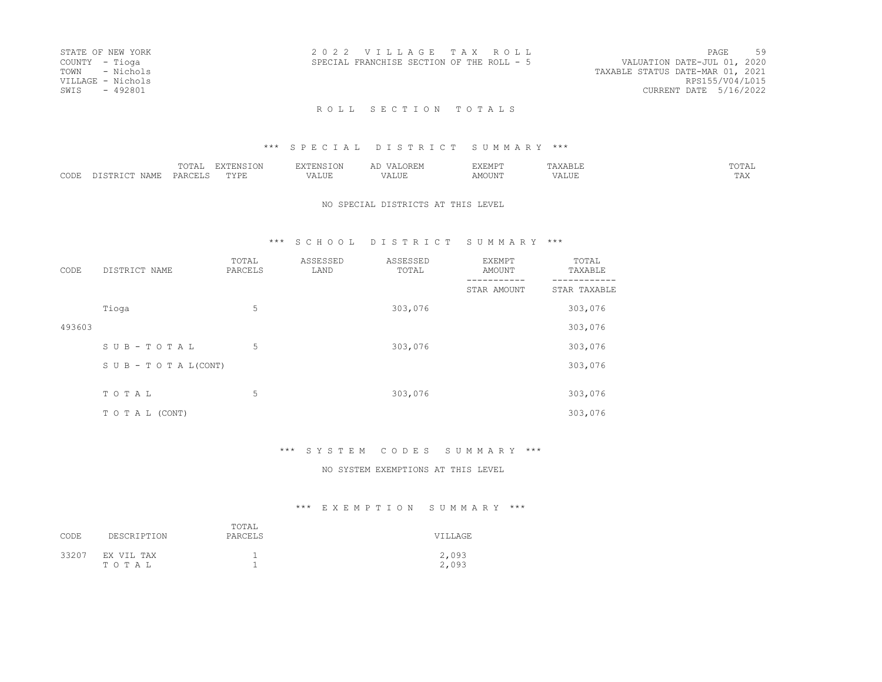STATE OF NEW YORK
COUNTY - Tioga
TOWN - Nichols
VILLAGE - Nichols
SWIS - 492801

2 0 2 2 V I L L A G E T A X R O L L
SPECIAL FRANCHISE SECTION OF THE ROLL - 5

VALUATION DATE-JUL 01, 2020
TAXABLE STATUS DATE-MAR 01, 2021
RPS155/V04/L015
CURRENT DATE 5/16/2022

## R O L L S E C T I O N T O T A L S

### *** S P E C I A L D I S T R I C T S U M M A R Y ***

| CODE | DISTRICT NAME | TOTAL PARCELS | EXTENSION TYPE | EXTENSION VALUE | AD VALOREM VALUE | EXEMPT AMOUNT | TAXABLE VALUE | TOTAL TAX |
|---|---|---|---|---|---|---|---|---|

NO SPECIAL DISTRICTS AT THIS LEVEL

### *** S C H O O L D I S T R I C T S U M M A R Y ***

| CODE | DISTRICT NAME | TOTAL PARCELS | ASSESSED LAND | ASSESSED TOTAL | EXEMPT AMOUNT / STAR AMOUNT | TOTAL TAXABLE / STAR TAXABLE |
|---|---|---|---|---|---|---|
| | Tioga | 5 | | 303,076 | | 303,076 |
| 493603 | | | | | | 303,076 |
| | S U B - T O T A L | 5 | | 303,076 | | 303,076 |
| | S U B - T O T A L(CONT) | | | | | 303,076 |
| | T O T A L | 5 | | 303,076 | | 303,076 |
| | T O T A L (CONT) | | | | | 303,076 |

### *** S Y S T E M C O D E S S U M M A R Y ***

NO SYSTEM EXEMPTIONS AT THIS LEVEL

### *** E X E M P T I O N S U M M A R Y ***

| CODE | DESCRIPTION | TOTAL PARCELS | VILLAGE |
|---|---|---|---|
| 33207 | EX VIL TAX | 1 | 2,093 |
| | T O T A L | 1 | 2,093 |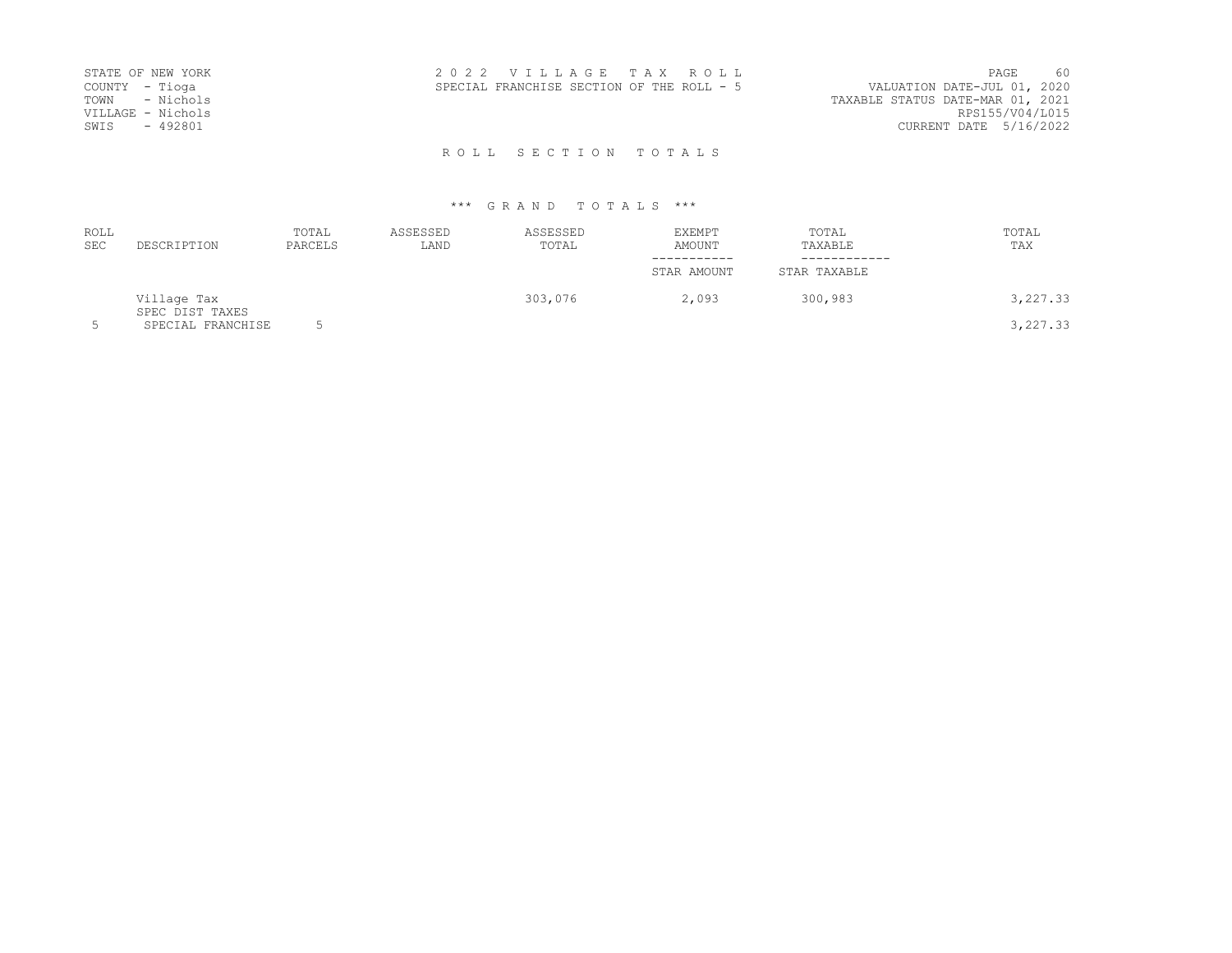STATE OF NEW YORK
COUNTY - Tioga
TOWN - Nichols
VILLAGE - Nichols
SWIS - 492801

2 0 2 2 V I L L A G E T A X R O L L
SPECIAL FRANCHISE SECTION OF THE ROLL - 5

VALUATION DATE-JUL 01, 2020
TAXABLE STATUS DATE-MAR 01, 2021
RPS155/V04/L015
CURRENT DATE 5/16/2022

R O L L S E C T I O N T O T A L S

*** G R A N D T O T A L S ***

| ROLL SEC | DESCRIPTION | TOTAL PARCELS | ASSESSED LAND | ASSESSED TOTAL | EXEMPT AMOUNT / STAR AMOUNT | TOTAL TAXABLE / STAR TAXABLE | TOTAL TAX |
|---|---|---|---|---|---|---|---|
| | Village Tax | | | 303,076 | 2,093 | 300,983 | 3,227.33 |
| | SPEC DIST TAXES | | | | | | |
| 5 | SPECIAL FRANCHISE | 5 | | | | | 3,227.33 |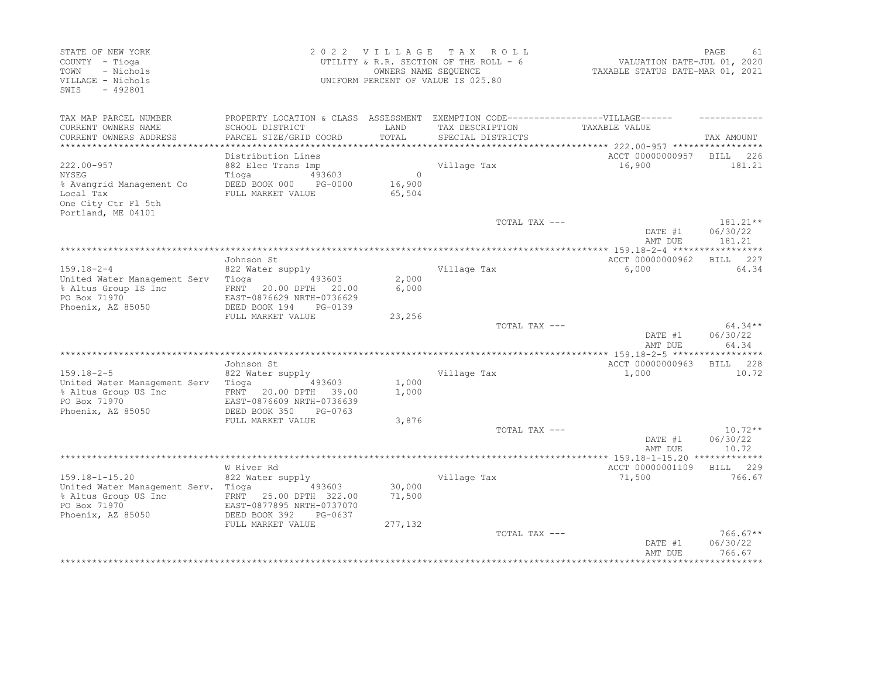STATE OF NEW YORK
COUNTY - Tioga
TOWN - Nichols
VILLAGE - Nichols
SWIS - 492801

2022 VILLAGE TAX ROLL
UTILITY & R.R. SECTION OF THE ROLL - 6
OWNERS NAME SEQUENCE
UNIFORM PERCENT OF VALUE IS 025.80

VALUATION DATE-JUL 01, 2020
TAXABLE STATUS DATE-MAR 01, 2021

| TAX MAP PARCEL NUMBER / CURRENT OWNERS NAME / CURRENT OWNERS ADDRESS | PROPERTY LOCATION & CLASS / SCHOOL DISTRICT / PARCEL SIZE/GRID COORD | ASSESSMENT LAND / TOTAL | EXEMPTION CODE / TAX DESCRIPTION / SPECIAL DISTRICTS | VILLAGE TAXABLE VALUE | TAX AMOUNT |
|---|---|---|---|---|---|
| **222.00-957** | Distribution Lines | | | ACCT 00000000957 | BILL 226 |
| NYSEG | 882 Elec Trans Imp | | Village Tax | 16,900 | 181.21 |
| % Avangrid Management Co | Tioga 493603 | 0 | | | |
| Local Tax | DEED BOOK 000 PG-0000 | 16,900 | | | |
| One City Ctr Fl 5th | FULL MARKET VALUE | 65,504 | | | |
| Portland, ME 04101 | | | | | |
| | | | TOTAL TAX --- | | 181.21** |
| | | | | DATE #1 | 06/30/22 |
| | | | | AMT DUE | 181.21 |
| **159.18-2-4** | Johnson St | | | ACCT 00000000962 | BILL 227 |
| United Water Management Serv | 822 Water supply | | Village Tax | 6,000 | 64.34 |
| % Altus Group IS Inc | Tioga 493603 | 2,000 | | | |
| PO Box 71970 | FRNT 20.00 DPTH 20.00 | 6,000 | | | |
| Phoenix, AZ 85050 | EAST-0876629 NRTH-0736629 | | | | |
| | DEED BOOK 194 PG-0139 | | | | |
| | FULL MARKET VALUE | 23,256 | | | |
| | | | TOTAL TAX --- | | 64.34** |
| | | | | DATE #1 | 06/30/22 |
| | | | | AMT DUE | 64.34 |
| **159.18-2-5** | Johnson St | | | ACCT 00000000963 | BILL 228 |
| United Water Management Serv | 822 Water supply | | Village Tax | 1,000 | 10.72 |
| % Altus Group US Inc | Tioga 493603 | 1,000 | | | |
| PO Box 71970 | FRNT 20.00 DPTH 39.00 | 1,000 | | | |
| Phoenix, AZ 85050 | EAST-0876609 NRTH-0736639 | | | | |
| | DEED BOOK 350 PG-0763 | | | | |
| | FULL MARKET VALUE | 3,876 | | | |
| | | | TOTAL TAX --- | | 10.72** |
| | | | | DATE #1 | 06/30/22 |
| | | | | AMT DUE | 10.72 |
| **159.18-1-15.20** | W River Rd | | | ACCT 00000001109 | BILL 229 |
| United Water Management Serv. | 822 Water supply | | Village Tax | 71,500 | 766.67 |
| % Altus Group US Inc | Tioga 493603 | 30,000 | | | |
| PO Box 71970 | FRNT 25.00 DPTH 322.00 | 71,500 | | | |
| Phoenix, AZ 85050 | EAST-0877895 NRTH-0737070 | | | | |
| | DEED BOOK 392 PG-0637 | | | | |
| | FULL MARKET VALUE | 277,132 | | | |
| | | | TOTAL TAX --- | | 766.67** |
| | | | | DATE #1 | 06/30/22 |
| | | | | AMT DUE | 766.67 |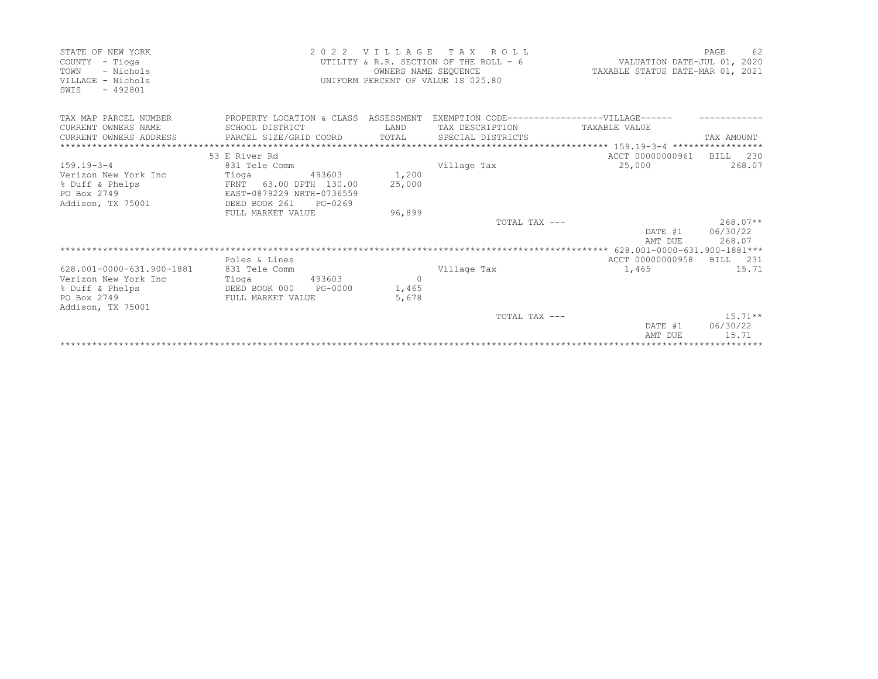STATE OF NEW YORK
COUNTY - Tioga
TOWN - Nichols
VILLAGE - Nichols
SWIS - 492801

2 0 2 2 V I L L A G E T A X R O L L
UTILITY & R.R. SECTION OF THE ROLL - 6
OWNERS NAME SEQUENCE
UNIFORM PERCENT OF VALUE IS 025.80

VALUATION DATE-JUL 01, 2020
TAXABLE STATUS DATE-MAR 01, 2021

| TAX MAP PARCEL NUMBER / CURRENT OWNERS NAME / CURRENT OWNERS ADDRESS | PROPERTY LOCATION & CLASS / SCHOOL DISTRICT / PARCEL SIZE/GRID COORD | ASSESSMENT LAND / TOTAL | EXEMPTION CODE------VILLAGE------ TAX DESCRIPTION / SPECIAL DISTRICTS | TAXABLE VALUE | TAX AMOUNT |
|---|---|---|---|---|---|
| **159.19-3-4** | 53 E River Rd | | | ACCT 00000000961 | BILL 230 |
| 159.19-3-4 | 831 Tele Comm | | Village Tax | 25,000 | 268.07 |
| Verizon New York Inc | Tioga 493603 | 1,200 | | | |
| % Duff & Phelps | FRNT 63.00 DPTH 130.00 | 25,000 | | | |
| PO Box 2749 | EAST-0879229 NRTH-0736559 | | | | |
| Addison, TX 75001 | DEED BOOK 261 PG-0269 | | | | |
| | FULL MARKET VALUE | 96,899 | | | |
| | | | TOTAL TAX --- | | 268.07** |
| | | | | DATE #1 | 06/30/22 |
| | | | | AMT DUE | 268.07 |
| **628.001-0000-631.900-1881** | Poles & Lines | | | ACCT 00000000958 | BILL 231 |
| 628.001-0000-631.900-1881 | 831 Tele Comm | | Village Tax | 1,465 | 15.71 |
| Verizon New York Inc | Tioga 493603 | 0 | | | |
| % Duff & Phelps | DEED BOOK 000 PG-0000 | 1,465 | | | |
| PO Box 2749 | FULL MARKET VALUE | 5,678 | | | |
| Addison, TX 75001 | | | | | |
| | | | TOTAL TAX --- | | 15.71** |
| | | | | DATE #1 | 06/30/22 |
| | | | | AMT DUE | 15.71 |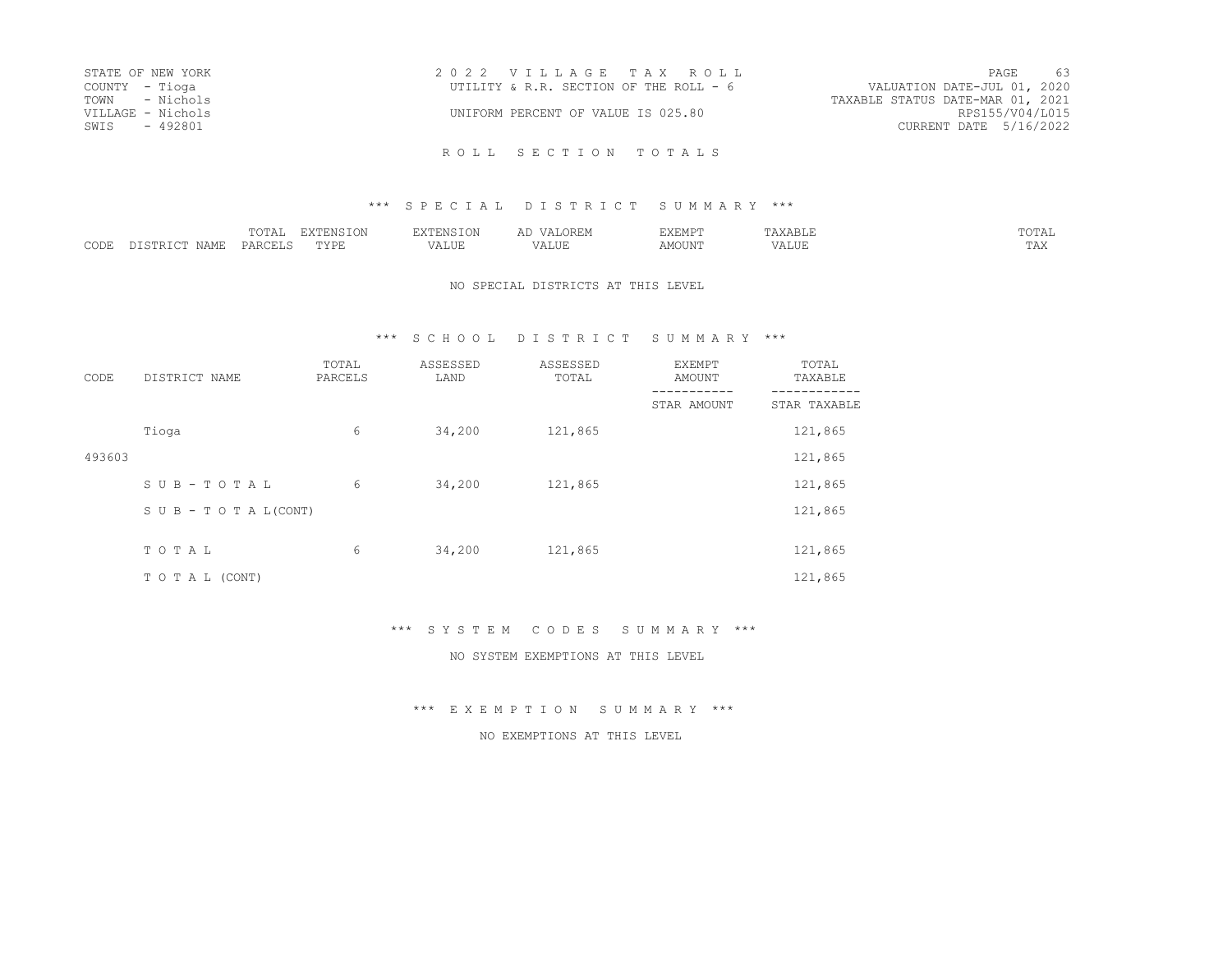STATE OF NEW YORK
COUNTY - Tioga
TOWN - Nichols
VILLAGE - Nichols
SWIS - 492801

2022 VILLAGE TAX ROLL
UTILITY & R.R. SECTION OF THE ROLL - 6

UNIFORM PERCENT OF VALUE IS 025.80

VALUATION DATE-JUL 01, 2020
TAXABLE STATUS DATE-MAR 01, 2021
RPS155/V04/L015
CURRENT DATE 5/16/2022

# ROLL SECTION TOTALS

## *** SPECIAL DISTRICT SUMMARY ***

| CODE | DISTRICT NAME | TOTAL PARCELS | EXTENSION TYPE | EXTENSION VALUE | AD VALOREM VALUE | EXEMPT AMOUNT | TAXABLE VALUE | TOTAL TAX |
|---|---|---|---|---|---|---|---|---|

NO SPECIAL DISTRICTS AT THIS LEVEL

## *** SCHOOL DISTRICT SUMMARY ***

| CODE | DISTRICT NAME | TOTAL PARCELS | ASSESSED LAND | ASSESSED TOTAL | EXEMPT AMOUNT / STAR AMOUNT | TOTAL TAXABLE / STAR TAXABLE |
|---|---|---|---|---|---|---|
| | Tioga | 6 | 34,200 | 121,865 | | 121,865 |
| 493603 | | | | | | 121,865 |
| | SUB-TOTAL | 6 | 34,200 | 121,865 | | 121,865 |
| | SUB-TOTAL(CONT) | | | | | 121,865 |
| | TOTAL | 6 | 34,200 | 121,865 | | 121,865 |
| | TOTAL (CONT) | | | | | 121,865 |

## *** SYSTEM CODES SUMMARY ***

NO SYSTEM EXEMPTIONS AT THIS LEVEL

## *** EXEMPTION SUMMARY ***

NO EXEMPTIONS AT THIS LEVEL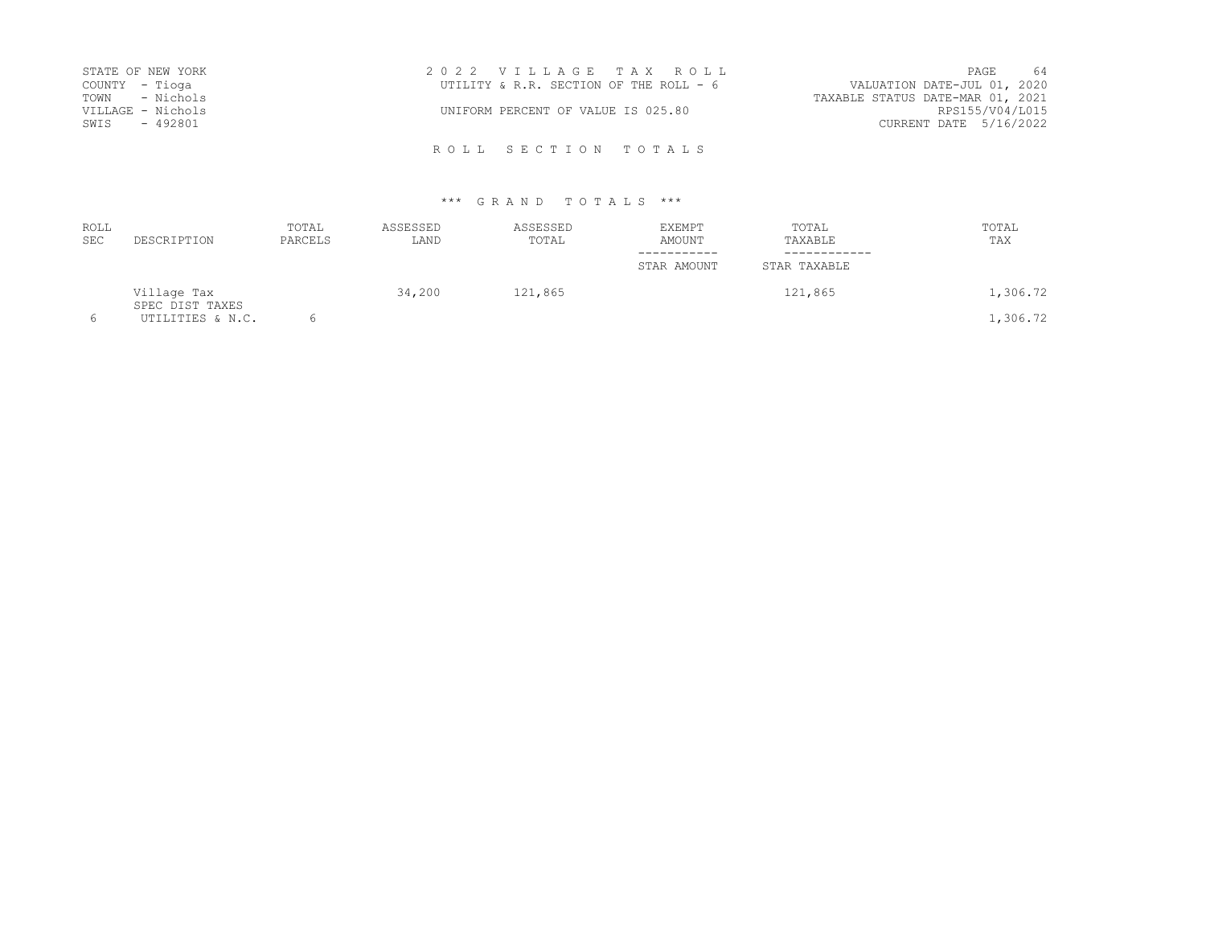STATE OF NEW YORK
COUNTY - Tioga
TOWN - Nichols
VILLAGE - Nichols
SWIS - 492801

2 0 2 2 V I L L A G E T A X R O L L
UTILITY & R.R. SECTION OF THE ROLL - 6

UNIFORM PERCENT OF VALUE IS 025.80

VALUATION DATE-JUL 01, 2020
TAXABLE STATUS DATE-MAR 01, 2021
RPS155/V04/L015
CURRENT DATE 5/16/2022

R O L L S E C T I O N T O T A L S

\*\*\* G R A N D T O T A L S \*\*\*

| ROLL SEC | DESCRIPTION | TOTAL PARCELS | ASSESSED LAND | ASSESSED TOTAL | EXEMPT AMOUNT / STAR AMOUNT | TOTAL TAXABLE / STAR TAXABLE | TOTAL TAX |
|---|---|---|---|---|---|---|---|
| | Village Tax | | 34,200 | 121,865 | | 121,865 | 1,306.72 |
| | SPEC DIST TAXES | | | | | | |
| 6 | UTILITIES & N.C. | 6 | | | | | 1,306.72 |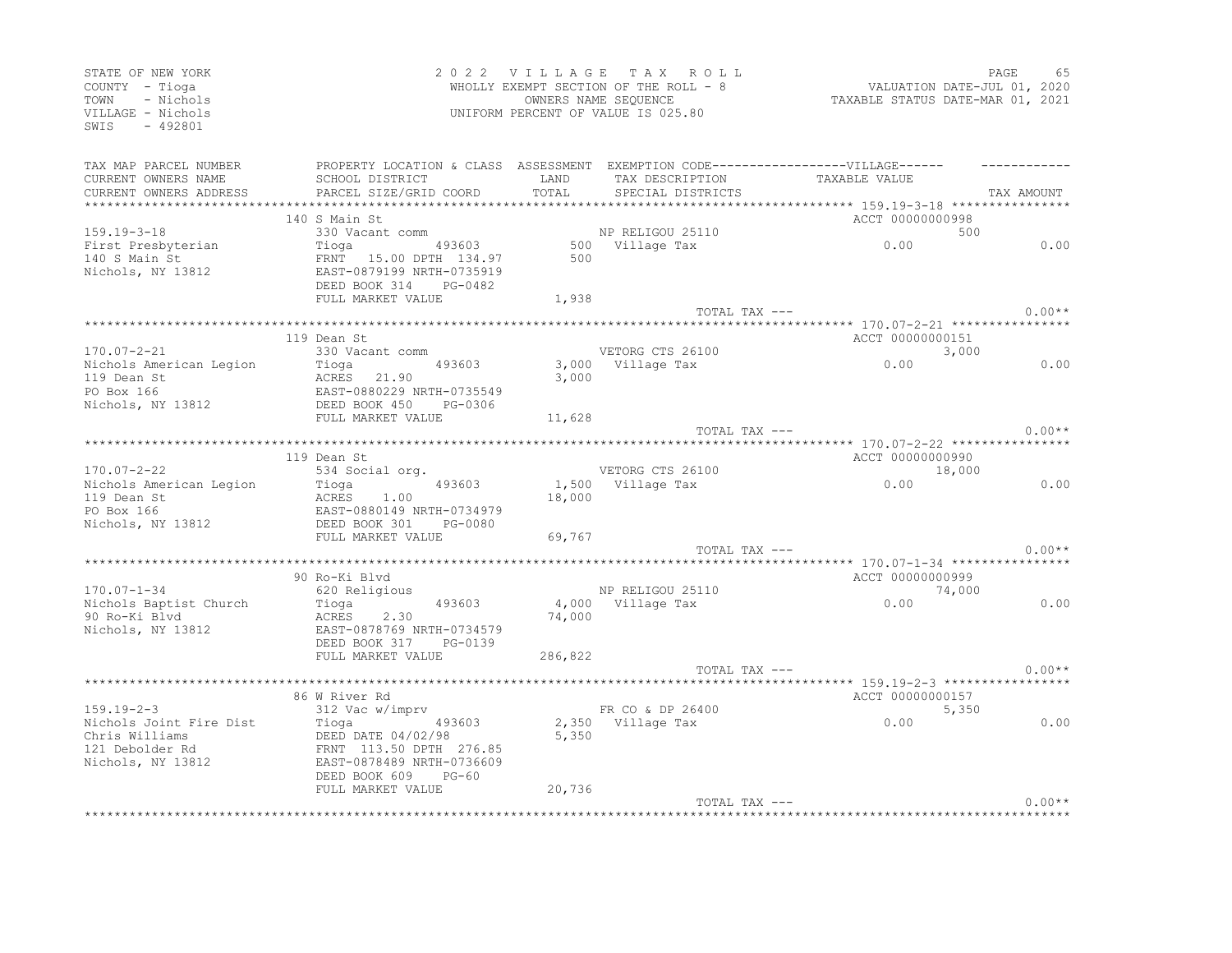STATE OF NEW YORK
COUNTY - Tioga
TOWN - Nichols
VILLAGE - Nichols
SWIS - 492801

2 0 2 2 V I L L A G E T A X R O L L
WHOLLY EXEMPT SECTION OF THE ROLL - 8
OWNERS NAME SEQUENCE
UNIFORM PERCENT OF VALUE IS 025.80

VALUATION DATE-JUL 01, 2020
TAXABLE STATUS DATE-MAR 01, 2021

| TAX MAP PARCEL NUMBER / CURRENT OWNERS NAME / CURRENT OWNERS ADDRESS | PROPERTY LOCATION & CLASS / SCHOOL DISTRICT / PARCEL SIZE/GRID COORD | ASSESSMENT LAND / TOTAL | EXEMPTION CODE / TAX DESCRIPTION / SPECIAL DISTRICTS | VILLAGE TAXABLE VALUE | TAX AMOUNT |
|---|---|---|---|---|---|
| **159.19-3-18** | 140 S Main St | | | ACCT 00000000998 | |
| | 330 Vacant comm | | NP RELIGOU 25110 | 500 | |
| First Presbyterian | Tioga 493603 | 500 | Village Tax | 0.00 | 0.00 |
| 140 S Main St | FRNT 15.00 DPTH 134.97 | 500 | | | |
| Nichols, NY 13812 | EAST-0879199 NRTH-0735919 | | | | |
| | DEED BOOK 314 PG-0482 | | | | |
| | FULL MARKET VALUE | 1,938 | | | |
| | | | TOTAL TAX --- | | 0.00** |
| **170.07-2-21** | 119 Dean St | | | ACCT 00000000151 | |
| | 330 Vacant comm | | VETORG CTS 26100 | 3,000 | |
| Nichols American Legion | Tioga 493603 | 3,000 | Village Tax | 0.00 | 0.00 |
| 119 Dean St | ACRES 21.90 | 3,000 | | | |
| PO Box 166 | EAST-0880229 NRTH-0735549 | | | | |
| Nichols, NY 13812 | DEED BOOK 450 PG-0306 | | | | |
| | FULL MARKET VALUE | 11,628 | | | |
| | | | TOTAL TAX --- | | 0.00** |
| **170.07-2-22** | 119 Dean St | | | ACCT 00000000990 | |
| | 534 Social org. | | VETORG CTS 26100 | 18,000 | |
| Nichols American Legion | Tioga 493603 | 1,500 | Village Tax | 0.00 | 0.00 |
| 119 Dean St | ACRES 1.00 | 18,000 | | | |
| PO Box 166 | EAST-0880149 NRTH-0734979 | | | | |
| Nichols, NY 13812 | DEED BOOK 301 PG-0080 | | | | |
| | FULL MARKET VALUE | 69,767 | | | |
| | | | TOTAL TAX --- | | 0.00** |
| **170.07-1-34** | 90 Ro-Ki Blvd | | | ACCT 00000000999 | |
| | 620 Religious | | NP RELIGOU 25110 | 74,000 | |
| Nichols Baptist Church | Tioga 493603 | 4,000 | Village Tax | 0.00 | 0.00 |
| 90 Ro-Ki Blvd | ACRES 2.30 | 74,000 | | | |
| Nichols, NY 13812 | EAST-0878769 NRTH-0734579 | | | | |
| | DEED BOOK 317 PG-0139 | | | | |
| | FULL MARKET VALUE | 286,822 | | | |
| | | | TOTAL TAX --- | | 0.00** |
| **159.19-2-3** | 86 W River Rd | | | ACCT 00000000157 | |
| | 312 Vac w/imprv | | FR CO & DP 26400 | 5,350 | |
| Nichols Joint Fire Dist | Tioga 493603 | 2,350 | Village Tax | 0.00 | 0.00 |
| Chris Williams | DEED DATE 04/02/98 | 5,350 | | | |
| 121 Debolder Rd | FRNT 113.50 DPTH 276.85 | | | | |
| Nichols, NY 13812 | EAST-0878489 NRTH-0736609 | | | | |
| | DEED BOOK 609 PG-60 | | | | |
| | FULL MARKET VALUE | 20,736 | | | |
| | | | TOTAL TAX --- | | 0.00** |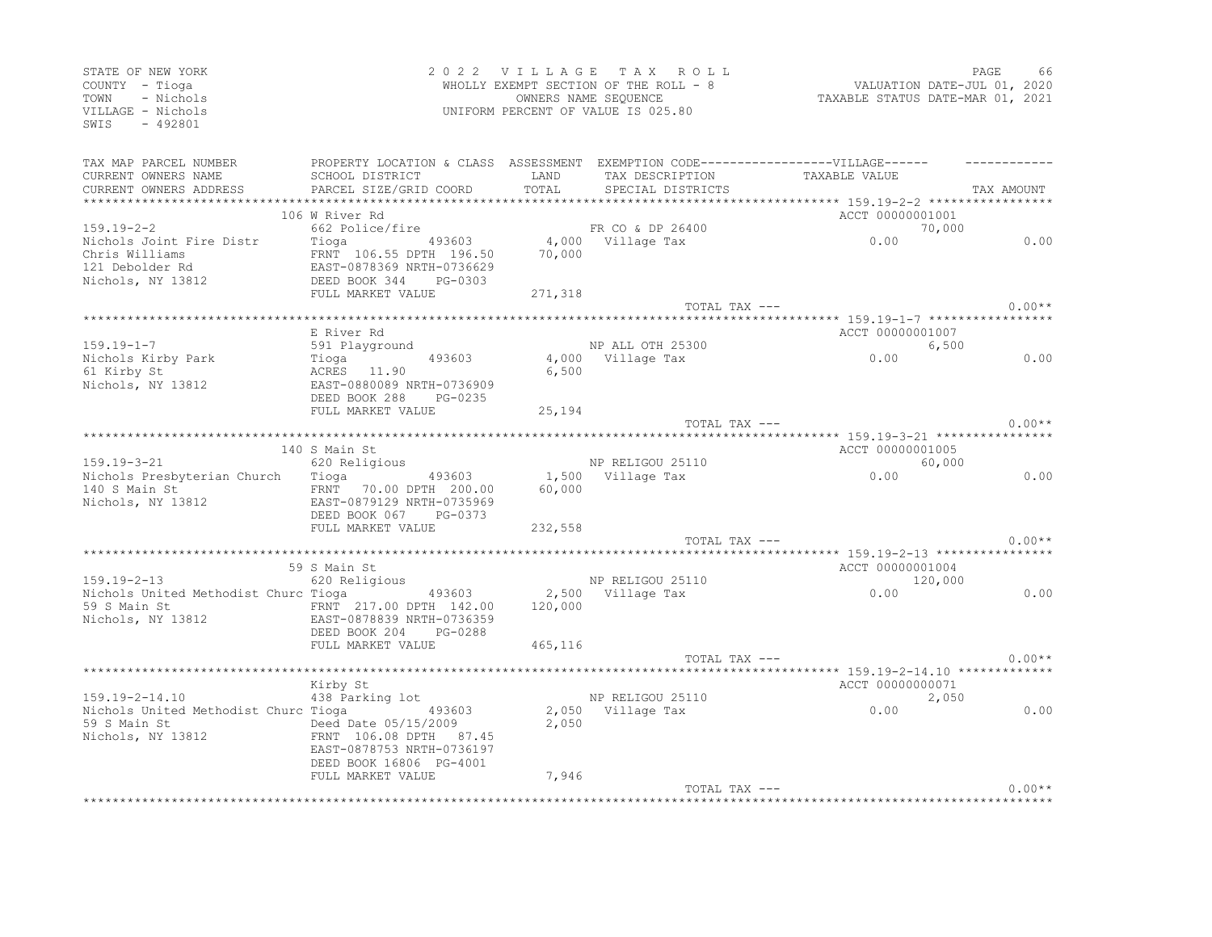STATE OF NEW YORK
COUNTY - Tioga
TOWN - Nichols
VILLAGE - Nichols
SWIS - 492801

2 0 2 2 V I L L A G E T A X R O L L
WHOLLY EXEMPT SECTION OF THE ROLL - 8
OWNERS NAME SEQUENCE
UNIFORM PERCENT OF VALUE IS 025.80

VALUATION DATE-JUL 01, 2020
TAXABLE STATUS DATE-MAR 01, 2021

| TAX MAP PARCEL NUMBER / CURRENT OWNERS NAME / CURRENT OWNERS ADDRESS | PROPERTY LOCATION & CLASS / SCHOOL DISTRICT / PARCEL SIZE/GRID COORD | ASSESSMENT LAND / TOTAL | EXEMPTION CODE / TAX DESCRIPTION / SPECIAL DISTRICTS | VILLAGE TAXABLE VALUE | TAX AMOUNT |
|---|---|---|---|---|---|
| **159.19-2-2** | 106 W River Rd | | | ACCT 00000001001 | |
| 159.19-2-2 | 662 Police/fire | | FR CO & DP 26400 | 70,000 | |
| Nichols Joint Fire Distr | Tioga 493603 | 4,000 | Village Tax | 0.00 | 0.00 |
| Chris Williams | FRNT 106.55 DPTH 196.50 | 70,000 | | | |
| 121 Debolder Rd | EAST-0878369 NRTH-0736629 | | | | |
| Nichols, NY 13812 | DEED BOOK 344 PG-0303 | | | | |
| | FULL MARKET VALUE | 271,318 | | | |
| | | | TOTAL TAX --- | | 0.00** |
| **159.19-1-7** | E River Rd | | | ACCT 00000001007 | |
| 159.19-1-7 | 591 Playground | | NP ALL OTH 25300 | 6,500 | |
| Nichols Kirby Park | Tioga 493603 | 4,000 | Village Tax | 0.00 | 0.00 |
| 61 Kirby St | ACRES 11.90 | 6,500 | | | |
| Nichols, NY 13812 | EAST-0880089 NRTH-0736909 | | | | |
| | DEED BOOK 288 PG-0235 | | | | |
| | FULL MARKET VALUE | 25,194 | | | |
| | | | TOTAL TAX --- | | 0.00** |
| **159.19-3-21** | 140 S Main St | | | ACCT 00000001005 | |
| 159.19-3-21 | 620 Religious | | NP RELIGOU 25110 | 60,000 | |
| Nichols Presbyterian Church | Tioga 493603 | 1,500 | Village Tax | 0.00 | 0.00 |
| 140 S Main St | FRNT 70.00 DPTH 200.00 | 60,000 | | | |
| Nichols, NY 13812 | EAST-0879129 NRTH-0735969 | | | | |
| | DEED BOOK 067 PG-0373 | | | | |
| | FULL MARKET VALUE | 232,558 | | | |
| | | | TOTAL TAX --- | | 0.00** |
| **159.19-2-13** | 59 S Main St | | | ACCT 00000001004 | |
| 159.19-2-13 | 620 Religious | | NP RELIGOU 25110 | 120,000 | |
| Nichols United Methodist Churc | Tioga 493603 | 2,500 | Village Tax | 0.00 | 0.00 |
| 59 S Main St | FRNT 217.00 DPTH 142.00 | 120,000 | | | |
| Nichols, NY 13812 | EAST-0878839 NRTH-0736359 | | | | |
| | DEED BOOK 204 PG-0288 | | | | |
| | FULL MARKET VALUE | 465,116 | | | |
| | | | TOTAL TAX --- | | 0.00** |
| **159.19-2-14.10** | Kirby St | | | ACCT 00000000071 | |
| 159.19-2-14.10 | 438 Parking lot | | NP RELIGOU 25110 | 2,050 | |
| Nichols United Methodist Churc | Tioga 493603 | 2,050 | Village Tax | 0.00 | 0.00 |
| 59 S Main St | Deed Date 05/15/2009 | 2,050 | | | |
| Nichols, NY 13812 | FRNT 106.08 DPTH 87.45 | | | | |
| | EAST-0878753 NRTH-0736197 | | | | |
| | DEED BOOK 16806 PG-4001 | | | | |
| | FULL MARKET VALUE | 7,946 | | | |
| | | | TOTAL TAX --- | | 0.00** |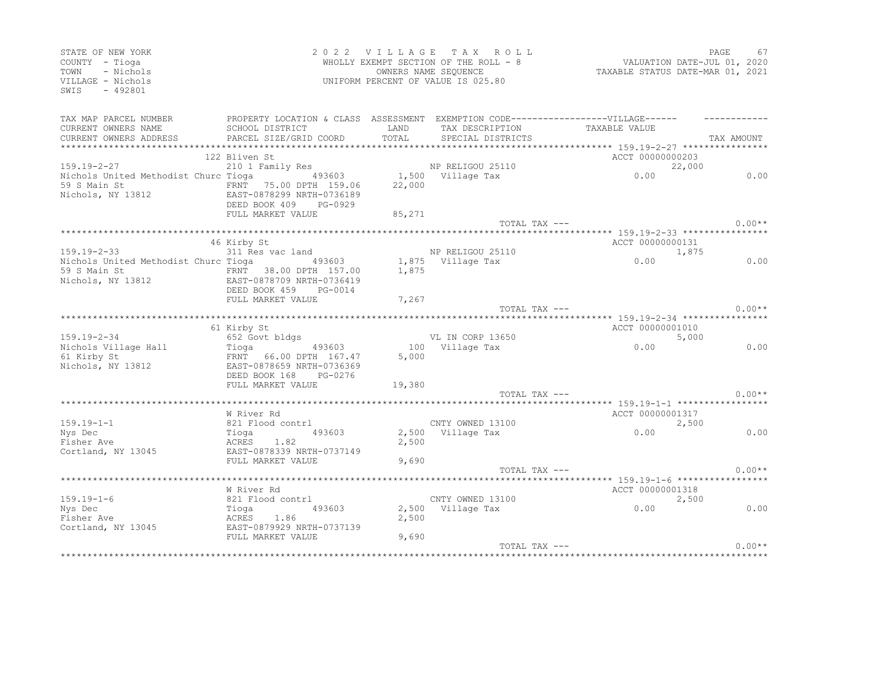STATE OF NEW YORK
COUNTY - Tioga
TOWN - Nichols
VILLAGE - Nichols
SWIS - 492801

2 0 2 2 V I L L A G E T A X R O L L
WHOLLY EXEMPT SECTION OF THE ROLL - 8
OWNERS NAME SEQUENCE
UNIFORM PERCENT OF VALUE IS 025.80

VALUATION DATE-JUL 01, 2020
TAXABLE STATUS DATE-MAR 01, 2021

| TAX MAP PARCEL NUMBER / CURRENT OWNERS NAME / CURRENT OWNERS ADDRESS | PROPERTY LOCATION & CLASS / SCHOOL DISTRICT / PARCEL SIZE/GRID COORD | ASSESSMENT LAND / TOTAL | EXEMPTION CODE / TAX DESCRIPTION / SPECIAL DISTRICTS | VILLAGE TAXABLE VALUE | TAX AMOUNT |
|---|---|---|---|---|---|
| | 122 Bliven St | | | ACCT 00000000203 | |
| 159.19-2-27 | 210 1 Family Res | | NP RELIGOU 25110 | 22,000 | |
| Nichols United Methodist Churc | Tioga 493603 | 1,500 | Village Tax | 0.00 | 0.00 |
| 59 S Main St | FRNT 75.00 DPTH 159.06 | 22,000 | | | |
| Nichols, NY 13812 | EAST-0878299 NRTH-0736189 | | | | |
| | DEED BOOK 409 PG-0929 | | | | |
| | FULL MARKET VALUE | 85,271 | | | |
| | | | TOTAL TAX --- | | 0.00** |
| | 46 Kirby St | | | ACCT 00000000131 | |
| 159.19-2-33 | 311 Res vac land | | NP RELIGOU 25110 | 1,875 | |
| Nichols United Methodist Churc | Tioga 493603 | 1,875 | Village Tax | 0.00 | 0.00 |
| 59 S Main St | FRNT 38.00 DPTH 157.00 | 1,875 | | | |
| Nichols, NY 13812 | EAST-0878709 NRTH-0736419 | | | | |
| | DEED BOOK 459 PG-0014 | | | | |
| | FULL MARKET VALUE | 7,267 | | | |
| | | | TOTAL TAX --- | | 0.00** |
| | 61 Kirby St | | | ACCT 00000001010 | |
| 159.19-2-34 | 652 Govt bldgs | | VL IN CORP 13650 | 5,000 | |
| Nichols Village Hall | Tioga 493603 | 100 | Village Tax | 0.00 | 0.00 |
| 61 Kirby St | FRNT 66.00 DPTH 167.47 | 5,000 | | | |
| Nichols, NY 13812 | EAST-0878659 NRTH-0736369 | | | | |
| | DEED BOOK 168 PG-0276 | | | | |
| | FULL MARKET VALUE | 19,380 | | | |
| | | | TOTAL TAX --- | | 0.00** |
| | W River Rd | | | ACCT 00000001317 | |
| 159.19-1-1 | 821 Flood contrl | | CNTY OWNED 13100 | 2,500 | |
| Nys Dec | Tioga 493603 | 2,500 | Village Tax | 0.00 | 0.00 |
| Fisher Ave | ACRES 1.82 | 2,500 | | | |
| Cortland, NY 13045 | EAST-0878339 NRTH-0737149 | | | | |
| | FULL MARKET VALUE | 9,690 | | | |
| | | | TOTAL TAX --- | | 0.00** |
| | W River Rd | | | ACCT 00000001318 | |
| 159.19-1-6 | 821 Flood contrl | | CNTY OWNED 13100 | 2,500 | |
| Nys Dec | Tioga 493603 | 2,500 | Village Tax | 0.00 | 0.00 |
| Fisher Ave | ACRES 1.86 | 2,500 | | | |
| Cortland, NY 13045 | EAST-0879929 NRTH-0737139 | | | | |
| | FULL MARKET VALUE | 9,690 | | | |
| | | | TOTAL TAX --- | | 0.00** |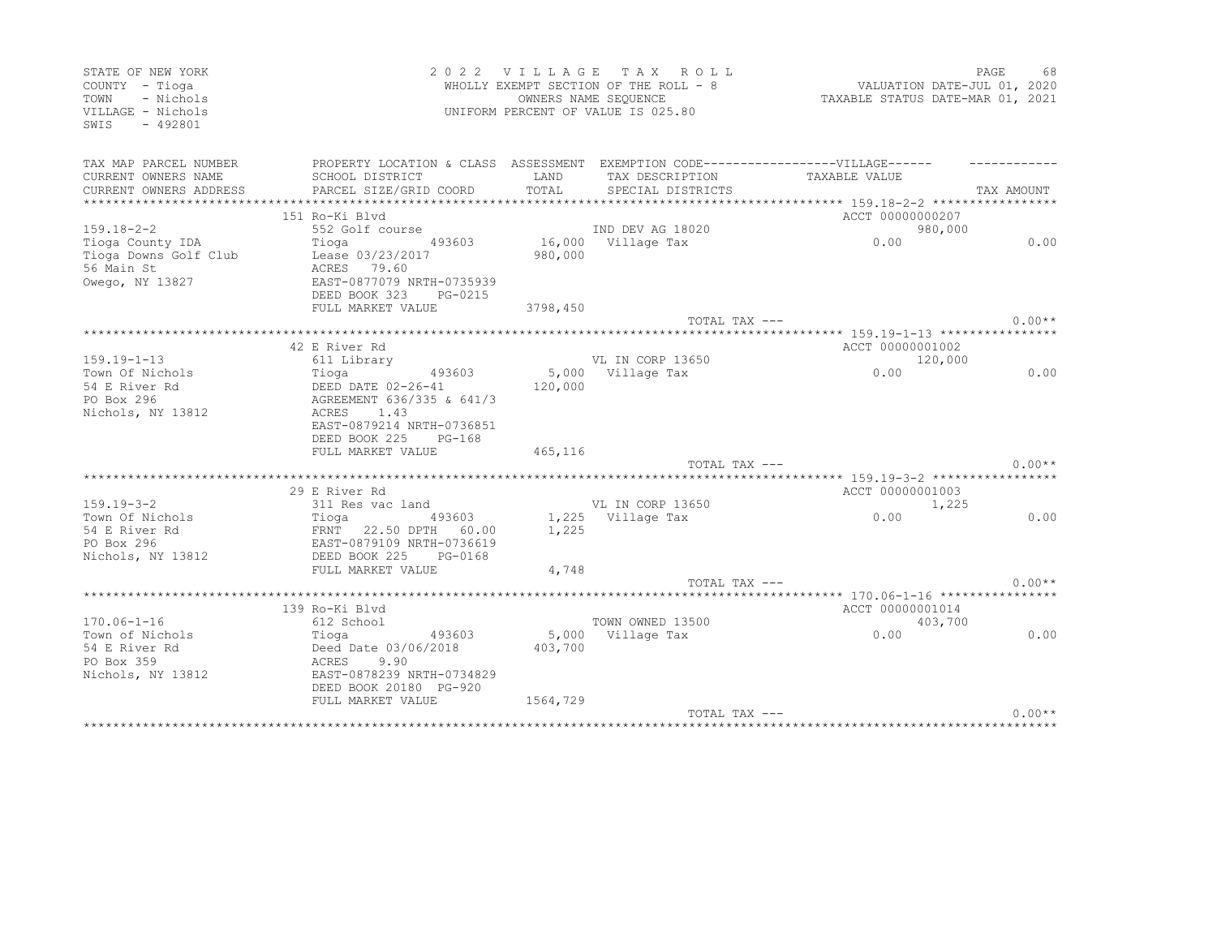STATE OF NEW YORK
COUNTY - Tioga
TOWN - Nichols
VILLAGE - Nichols
SWIS - 492801

2 0 2 2 V I L L A G E T A X R O L L
WHOLLY EXEMPT SECTION OF THE ROLL - 8
OWNERS NAME SEQUENCE
UNIFORM PERCENT OF VALUE IS 025.80

VALUATION DATE-JUL 01, 2020
TAXABLE STATUS DATE-MAR 01, 2021

| TAX MAP PARCEL NUMBER / CURRENT OWNERS NAME / CURRENT OWNERS ADDRESS | PROPERTY LOCATION & CLASS / SCHOOL DISTRICT / PARCEL SIZE/GRID COORD | ASSESSMENT LAND / TOTAL | EXEMPTION CODE / TAX DESCRIPTION / SPECIAL DISTRICTS | VILLAGE TAXABLE VALUE | TAX AMOUNT |
|---|---|---|---|---|---|
| 159.18-2-2 | 151 Ro-Ki Blvd | | | ACCT 00000000207 | |
| | 552 Golf course | | IND DEV AG 18020 | 980,000 | |
| Tioga County IDA | Tioga 493603 | 16,000 | Village Tax | 0.00 | 0.00 |
| Tioga Downs Golf Club | Lease 03/23/2017 | 980,000 | | | |
| 56 Main St | ACRES 79.60 | | | | |
| Owego, NY 13827 | EAST-0877079 NRTH-0735939 | | | | |
| | DEED BOOK 323 PG-0215 | | | | |
| | FULL MARKET VALUE | 3798,450 | | | |
| | | | TOTAL TAX --- | | 0.00** |
| 159.19-1-13 | 42 E River Rd | | | ACCT 00000001002 | |
| | 611 Library | | VL IN CORP 13650 | 120,000 | |
| Town Of Nichols | Tioga 493603 | 5,000 | Village Tax | 0.00 | 0.00 |
| 54 E River Rd | DEED DATE 02-26-41 | 120,000 | | | |
| PO Box 296 | AGREEMENT 636/335 & 641/3 | | | | |
| Nichols, NY 13812 | ACRES 1.43 | | | | |
| | EAST-0879214 NRTH-0736851 | | | | |
| | DEED BOOK 225 PG-168 | | | | |
| | FULL MARKET VALUE | 465,116 | | | |
| | | | TOTAL TAX --- | | 0.00** |
| 159.19-3-2 | 29 E River Rd | | | ACCT 00000001003 | |
| | 311 Res vac land | | VL IN CORP 13650 | 1,225 | |
| Town Of Nichols | Tioga 493603 | 1,225 | Village Tax | 0.00 | 0.00 |
| 54 E River Rd | FRNT 22.50 DPTH 60.00 | 1,225 | | | |
| PO Box 296 | EAST-0879109 NRTH-0736619 | | | | |
| Nichols, NY 13812 | DEED BOOK 225 PG-0168 | | | | |
| | FULL MARKET VALUE | 4,748 | | | |
| | | | TOTAL TAX --- | | 0.00** |
| 170.06-1-16 | 139 Ro-Ki Blvd | | | ACCT 00000001014 | |
| | 612 School | | TOWN OWNED 13500 | 403,700 | |
| Town of Nichols | Tioga 493603 | 5,000 | Village Tax | 0.00 | 0.00 |
| 54 E River Rd | Deed Date 03/06/2018 | 403,700 | | | |
| PO Box 359 | ACRES 9.90 | | | | |
| Nichols, NY 13812 | EAST-0878239 NRTH-0734829 | | | | |
| | DEED BOOK 20180 PG-920 | | | | |
| | FULL MARKET VALUE | 1564,729 | | | |
| | | | TOTAL TAX --- | | 0.00** |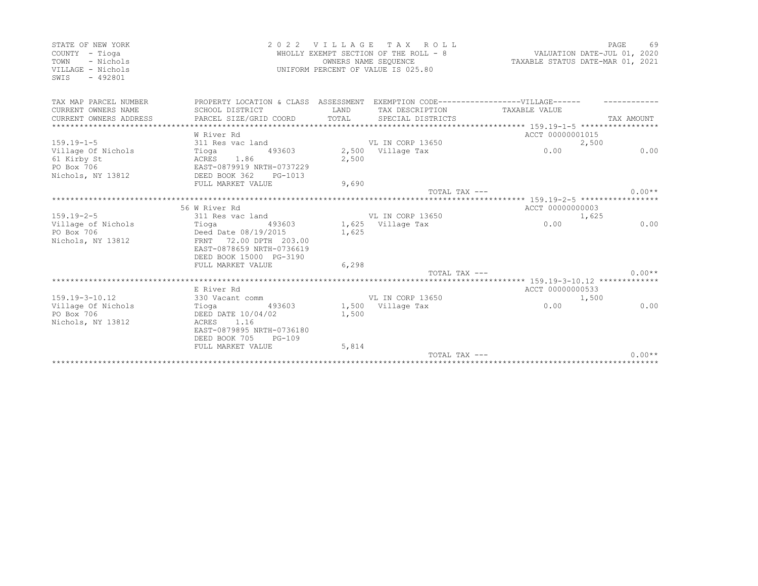STATE OF NEW YORK
COUNTY - Tioga
TOWN - Nichols
VILLAGE - Nichols
SWIS - 492801

2 0 2 2 V I L L A G E T A X R O L L
WHOLLY EXEMPT SECTION OF THE ROLL - 8
OWNERS NAME SEQUENCE
UNIFORM PERCENT OF VALUE IS 025.80

VALUATION DATE-JUL 01, 2020
TAXABLE STATUS DATE-MAR 01, 2021

| TAX MAP PARCEL NUMBER / CURRENT OWNERS NAME / CURRENT OWNERS ADDRESS | PROPERTY LOCATION & CLASS / SCHOOL DISTRICT / PARCEL SIZE/GRID COORD | ASSESSMENT LAND / TOTAL | EXEMPTION CODE / TAX DESCRIPTION / SPECIAL DISTRICTS | VILLAGE TAXABLE VALUE | TAX AMOUNT |
|---|---|---|---|---|---|
| | W River Rd | | | ACCT 00000001015 | |
| 159.19-1-5 | 311 Res vac land | | VL IN CORP 13650 | 2,500 | |
| Village Of Nichols | Tioga 493603 | 2,500 | Village Tax | 0.00 | 0.00 |
| 61 Kirby St | ACRES 1.86 | 2,500 | | | |
| PO Box 706 | EAST-0879919 NRTH-0737229 | | | | |
| Nichols, NY 13812 | DEED BOOK 362 PG-1013 | | | | |
| | FULL MARKET VALUE | 9,690 | | | |
| | | | TOTAL TAX --- | | 0.00** |
| | 56 W River Rd | | | ACCT 00000000003 | |
| 159.19-2-5 | 311 Res vac land | | VL IN CORP 13650 | 1,625 | |
| Village of Nichols | Tioga 493603 | 1,625 | Village Tax | 0.00 | 0.00 |
| PO Box 706 | Deed Date 08/19/2015 | 1,625 | | | |
| Nichols, NY 13812 | FRNT 72.00 DPTH 203.00 | | | | |
| | EAST-0878659 NRTH-0736619 | | | | |
| | DEED BOOK 15000 PG-3190 | | | | |
| | FULL MARKET VALUE | 6,298 | | | |
| | | | TOTAL TAX --- | | 0.00** |
| | E River Rd | | | ACCT 00000000533 | |
| 159.19-3-10.12 | 330 Vacant comm | | VL IN CORP 13650 | 1,500 | |
| Village Of Nichols | Tioga 493603 | 1,500 | Village Tax | 0.00 | 0.00 |
| PO Box 706 | DEED DATE 10/04/02 | 1,500 | | | |
| Nichols, NY 13812 | ACRES 1.16 | | | | |
| | EAST-0879895 NRTH-0736180 | | | | |
| | DEED BOOK 705 PG-109 | | | | |
| | FULL MARKET VALUE | 5,814 | | | |
| | | | TOTAL TAX --- | | 0.00** |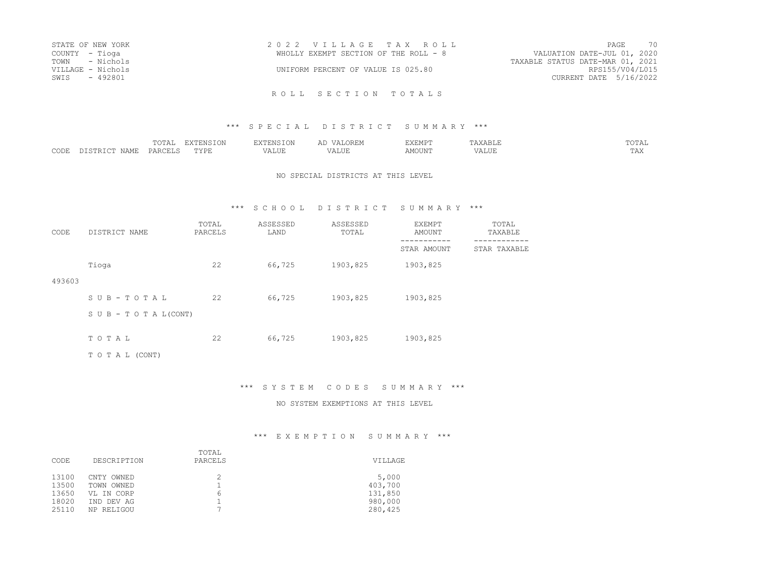STATE OF NEW YORK
COUNTY - Tioga
TOWN - Nichols
VILLAGE - Nichols
SWIS - 492801

2 0 2 2 V I L L A G E T A X R O L L
WHOLLY EXEMPT SECTION OF THE ROLL - 8

UNIFORM PERCENT OF VALUE IS 025.80

VALUATION DATE-JUL 01, 2020
TAXABLE STATUS DATE-MAR 01, 2021
RPS155/V04/L015
CURRENT DATE 5/16/2022

## R O L L S E C T I O N T O T A L S

### *** S P E C I A L D I S T R I C T S U M M A R Y ***

| CODE | DISTRICT NAME | TOTAL PARCELS | EXTENSION TYPE | EXTENSION VALUE | AD VALOREM VALUE | EXEMPT AMOUNT | TAXABLE VALUE | TOTAL TAX |
|---|---|---|---|---|---|---|---|---|

NO SPECIAL DISTRICTS AT THIS LEVEL

### *** S C H O O L D I S T R I C T S U M M A R Y ***

| CODE | DISTRICT NAME | TOTAL PARCELS | ASSESSED LAND | ASSESSED TOTAL | EXEMPT AMOUNT / STAR AMOUNT | TOTAL TAXABLE / STAR TAXABLE |
|---|---|---|---|---|---|---|
| 493603 | Tioga | 22 | 66,725 | 1903,825 | 1903,825 | |
| | S U B - T O T A L | 22 | 66,725 | 1903,825 | 1903,825 | |
| | S U B - T O T A L(CONT) | | | | | |
| | T O T A L | 22 | 66,725 | 1903,825 | 1903,825 | |
| | T O T A L (CONT) | | | | | |

### *** S Y S T E M C O D E S S U M M A R Y ***

NO SYSTEM EXEMPTIONS AT THIS LEVEL

### *** E X E M P T I O N S U M M A R Y ***

| CODE | DESCRIPTION | TOTAL PARCELS | VILLAGE |
|---|---|---|---|
| 13100 | CNTY OWNED | 2 | 5,000 |
| 13500 | TOWN OWNED | 1 | 403,700 |
| 13650 | VL IN CORP | 6 | 131,850 |
| 18020 | IND DEV AG | 1 | 980,000 |
| 25110 | NP RELIGOU | 7 | 280,425 |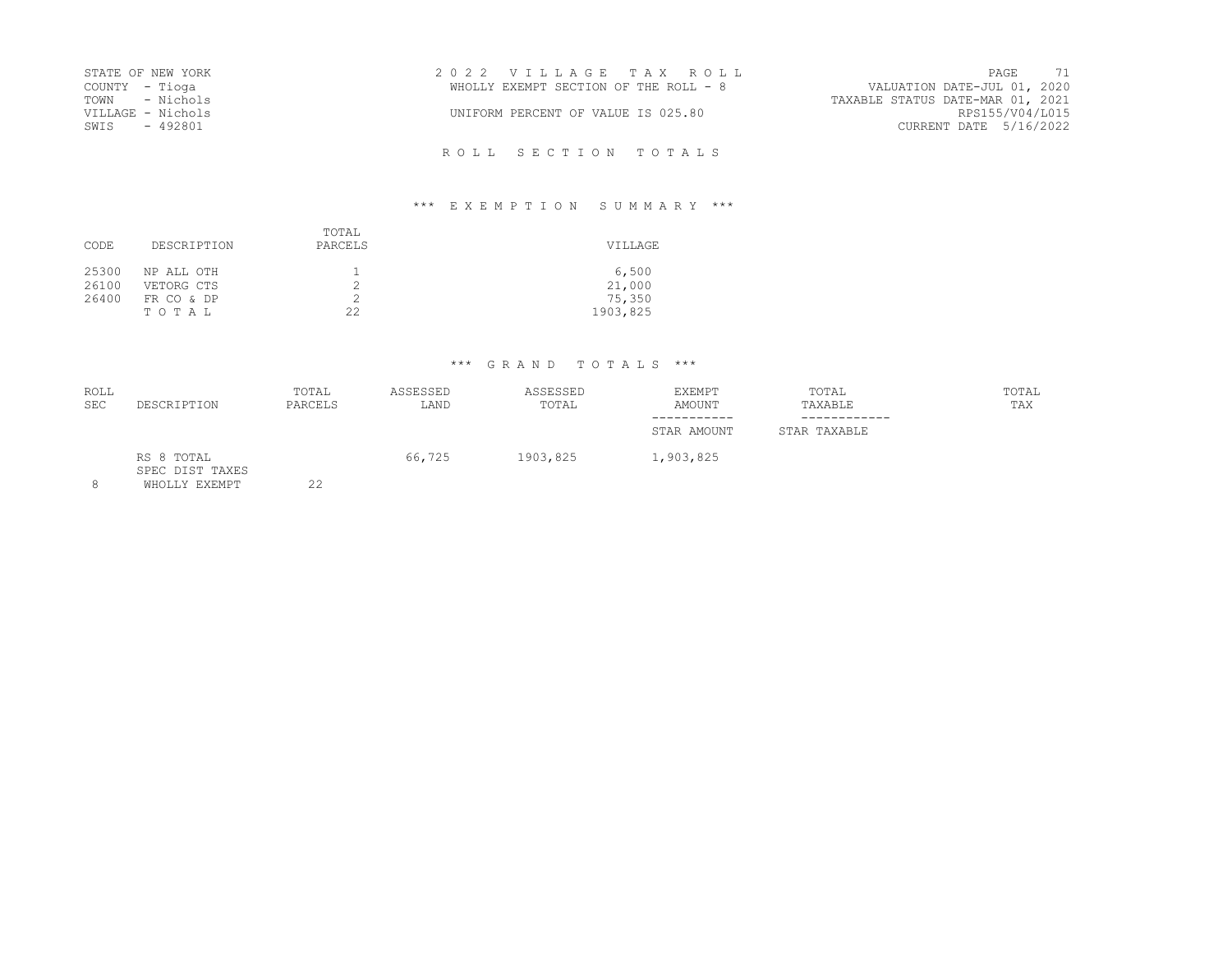STATE OF NEW YORK
COUNTY - Tioga
TOWN - Nichols
VILLAGE - Nichols
SWIS - 492801

2 0 2 2 V I L L A G E T A X R O L L
WHOLLY EXEMPT SECTION OF THE ROLL - 8

UNIFORM PERCENT OF VALUE IS 025.80

VALUATION DATE-JUL 01, 2020
TAXABLE STATUS DATE-MAR 01, 2021
RPS155/V04/L015
CURRENT DATE 5/16/2022

R O L L S E C T I O N T O T A L S

*** E X E M P T I O N S U M M A R Y ***

| CODE | DESCRIPTION | TOTAL PARCELS | VILLAGE |
|---|---|---|---|
| 25300 | NP ALL OTH | 1 | 6,500 |
| 26100 | VETORG CTS | 2 | 21,000 |
| 26400 | FR CO & DP | 2 | 75,350 |
| | T O T A L | 22 | 1903,825 |

*** G R A N D T O T A L S ***

| ROLL SEC | DESCRIPTION | TOTAL PARCELS | ASSESSED LAND | ASSESSED TOTAL | EXEMPT AMOUNT / STAR AMOUNT | TOTAL TAXABLE / STAR TAXABLE | TOTAL TAX |
|---|---|---|---|---|---|---|---|
| | RS 8 TOTAL | | 66,725 | 1903,825 | 1,903,825 | | |
| | SPEC DIST TAXES | | | | | | |
| 8 | WHOLLY EXEMPT | 22 | | | | | |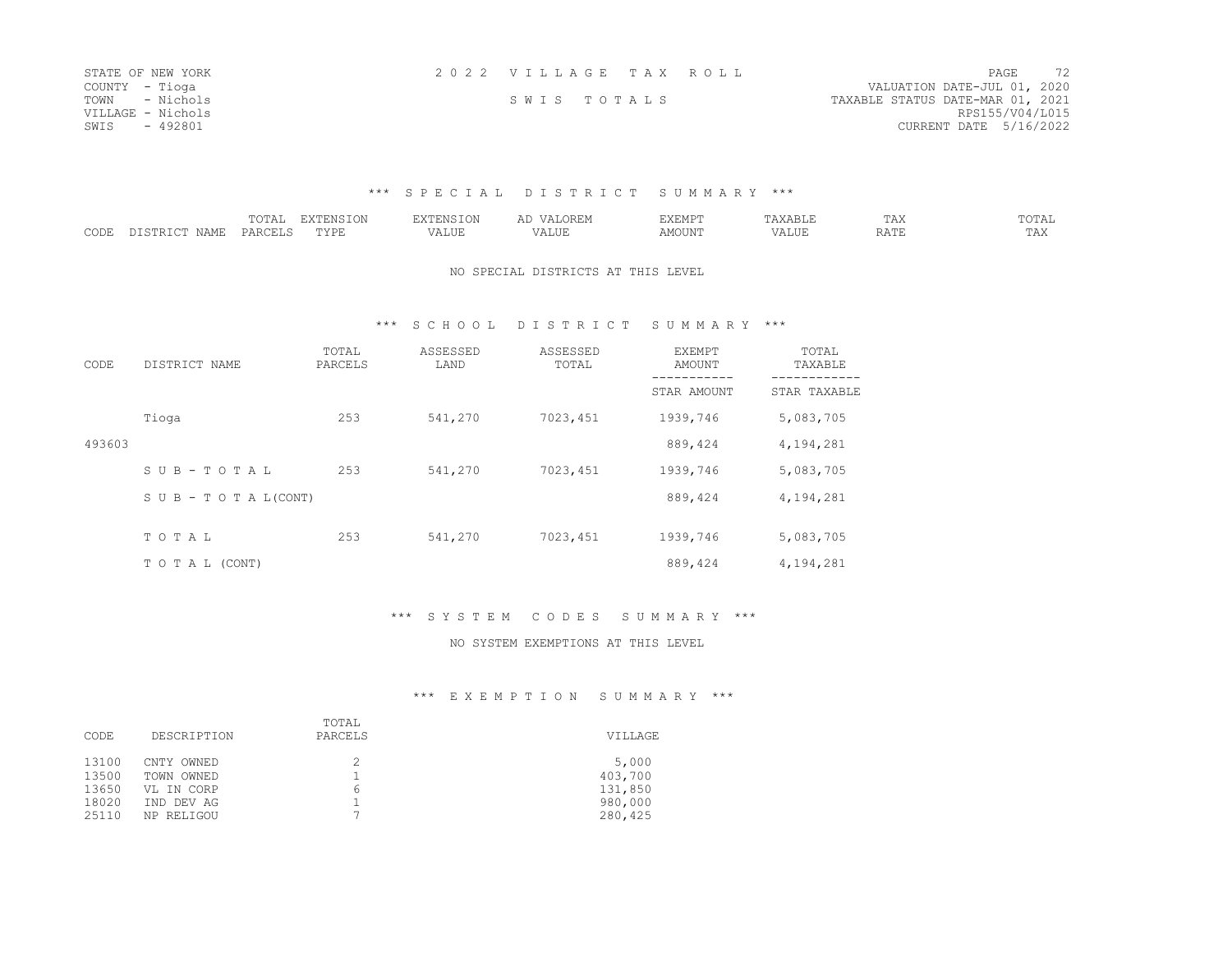STATE OF NEW YORK
COUNTY - Tioga
TOWN - Nichols
VILLAGE - Nichols
SWIS - 492801

2 0 2 2 V I L L A G E T A X R O L L

S W I S T O T A L S

VALUATION DATE-JUL 01, 2020
TAXABLE STATUS DATE-MAR 01, 2021
RPS155/V04/L015
CURRENT DATE 5/16/2022

### \*\*\* S P E C I A L D I S T R I C T S U M M A R Y \*\*\*

| CODE | DISTRICT NAME | TOTAL PARCELS | EXTENSION TYPE | EXTENSION VALUE | AD VALOREM VALUE | EXEMPT AMOUNT | TAXABLE VALUE | TAX RATE | TOTAL TAX |
|---|---|---|---|---|---|---|---|---|---|

NO SPECIAL DISTRICTS AT THIS LEVEL

### \*\*\* S C H O O L D I S T R I C T S U M M A R Y \*\*\*

| CODE | DISTRICT NAME | TOTAL PARCELS | ASSESSED LAND | ASSESSED TOTAL | EXEMPT AMOUNT / STAR AMOUNT | TOTAL TAXABLE / STAR TAXABLE |
|---|---|---|---|---|---|---|
| | Tioga | 253 | 541,270 | 7023,451 | 1939,746 | 5,083,705 |
| 493603 | | | | | 889,424 | 4,194,281 |
| | S U B - T O T A L | 253 | 541,270 | 7023,451 | 1939,746 | 5,083,705 |
| | S U B - T O T A L(CONT) | | | | 889,424 | 4,194,281 |
| | T O T A L | 253 | 541,270 | 7023,451 | 1939,746 | 5,083,705 |
| | T O T A L (CONT) | | | | 889,424 | 4,194,281 |

### \*\*\* S Y S T E M C O D E S S U M M A R Y \*\*\*

NO SYSTEM EXEMPTIONS AT THIS LEVEL

### \*\*\* E X E M P T I O N S U M M A R Y \*\*\*

| CODE | DESCRIPTION | TOTAL PARCELS | VILLAGE |
|---|---|---|---|
| 13100 | CNTY OWNED | 2 | 5,000 |
| 13500 | TOWN OWNED | 1 | 403,700 |
| 13650 | VL IN CORP | 6 | 131,850 |
| 18020 | IND DEV AG | 1 | 980,000 |
| 25110 | NP RELIGOU | 7 | 280,425 |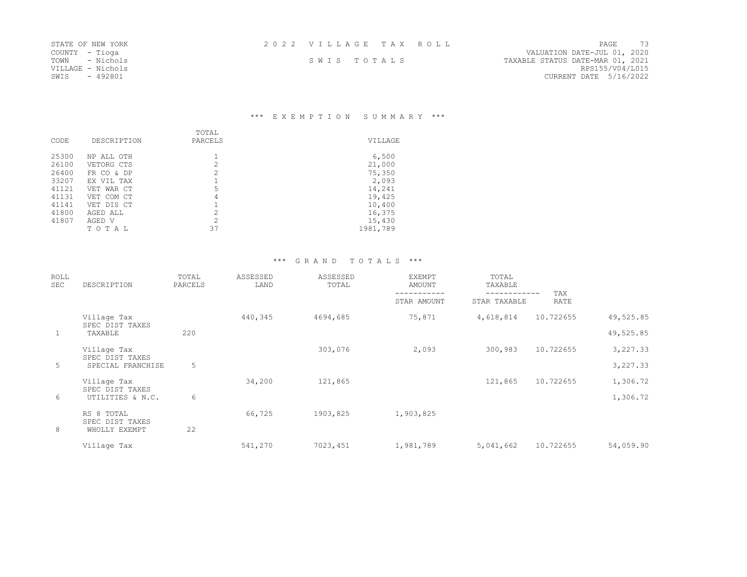STATE OF NEW YORK
COUNTY - Tioga
TOWN - Nichols
VILLAGE - Nichols
SWIS - 492801

2 0 2 2 V I L L A G E T A X R O L L

S W I S T O T A L S

VALUATION DATE-JUL 01, 2020
TAXABLE STATUS DATE-MAR 01, 2021
RPS155/V04/L015
CURRENT DATE 5/16/2022

## *** E X E M P T I O N S U M M A R Y ***

| CODE | DESCRIPTION | TOTAL PARCELS | VILLAGE |
|---|---|---|---|
| 25300 | NP ALL OTH | 1 | 6,500 |
| 26100 | VETORG CTS | 2 | 21,000 |
| 26400 | FR CO & DP | 2 | 75,350 |
| 33207 | EX VIL TAX | 1 | 2,093 |
| 41121 | VET WAR CT | 5 | 14,241 |
| 41131 | VET COM CT | 4 | 19,425 |
| 41141 | VET DIS CT | 1 | 10,400 |
| 41800 | AGED ALL | 2 | 16,375 |
| 41807 | AGED V | 2 | 15,430 |
| | T O T A L | 37 | 1981,789 |

## *** G R A N D T O T A L S ***

| ROLL SEC | DESCRIPTION | TOTAL PARCELS | ASSESSED LAND | ASSESSED TOTAL | EXEMPT AMOUNT / STAR AMOUNT | TOTAL TAXABLE / STAR TAXABLE | TAX RATE | |
|---|---|---|---|---|---|---|---|---|
| | Village Tax | | 440,345 | 4694,685 | 75,871 | 4,618,814 | 10.722655 | 49,525.85 |
| | SPEC DIST TAXES | | | | | | | |
| 1 | TAXABLE | 220 | | | | | | 49,525.85 |
| | Village Tax | | | 303,076 | 2,093 | 300,983 | 10.722655 | 3,227.33 |
| | SPEC DIST TAXES | | | | | | | |
| 5 | SPECIAL FRANCHISE | 5 | | | | | | 3,227.33 |
| | Village Tax | | 34,200 | 121,865 | | 121,865 | 10.722655 | 1,306.72 |
| | SPEC DIST TAXES | | | | | | | |
| 6 | UTILITIES & N.C. | 6 | | | | | | 1,306.72 |
| | RS 8 TOTAL | | 66,725 | 1903,825 | 1,903,825 | | | |
| | SPEC DIST TAXES | | | | | | | |
| 8 | WHOLLY EXEMPT | 22 | | | | | | |
| | Village Tax | | 541,270 | 7023,451 | 1,981,789 | 5,041,662 | 10.722655 | 54,059.90 |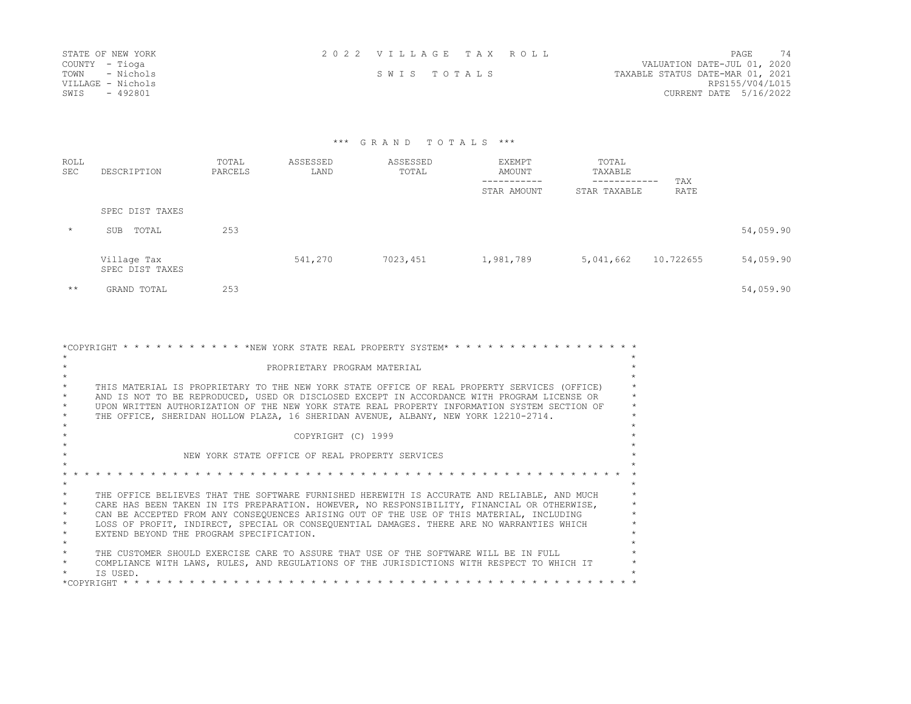STATE OF NEW YORK
COUNTY - Tioga
TOWN - Nichols
VILLAGE - Nichols
SWIS - 492801

2 0 2 2 V I L L A G E T A X R O L L

S W I S T O T A L S

VALUATION DATE-JUL 01, 2020
TAXABLE STATUS DATE-MAR 01, 2021
RPS155/V04/L015
CURRENT DATE 5/16/2022

## *** G R A N D T O T A L S ***

| ROLL SEC | DESCRIPTION | TOTAL PARCELS | ASSESSED LAND | ASSESSED TOTAL | EXEMPT AMOUNT ----------- STAR AMOUNT | TOTAL TAXABLE ------------ STAR TAXABLE | TAX RATE | |
|---|---|---|---|---|---|---|---|---|
| | SPEC DIST TAXES | | | | | | | |
| * | SUB TOTAL | 253 | | | | | | 54,059.90 |
| | Village Tax | | 541,270 | 7023,451 | 1,981,789 | 5,041,662 | 10.722655 | 54,059.90 |
| | SPEC DIST TAXES | | | | | | | |
| ** | GRAND TOTAL | 253 | | | | | | 54,059.90 |

*COPYRIGHT * * * * * * * * * * * *NEW YORK STATE REAL PROPERTY SYSTEM* * * * * * * * * * * * * * * * * *

PROPRIETARY PROGRAM MATERIAL

THIS MATERIAL IS PROPRIETARY TO THE NEW YORK STATE OFFICE OF REAL PROPERTY SERVICES (OFFICE) AND IS NOT TO BE REPRODUCED, USED OR DISCLOSED EXCEPT IN ACCORDANCE WITH PROGRAM LICENSE OR UPON WRITTEN AUTHORIZATION OF THE NEW YORK STATE REAL PROPERTY INFORMATION SYSTEM SECTION OF THE OFFICE, SHERIDAN HOLLOW PLAZA, 16 SHERIDAN AVENUE, ALBANY, NEW YORK 12210-2714.

COPYRIGHT (C) 1999

NEW YORK STATE OFFICE OF REAL PROPERTY SERVICES

THE OFFICE BELIEVES THAT THE SOFTWARE FURNISHED HEREWITH IS ACCURATE AND RELIABLE, AND MUCH CARE HAS BEEN TAKEN IN ITS PREPARATION. HOWEVER, NO RESPONSIBILITY, FINANCIAL OR OTHERWISE, CAN BE ACCEPTED FROM ANY CONSEQUENCES ARISING OUT OF THE USE OF THIS MATERIAL, INCLUDING LOSS OF PROFIT, INDIRECT, SPECIAL OR CONSEQUENTIAL DAMAGES. THERE ARE NO WARRANTIES WHICH EXTEND BEYOND THE PROGRAM SPECIFICATION.

THE CUSTOMER SHOULD EXERCISE CARE TO ASSURE THAT USE OF THE SOFTWARE WILL BE IN FULL COMPLIANCE WITH LAWS, RULES, AND REGULATIONS OF THE JURISDICTIONS WITH RESPECT TO WHICH IT IS USED.

*COPYRIGHT * * * * * * * * * * * * * * * * * * * * * * * * * * * * * * * * * * * * * * * * * * * * *